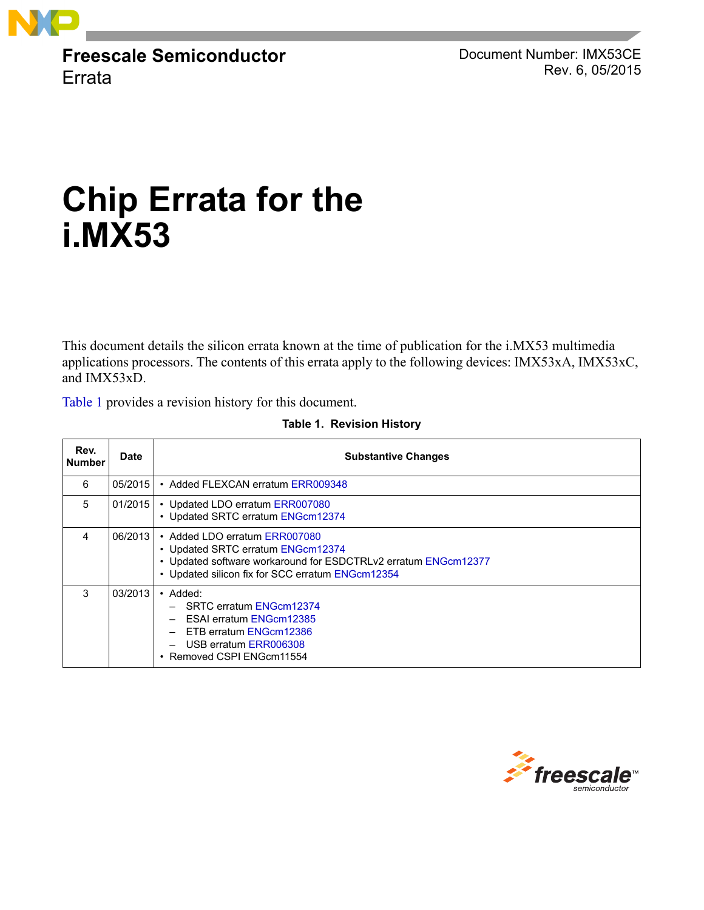Freescale Semiconductor
Errata

Document Number: IMX53CE
Rev. 6, 05/2015

# Chip Errata for the i.MX53

This document details the silicon errata known at the time of publication for the i.MX53 multimedia applications processors. The contents of this errata apply to the following devices: IMX53xA, IMX53xC, and IMX53xD.

Table 1 provides a revision history for this document.

**Table 1. Revision History**

| Rev. Number | Date | Substantive Changes |
|---|---|---|
| 6 | 05/2015 | • Added FLEXCAN erratum ERR009348 |
| 5 | 01/2015 | • Updated LDO erratum ERR007080<br>• Updated SRTC erratum ENGcm12374 |
| 4 | 06/2013 | • Added LDO erratum ERR007080<br>• Updated SRTC erratum ENGcm12374<br>• Updated software workaround for ESDCTRLv2 erratum ENGcm12377<br>• Updated silicon fix for SCC erratum ENGcm12354 |
| 3 | 03/2013 | • Added:<br>– SRTC erratum ENGcm12374<br>– ESAI erratum ENGcm12385<br>– ETB erratum ENGcm12386<br>– USB erratum ERR006308<br>• Removed CSPI ENGcm11554 |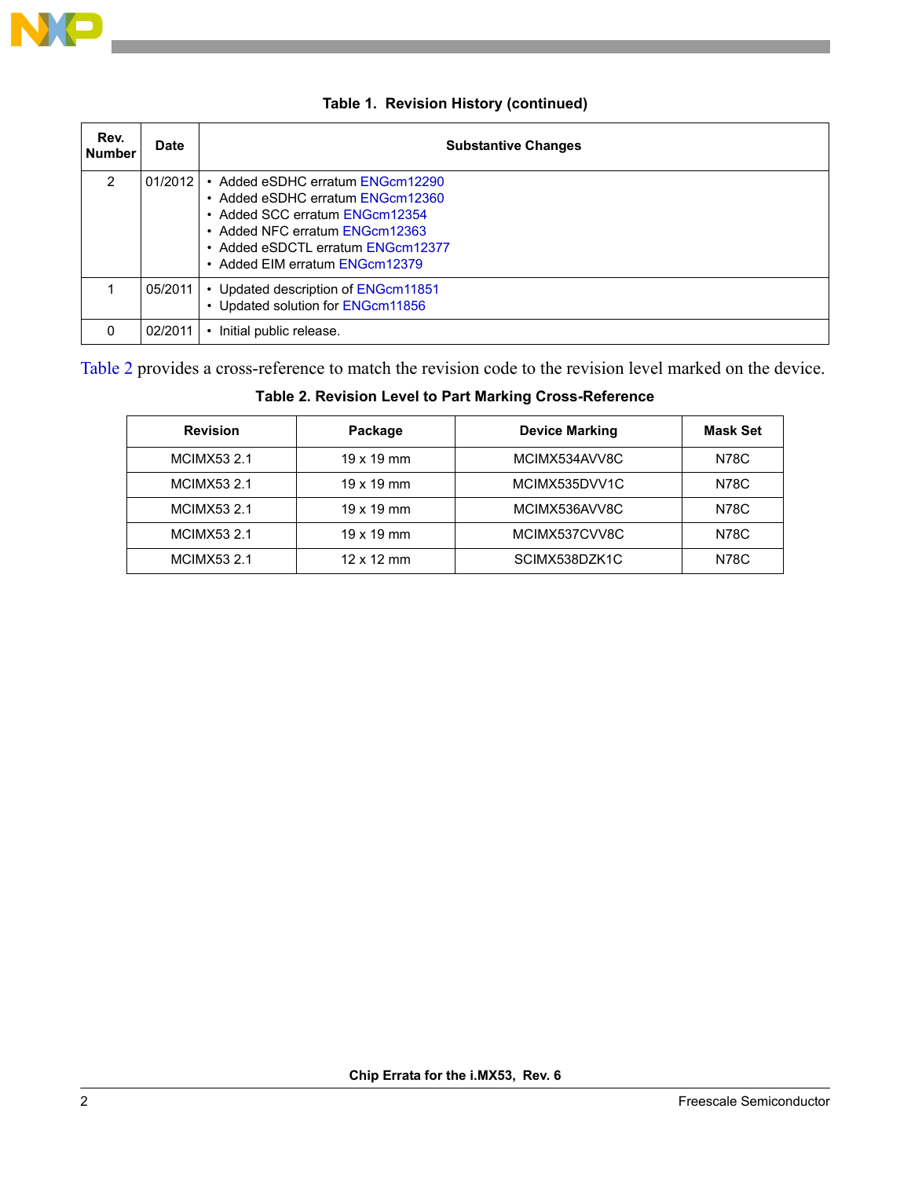**Table 1. Revision History (continued)**

| Rev. Number | Date | Substantive Changes |
|---|---|---|
| 2 | 01/2012 | • Added eSDHC erratum ENGcm12290<br>• Added eSDHC erratum ENGcm12360<br>• Added SCC erratum ENGcm12354<br>• Added NFC erratum ENGcm12363<br>• Added eSDCTL erratum ENGcm12377<br>• Added EIM erratum ENGcm12379 |
| 1 | 05/2011 | • Updated description of ENGcm11851<br>• Updated solution for ENGcm11856 |
| 0 | 02/2011 | • Initial public release. |

Table 2 provides a cross-reference to match the revision code to the revision level marked on the device.

**Table 2. Revision Level to Part Marking Cross-Reference**

| Revision | Package | Device Marking | Mask Set |
|---|---|---|---|
| MCIMX53 2.1 | 19 x 19 mm | MCIMX534AVV8C | N78C |
| MCIMX53 2.1 | 19 x 19 mm | MCIMX535DVV1C | N78C |
| MCIMX53 2.1 | 19 x 19 mm | MCIMX536AVV8C | N78C |
| MCIMX53 2.1 | 19 x 19 mm | MCIMX537CVV8C | N78C |
| MCIMX53 2.1 | 12 x 12 mm | SCIMX538DZK1C | N78C |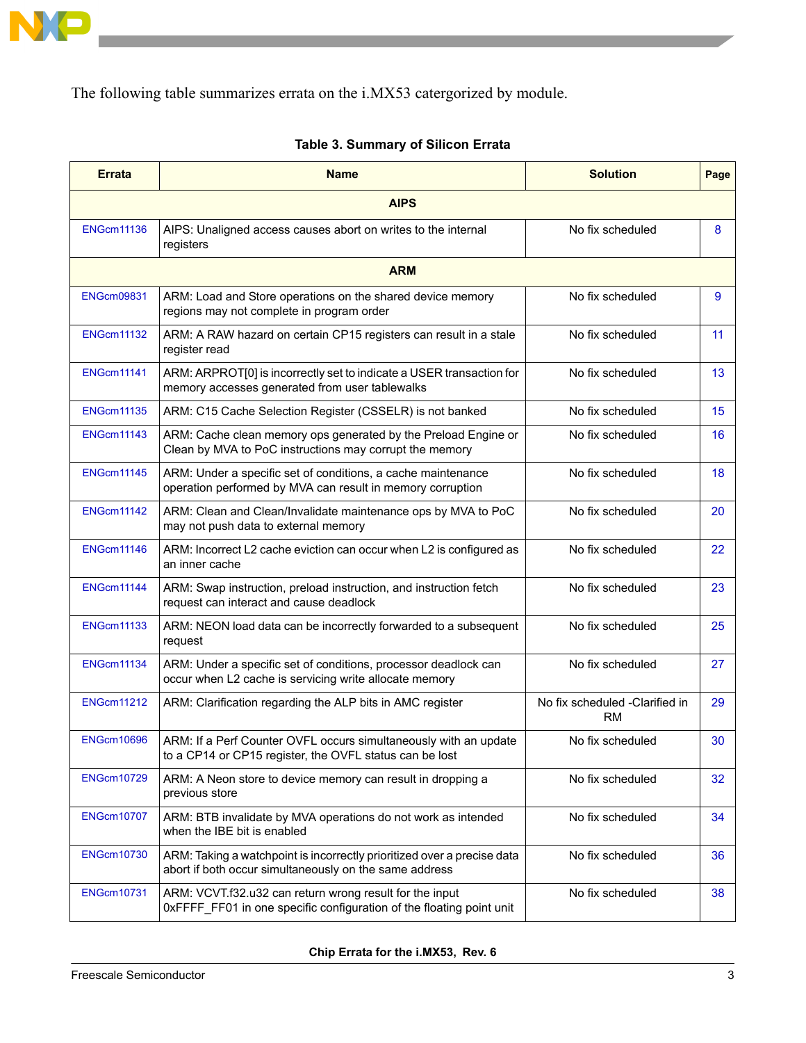The following table summarizes errata on the i.MX53 catergorized by module.

**Table 3. Summary of Silicon Errata**

| Errata | Name | Solution | Page |
|---|---|---|---|
| | **AIPS** | | |
| ENGcm11136 | AIPS: Unaligned access causes abort on writes to the internal registers | No fix scheduled | 8 |
| | **ARM** | | |
| ENGcm09831 | ARM: Load and Store operations on the shared device memory regions may not complete in program order | No fix scheduled | 9 |
| ENGcm11132 | ARM: A RAW hazard on certain CP15 registers can result in a stale register read | No fix scheduled | 11 |
| ENGcm11141 | ARM: ARPROT[0] is incorrectly set to indicate a USER transaction for memory accesses generated from user tablewalks | No fix scheduled | 13 |
| ENGcm11135 | ARM: C15 Cache Selection Register (CSSELR) is not banked | No fix scheduled | 15 |
| ENGcm11143 | ARM: Cache clean memory ops generated by the Preload Engine or Clean by MVA to PoC instructions may corrupt the memory | No fix scheduled | 16 |
| ENGcm11145 | ARM: Under a specific set of conditions, a cache maintenance operation performed by MVA can result in memory corruption | No fix scheduled | 18 |
| ENGcm11142 | ARM: Clean and Clean/Invalidate maintenance ops by MVA to PoC may not push data to external memory | No fix scheduled | 20 |
| ENGcm11146 | ARM: Incorrect L2 cache eviction can occur when L2 is configured as an inner cache | No fix scheduled | 22 |
| ENGcm11144 | ARM: Swap instruction, preload instruction, and instruction fetch request can interact and cause deadlock | No fix scheduled | 23 |
| ENGcm11133 | ARM: NEON load data can be incorrectly forwarded to a subsequent request | No fix scheduled | 25 |
| ENGcm11134 | ARM: Under a specific set of conditions, processor deadlock can occur when L2 cache is servicing write allocate memory | No fix scheduled | 27 |
| ENGcm11212 | ARM: Clarification regarding the ALP bits in AMC register | No fix scheduled -Clarified in RM | 29 |
| ENGcm10696 | ARM: If a Perf Counter OVFL occurs simultaneously with an update to a CP14 or CP15 register, the OVFL status can be lost | No fix scheduled | 30 |
| ENGcm10729 | ARM: A Neon store to device memory can result in dropping a previous store | No fix scheduled | 32 |
| ENGcm10707 | ARM: BTB invalidate by MVA operations do not work as intended when the IBE bit is enabled | No fix scheduled | 34 |
| ENGcm10730 | ARM: Taking a watchpoint is incorrectly prioritized over a precise data abort if both occur simultaneously on the same address | No fix scheduled | 36 |
| ENGcm10731 | ARM: VCVT.f32.u32 can return wrong result for the input 0xFFFF_FF01 in one specific configuration of the floating point unit | No fix scheduled | 38 |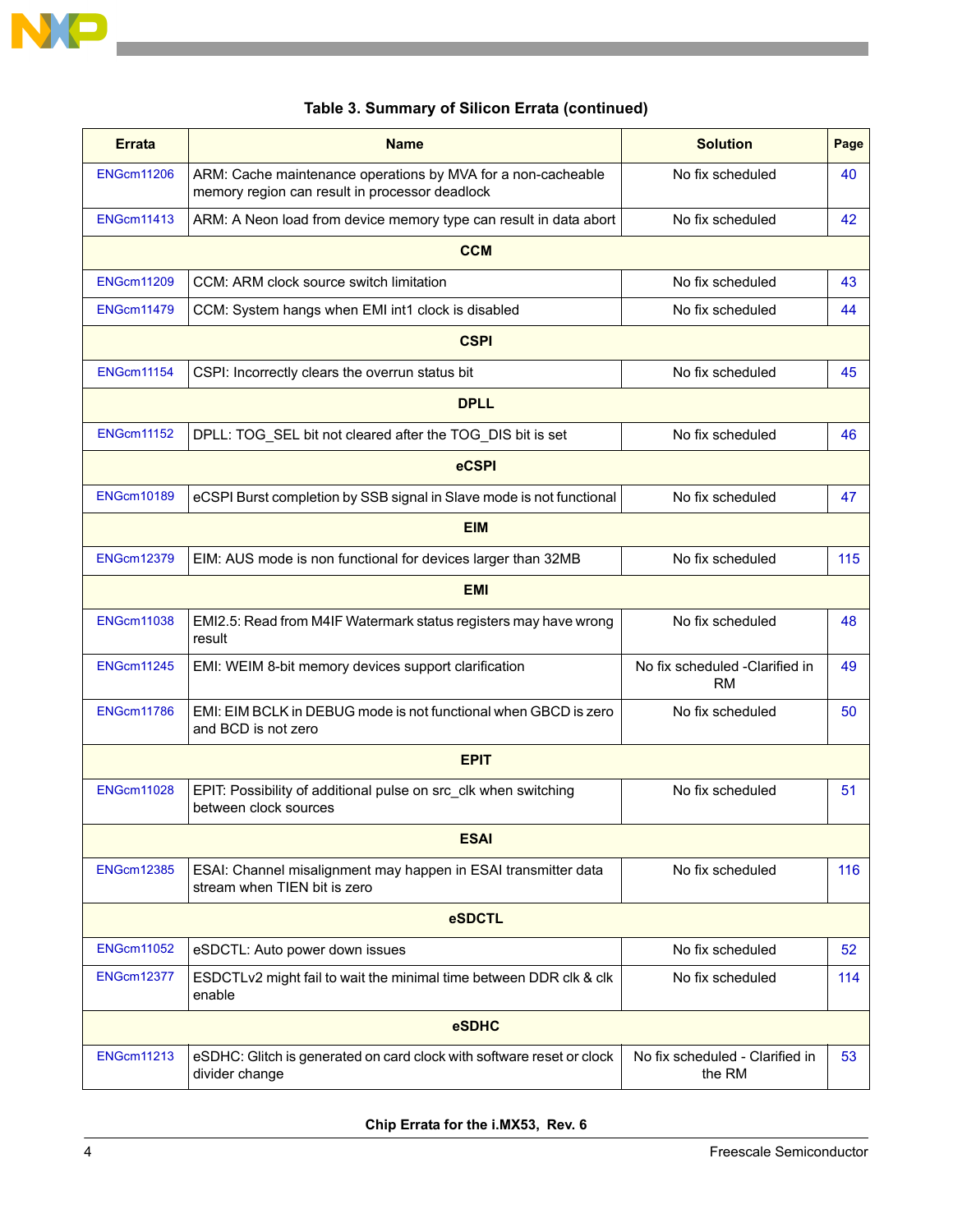**Table 3. Summary of Silicon Errata (continued)**

| Errata | Name | Solution | Page |
|---|---|---|---|
| ENGcm11206 | ARM: Cache maintenance operations by MVA for a non-cacheable memory region can result in processor deadlock | No fix scheduled | 40 |
| ENGcm11413 | ARM: A Neon load from device memory type can result in data abort | No fix scheduled | 42 |
| **CCM** | | | |
| ENGcm11209 | CCM: ARM clock source switch limitation | No fix scheduled | 43 |
| ENGcm11479 | CCM: System hangs when EMI int1 clock is disabled | No fix scheduled | 44 |
| **CSPI** | | | |
| ENGcm11154 | CSPI: Incorrectly clears the overrun status bit | No fix scheduled | 45 |
| **DPLL** | | | |
| ENGcm11152 | DPLL: TOG_SEL bit not cleared after the TOG_DIS bit is set | No fix scheduled | 46 |
| **eCSPI** | | | |
| ENGcm10189 | eCSPI Burst completion by SSB signal in Slave mode is not functional | No fix scheduled | 47 |
| **EIM** | | | |
| ENGcm12379 | EIM: AUS mode is non functional for devices larger than 32MB | No fix scheduled | 115 |
| **EMI** | | | |
| ENGcm11038 | EMI2.5: Read from M4IF Watermark status registers may have wrong result | No fix scheduled | 48 |
| ENGcm11245 | EMI: WEIM 8-bit memory devices support clarification | No fix scheduled -Clarified in RM | 49 |
| ENGcm11786 | EMI: EIM BCLK in DEBUG mode is not functional when GBCD is zero and BCD is not zero | No fix scheduled | 50 |
| **EPIT** | | | |
| ENGcm11028 | EPIT: Possibility of additional pulse on src_clk when switching between clock sources | No fix scheduled | 51 |
| **ESAI** | | | |
| ENGcm12385 | ESAI: Channel misalignment may happen in ESAI transmitter data stream when TIEN bit is zero | No fix scheduled | 116 |
| **eSDCTL** | | | |
| ENGcm11052 | eSDCTL: Auto power down issues | No fix scheduled | 52 |
| ENGcm12377 | ESDCTLv2 might fail to wait the minimal time between DDR clk & clk enable | No fix scheduled | 114 |
| **eSDHC** | | | |
| ENGcm11213 | eSDHC: Glitch is generated on card clock with software reset or clock divider change | No fix scheduled - Clarified in the RM | 53 |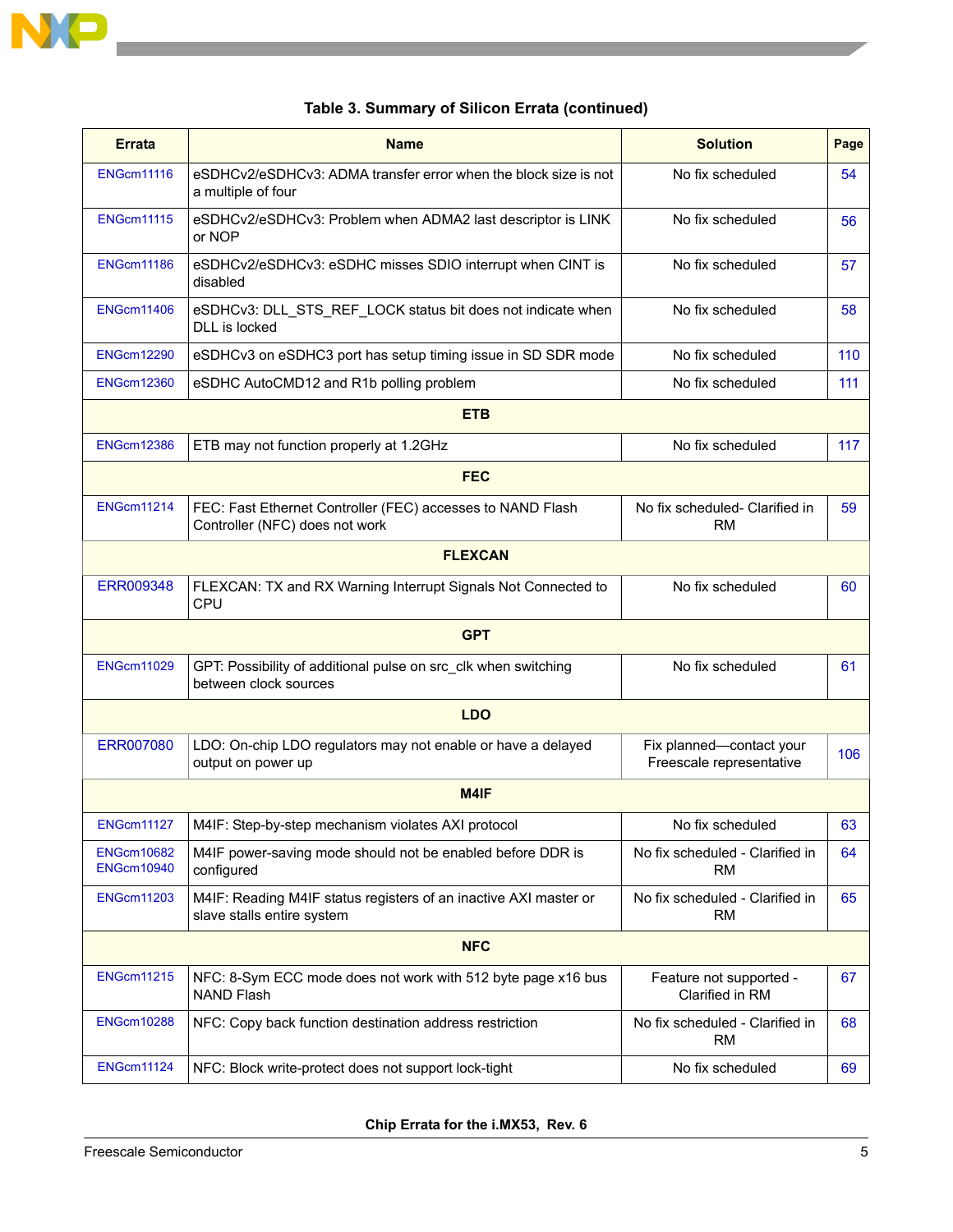**Table 3. Summary of Silicon Errata (continued)**

| Errata | Name | Solution | Page |
|---|---|---|---|
| ENGcm11116 | eSDHCv2/eSDHCv3: ADMA transfer error when the block size is not a multiple of four | No fix scheduled | 54 |
| ENGcm11115 | eSDHCv2/eSDHCv3: Problem when ADMA2 last descriptor is LINK or NOP | No fix scheduled | 56 |
| ENGcm11186 | eSDHCv2/eSDHCv3: eSDHC misses SDIO interrupt when CINT is disabled | No fix scheduled | 57 |
| ENGcm11406 | eSDHCv3: DLL_STS_REF_LOCK status bit does not indicate when DLL is locked | No fix scheduled | 58 |
| ENGcm12290 | eSDHCv3 on eSDHC3 port has setup timing issue in SD SDR mode | No fix scheduled | 110 |
| ENGcm12360 | eSDHC AutoCMD12 and R1b polling problem | No fix scheduled | 111 |
| **ETB** | | | |
| ENGcm12386 | ETB may not function properly at 1.2GHz | No fix scheduled | 117 |
| **FEC** | | | |
| ENGcm11214 | FEC: Fast Ethernet Controller (FEC) accesses to NAND Flash Controller (NFC) does not work | No fix scheduled- Clarified in RM | 59 |
| **FLEXCAN** | | | |
| ERR009348 | FLEXCAN: TX and RX Warning Interrupt Signals Not Connected to CPU | No fix scheduled | 60 |
| **GPT** | | | |
| ENGcm11029 | GPT: Possibility of additional pulse on src_clk when switching between clock sources | No fix scheduled | 61 |
| **LDO** | | | |
| ERR007080 | LDO: On-chip LDO regulators may not enable or have a delayed output on power up | Fix planned—contact your Freescale representative | 106 |
| **M4IF** | | | |
| ENGcm11127 | M4IF: Step-by-step mechanism violates AXI protocol | No fix scheduled | 63 |
| ENGcm10682 ENGcm10940 | M4IF power-saving mode should not be enabled before DDR is configured | No fix scheduled - Clarified in RM | 64 |
| ENGcm11203 | M4IF: Reading M4IF status registers of an inactive AXI master or slave stalls entire system | No fix scheduled - Clarified in RM | 65 |
| **NFC** | | | |
| ENGcm11215 | NFC: 8-Sym ECC mode does not work with 512 byte page x16 bus NAND Flash | Feature not supported - Clarified in RM | 67 |
| ENGcm10288 | NFC: Copy back function destination address restriction | No fix scheduled - Clarified in RM | 68 |
| ENGcm11124 | NFC: Block write-protect does not support lock-tight | No fix scheduled | 69 |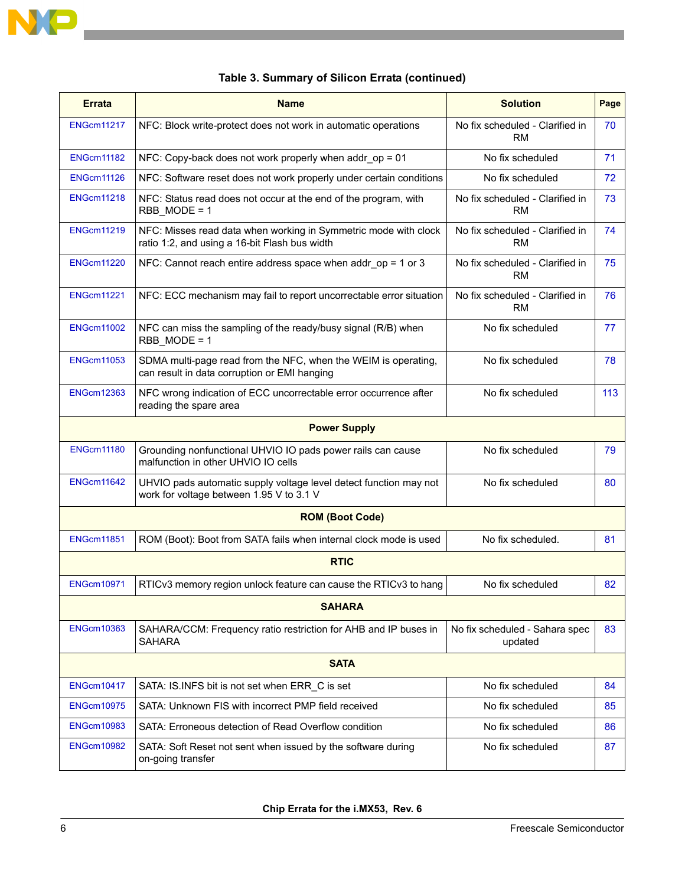**Table 3. Summary of Silicon Errata (continued)**

| Errata | Name | Solution | Page |
|---|---|---|---|
| ENGcm11217 | NFC: Block write-protect does not work in automatic operations | No fix scheduled - Clarified in RM | 70 |
| ENGcm11182 | NFC: Copy-back does not work properly when addr_op = 01 | No fix scheduled | 71 |
| ENGcm11126 | NFC: Software reset does not work properly under certain conditions | No fix scheduled | 72 |
| ENGcm11218 | NFC: Status read does not occur at the end of the program, with RBB_MODE = 1 | No fix scheduled - Clarified in RM | 73 |
| ENGcm11219 | NFC: Misses read data when working in Symmetric mode with clock ratio 1:2, and using a 16-bit Flash bus width | No fix scheduled - Clarified in RM | 74 |
| ENGcm11220 | NFC: Cannot reach entire address space when addr_op = 1 or 3 | No fix scheduled - Clarified in RM | 75 |
| ENGcm11221 | NFC: ECC mechanism may fail to report uncorrectable error situation | No fix scheduled - Clarified in RM | 76 |
| ENGcm11002 | NFC can miss the sampling of the ready/busy signal (R/B) when RBB_MODE = 1 | No fix scheduled | 77 |
| ENGcm11053 | SDMA multi-page read from the NFC, when the WEIM is operating, can result in data corruption or EMI hanging | No fix scheduled | 78 |
| ENGcm12363 | NFC wrong indication of ECC uncorrectable error occurrence after reading the spare area | No fix scheduled | 113 |
| **Power Supply** | | | |
| ENGcm11180 | Grounding nonfunctional UHVIO IO pads power rails can cause malfunction in other UHVIO IO cells | No fix scheduled | 79 |
| ENGcm11642 | UHVIO pads automatic supply voltage level detect function may not work for voltage between 1.95 V to 3.1 V | No fix scheduled | 80 |
| **ROM (Boot Code)** | | | |
| ENGcm11851 | ROM (Boot): Boot from SATA fails when internal clock mode is used | No fix scheduled. | 81 |
| **RTIC** | | | |
| ENGcm10971 | RTICv3 memory region unlock feature can cause the RTICv3 to hang | No fix scheduled | 82 |
| **SAHARA** | | | |
| ENGcm10363 | SAHARA/CCM: Frequency ratio restriction for AHB and IP buses in SAHARA | No fix scheduled - Sahara spec updated | 83 |
| **SATA** | | | |
| ENGcm10417 | SATA: IS.INFS bit is not set when ERR_C is set | No fix scheduled | 84 |
| ENGcm10975 | SATA: Unknown FIS with incorrect PMP field received | No fix scheduled | 85 |
| ENGcm10983 | SATA: Erroneous detection of Read Overflow condition | No fix scheduled | 86 |
| ENGcm10982 | SATA: Soft Reset not sent when issued by the software during on-going transfer | No fix scheduled | 87 |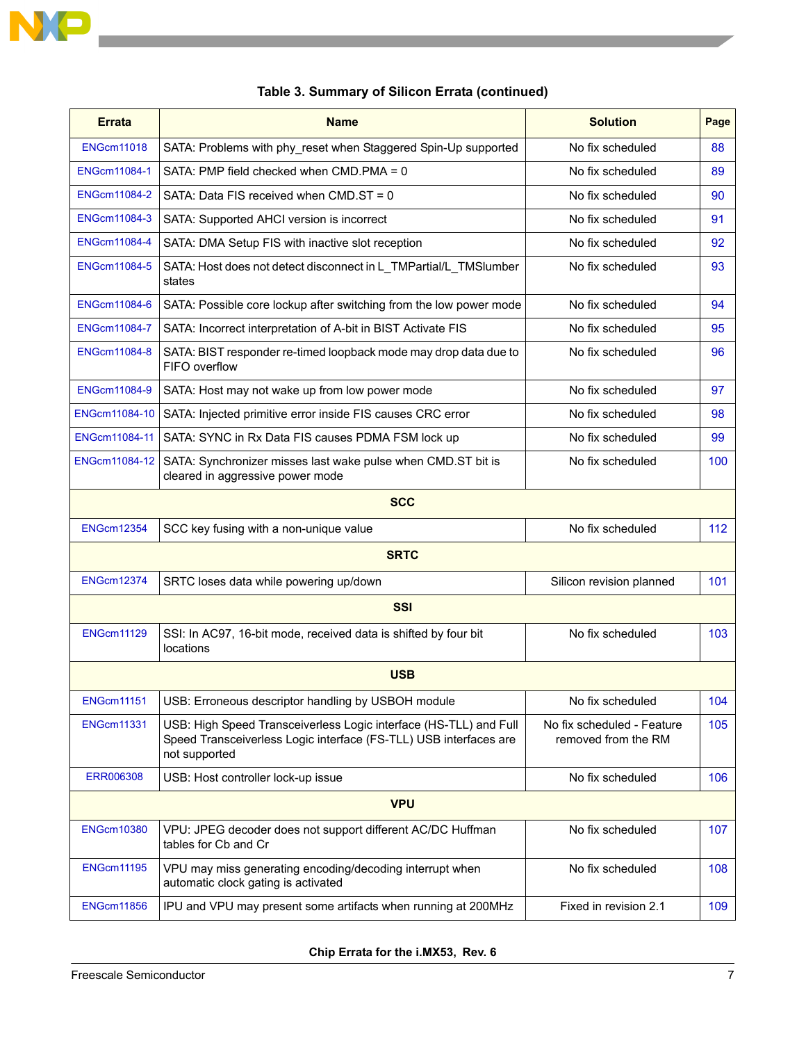**Table 3. Summary of Silicon Errata (continued)**

| Errata | Name | Solution | Page |
|---|---|---|---|
| ENGcm11018 | SATA: Problems with phy_reset when Staggered Spin-Up supported | No fix scheduled | 88 |
| ENGcm11084-1 | SATA: PMP field checked when CMD.PMA = 0 | No fix scheduled | 89 |
| ENGcm11084-2 | SATA: Data FIS received when CMD.ST = 0 | No fix scheduled | 90 |
| ENGcm11084-3 | SATA: Supported AHCI version is incorrect | No fix scheduled | 91 |
| ENGcm11084-4 | SATA: DMA Setup FIS with inactive slot reception | No fix scheduled | 92 |
| ENGcm11084-5 | SATA: Host does not detect disconnect in L_TMPartial/L_TMSlumber states | No fix scheduled | 93 |
| ENGcm11084-6 | SATA: Possible core lockup after switching from the low power mode | No fix scheduled | 94 |
| ENGcm11084-7 | SATA: Incorrect interpretation of A-bit in BIST Activate FIS | No fix scheduled | 95 |
| ENGcm11084-8 | SATA: BIST responder re-timed loopback mode may drop data due to FIFO overflow | No fix scheduled | 96 |
| ENGcm11084-9 | SATA: Host may not wake up from low power mode | No fix scheduled | 97 |
| ENGcm11084-10 | SATA: Injected primitive error inside FIS causes CRC error | No fix scheduled | 98 |
| ENGcm11084-11 | SATA: SYNC in Rx Data FIS causes PDMA FSM lock up | No fix scheduled | 99 |
| ENGcm11084-12 | SATA: Synchronizer misses last wake pulse when CMD.ST bit is cleared in aggressive power mode | No fix scheduled | 100 |
| **SCC** | | | |
| ENGcm12354 | SCC key fusing with a non-unique value | No fix scheduled | 112 |
| **SRTC** | | | |
| ENGcm12374 | SRTC loses data while powering up/down | Silicon revision planned | 101 |
| **SSI** | | | |
| ENGcm11129 | SSI: In AC97, 16-bit mode, received data is shifted by four bit locations | No fix scheduled | 103 |
| **USB** | | | |
| ENGcm11151 | USB: Erroneous descriptor handling by USBOH module | No fix scheduled | 104 |
| ENGcm11331 | USB: High Speed Transceiverless Logic interface (HS-TLL) and Full Speed Transceiverless Logic interface (FS-TLL) USB interfaces are not supported | No fix scheduled - Feature removed from the RM | 105 |
| ERR006308 | USB: Host controller lock-up issue | No fix scheduled | 106 |
| **VPU** | | | |
| ENGcm10380 | VPU: JPEG decoder does not support different AC/DC Huffman tables for Cb and Cr | No fix scheduled | 107 |
| ENGcm11195 | VPU may miss generating encoding/decoding interrupt when automatic clock gating is activated | No fix scheduled | 108 |
| ENGcm11856 | IPU and VPU may present some artifacts when running at 200MHz | Fixed in revision 2.1 | 109 |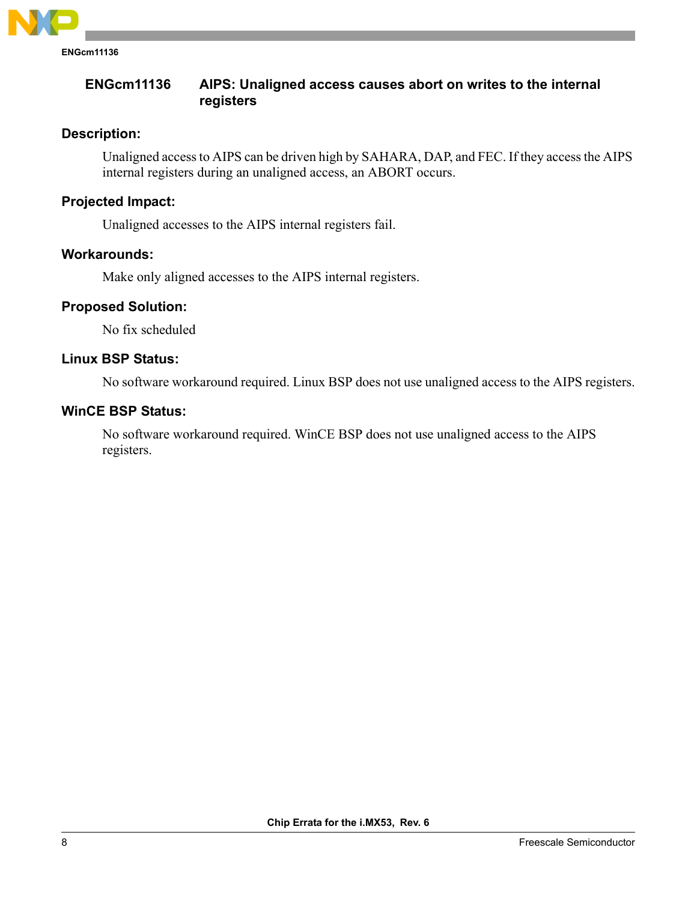## ENGcm11136 AIPS: Unaligned access causes abort on writes to the internal registers

### Description:

Unaligned access to AIPS can be driven high by SAHARA, DAP, and FEC. If they access the AIPS internal registers during an unaligned access, an ABORT occurs.

### Projected Impact:

Unaligned accesses to the AIPS internal registers fail.

### Workarounds:

Make only aligned accesses to the AIPS internal registers.

### Proposed Solution:

No fix scheduled

### Linux BSP Status:

No software workaround required. Linux BSP does not use unaligned access to the AIPS registers.

### WinCE BSP Status:

No software workaround required. WinCE BSP does not use unaligned access to the AIPS registers.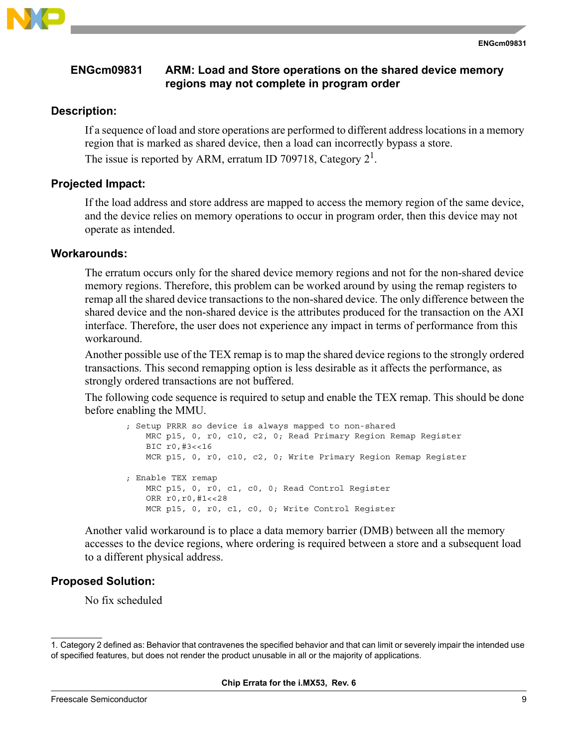## ENGcm09831 ARM: Load and Store operations on the shared device memory regions may not complete in program order

### Description:

If a sequence of load and store operations are performed to different address locations in a memory region that is marked as shared device, then a load can incorrectly bypass a store.

The issue is reported by ARM, erratum ID 709718, Category 2[1].

### Projected Impact:

If the load address and store address are mapped to access the memory region of the same device, and the device relies on memory operations to occur in program order, then this device may not operate as intended.

### Workarounds:

The erratum occurs only for the shared device memory regions and not for the non-shared device memory regions. Therefore, this problem can be worked around by using the remap registers to remap all the shared device transactions to the non-shared device. The only difference between the shared device and the non-shared device is the attributes produced for the transaction on the AXI interface. Therefore, the user does not experience any impact in terms of performance from this workaround.

Another possible use of the TEX remap is to map the shared device regions to the strongly ordered transactions. This second remapping option is less desirable as it affects the performance, as strongly ordered transactions are not buffered.

The following code sequence is required to setup and enable the TEX remap. This should be done before enabling the MMU.

```
; Setup PRRR so device is always mapped to non-shared
    MRC p15, 0, r0, c10, c2, 0; Read Primary Region Remap Register
    BIC r0,#3<<16
    MCR p15, 0, r0, c10, c2, 0; Write Primary Region Remap Register

; Enable TEX remap
    MRC p15, 0, r0, c1, c0, 0; Read Control Register
    ORR r0,r0,#1<<28
    MCR p15, 0, r0, c1, c0, 0; Write Control Register
```

Another valid workaround is to place a data memory barrier (DMB) between all the memory accesses to the device regions, where ordering is required between a store and a subsequent load to a different physical address.

### Proposed Solution:

No fix scheduled

---

1. Category 2 defined as: Behavior that contravenes the specified behavior and that can limit or severely impair the intended use of specified features, but does not render the product unusable in all or the majority of applications.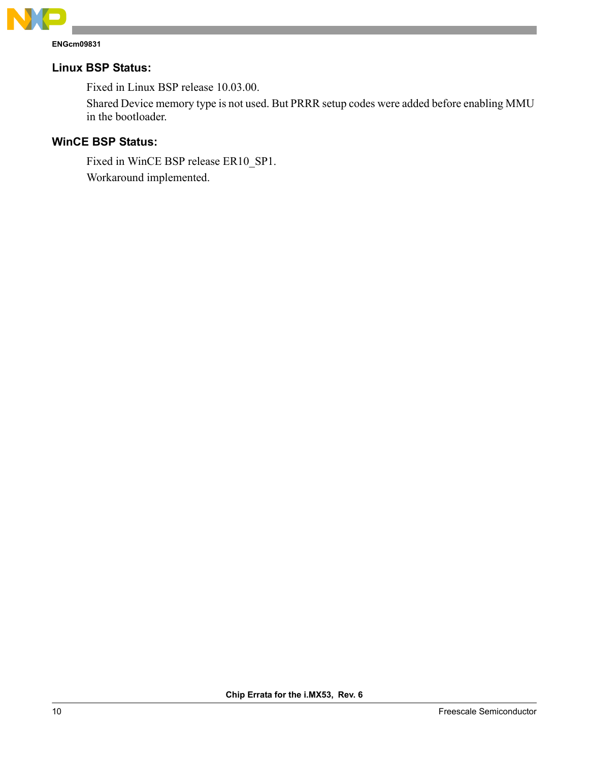### Linux BSP Status:

Fixed in Linux BSP release 10.03.00.

Shared Device memory type is not used. But PRRR setup codes were added before enabling MMU in the bootloader.

### WinCE BSP Status:

Fixed in WinCE BSP release ER10_SP1.

Workaround implemented.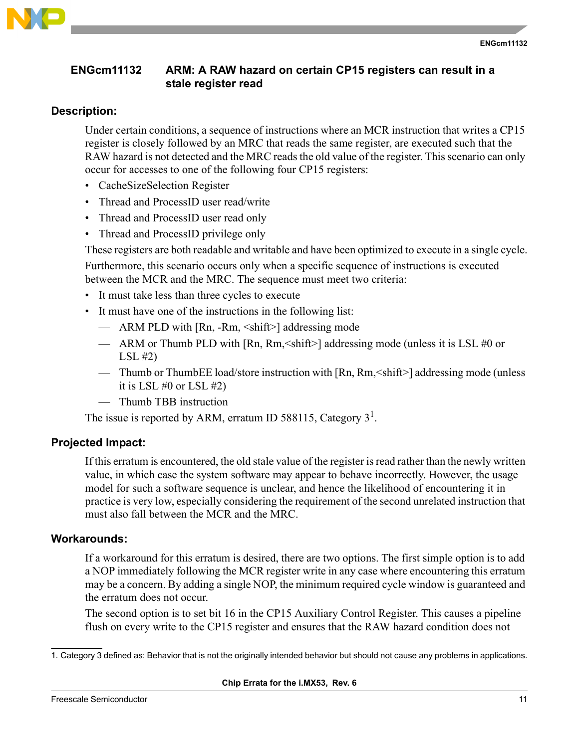## ENGcm11132 ARM: A RAW hazard on certain CP15 registers can result in a stale register read

### Description:

Under certain conditions, a sequence of instructions where an MCR instruction that writes a CP15 register is closely followed by an MRC that reads the same register, are executed such that the RAW hazard is not detected and the MRC reads the old value of the register. This scenario can only occur for accesses to one of the following four CP15 registers:

- CacheSizeSelection Register
- Thread and ProcessID user read/write
- Thread and ProcessID user read only
- Thread and ProcessID privilege only

These registers are both readable and writable and have been optimized to execute in a single cycle.

Furthermore, this scenario occurs only when a specific sequence of instructions is executed between the MCR and the MRC. The sequence must meet two criteria:

- It must take less than three cycles to execute
- It must have one of the instructions in the following list:
  - ARM PLD with [Rn, -Rm, <shift>] addressing mode
  - ARM or Thumb PLD with [Rn, Rm,<shift>] addressing mode (unless it is LSL #0 or LSL #2)
  - Thumb or ThumbEE load/store instruction with [Rn, Rm,<shift>] addressing mode (unless it is LSL #0 or LSL #2)
  - Thumb TBB instruction

The issue is reported by ARM, erratum ID 588115, Category 3[1].

### Projected Impact:

If this erratum is encountered, the old stale value of the register is read rather than the newly written value, in which case the system software may appear to behave incorrectly. However, the usage model for such a software sequence is unclear, and hence the likelihood of encountering it in practice is very low, especially considering the requirement of the second unrelated instruction that must also fall between the MCR and the MRC.

### Workarounds:

If a workaround for this erratum is desired, there are two options. The first simple option is to add a NOP immediately following the MCR register write in any case where encountering this erratum may be a concern. By adding a single NOP, the minimum required cycle window is guaranteed and the erratum does not occur.

The second option is to set bit 16 in the CP15 Auxiliary Control Register. This causes a pipeline flush on every write to the CP15 register and ensures that the RAW hazard condition does not

1. Category 3 defined as: Behavior that is not the originally intended behavior but should not cause any problems in applications.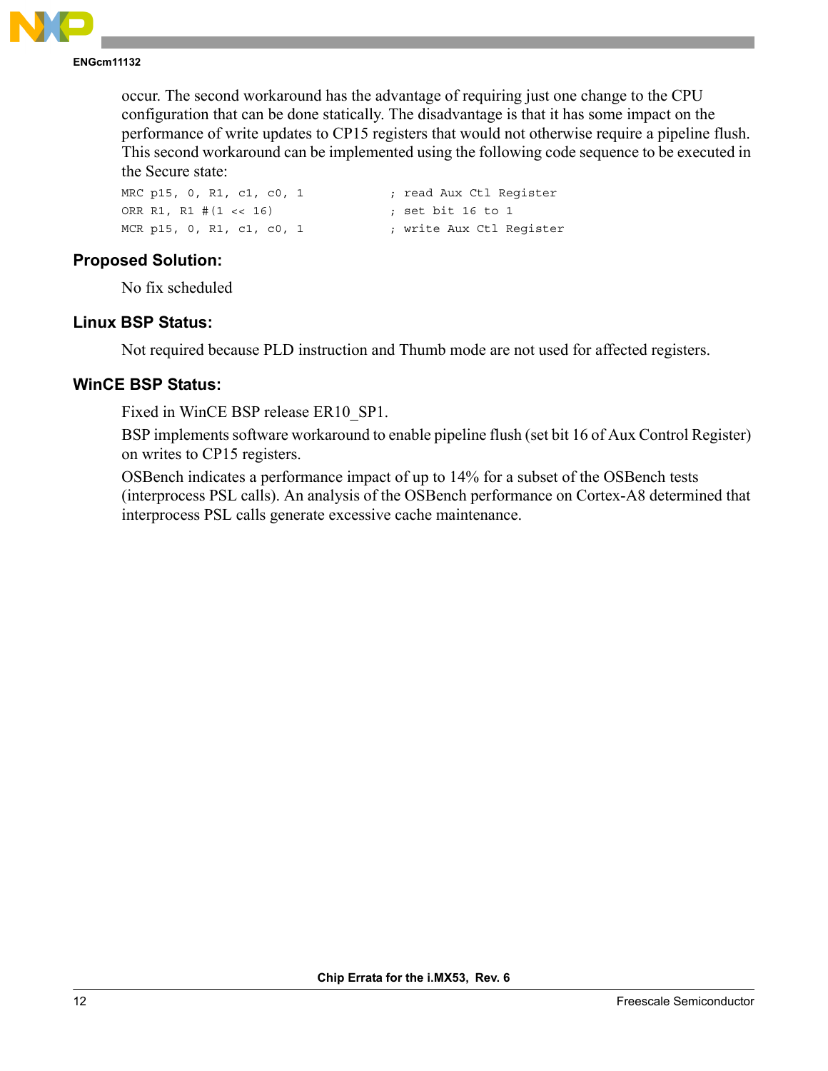occur. The second workaround has the advantage of requiring just one change to the CPU configuration that can be done statically. The disadvantage is that it has some impact on the performance of write updates to CP15 registers that would not otherwise require a pipeline flush. This second workaround can be implemented using the following code sequence to be executed in the Secure state:

```
MRC p15, 0, R1, c1, c0, 1            ; read Aux Ctl Register
ORR R1, R1 #(1 << 16)                ; set bit 16 to 1
MCR p15, 0, R1, c1, c0, 1            ; write Aux Ctl Register
```

### Proposed Solution:

No fix scheduled

### Linux BSP Status:

Not required because PLD instruction and Thumb mode are not used for affected registers.

### WinCE BSP Status:

Fixed in WinCE BSP release ER10_SP1.

BSP implements software workaround to enable pipeline flush (set bit 16 of Aux Control Register) on writes to CP15 registers.

OSBench indicates a performance impact of up to 14% for a subset of the OSBench tests (interprocess PSL calls). An analysis of the OSBench performance on Cortex-A8 determined that interprocess PSL calls generate excessive cache maintenance.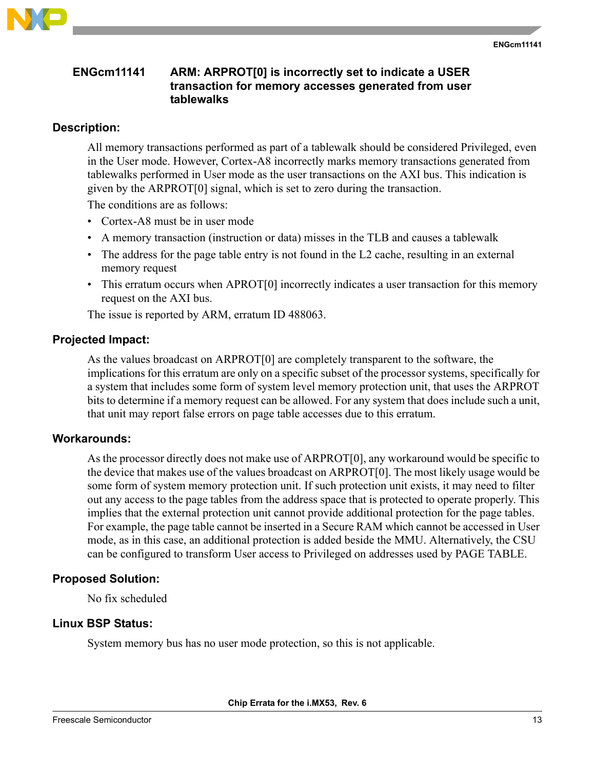## ENGcm11141 ARM: ARPROT[0] is incorrectly set to indicate a USER transaction for memory accesses generated from user tablewalks

### Description:

All memory transactions performed as part of a tablewalk should be considered Privileged, even in the User mode. However, Cortex-A8 incorrectly marks memory transactions generated from tablewalks performed in User mode as the user transactions on the AXI bus. This indication is given by the ARPROT[0] signal, which is set to zero during the transaction.

The conditions are as follows:

- Cortex-A8 must be in user mode
- A memory transaction (instruction or data) misses in the TLB and causes a tablewalk
- The address for the page table entry is not found in the L2 cache, resulting in an external memory request
- This erratum occurs when APROT[0] incorrectly indicates a user transaction for this memory request on the AXI bus.

The issue is reported by ARM, erratum ID 488063.

### Projected Impact:

As the values broadcast on ARPROT[0] are completely transparent to the software, the implications for this erratum are only on a specific subset of the processor systems, specifically for a system that includes some form of system level memory protection unit, that uses the ARPROT bits to determine if a memory request can be allowed. For any system that does include such a unit, that unit may report false errors on page table accesses due to this erratum.

### Workarounds:

As the processor directly does not make use of ARPROT[0], any workaround would be specific to the device that makes use of the values broadcast on ARPROT[0]. The most likely usage would be some form of system memory protection unit. If such protection unit exists, it may need to filter out any access to the page tables from the address space that is protected to operate properly. This implies that the external protection unit cannot provide additional protection for the page tables. For example, the page table cannot be inserted in a Secure RAM which cannot be accessed in User mode, as in this case, an additional protection is added beside the MMU. Alternatively, the CSU can be configured to transform User access to Privileged on addresses used by PAGE TABLE.

### Proposed Solution:

No fix scheduled

### Linux BSP Status:

System memory bus has no user mode protection, so this is not applicable.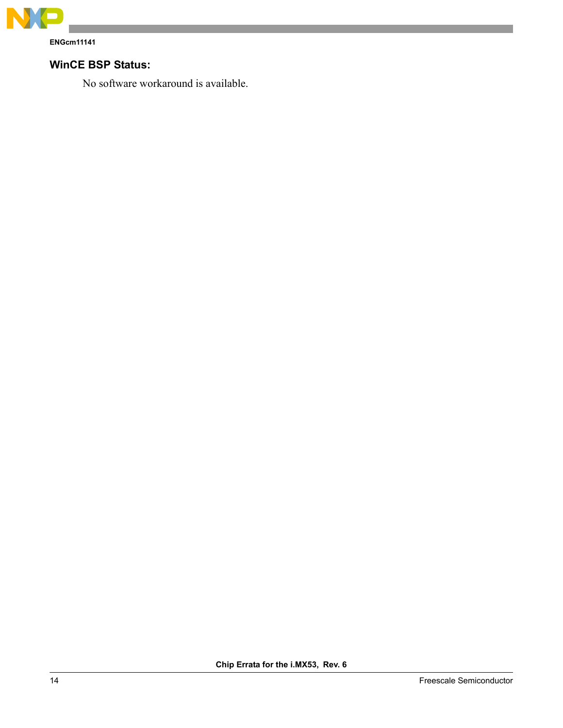### WinCE BSP Status:

No software workaround is available.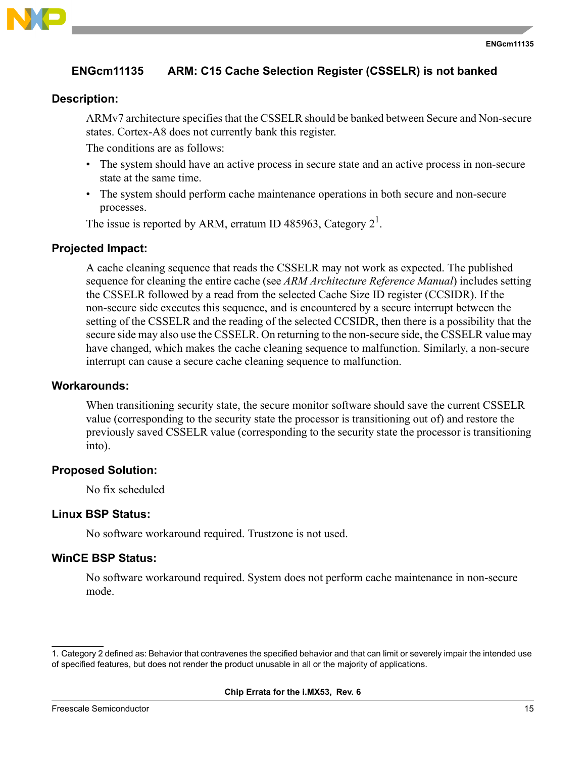## ENGcm11135 ARM: C15 Cache Selection Register (CSSELR) is not banked

### Description:

ARMv7 architecture specifies that the CSSELR should be banked between Secure and Non-secure states. Cortex-A8 does not currently bank this register.

The conditions are as follows:

- The system should have an active process in secure state and an active process in non-secure state at the same time.
- The system should perform cache maintenance operations in both secure and non-secure processes.

The issue is reported by ARM, erratum ID 485963, Category 2[1].

### Projected Impact:

A cache cleaning sequence that reads the CSSELR may not work as expected. The published sequence for cleaning the entire cache (see *ARM Architecture Reference Manual*) includes setting the CSSELR followed by a read from the selected Cache Size ID register (CCSIDR). If the non-secure side executes this sequence, and is encountered by a secure interrupt between the setting of the CSSELR and the reading of the selected CCSIDR, then there is a possibility that the secure side may also use the CSSELR. On returning to the non-secure side, the CSSELR value may have changed, which makes the cache cleaning sequence to malfunction. Similarly, a non-secure interrupt can cause a secure cache cleaning sequence to malfunction.

### Workarounds:

When transitioning security state, the secure monitor software should save the current CSSELR value (corresponding to the security state the processor is transitioning out of) and restore the previously saved CSSELR value (corresponding to the security state the processor is transitioning into).

### Proposed Solution:

No fix scheduled

### Linux BSP Status:

No software workaround required. Trustzone is not used.

### WinCE BSP Status:

No software workaround required. System does not perform cache maintenance in non-secure mode.

---

1. Category 2 defined as: Behavior that contravenes the specified behavior and that can limit or severely impair the intended use of specified features, but does not render the product unusable in all or the majority of applications.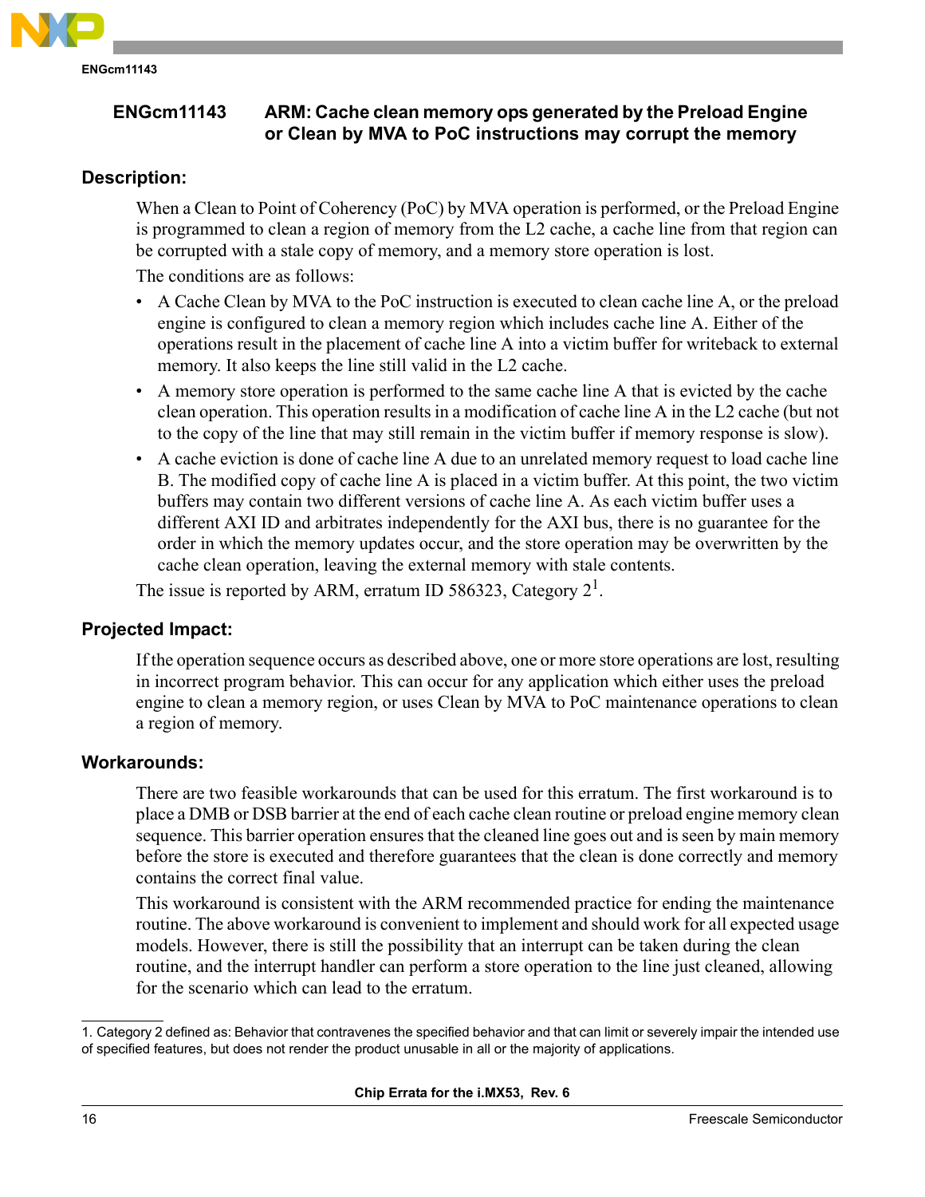## ENGcm11143 ARM: Cache clean memory ops generated by the Preload Engine or Clean by MVA to PoC instructions may corrupt the memory

### Description:

When a Clean to Point of Coherency (PoC) by MVA operation is performed, or the Preload Engine is programmed to clean a region of memory from the L2 cache, a cache line from that region can be corrupted with a stale copy of memory, and a memory store operation is lost.

The conditions are as follows:

- A Cache Clean by MVA to the PoC instruction is executed to clean cache line A, or the preload engine is configured to clean a memory region which includes cache line A. Either of the operations result in the placement of cache line A into a victim buffer for writeback to external memory. It also keeps the line still valid in the L2 cache.
- A memory store operation is performed to the same cache line A that is evicted by the cache clean operation. This operation results in a modification of cache line A in the L2 cache (but not to the copy of the line that may still remain in the victim buffer if memory response is slow).
- A cache eviction is done of cache line A due to an unrelated memory request to load cache line B. The modified copy of cache line A is placed in a victim buffer. At this point, the two victim buffers may contain two different versions of cache line A. As each victim buffer uses a different AXI ID and arbitrates independently for the AXI bus, there is no guarantee for the order in which the memory updates occur, and the store operation may be overwritten by the cache clean operation, leaving the external memory with stale contents.

The issue is reported by ARM, erratum ID 586323, Category 2[1].

### Projected Impact:

If the operation sequence occurs as described above, one or more store operations are lost, resulting in incorrect program behavior. This can occur for any application which either uses the preload engine to clean a memory region, or uses Clean by MVA to PoC maintenance operations to clean a region of memory.

### Workarounds:

There are two feasible workarounds that can be used for this erratum. The first workaround is to place a DMB or DSB barrier at the end of each cache clean routine or preload engine memory clean sequence. This barrier operation ensures that the cleaned line goes out and is seen by main memory before the store is executed and therefore guarantees that the clean is done correctly and memory contains the correct final value.

This workaround is consistent with the ARM recommended practice for ending the maintenance routine. The above workaround is convenient to implement and should work for all expected usage models. However, there is still the possibility that an interrupt can be taken during the clean routine, and the interrupt handler can perform a store operation to the line just cleaned, allowing for the scenario which can lead to the erratum.

---

1. Category 2 defined as: Behavior that contravenes the specified behavior and that can limit or severely impair the intended use of specified features, but does not render the product unusable in all or the majority of applications.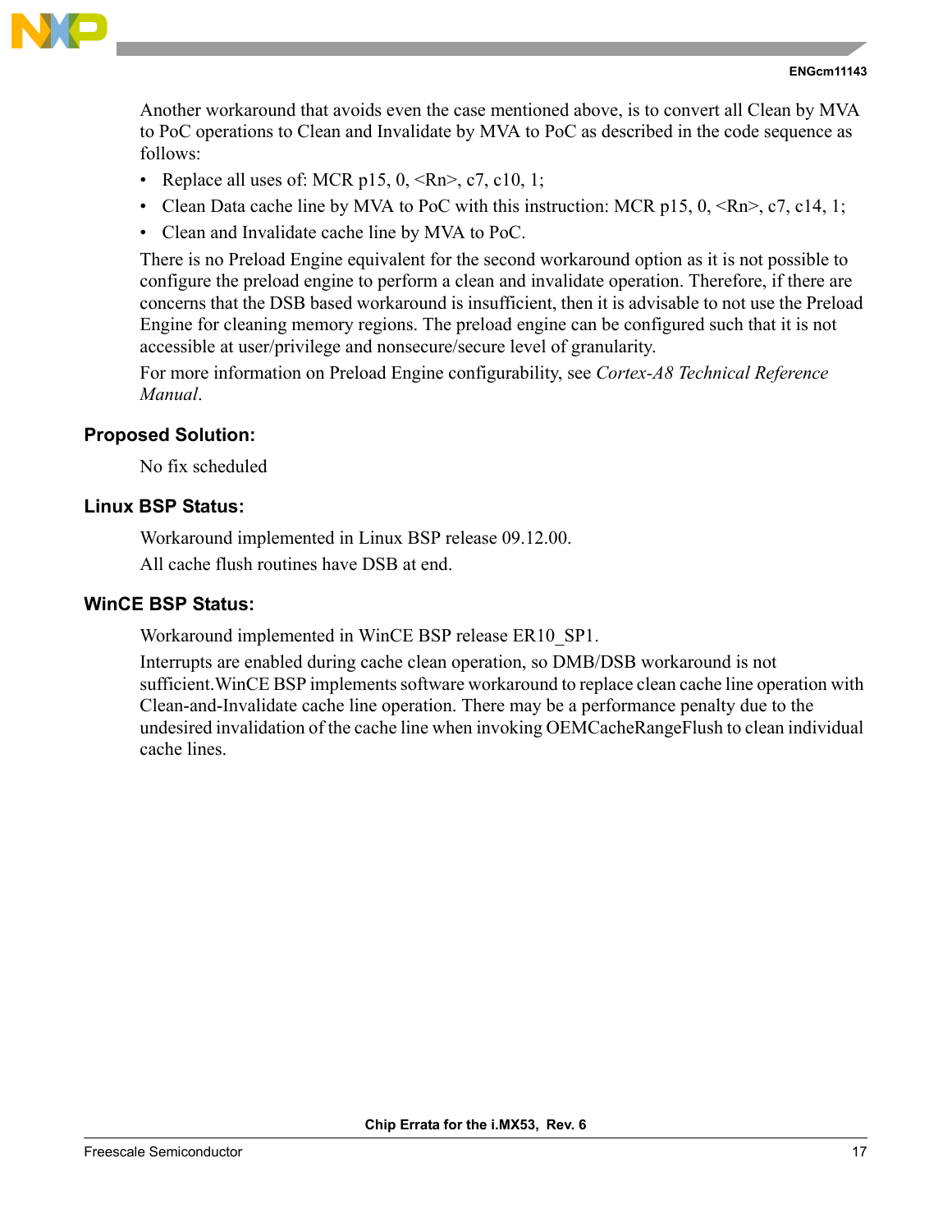Another workaround that avoids even the case mentioned above, is to convert all Clean by MVA to PoC operations to Clean and Invalidate by MVA to PoC as described in the code sequence as follows:

- Replace all uses of: MCR p15, 0, <Rn>, c7, c10, 1;
- Clean Data cache line by MVA to PoC with this instruction: MCR p15, 0, <Rn>, c7, c14, 1;
- Clean and Invalidate cache line by MVA to PoC.

There is no Preload Engine equivalent for the second workaround option as it is not possible to configure the preload engine to perform a clean and invalidate operation. Therefore, if there are concerns that the DSB based workaround is insufficient, then it is advisable to not use the Preload Engine for cleaning memory regions. The preload engine can be configured such that it is not accessible at user/privilege and nonsecure/secure level of granularity.

For more information on Preload Engine configurability, see *Cortex-A8 Technical Reference Manual*.

### Proposed Solution:

No fix scheduled

### Linux BSP Status:

Workaround implemented in Linux BSP release 09.12.00.

All cache flush routines have DSB at end.

### WinCE BSP Status:

Workaround implemented in WinCE BSP release ER10_SP1.

Interrupts are enabled during cache clean operation, so DMB/DSB workaround is not sufficient.WinCE BSP implements software workaround to replace clean cache line operation with Clean-and-Invalidate cache line operation. There may be a performance penalty due to the undesired invalidation of the cache line when invoking OEMCacheRangeFlush to clean individual cache lines.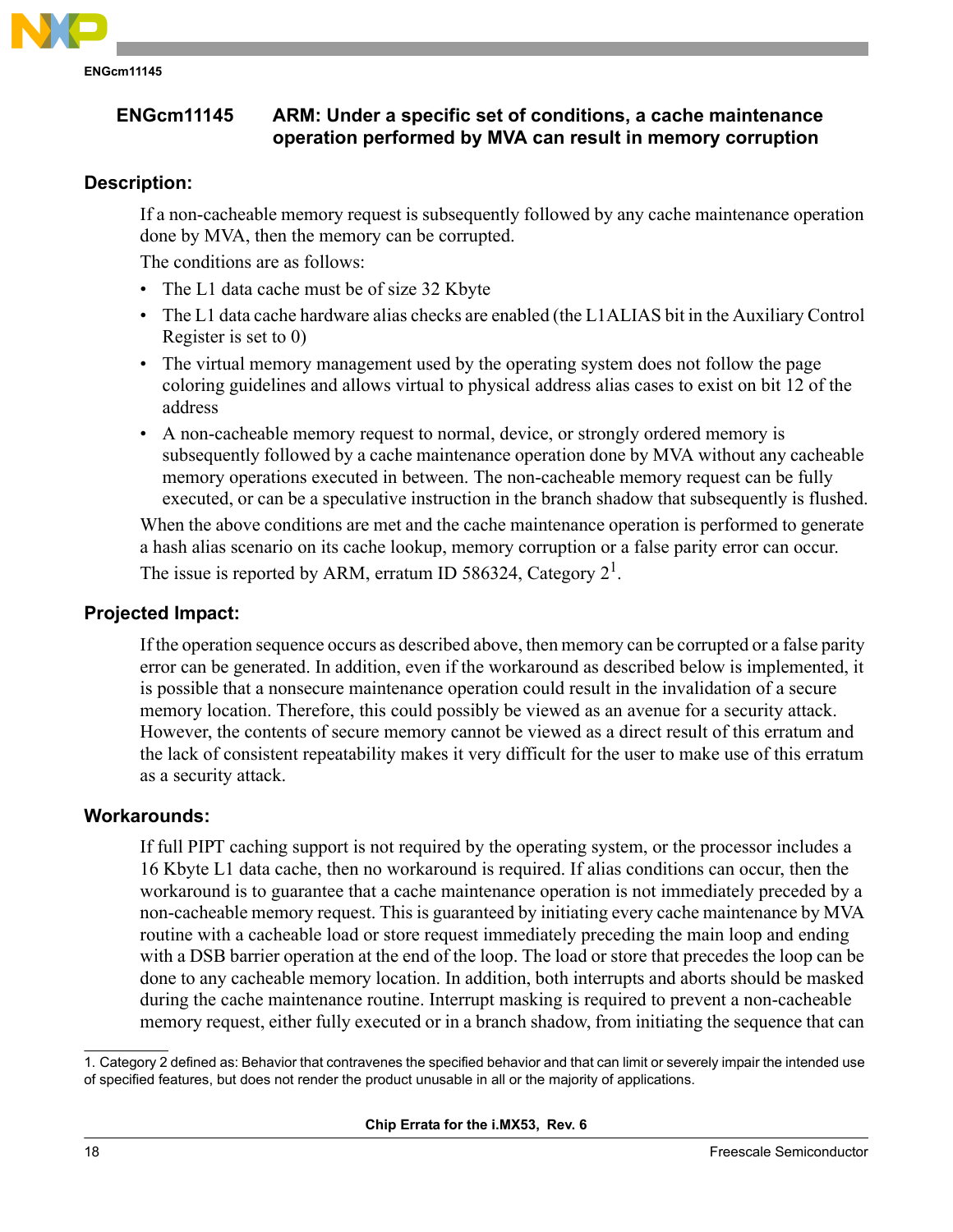## ENGcm11145 ARM: Under a specific set of conditions, a cache maintenance operation performed by MVA can result in memory corruption

### Description:

If a non-cacheable memory request is subsequently followed by any cache maintenance operation done by MVA, then the memory can be corrupted.

The conditions are as follows:

- The L1 data cache must be of size 32 Kbyte
- The L1 data cache hardware alias checks are enabled (the L1ALIAS bit in the Auxiliary Control Register is set to 0)
- The virtual memory management used by the operating system does not follow the page coloring guidelines and allows virtual to physical address alias cases to exist on bit 12 of the address
- A non-cacheable memory request to normal, device, or strongly ordered memory is subsequently followed by a cache maintenance operation done by MVA without any cacheable memory operations executed in between. The non-cacheable memory request can be fully executed, or can be a speculative instruction in the branch shadow that subsequently is flushed.

When the above conditions are met and the cache maintenance operation is performed to generate a hash alias scenario on its cache lookup, memory corruption or a false parity error can occur.

The issue is reported by ARM, erratum ID 586324, Category 2[1].

### Projected Impact:

If the operation sequence occurs as described above, then memory can be corrupted or a false parity error can be generated. In addition, even if the workaround as described below is implemented, it is possible that a nonsecure maintenance operation could result in the invalidation of a secure memory location. Therefore, this could possibly be viewed as an avenue for a security attack. However, the contents of secure memory cannot be viewed as a direct result of this erratum and the lack of consistent repeatability makes it very difficult for the user to make use of this erratum as a security attack.

### Workarounds:

If full PIPT caching support is not required by the operating system, or the processor includes a 16 Kbyte L1 data cache, then no workaround is required. If alias conditions can occur, then the workaround is to guarantee that a cache maintenance operation is not immediately preceded by a non-cacheable memory request. This is guaranteed by initiating every cache maintenance by MVA routine with a cacheable load or store request immediately preceding the main loop and ending with a DSB barrier operation at the end of the loop. The load or store that precedes the loop can be done to any cacheable memory location. In addition, both interrupts and aborts should be masked during the cache maintenance routine. Interrupt masking is required to prevent a non-cacheable memory request, either fully executed or in a branch shadow, from initiating the sequence that can

1. Category 2 defined as: Behavior that contravenes the specified behavior and that can limit or severely impair the intended use of specified features, but does not render the product unusable in all or the majority of applications.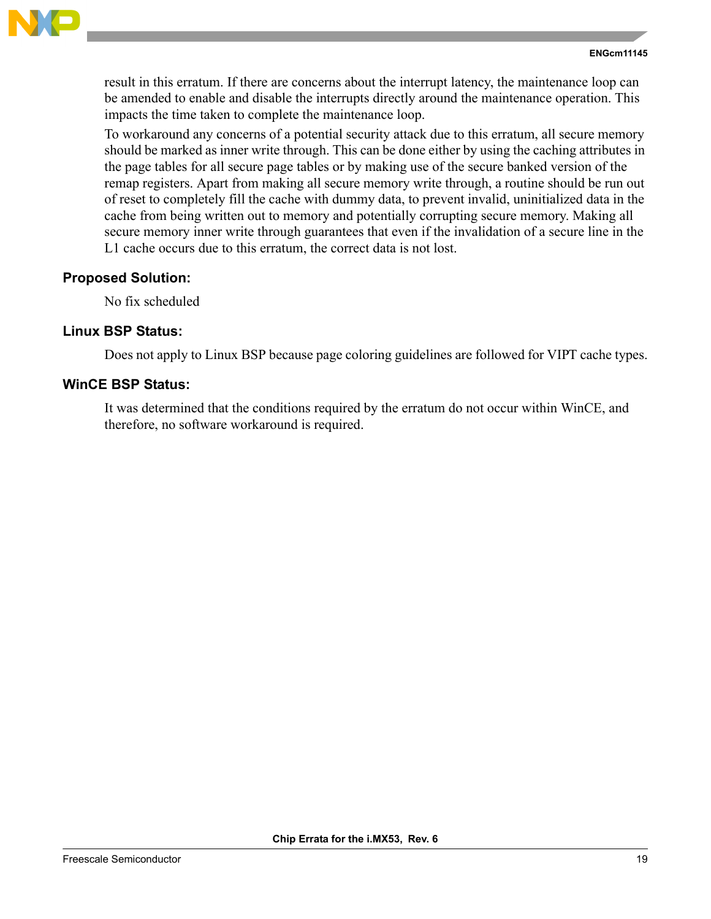result in this erratum. If there are concerns about the interrupt latency, the maintenance loop can be amended to enable and disable the interrupts directly around the maintenance operation. This impacts the time taken to complete the maintenance loop.

To workaround any concerns of a potential security attack due to this erratum, all secure memory should be marked as inner write through. This can be done either by using the caching attributes in the page tables for all secure page tables or by making use of the secure banked version of the remap registers. Apart from making all secure memory write through, a routine should be run out of reset to completely fill the cache with dummy data, to prevent invalid, uninitialized data in the cache from being written out to memory and potentially corrupting secure memory. Making all secure memory inner write through guarantees that even if the invalidation of a secure line in the L1 cache occurs due to this erratum, the correct data is not lost.

### Proposed Solution:

No fix scheduled

### Linux BSP Status:

Does not apply to Linux BSP because page coloring guidelines are followed for VIPT cache types.

### WinCE BSP Status:

It was determined that the conditions required by the erratum do not occur within WinCE, and therefore, no software workaround is required.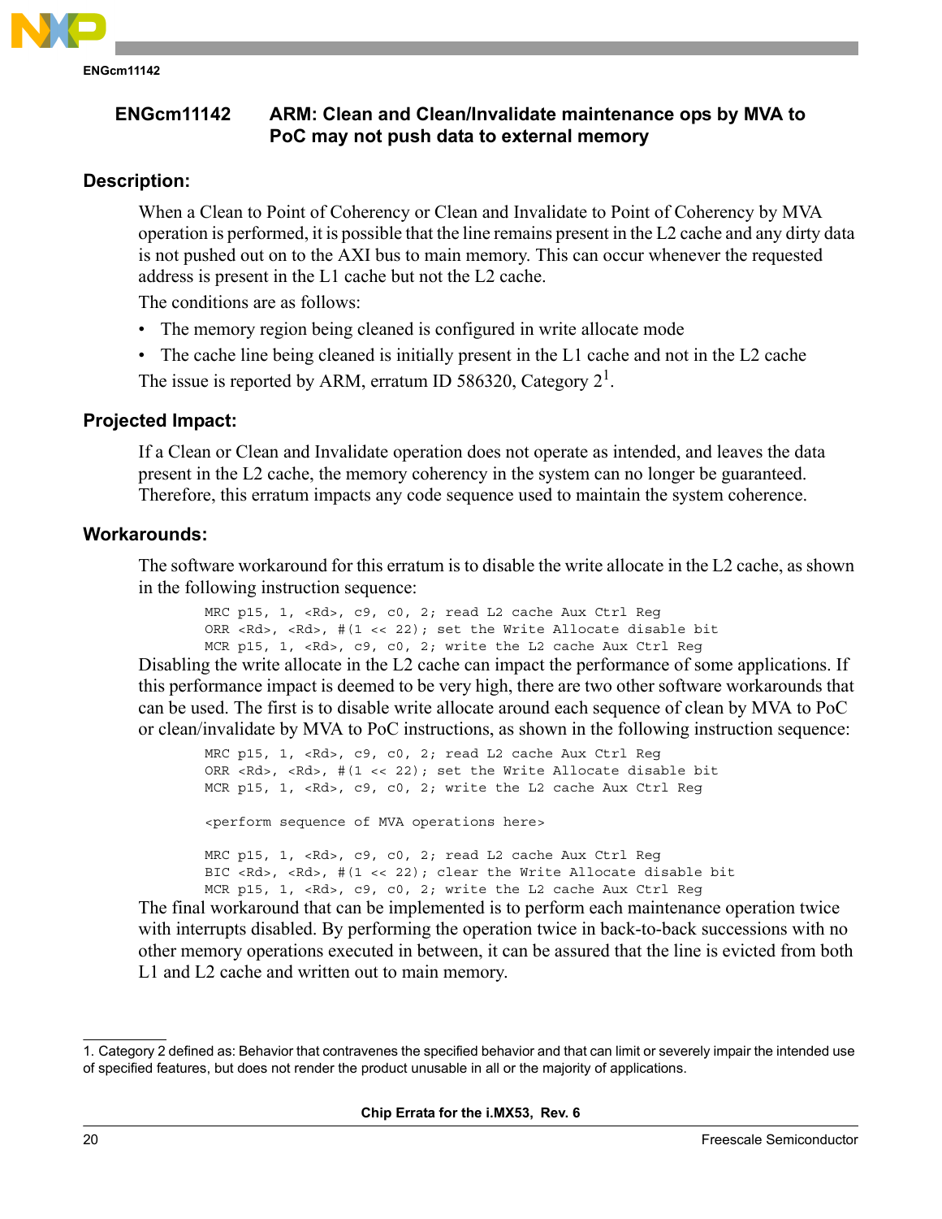## ENGcm11142 ARM: Clean and Clean/Invalidate maintenance ops by MVA to PoC may not push data to external memory

### Description:

When a Clean to Point of Coherency or Clean and Invalidate to Point of Coherency by MVA operation is performed, it is possible that the line remains present in the L2 cache and any dirty data is not pushed out on to the AXI bus to main memory. This can occur whenever the requested address is present in the L1 cache but not the L2 cache.

The conditions are as follows:

- The memory region being cleaned is configured in write allocate mode
- The cache line being cleaned is initially present in the L1 cache and not in the L2 cache

The issue is reported by ARM, erratum ID 586320, Category 2[1].

### Projected Impact:

If a Clean or Clean and Invalidate operation does not operate as intended, and leaves the data present in the L2 cache, the memory coherency in the system can no longer be guaranteed. Therefore, this erratum impacts any code sequence used to maintain the system coherence.

### Workarounds:

The software workaround for this erratum is to disable the write allocate in the L2 cache, as shown in the following instruction sequence:

```
MRC p15, 1, <Rd>, c9, c0, 2; read L2 cache Aux Ctrl Reg
ORR <Rd>, <Rd>, #(1 << 22); set the Write Allocate disable bit
MCR p15, 1, <Rd>, c9, c0, 2; write the L2 cache Aux Ctrl Reg
```

Disabling the write allocate in the L2 cache can impact the performance of some applications. If this performance impact is deemed to be very high, there are two other software workarounds that can be used. The first is to disable write allocate around each sequence of clean by MVA to PoC or clean/invalidate by MVA to PoC instructions, as shown in the following instruction sequence:

```
MRC p15, 1, <Rd>, c9, c0, 2; read L2 cache Aux Ctrl Reg
ORR <Rd>, <Rd>, #(1 << 22); set the Write Allocate disable bit
MCR p15, 1, <Rd>, c9, c0, 2; write the L2 cache Aux Ctrl Reg

<perform sequence of MVA operations here>

MRC p15, 1, <Rd>, c9, c0, 2; read L2 cache Aux Ctrl Reg
BIC <Rd>, <Rd>, #(1 << 22); clear the Write Allocate disable bit
MCR p15, 1, <Rd>, c9, c0, 2; write the L2 cache Aux Ctrl Reg
```

The final workaround that can be implemented is to perform each maintenance operation twice with interrupts disabled. By performing the operation twice in back-to-back successions with no other memory operations executed in between, it can be assured that the line is evicted from both L1 and L2 cache and written out to main memory.

---

1. Category 2 defined as: Behavior that contravenes the specified behavior and that can limit or severely impair the intended use of specified features, but does not render the product unusable in all or the majority of applications.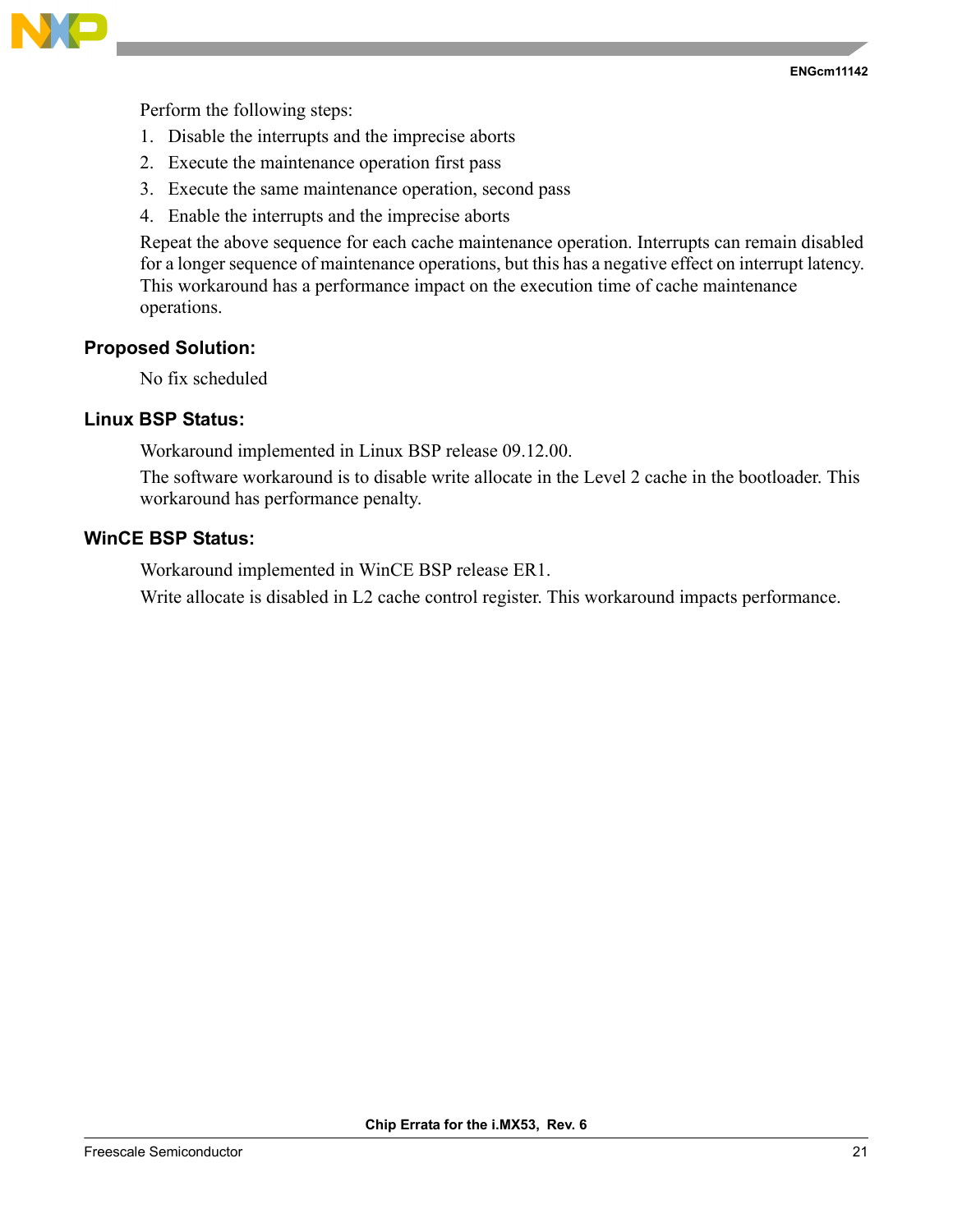Perform the following steps:

1. Disable the interrupts and the imprecise aborts
2. Execute the maintenance operation first pass
3. Execute the same maintenance operation, second pass
4. Enable the interrupts and the imprecise aborts

Repeat the above sequence for each cache maintenance operation. Interrupts can remain disabled for a longer sequence of maintenance operations, but this has a negative effect on interrupt latency. This workaround has a performance impact on the execution time of cache maintenance operations.

### Proposed Solution:

No fix scheduled

### Linux BSP Status:

Workaround implemented in Linux BSP release 09.12.00.

The software workaround is to disable write allocate in the Level 2 cache in the bootloader. This workaround has performance penalty.

### WinCE BSP Status:

Workaround implemented in WinCE BSP release ER1.

Write allocate is disabled in L2 cache control register. This workaround impacts performance.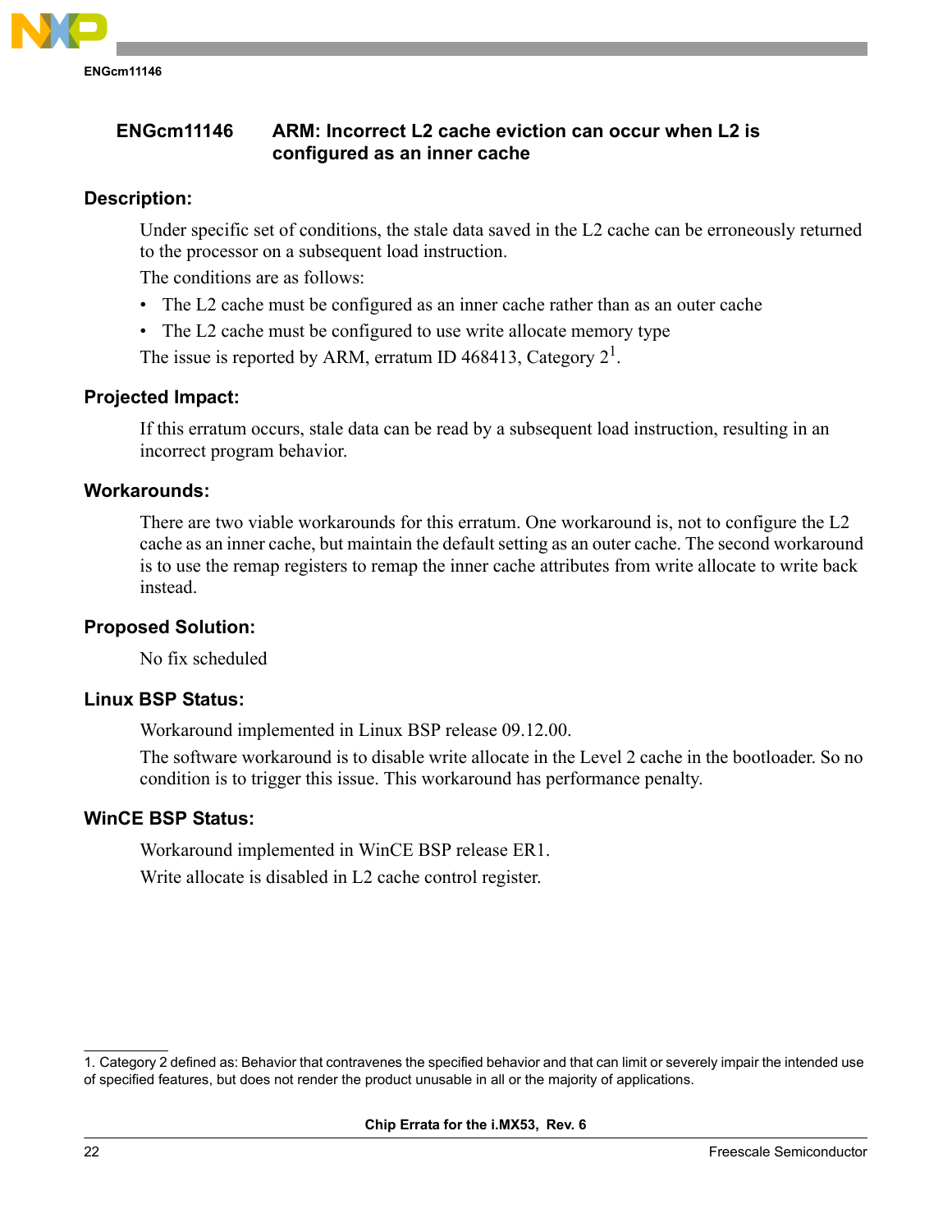## ENGcm11146 ARM: Incorrect L2 cache eviction can occur when L2 is configured as an inner cache

### Description:

Under specific set of conditions, the stale data saved in the L2 cache can be erroneously returned to the processor on a subsequent load instruction.

The conditions are as follows:

- The L2 cache must be configured as an inner cache rather than as an outer cache
- The L2 cache must be configured to use write allocate memory type

The issue is reported by ARM, erratum ID 468413, Category 2[1].

### Projected Impact:

If this erratum occurs, stale data can be read by a subsequent load instruction, resulting in an incorrect program behavior.

### Workarounds:

There are two viable workarounds for this erratum. One workaround is, not to configure the L2 cache as an inner cache, but maintain the default setting as an outer cache. The second workaround is to use the remap registers to remap the inner cache attributes from write allocate to write back instead.

### Proposed Solution:

No fix scheduled

### Linux BSP Status:

Workaround implemented in Linux BSP release 09.12.00.

The software workaround is to disable write allocate in the Level 2 cache in the bootloader. So no condition is to trigger this issue. This workaround has performance penalty.

### WinCE BSP Status:

Workaround implemented in WinCE BSP release ER1.

Write allocate is disabled in L2 cache control register.

---

1. Category 2 defined as: Behavior that contravenes the specified behavior and that can limit or severely impair the intended use of specified features, but does not render the product unusable in all or the majority of applications.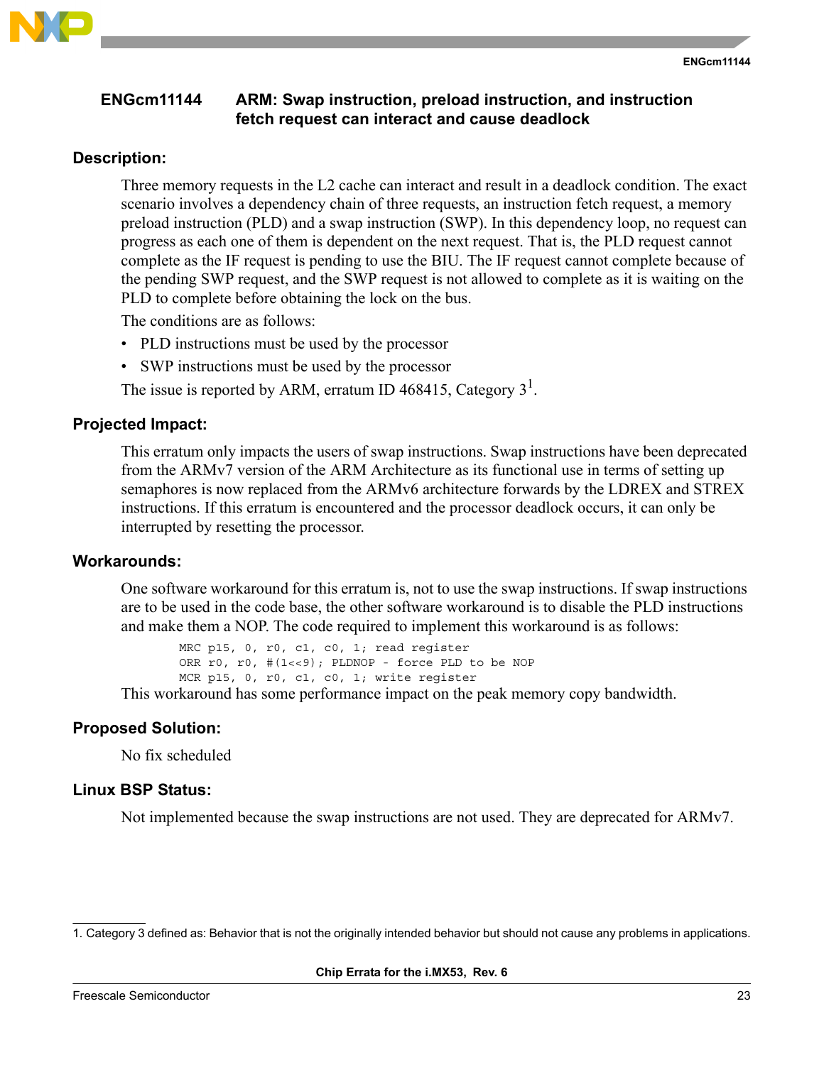## ENGcm11144 ARM: Swap instruction, preload instruction, and instruction fetch request can interact and cause deadlock

### Description:

Three memory requests in the L2 cache can interact and result in a deadlock condition. The exact scenario involves a dependency chain of three requests, an instruction fetch request, a memory preload instruction (PLD) and a swap instruction (SWP). In this dependency loop, no request can progress as each one of them is dependent on the next request. That is, the PLD request cannot complete as the IF request is pending to use the BIU. The IF request cannot complete because of the pending SWP request, and the SWP request is not allowed to complete as it is waiting on the PLD to complete before obtaining the lock on the bus.

The conditions are as follows:

- PLD instructions must be used by the processor
- SWP instructions must be used by the processor

The issue is reported by ARM, erratum ID 468415, Category 3[1].

### Projected Impact:

This erratum only impacts the users of swap instructions. Swap instructions have been deprecated from the ARMv7 version of the ARM Architecture as its functional use in terms of setting up semaphores is now replaced from the ARMv6 architecture forwards by the LDREX and STREX instructions. If this erratum is encountered and the processor deadlock occurs, it can only be interrupted by resetting the processor.

### Workarounds:

One software workaround for this erratum is, not to use the swap instructions. If swap instructions are to be used in the code base, the other software workaround is to disable the PLD instructions and make them a NOP. The code required to implement this workaround is as follows:

```
MRC p15, 0, r0, c1, c0, 1; read register
ORR r0, r0, #(1<<9); PLDNOP - force PLD to be NOP
MCR p15, 0, r0, c1, c0, 1; write register
```

This workaround has some performance impact on the peak memory copy bandwidth.

### Proposed Solution:

No fix scheduled

### Linux BSP Status:

Not implemented because the swap instructions are not used. They are deprecated for ARMv7.

---

1. Category 3 defined as: Behavior that is not the originally intended behavior but should not cause any problems in applications.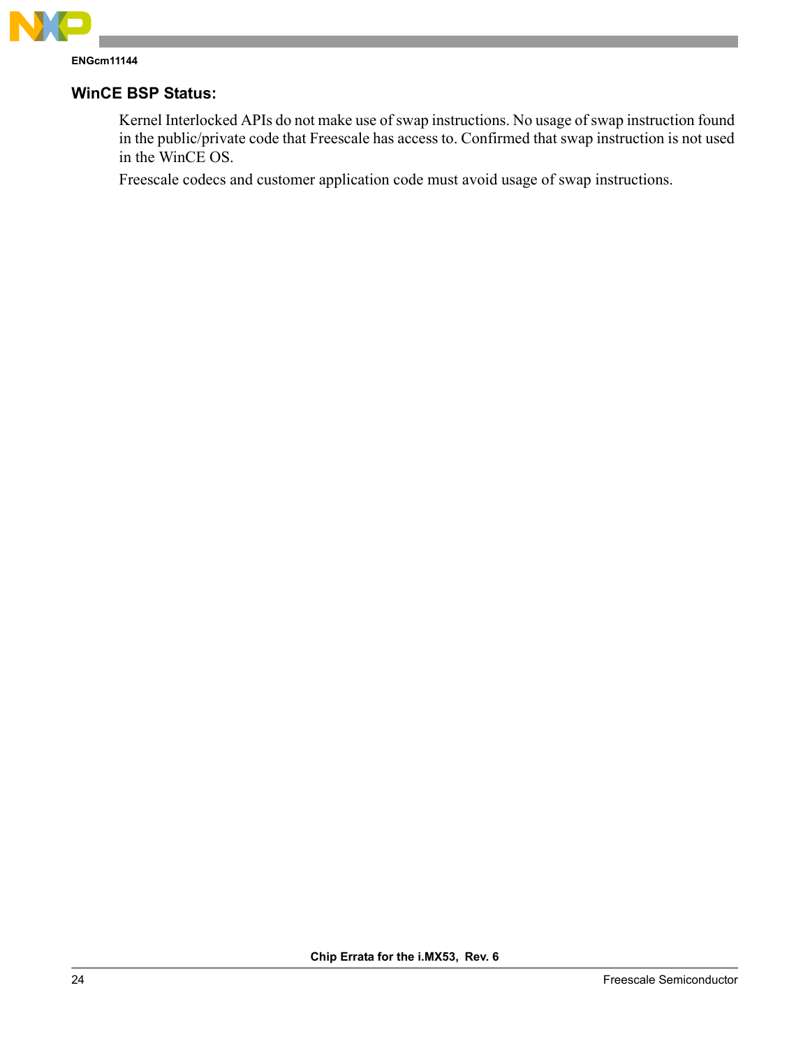### WinCE BSP Status:

Kernel Interlocked APIs do not make use of swap instructions. No usage of swap instruction found in the public/private code that Freescale has access to. Confirmed that swap instruction is not used in the WinCE OS.

Freescale codecs and customer application code must avoid usage of swap instructions.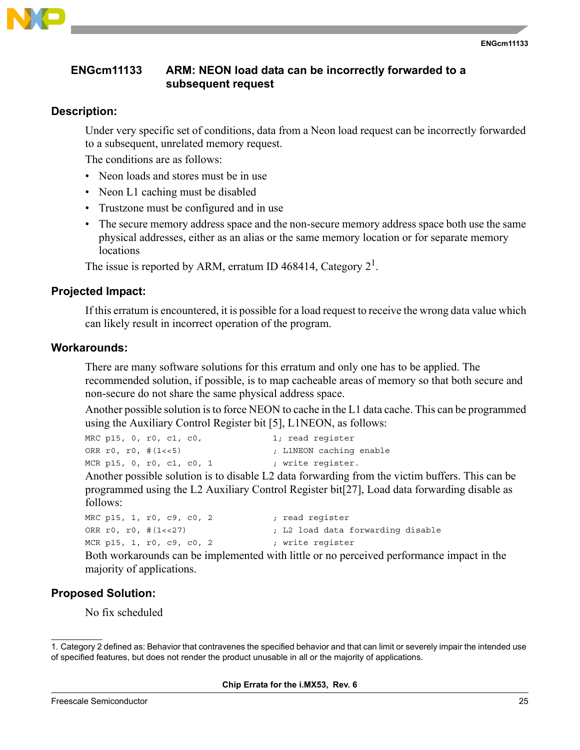## ENGcm11133 ARM: NEON load data can be incorrectly forwarded to a subsequent request

### Description:

Under very specific set of conditions, data from a Neon load request can be incorrectly forwarded to a subsequent, unrelated memory request.

The conditions are as follows:

- Neon loads and stores must be in use
- Neon L1 caching must be disabled
- Trustzone must be configured and in use
- The secure memory address space and the non-secure memory address space both use the same physical addresses, either as an alias or the same memory location or for separate memory locations

The issue is reported by ARM, erratum ID 468414, Category 2[1].

### Projected Impact:

If this erratum is encountered, it is possible for a load request to receive the wrong data value which can likely result in incorrect operation of the program.

### Workarounds:

There are many software solutions for this erratum and only one has to be applied. The recommended solution, if possible, is to map cacheable areas of memory so that both secure and non-secure do not share the same physical address space.

Another possible solution is to force NEON to cache in the L1 data cache. This can be programmed using the Auxiliary Control Register bit [5], L1NEON, as follows:

```
MRC p15, 0, r0, c1, c0,              1; read register
ORR r0, r0, #(1<<5)                   ; L1NEON caching enable
MCR p15, 0, r0, c1, c0, 1             ; write register.
```

Another possible solution is to disable L2 data forwarding from the victim buffers. This can be programmed using the L2 Auxiliary Control Register bit[27], Load data forwarding disable as follows:

```
MRC p15, 1, r0, c9, c0, 2             ; read register
ORR r0, r0, #(1<<27)                  ; L2 load data forwarding disable
MCR p15, 1, r0, c9, c0, 2             ; write register
```

Both workarounds can be implemented with little or no perceived performance impact in the majority of applications.

### Proposed Solution:

No fix scheduled

---

1. Category 2 defined as: Behavior that contravenes the specified behavior and that can limit or severely impair the intended use of specified features, but does not render the product unusable in all or the majority of applications.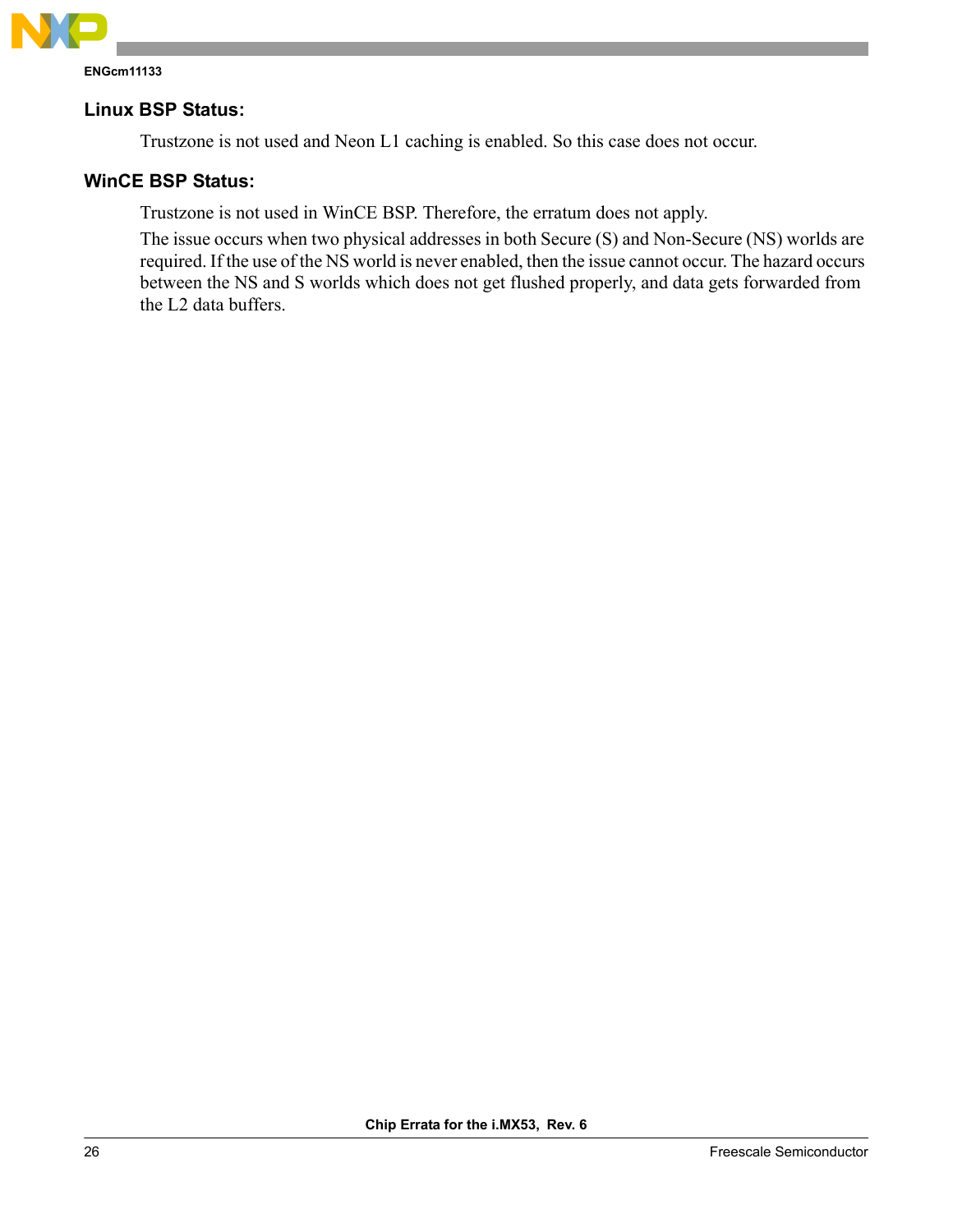## Linux BSP Status:

Trustzone is not used and Neon L1 caching is enabled. So this case does not occur.

## WinCE BSP Status:

Trustzone is not used in WinCE BSP. Therefore, the erratum does not apply.

The issue occurs when two physical addresses in both Secure (S) and Non-Secure (NS) worlds are required. If the use of the NS world is never enabled, then the issue cannot occur. The hazard occurs between the NS and S worlds which does not get flushed properly, and data gets forwarded from the L2 data buffers.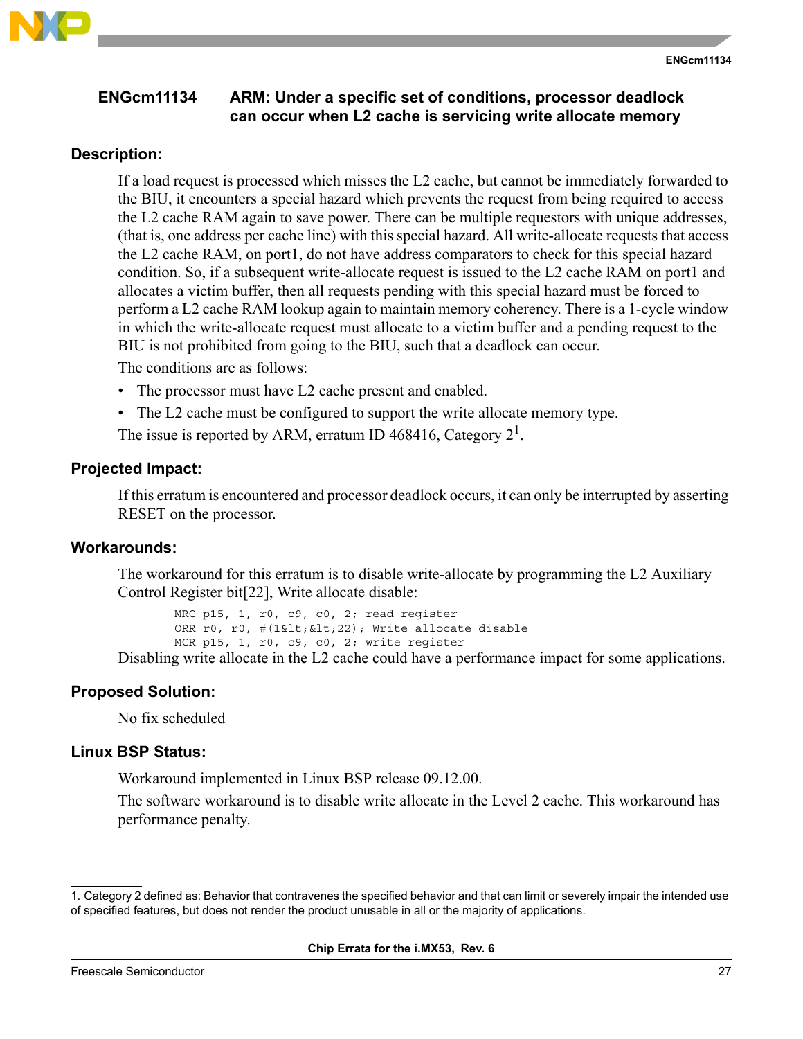## ENGcm11134 ARM: Under a specific set of conditions, processor deadlock can occur when L2 cache is servicing write allocate memory

### Description:

If a load request is processed which misses the L2 cache, but cannot be immediately forwarded to the BIU, it encounters a special hazard which prevents the request from being required to access the L2 cache RAM again to save power. There can be multiple requestors with unique addresses, (that is, one address per cache line) with this special hazard. All write-allocate requests that access the L2 cache RAM, on port1, do not have address comparators to check for this special hazard condition. So, if a subsequent write-allocate request is issued to the L2 cache RAM on port1 and allocates a victim buffer, then all requests pending with this special hazard must be forced to perform a L2 cache RAM lookup again to maintain memory coherency. There is a 1-cycle window in which the write-allocate request must allocate to a victim buffer and a pending request to the BIU is not prohibited from going to the BIU, such that a deadlock can occur.

The conditions are as follows:

- The processor must have L2 cache present and enabled.
- The L2 cache must be configured to support the write allocate memory type.

The issue is reported by ARM, erratum ID 468416, Category 2[1].

### Projected Impact:

If this erratum is encountered and processor deadlock occurs, it can only be interrupted by asserting RESET on the processor.

### Workarounds:

The workaround for this erratum is to disable write-allocate by programming the L2 Auxiliary Control Register bit[22], Write allocate disable:

```
MRC p15, 1, r0, c9, c0, 2; read register
ORR r0, r0, #(1&lt;&lt;22); Write allocate disable
MCR p15, 1, r0, c9, c0, 2; write register
```

Disabling write allocate in the L2 cache could have a performance impact for some applications.

### Proposed Solution:

No fix scheduled

### Linux BSP Status:

Workaround implemented in Linux BSP release 09.12.00.

The software workaround is to disable write allocate in the Level 2 cache. This workaround has performance penalty.

---

1. Category 2 defined as: Behavior that contravenes the specified behavior and that can limit or severely impair the intended use of specified features, but does not render the product unusable in all or the majority of applications.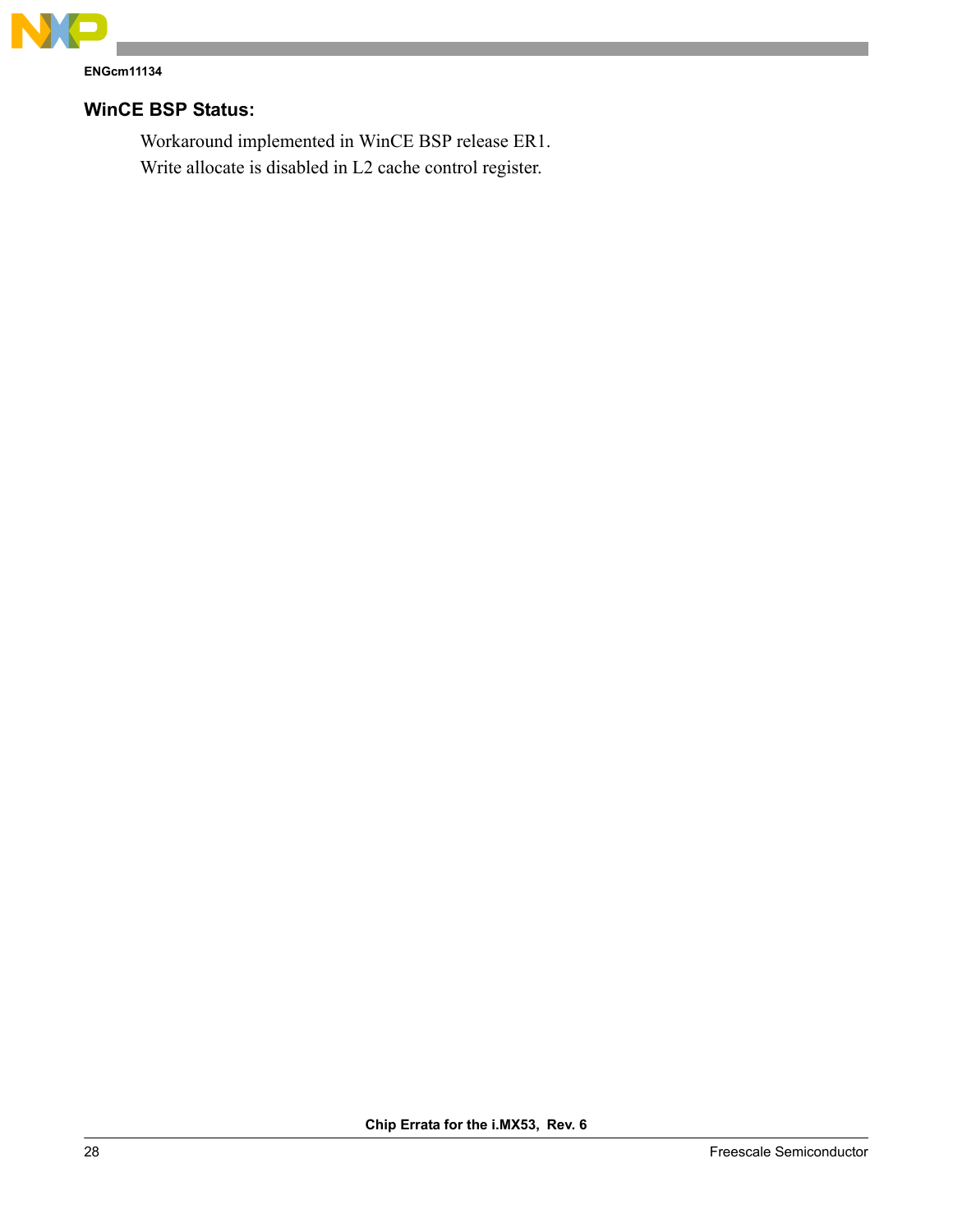### WinCE BSP Status:

Workaround implemented in WinCE BSP release ER1.

Write allocate is disabled in L2 cache control register.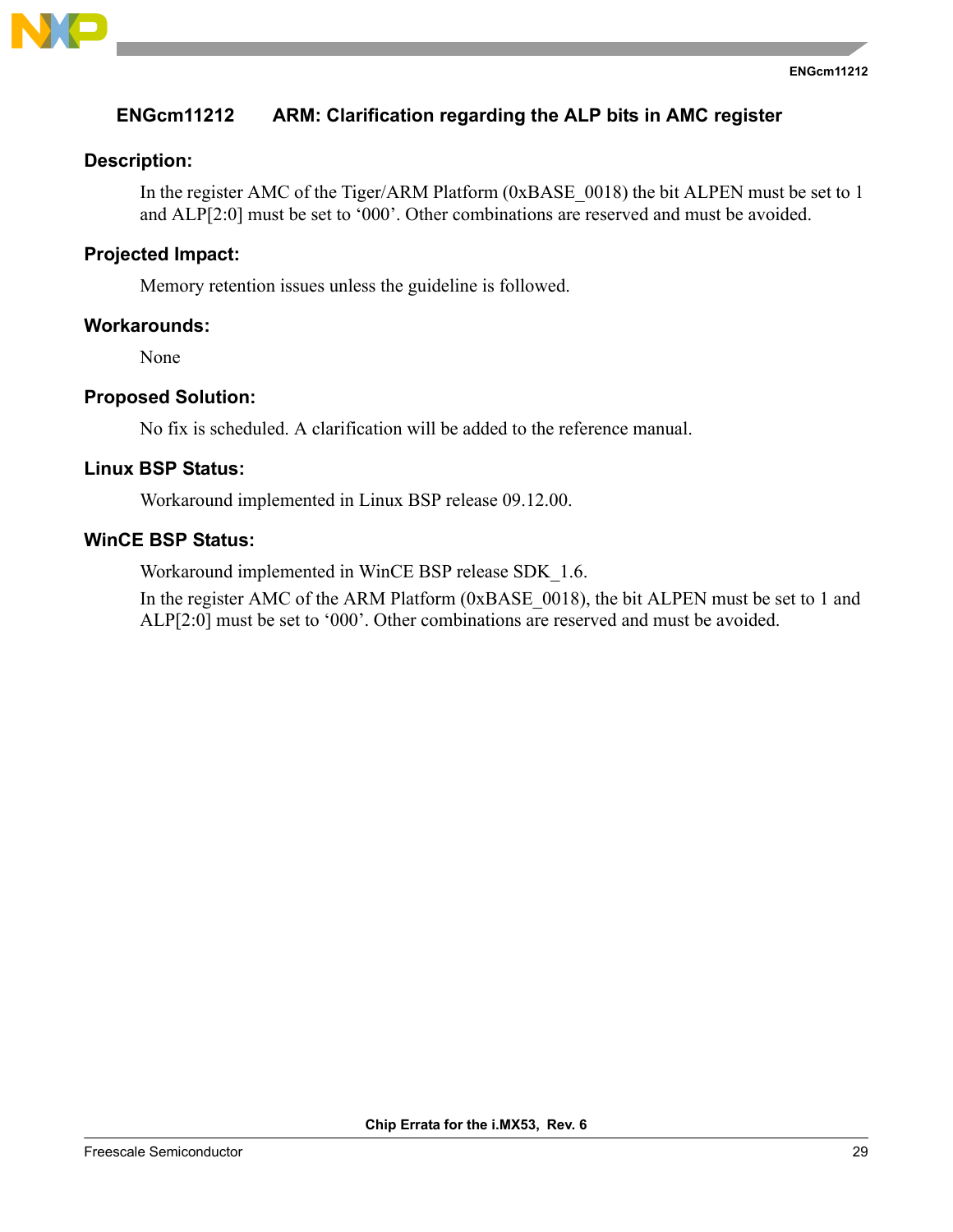## ENGcm11212 ARM: Clarification regarding the ALP bits in AMC register

### Description:

In the register AMC of the Tiger/ARM Platform (0xBASE_0018) the bit ALPEN must be set to 1 and ALP[2:0] must be set to '000'. Other combinations are reserved and must be avoided.

### Projected Impact:

Memory retention issues unless the guideline is followed.

### Workarounds:

None

### Proposed Solution:

No fix is scheduled. A clarification will be added to the reference manual.

### Linux BSP Status:

Workaround implemented in Linux BSP release 09.12.00.

### WinCE BSP Status:

Workaround implemented in WinCE BSP release SDK_1.6.

In the register AMC of the ARM Platform (0xBASE_0018), the bit ALPEN must be set to 1 and ALP[2:0] must be set to '000'. Other combinations are reserved and must be avoided.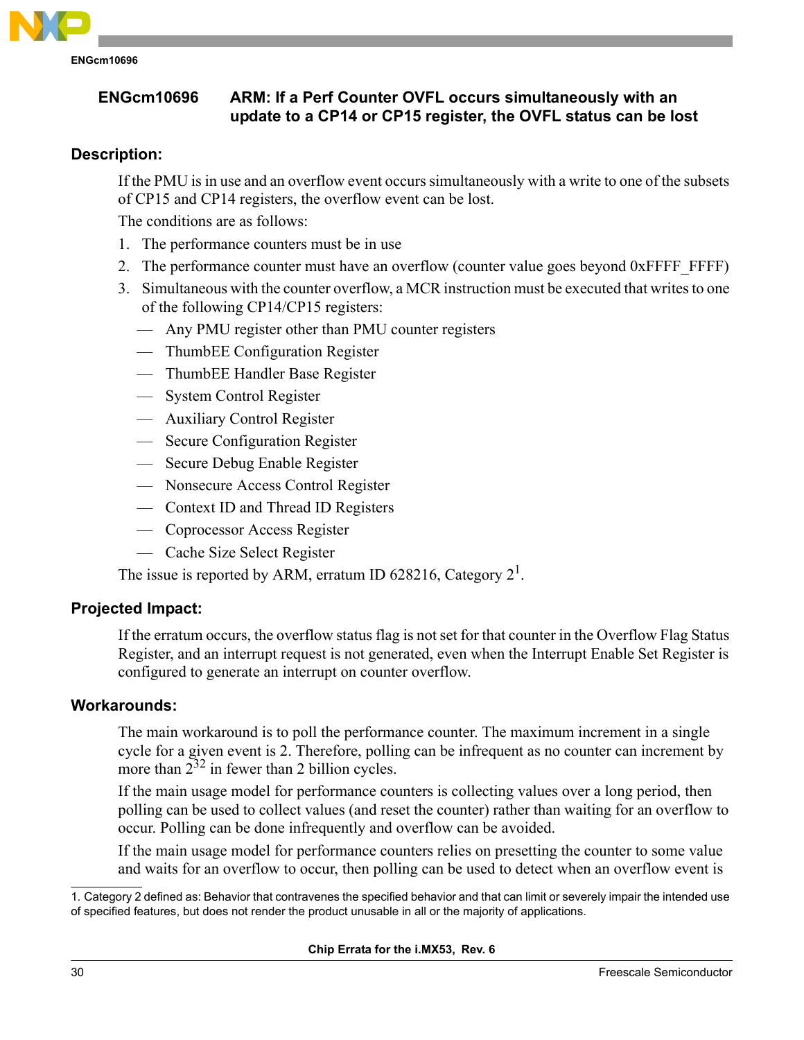## ENGcm10696 ARM: If a Perf Counter OVFL occurs simultaneously with an update to a CP14 or CP15 register, the OVFL status can be lost

### Description:

If the PMU is in use and an overflow event occurs simultaneously with a write to one of the subsets of CP15 and CP14 registers, the overflow event can be lost.

The conditions are as follows:

1. The performance counters must be in use
2. The performance counter must have an overflow (counter value goes beyond 0xFFFF_FFFF)
3. Simultaneous with the counter overflow, a MCR instruction must be executed that writes to one of the following CP14/CP15 registers:
   - Any PMU register other than PMU counter registers
   - ThumbEE Configuration Register
   - ThumbEE Handler Base Register
   - System Control Register
   - Auxiliary Control Register
   - Secure Configuration Register
   - Secure Debug Enable Register
   - Nonsecure Access Control Register
   - Context ID and Thread ID Registers
   - Coprocessor Access Register
   - Cache Size Select Register

The issue is reported by ARM, erratum ID 628216, Category 2[1].

### Projected Impact:

If the erratum occurs, the overflow status flag is not set for that counter in the Overflow Flag Status Register, and an interrupt request is not generated, even when the Interrupt Enable Set Register is configured to generate an interrupt on counter overflow.

### Workarounds:

The main workaround is to poll the performance counter. The maximum increment in a single cycle for a given event is 2. Therefore, polling can be infrequent as no counter can increment by more than $2^{32}$ in fewer than 2 billion cycles.

If the main usage model for performance counters is collecting values over a long period, then polling can be used to collect values (and reset the counter) rather than waiting for an overflow to occur. Polling can be done infrequently and overflow can be avoided.

If the main usage model for performance counters relies on presetting the counter to some value and waits for an overflow to occur, then polling can be used to detect when an overflow event is

1. Category 2 defined as: Behavior that contravenes the specified behavior and that can limit or severely impair the intended use of specified features, but does not render the product unusable in all or the majority of applications.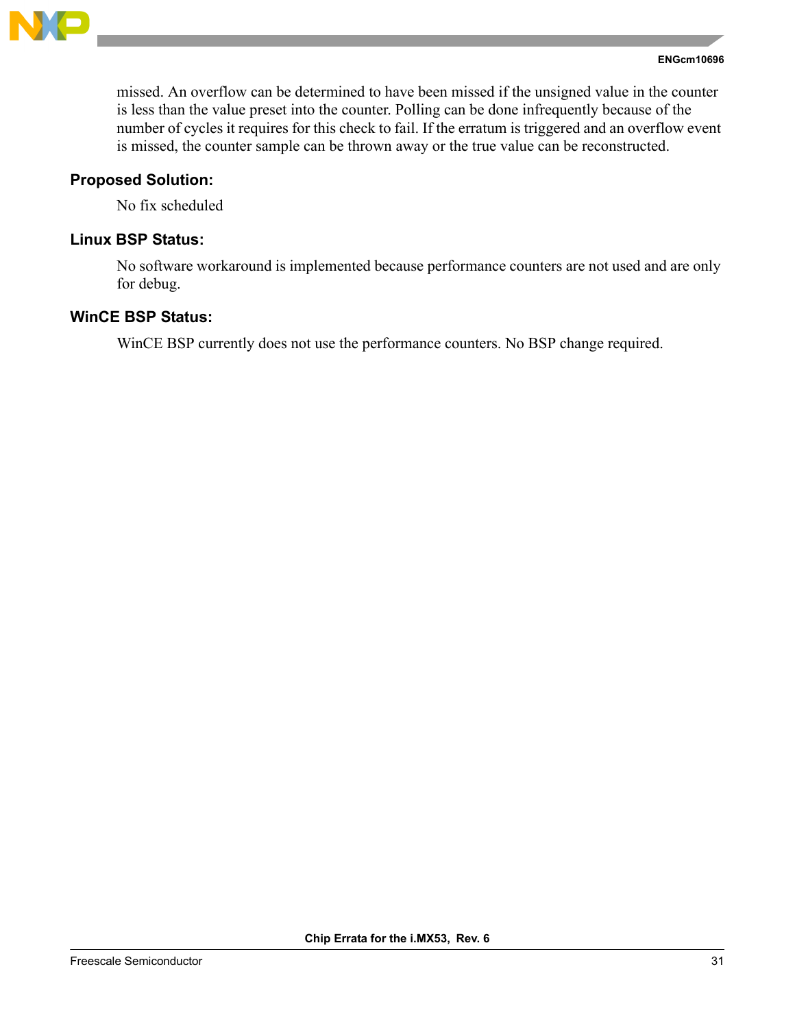missed. An overflow can be determined to have been missed if the unsigned value in the counter is less than the value preset into the counter. Polling can be done infrequently because of the number of cycles it requires for this check to fail. If the erratum is triggered and an overflow event is missed, the counter sample can be thrown away or the true value can be reconstructed.

### Proposed Solution:

No fix scheduled

### Linux BSP Status:

No software workaround is implemented because performance counters are not used and are only for debug.

### WinCE BSP Status:

WinCE BSP currently does not use the performance counters. No BSP change required.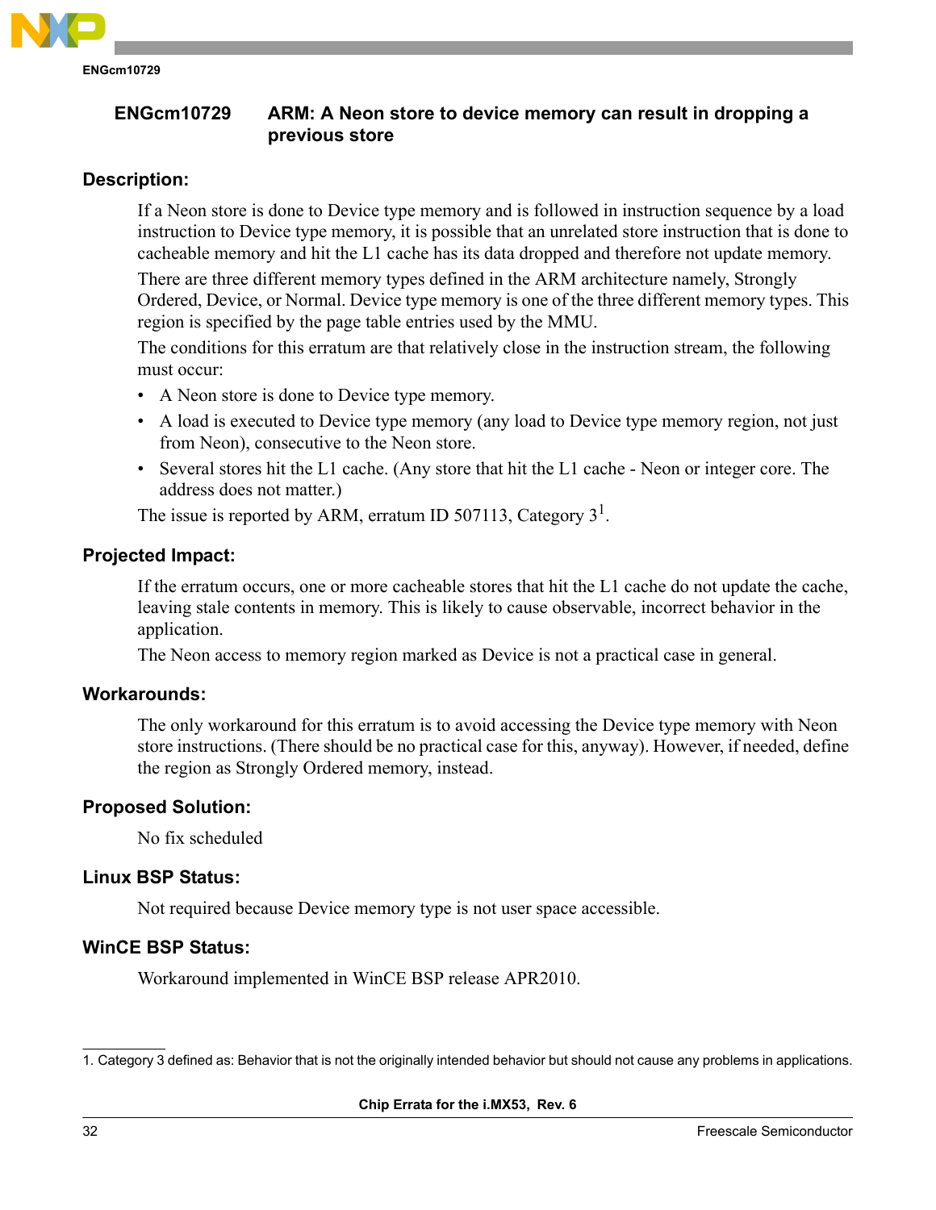## ENGcm10729 ARM: A Neon store to device memory can result in dropping a previous store

### Description:

If a Neon store is done to Device type memory and is followed in instruction sequence by a load instruction to Device type memory, it is possible that an unrelated store instruction that is done to cacheable memory and hit the L1 cache has its data dropped and therefore not update memory.

There are three different memory types defined in the ARM architecture namely, Strongly Ordered, Device, or Normal. Device type memory is one of the three different memory types. This region is specified by the page table entries used by the MMU.

The conditions for this erratum are that relatively close in the instruction stream, the following must occur:

- A Neon store is done to Device type memory.
- A load is executed to Device type memory (any load to Device type memory region, not just from Neon), consecutive to the Neon store.
- Several stores hit the L1 cache. (Any store that hit the L1 cache - Neon or integer core. The address does not matter.)

The issue is reported by ARM, erratum ID 507113, Category 3[1].

### Projected Impact:

If the erratum occurs, one or more cacheable stores that hit the L1 cache do not update the cache, leaving stale contents in memory. This is likely to cause observable, incorrect behavior in the application.

The Neon access to memory region marked as Device is not a practical case in general.

### Workarounds:

The only workaround for this erratum is to avoid accessing the Device type memory with Neon store instructions. (There should be no practical case for this, anyway). However, if needed, define the region as Strongly Ordered memory, instead.

### Proposed Solution:

No fix scheduled

### Linux BSP Status:

Not required because Device memory type is not user space accessible.

### WinCE BSP Status:

Workaround implemented in WinCE BSP release APR2010.

---

1. Category 3 defined as: Behavior that is not the originally intended behavior but should not cause any problems in applications.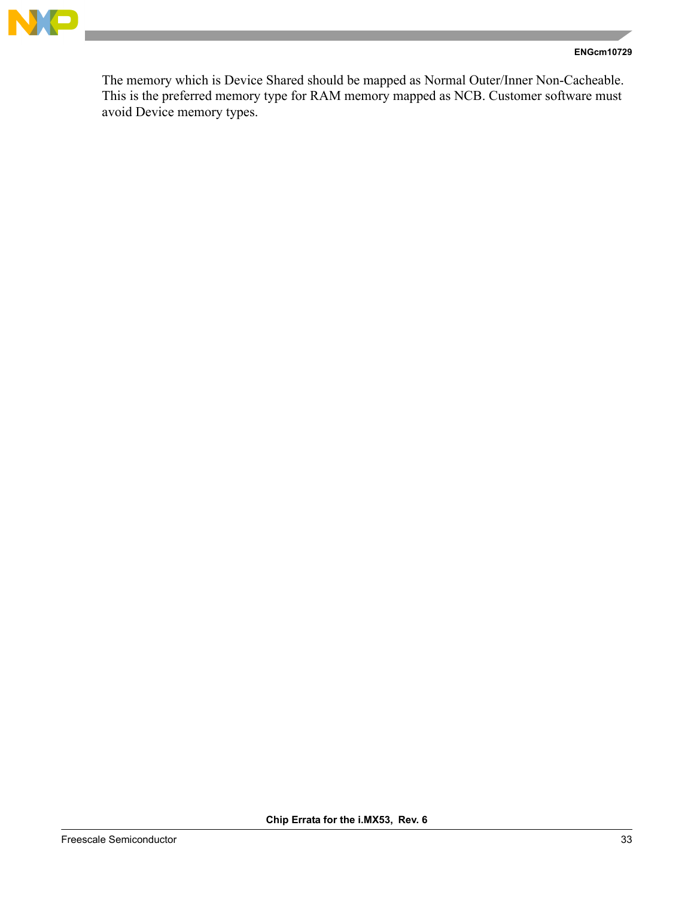The memory which is Device Shared should be mapped as Normal Outer/Inner Non-Cacheable. This is the preferred memory type for RAM memory mapped as NCB. Customer software must avoid Device memory types.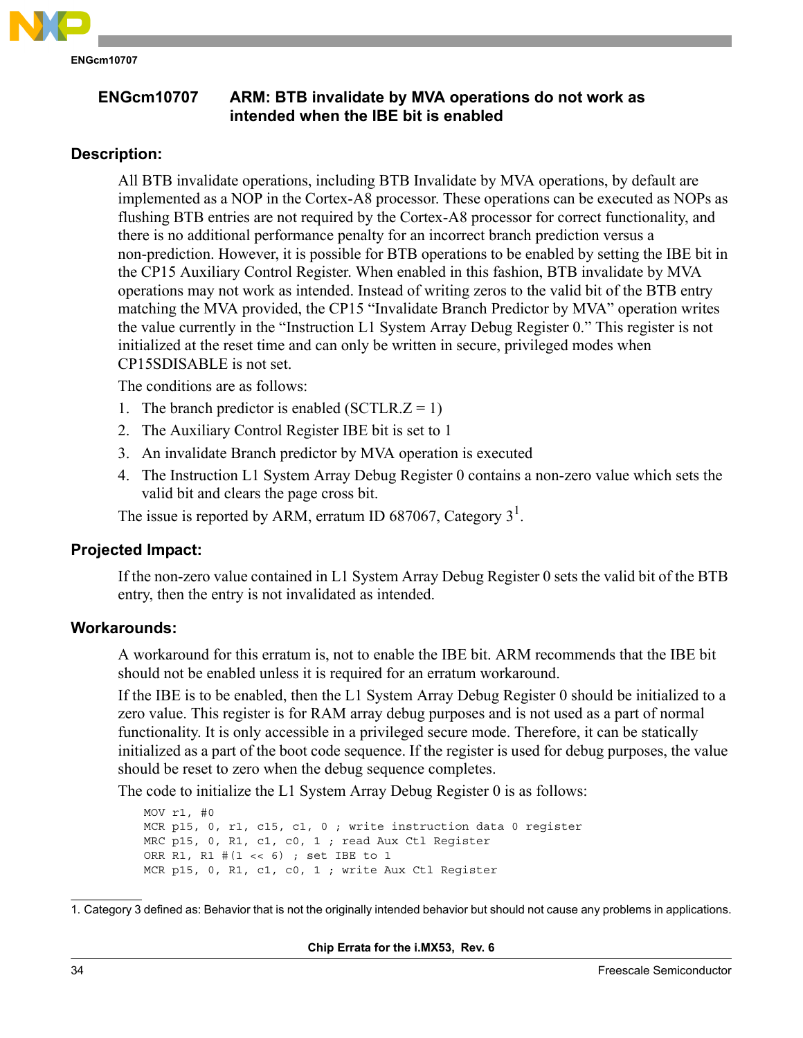## ENGcm10707 ARM: BTB invalidate by MVA operations do not work as intended when the IBE bit is enabled

### Description:

All BTB invalidate operations, including BTB Invalidate by MVA operations, by default are implemented as a NOP in the Cortex-A8 processor. These operations can be executed as NOPs as flushing BTB entries are not required by the Cortex-A8 processor for correct functionality, and there is no additional performance penalty for an incorrect branch prediction versus a non-prediction. However, it is possible for BTB operations to be enabled by setting the IBE bit in the CP15 Auxiliary Control Register. When enabled in this fashion, BTB invalidate by MVA operations may not work as intended. Instead of writing zeros to the valid bit of the BTB entry matching the MVA provided, the CP15 "Invalidate Branch Predictor by MVA" operation writes the value currently in the "Instruction L1 System Array Debug Register 0." This register is not initialized at the reset time and can only be written in secure, privileged modes when CP15SDISABLE is not set.

The conditions are as follows:

1. The branch predictor is enabled (SCTLR.Z = 1)
2. The Auxiliary Control Register IBE bit is set to 1
3. An invalidate Branch predictor by MVA operation is executed
4. The Instruction L1 System Array Debug Register 0 contains a non-zero value which sets the valid bit and clears the page cross bit.

The issue is reported by ARM, erratum ID 687067, Category 3[1].

### Projected Impact:

If the non-zero value contained in L1 System Array Debug Register 0 sets the valid bit of the BTB entry, then the entry is not invalidated as intended.

### Workarounds:

A workaround for this erratum is, not to enable the IBE bit. ARM recommends that the IBE bit should not be enabled unless it is required for an erratum workaround.

If the IBE is to be enabled, then the L1 System Array Debug Register 0 should be initialized to a zero value. This register is for RAM array debug purposes and is not used as a part of normal functionality. It is only accessible in a privileged secure mode. Therefore, it can be statically initialized as a part of the boot code sequence. If the register is used for debug purposes, the value should be reset to zero when the debug sequence completes.

The code to initialize the L1 System Array Debug Register 0 is as follows:

```
MOV r1, #0
MCR p15, 0, r1, c15, c1, 0 ; write instruction data 0 register
MRC p15, 0, R1, c1, c0, 1 ; read Aux Ctl Register
ORR R1, R1 #(1 << 6) ; set IBE to 1
MCR p15, 0, R1, c1, c0, 1 ; write Aux Ctl Register
```

1. Category 3 defined as: Behavior that is not the originally intended behavior but should not cause any problems in applications.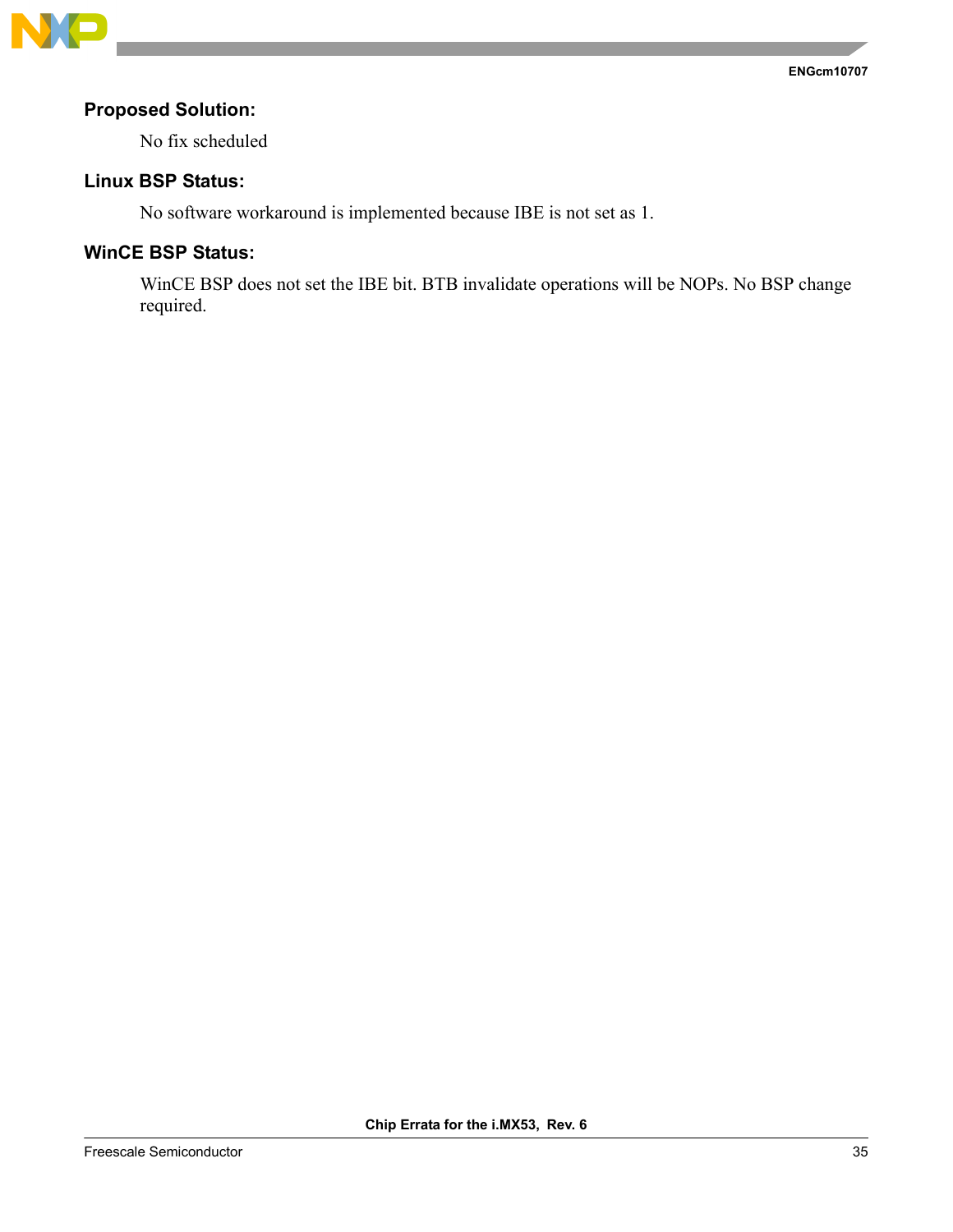### Proposed Solution:

No fix scheduled

### Linux BSP Status:

No software workaround is implemented because IBE is not set as 1.

### WinCE BSP Status:

WinCE BSP does not set the IBE bit. BTB invalidate operations will be NOPs. No BSP change required.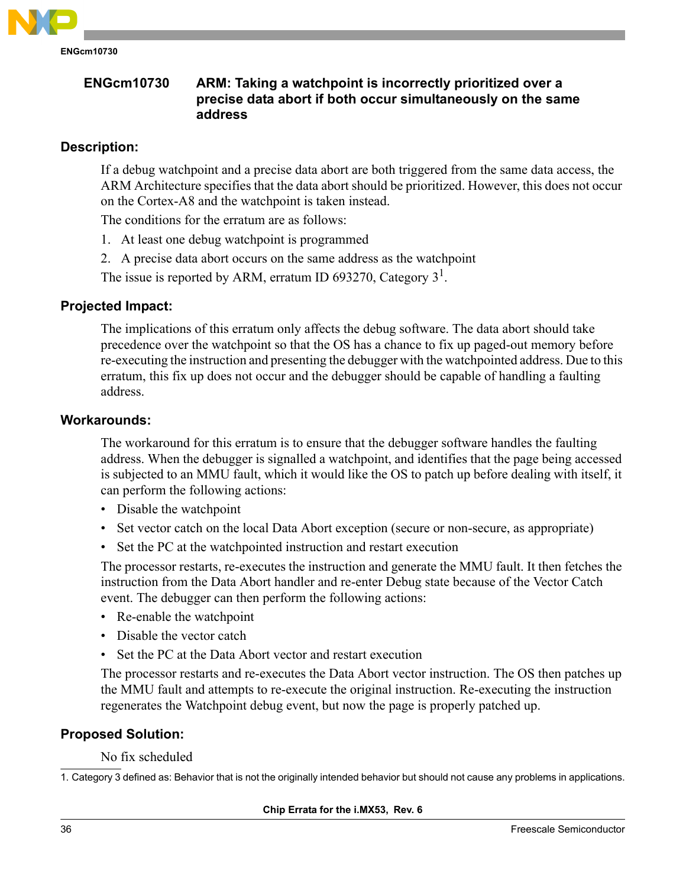## ENGcm10730 ARM: Taking a watchpoint is incorrectly prioritized over a precise data abort if both occur simultaneously on the same address

### Description:

If a debug watchpoint and a precise data abort are both triggered from the same data access, the ARM Architecture specifies that the data abort should be prioritized. However, this does not occur on the Cortex-A8 and the watchpoint is taken instead.

The conditions for the erratum are as follows:

1. At least one debug watchpoint is programmed
2. A precise data abort occurs on the same address as the watchpoint

The issue is reported by ARM, erratum ID 693270, Category 3[1].

### Projected Impact:

The implications of this erratum only affects the debug software. The data abort should take precedence over the watchpoint so that the OS has a chance to fix up paged-out memory before re-executing the instruction and presenting the debugger with the watchpointed address. Due to this erratum, this fix up does not occur and the debugger should be capable of handling a faulting address.

### Workarounds:

The workaround for this erratum is to ensure that the debugger software handles the faulting address. When the debugger is signalled a watchpoint, and identifies that the page being accessed is subjected to an MMU fault, which it would like the OS to patch up before dealing with itself, it can perform the following actions:

- Disable the watchpoint
- Set vector catch on the local Data Abort exception (secure or non-secure, as appropriate)
- Set the PC at the watchpointed instruction and restart execution

The processor restarts, re-executes the instruction and generate the MMU fault. It then fetches the instruction from the Data Abort handler and re-enter Debug state because of the Vector Catch event. The debugger can then perform the following actions:

- Re-enable the watchpoint
- Disable the vector catch
- Set the PC at the Data Abort vector and restart execution

The processor restarts and re-executes the Data Abort vector instruction. The OS then patches up the MMU fault and attempts to re-execute the original instruction. Re-executing the instruction regenerates the Watchpoint debug event, but now the page is properly patched up.

### Proposed Solution:

No fix scheduled

1. Category 3 defined as: Behavior that is not the originally intended behavior but should not cause any problems in applications.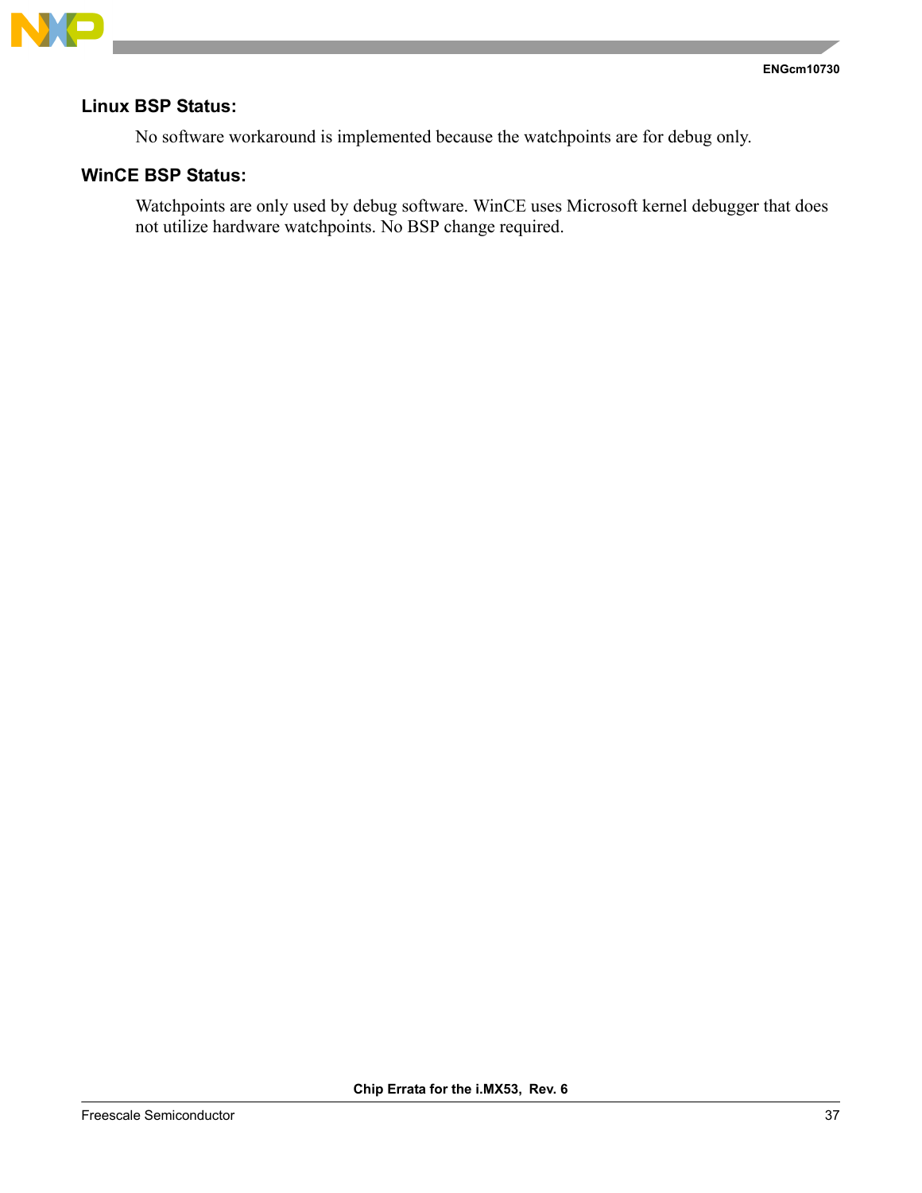### Linux BSP Status:

No software workaround is implemented because the watchpoints are for debug only.

### WinCE BSP Status:

Watchpoints are only used by debug software. WinCE uses Microsoft kernel debugger that does not utilize hardware watchpoints. No BSP change required.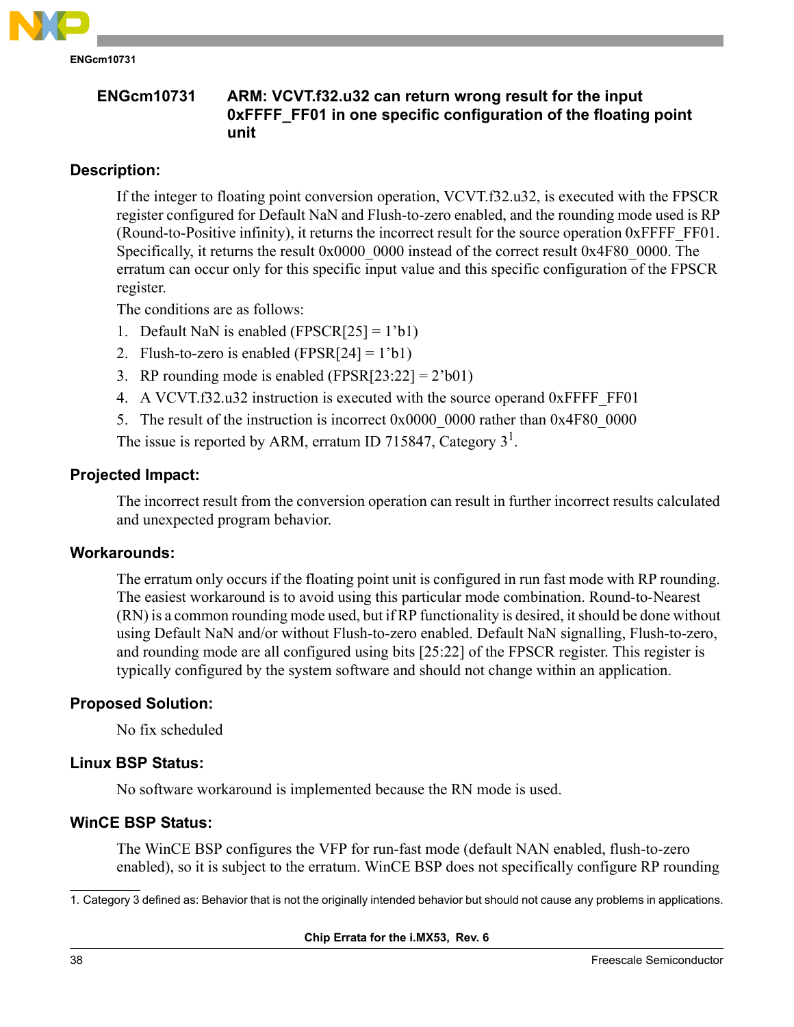## ENGcm10731 ARM: VCVT.f32.u32 can return wrong result for the input 0xFFFF_FF01 in one specific configuration of the floating point unit

### Description:

If the integer to floating point conversion operation, VCVT.f32.u32, is executed with the FPSCR register configured for Default NaN and Flush-to-zero enabled, and the rounding mode used is RP (Round-to-Positive infinity), it returns the incorrect result for the source operation 0xFFFF_FF01. Specifically, it returns the result 0x0000_0000 instead of the correct result 0x4F80_0000. The erratum can occur only for this specific input value and this specific configuration of the FPSCR register.

The conditions are as follows:

1. Default NaN is enabled (FPSCR[25] = 1'b1)
2. Flush-to-zero is enabled (FPSR[24] = 1'b1)
3. RP rounding mode is enabled (FPSR[23:22] = 2'b01)
4. A VCVT.f32.u32 instruction is executed with the source operand 0xFFFF_FF01
5. The result of the instruction is incorrect 0x0000_0000 rather than 0x4F80_0000

The issue is reported by ARM, erratum ID 715847, Category 3[1].

### Projected Impact:

The incorrect result from the conversion operation can result in further incorrect results calculated and unexpected program behavior.

### Workarounds:

The erratum only occurs if the floating point unit is configured in run fast mode with RP rounding. The easiest workaround is to avoid using this particular mode combination. Round-to-Nearest (RN) is a common rounding mode used, but if RP functionality is desired, it should be done without using Default NaN and/or without Flush-to-zero enabled. Default NaN signalling, Flush-to-zero, and rounding mode are all configured using bits [25:22] of the FPSCR register. This register is typically configured by the system software and should not change within an application.

### Proposed Solution:

No fix scheduled

### Linux BSP Status:

No software workaround is implemented because the RN mode is used.

### WinCE BSP Status:

The WinCE BSP configures the VFP for run-fast mode (default NAN enabled, flush-to-zero enabled), so it is subject to the erratum. WinCE BSP does not specifically configure RP rounding

1. Category 3 defined as: Behavior that is not the originally intended behavior but should not cause any problems in applications.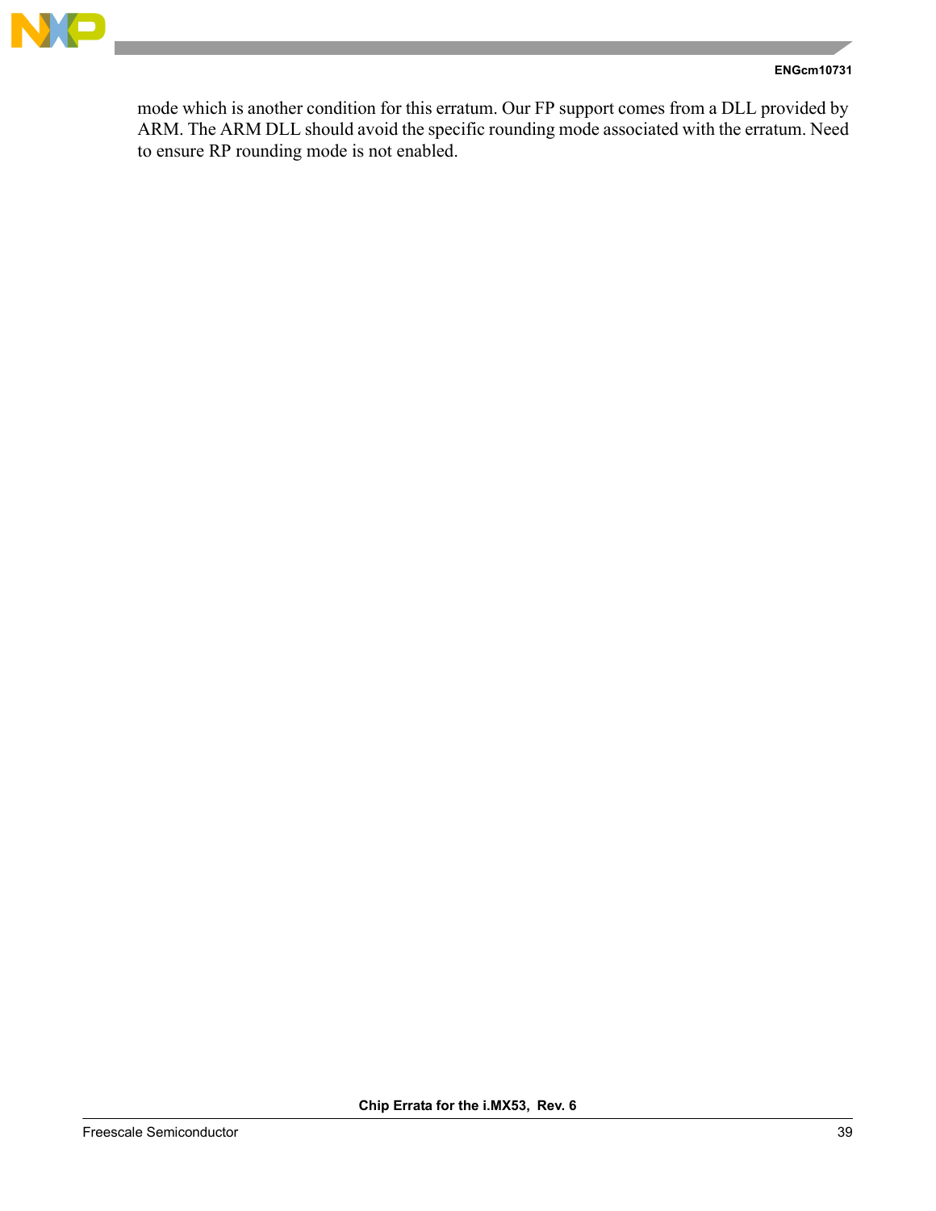mode which is another condition for this erratum. Our FP support comes from a DLL provided by ARM. The ARM DLL should avoid the specific rounding mode associated with the erratum. Need to ensure RP rounding mode is not enabled.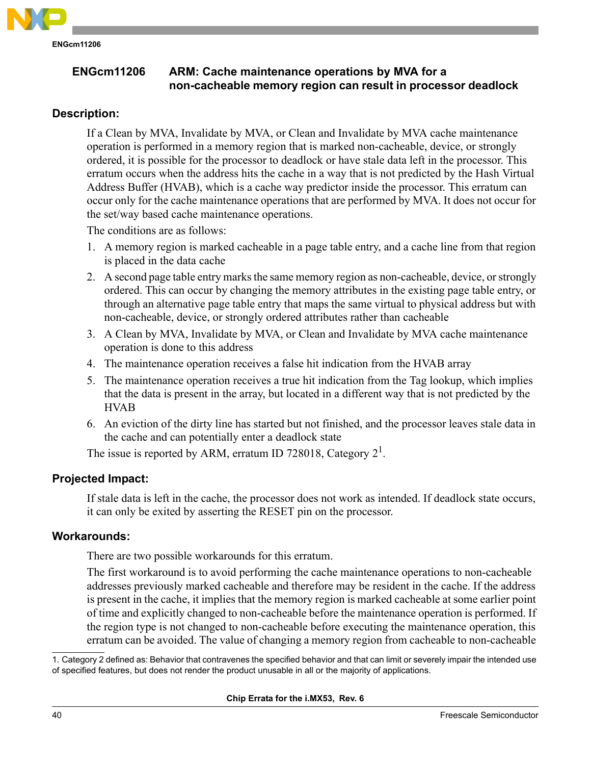## ENGcm11206 ARM: Cache maintenance operations by MVA for a non-cacheable memory region can result in processor deadlock

### Description:

If a Clean by MVA, Invalidate by MVA, or Clean and Invalidate by MVA cache maintenance operation is performed in a memory region that is marked non-cacheable, device, or strongly ordered, it is possible for the processor to deadlock or have stale data left in the processor. This erratum occurs when the address hits the cache in a way that is not predicted by the Hash Virtual Address Buffer (HVAB), which is a cache way predictor inside the processor. This erratum can occur only for the cache maintenance operations that are performed by MVA. It does not occur for the set/way based cache maintenance operations.

The conditions are as follows:

1. A memory region is marked cacheable in a page table entry, and a cache line from that region is placed in the data cache
2. A second page table entry marks the same memory region as non-cacheable, device, or strongly ordered. This can occur by changing the memory attributes in the existing page table entry, or through an alternative page table entry that maps the same virtual to physical address but with non-cacheable, device, or strongly ordered attributes rather than cacheable
3. A Clean by MVA, Invalidate by MVA, or Clean and Invalidate by MVA cache maintenance operation is done to this address
4. The maintenance operation receives a false hit indication from the HVAB array
5. The maintenance operation receives a true hit indication from the Tag lookup, which implies that the data is present in the array, but located in a different way that is not predicted by the HVAB
6. An eviction of the dirty line has started but not finished, and the processor leaves stale data in the cache and can potentially enter a deadlock state

The issue is reported by ARM, erratum ID 728018, Category 2[1].

### Projected Impact:

If stale data is left in the cache, the processor does not work as intended. If deadlock state occurs, it can only be exited by asserting the RESET pin on the processor.

### Workarounds:

There are two possible workarounds for this erratum.

The first workaround is to avoid performing the cache maintenance operations to non-cacheable addresses previously marked cacheable and therefore may be resident in the cache. If the address is present in the cache, it implies that the memory region is marked cacheable at some earlier point of time and explicitly changed to non-cacheable before the maintenance operation is performed. If the region type is not changed to non-cacheable before executing the maintenance operation, this erratum can be avoided. The value of changing a memory region from cacheable to non-cacheable

1. Category 2 defined as: Behavior that contravenes the specified behavior and that can limit or severely impair the intended use of specified features, but does not render the product unusable in all or the majority of applications.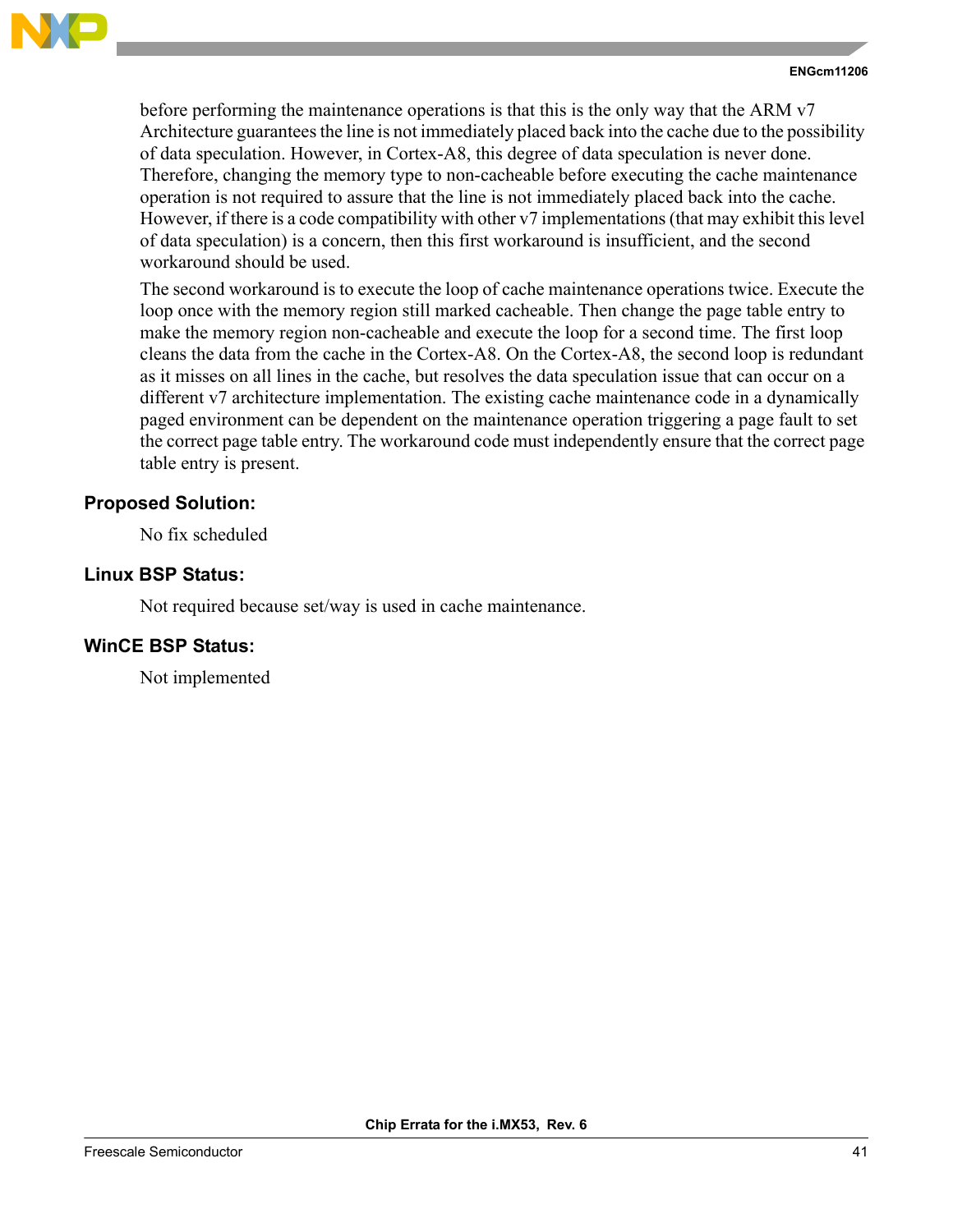before performing the maintenance operations is that this is the only way that the ARM v7 Architecture guarantees the line is not immediately placed back into the cache due to the possibility of data speculation. However, in Cortex-A8, this degree of data speculation is never done. Therefore, changing the memory type to non-cacheable before executing the cache maintenance operation is not required to assure that the line is not immediately placed back into the cache. However, if there is a code compatibility with other v7 implementations (that may exhibit this level of data speculation) is a concern, then this first workaround is insufficient, and the second workaround should be used.

The second workaround is to execute the loop of cache maintenance operations twice. Execute the loop once with the memory region still marked cacheable. Then change the page table entry to make the memory region non-cacheable and execute the loop for a second time. The first loop cleans the data from the cache in the Cortex-A8. On the Cortex-A8, the second loop is redundant as it misses on all lines in the cache, but resolves the data speculation issue that can occur on a different v7 architecture implementation. The existing cache maintenance code in a dynamically paged environment can be dependent on the maintenance operation triggering a page fault to set the correct page table entry. The workaround code must independently ensure that the correct page table entry is present.

### Proposed Solution:

No fix scheduled

### Linux BSP Status:

Not required because set/way is used in cache maintenance.

### WinCE BSP Status:

Not implemented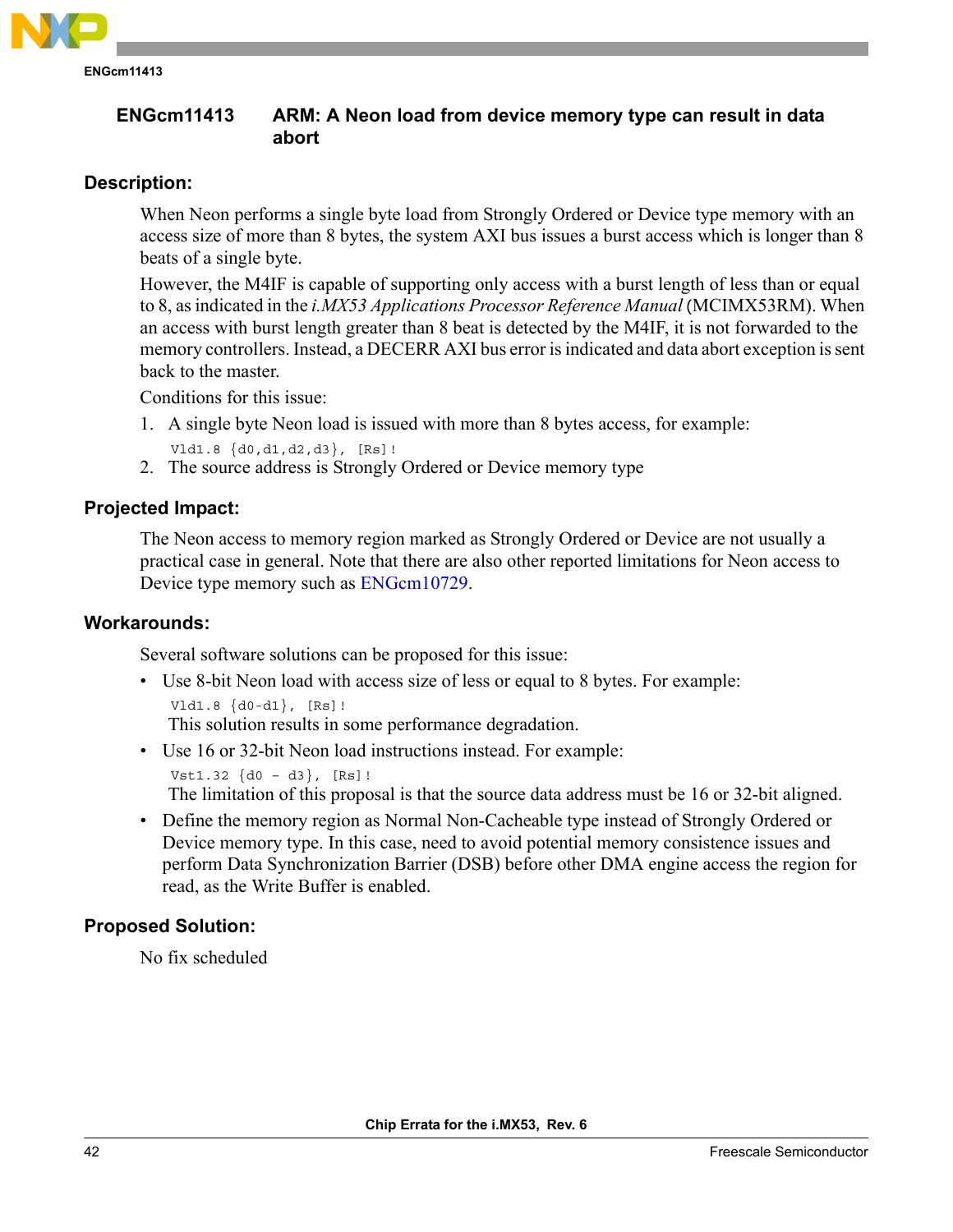## ENGcm11413 ARM: A Neon load from device memory type can result in data abort

### Description:

When Neon performs a single byte load from Strongly Ordered or Device type memory with an access size of more than 8 bytes, the system AXI bus issues a burst access which is longer than 8 beats of a single byte.

However, the M4IF is capable of supporting only access with a burst length of less than or equal to 8, as indicated in the *i.MX53 Applications Processor Reference Manual* (MCIMX53RM). When an access with burst length greater than 8 beat is detected by the M4IF, it is not forwarded to the memory controllers. Instead, a DECERR AXI bus error is indicated and data abort exception is sent back to the master.

Conditions for this issue:

1. A single byte Neon load is issued with more than 8 bytes access, for example:
   ```
   Vld1.8 {d0,d1,d2,d3}, [Rs]!
   ```
2. The source address is Strongly Ordered or Device memory type

### Projected Impact:

The Neon access to memory region marked as Strongly Ordered or Device are not usually a practical case in general. Note that there are also other reported limitations for Neon access to Device type memory such as ENGcm10729.

### Workarounds:

Several software solutions can be proposed for this issue:

- Use 8-bit Neon load with access size of less or equal to 8 bytes. For example:
  ```
  Vld1.8 {d0-d1}, [Rs]!
  ```
  This solution results in some performance degradation.
- Use 16 or 32-bit Neon load instructions instead. For example:
  ```
  Vst1.32 {d0 - d3}, [Rs]!
  ```
  The limitation of this proposal is that the source data address must be 16 or 32-bit aligned.
- Define the memory region as Normal Non-Cacheable type instead of Strongly Ordered or Device memory type. In this case, need to avoid potential memory consistence issues and perform Data Synchronization Barrier (DSB) before other DMA engine access the region for read, as the Write Buffer is enabled.

### Proposed Solution:

No fix scheduled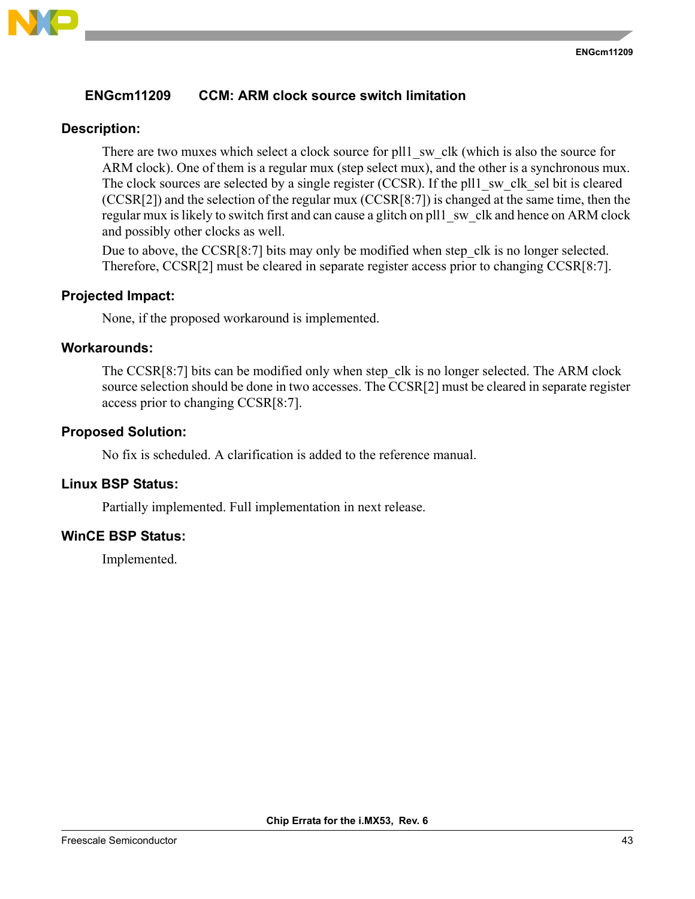## ENGcm11209 CCM: ARM clock source switch limitation

### Description:

There are two muxes which select a clock source for pll1_sw_clk (which is also the source for ARM clock). One of them is a regular mux (step select mux), and the other is a synchronous mux. The clock sources are selected by a single register (CCSR). If the pll1_sw_clk_sel bit is cleared (CCSR[2]) and the selection of the regular mux (CCSR[8:7]) is changed at the same time, then the regular mux is likely to switch first and can cause a glitch on pll1_sw_clk and hence on ARM clock and possibly other clocks as well.

Due to above, the CCSR[8:7] bits may only be modified when step_clk is no longer selected. Therefore, CCSR[2] must be cleared in separate register access prior to changing CCSR[8:7].

### Projected Impact:

None, if the proposed workaround is implemented.

### Workarounds:

The CCSR[8:7] bits can be modified only when step_clk is no longer selected. The ARM clock source selection should be done in two accesses. The CCSR[2] must be cleared in separate register access prior to changing CCSR[8:7].

### Proposed Solution:

No fix is scheduled. A clarification is added to the reference manual.

### Linux BSP Status:

Partially implemented. Full implementation in next release.

### WinCE BSP Status:

Implemented.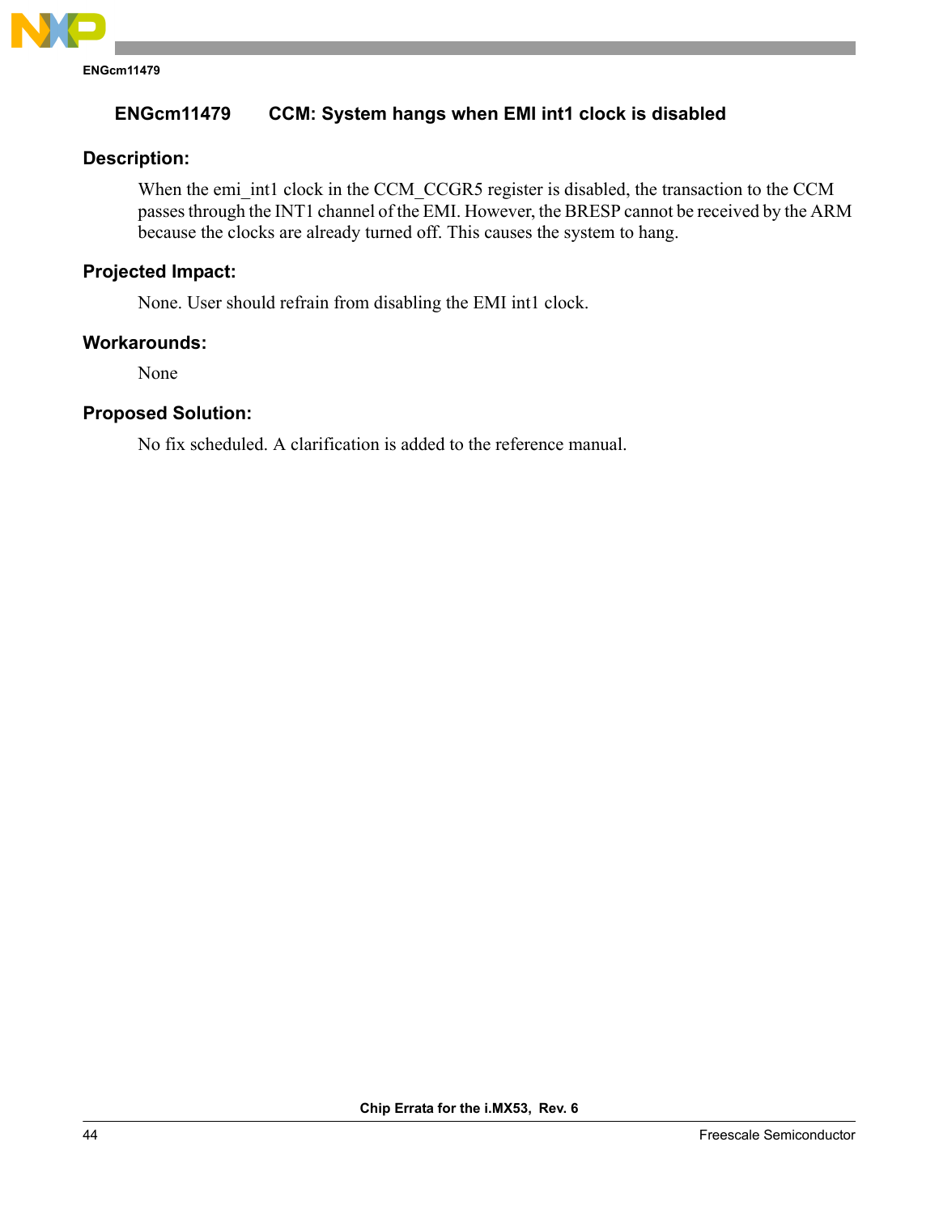## ENGcm11479 CCM: System hangs when EMI int1 clock is disabled

### Description:

When the emi_int1 clock in the CCM_CCGR5 register is disabled, the transaction to the CCM passes through the INT1 channel of the EMI. However, the BRESP cannot be received by the ARM because the clocks are already turned off. This causes the system to hang.

### Projected Impact:

None. User should refrain from disabling the EMI int1 clock.

### Workarounds:

None

### Proposed Solution:

No fix scheduled. A clarification is added to the reference manual.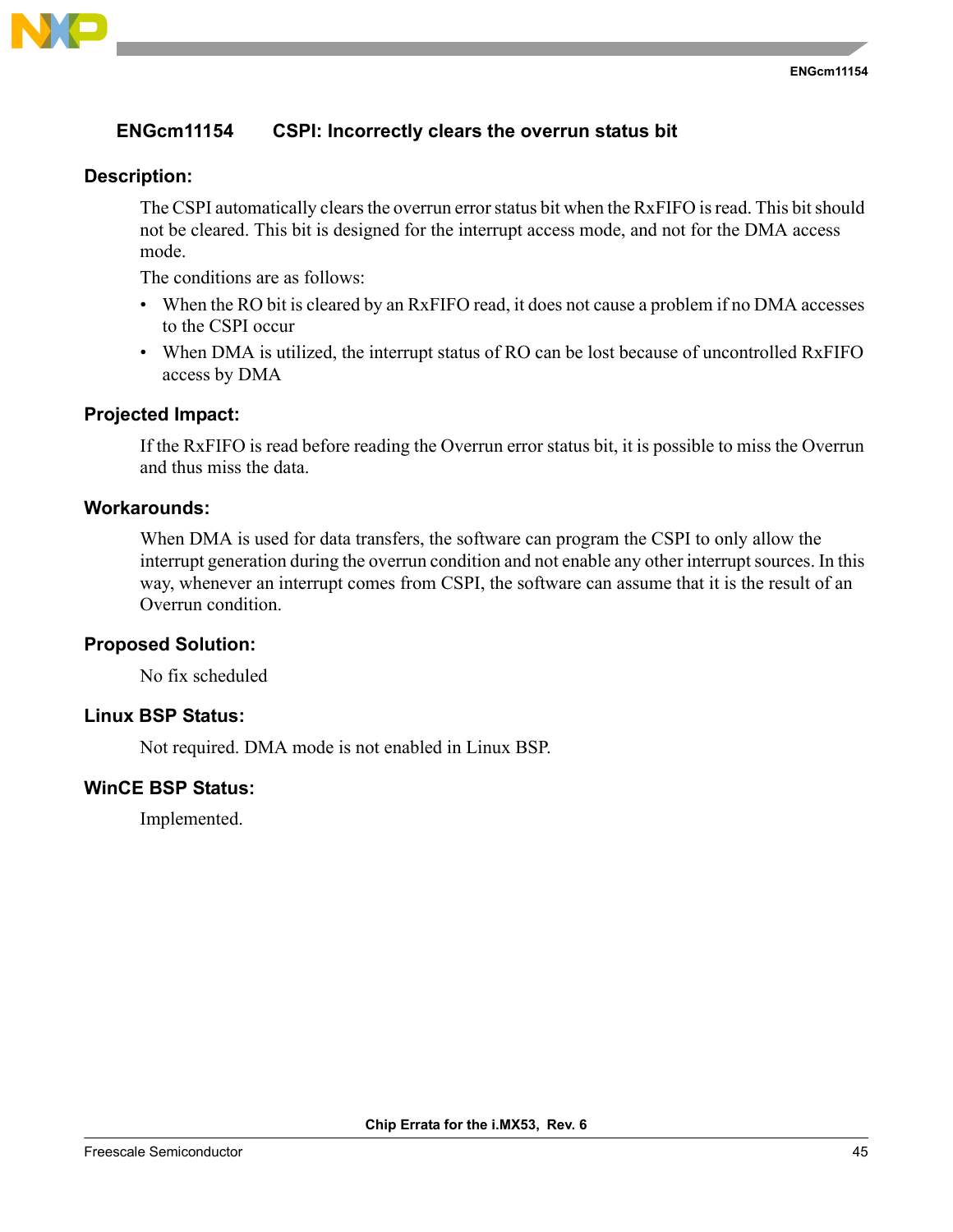## ENGcm11154 CSPI: Incorrectly clears the overrun status bit

### Description:

The CSPI automatically clears the overrun error status bit when the RxFIFO is read. This bit should not be cleared. This bit is designed for the interrupt access mode, and not for the DMA access mode.

The conditions are as follows:

- When the RO bit is cleared by an RxFIFO read, it does not cause a problem if no DMA accesses to the CSPI occur
- When DMA is utilized, the interrupt status of RO can be lost because of uncontrolled RxFIFO access by DMA

### Projected Impact:

If the RxFIFO is read before reading the Overrun error status bit, it is possible to miss the Overrun and thus miss the data.

### Workarounds:

When DMA is used for data transfers, the software can program the CSPI to only allow the interrupt generation during the overrun condition and not enable any other interrupt sources. In this way, whenever an interrupt comes from CSPI, the software can assume that it is the result of an Overrun condition.

### Proposed Solution:

No fix scheduled

### Linux BSP Status:

Not required. DMA mode is not enabled in Linux BSP.

### WinCE BSP Status:

Implemented.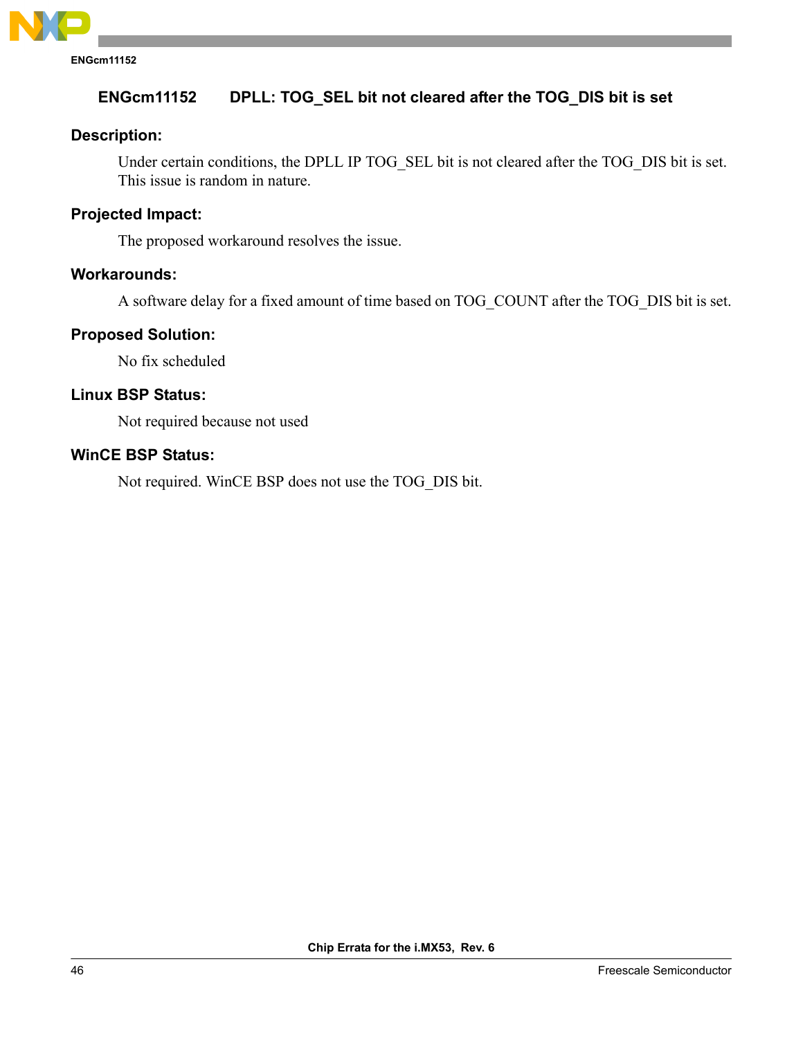## ENGcm11152 DPLL: TOG_SEL bit not cleared after the TOG_DIS bit is set

### Description:

Under certain conditions, the DPLL IP TOG_SEL bit is not cleared after the TOG_DIS bit is set. This issue is random in nature.

### Projected Impact:

The proposed workaround resolves the issue.

### Workarounds:

A software delay for a fixed amount of time based on TOG_COUNT after the TOG_DIS bit is set.

### Proposed Solution:

No fix scheduled

### Linux BSP Status:

Not required because not used

### WinCE BSP Status:

Not required. WinCE BSP does not use the TOG_DIS bit.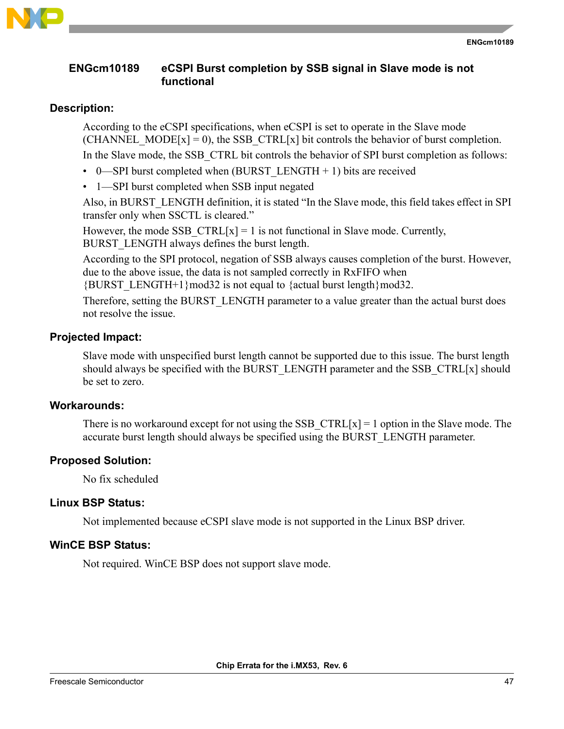## ENGcm10189 eCSPI Burst completion by SSB signal in Slave mode is not functional

### Description:

According to the eCSPI specifications, when eCSPI is set to operate in the Slave mode (CHANNEL_MODE[x] = 0), the SSB_CTRL[x] bit controls the behavior of burst completion.

In the Slave mode, the SSB_CTRL bit controls the behavior of SPI burst completion as follows:

- 0—SPI burst completed when (BURST_LENGTH + 1) bits are received
- 1—SPI burst completed when SSB input negated

Also, in BURST_LENGTH definition, it is stated "In the Slave mode, this field takes effect in SPI transfer only when SSCTL is cleared."

However, the mode SSB_CTRL[x] = 1 is not functional in Slave mode. Currently, BURST_LENGTH always defines the burst length.

According to the SPI protocol, negation of SSB always causes completion of the burst. However, due to the above issue, the data is not sampled correctly in RxFIFO when {BURST_LENGTH+1}mod32 is not equal to {actual burst length}mod32.

Therefore, setting the BURST_LENGTH parameter to a value greater than the actual burst does not resolve the issue.

### Projected Impact:

Slave mode with unspecified burst length cannot be supported due to this issue. The burst length should always be specified with the BURST_LENGTH parameter and the SSB_CTRL[x] should be set to zero.

### Workarounds:

There is no workaround except for not using the SSB_CTRL[x] = 1 option in the Slave mode. The accurate burst length should always be specified using the BURST_LENGTH parameter.

### Proposed Solution:

No fix scheduled

### Linux BSP Status:

Not implemented because eCSPI slave mode is not supported in the Linux BSP driver.

### WinCE BSP Status:

Not required. WinCE BSP does not support slave mode.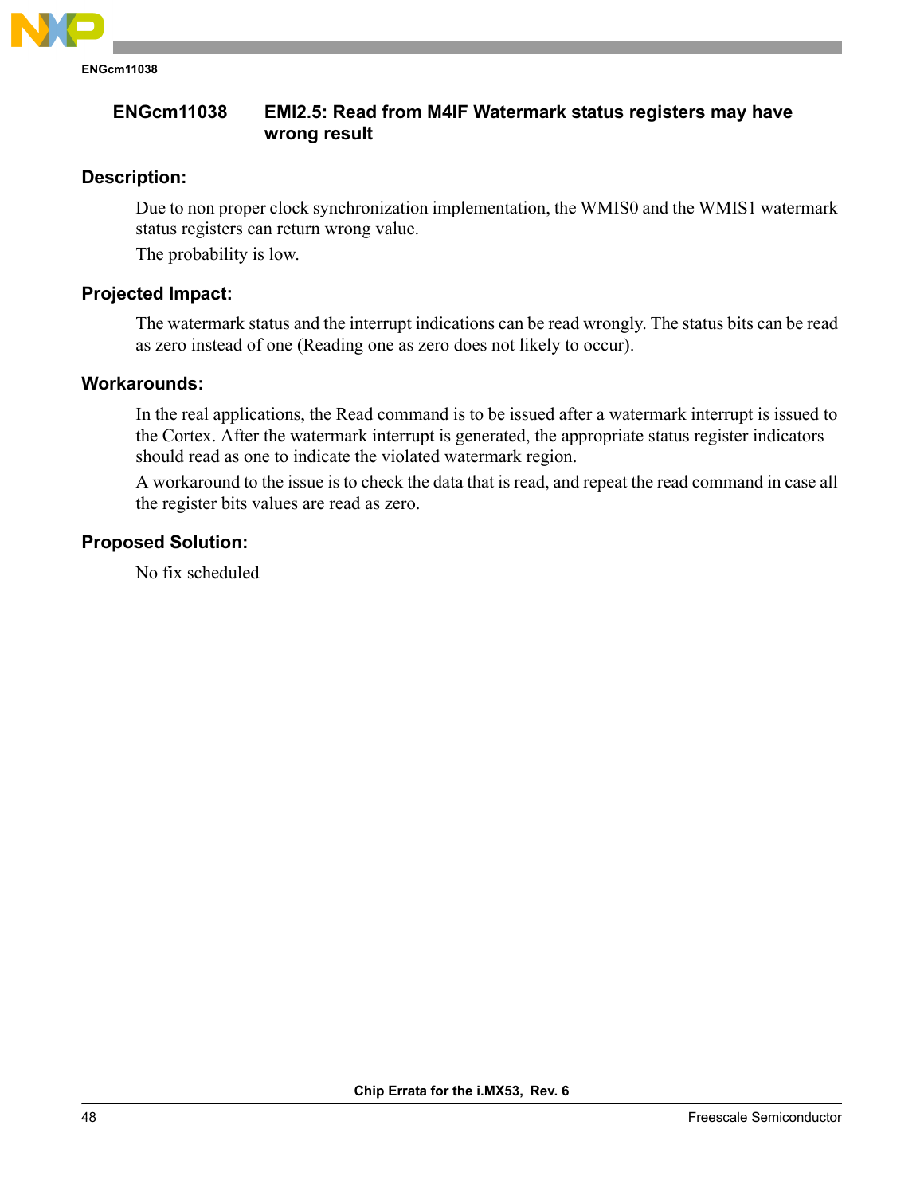## ENGcm11038 EMI2.5: Read from M4IF Watermark status registers may have wrong result

### Description:

Due to non proper clock synchronization implementation, the WMIS0 and the WMIS1 watermark status registers can return wrong value.

The probability is low.

### Projected Impact:

The watermark status and the interrupt indications can be read wrongly. The status bits can be read as zero instead of one (Reading one as zero does not likely to occur).

### Workarounds:

In the real applications, the Read command is to be issued after a watermark interrupt is issued to the Cortex. After the watermark interrupt is generated, the appropriate status register indicators should read as one to indicate the violated watermark region.

A workaround to the issue is to check the data that is read, and repeat the read command in case all the register bits values are read as zero.

### Proposed Solution:

No fix scheduled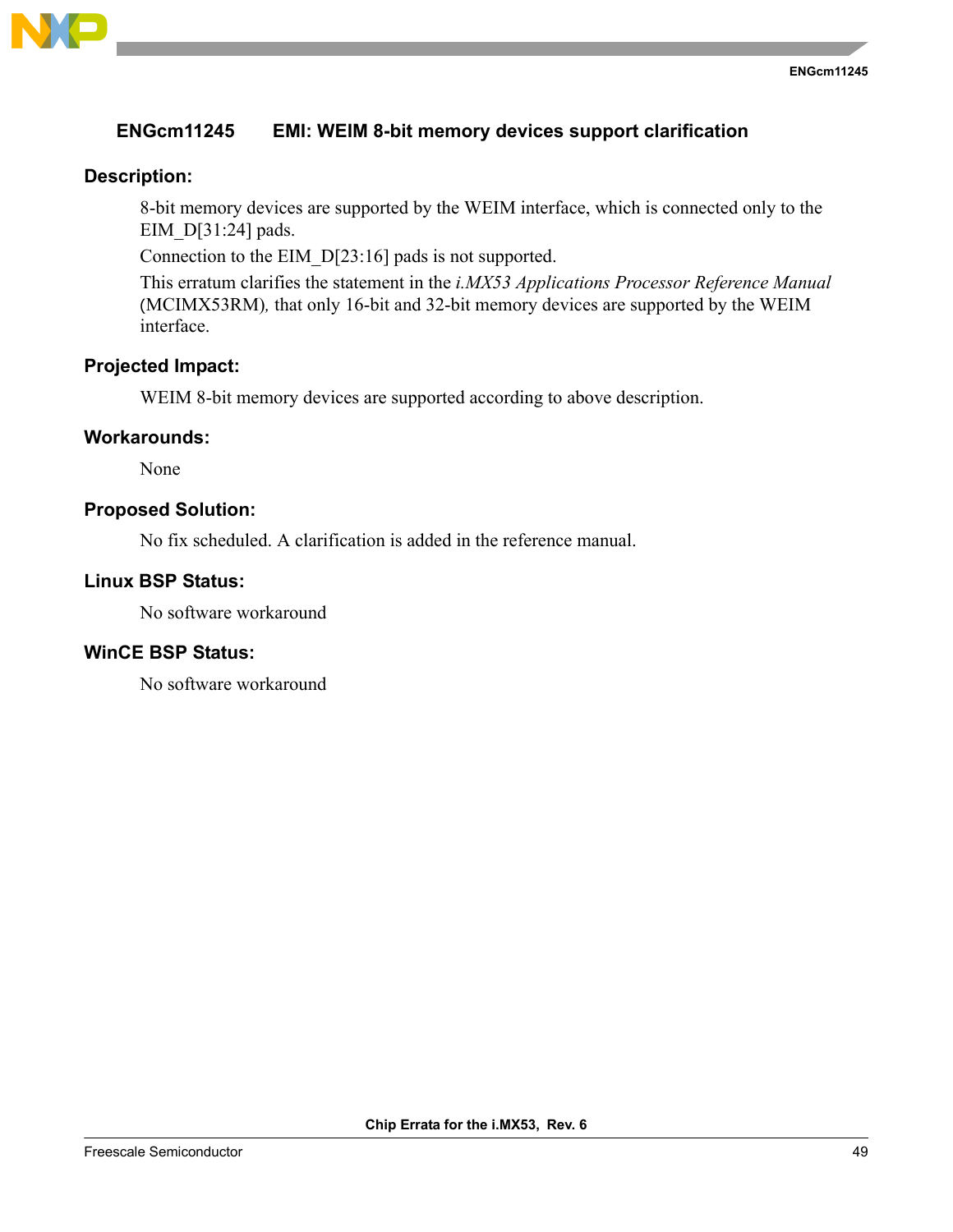## ENGcm11245 EMI: WEIM 8-bit memory devices support clarification

### Description:

8-bit memory devices are supported by the WEIM interface, which is connected only to the EIM_D[31:24] pads.

Connection to the EIM_D[23:16] pads is not supported.

This erratum clarifies the statement in the *i.MX53 Applications Processor Reference Manual* (MCIMX53RM), that only 16-bit and 32-bit memory devices are supported by the WEIM interface.

### Projected Impact:

WEIM 8-bit memory devices are supported according to above description.

### Workarounds:

None

### Proposed Solution:

No fix scheduled. A clarification is added in the reference manual.

### Linux BSP Status:

No software workaround

### WinCE BSP Status:

No software workaround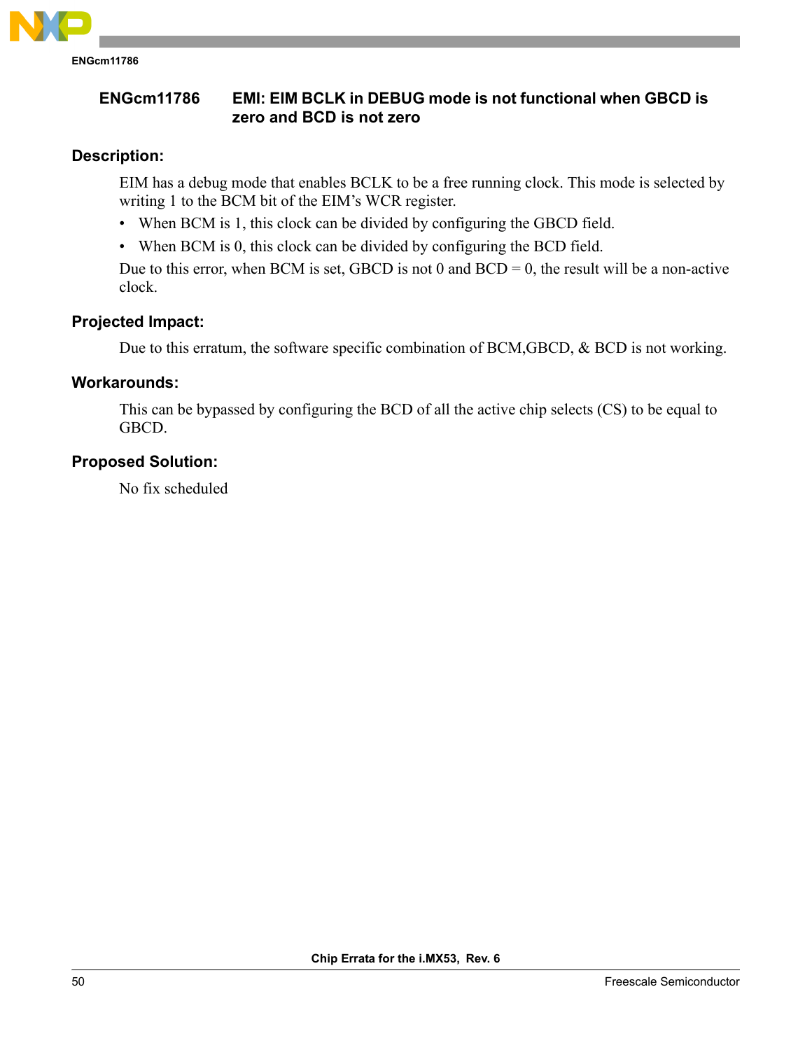## ENGcm11786 EMI: EIM BCLK in DEBUG mode is not functional when GBCD is zero and BCD is not zero

### Description:

EIM has a debug mode that enables BCLK to be a free running clock. This mode is selected by writing 1 to the BCM bit of the EIM's WCR register.

- When BCM is 1, this clock can be divided by configuring the GBCD field.
- When BCM is 0, this clock can be divided by configuring the BCD field.

Due to this error, when BCM is set, GBCD is not 0 and BCD = 0, the result will be a non-active clock.

### Projected Impact:

Due to this erratum, the software specific combination of BCM,GBCD, & BCD is not working.

### Workarounds:

This can be bypassed by configuring the BCD of all the active chip selects (CS) to be equal to GBCD.

### Proposed Solution:

No fix scheduled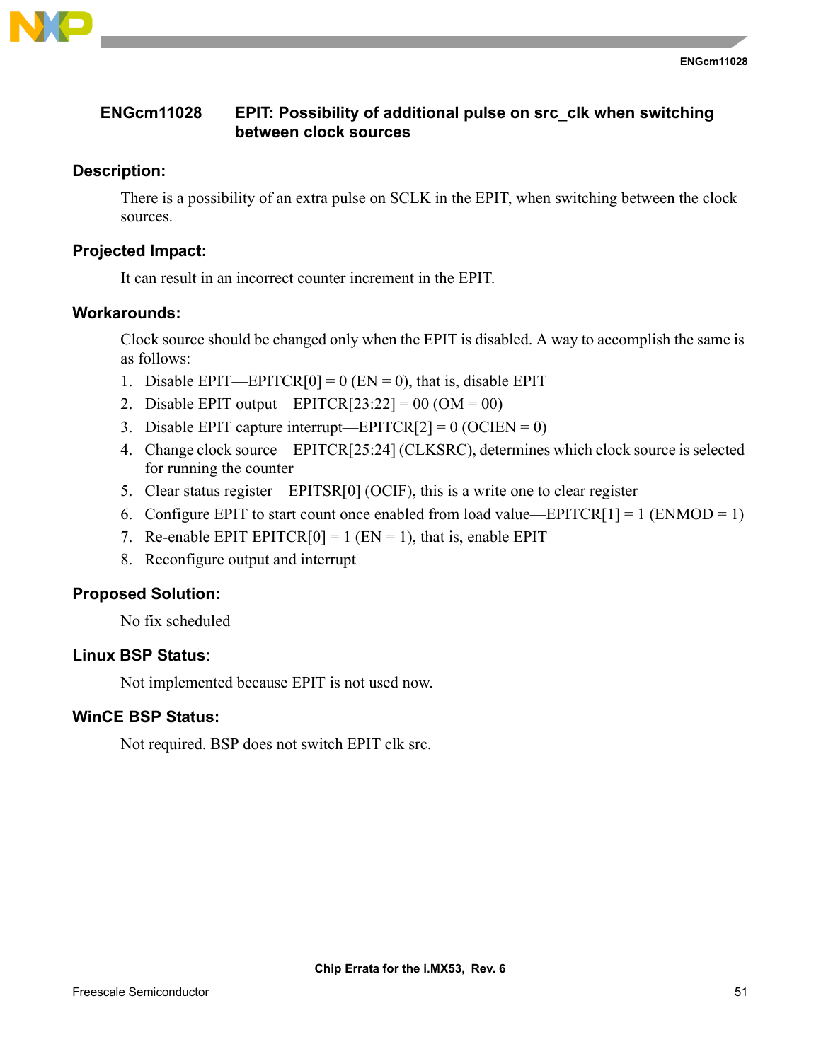## ENGcm11028 EPIT: Possibility of additional pulse on src_clk when switching between clock sources

### Description:

There is a possibility of an extra pulse on SCLK in the EPIT, when switching between the clock sources.

### Projected Impact:

It can result in an incorrect counter increment in the EPIT.

### Workarounds:

Clock source should be changed only when the EPIT is disabled. A way to accomplish the same is as follows:

1. Disable EPIT—EPITCR[0] = 0 (EN = 0), that is, disable EPIT
2. Disable EPIT output—EPITCR[23:22] = 00 (OM = 00)
3. Disable EPIT capture interrupt—EPITCR[2] = 0 (OCIEN = 0)
4. Change clock source—EPITCR[25:24] (CLKSRC), determines which clock source is selected for running the counter
5. Clear status register—EPITSR[0] (OCIF), this is a write one to clear register
6. Configure EPIT to start count once enabled from load value—EPITCR[1] = 1 (ENMOD = 1)
7. Re-enable EPIT EPITCR[0] = 1 (EN = 1), that is, enable EPIT
8. Reconfigure output and interrupt

### Proposed Solution:

No fix scheduled

### Linux BSP Status:

Not implemented because EPIT is not used now.

### WinCE BSP Status:

Not required. BSP does not switch EPIT clk src.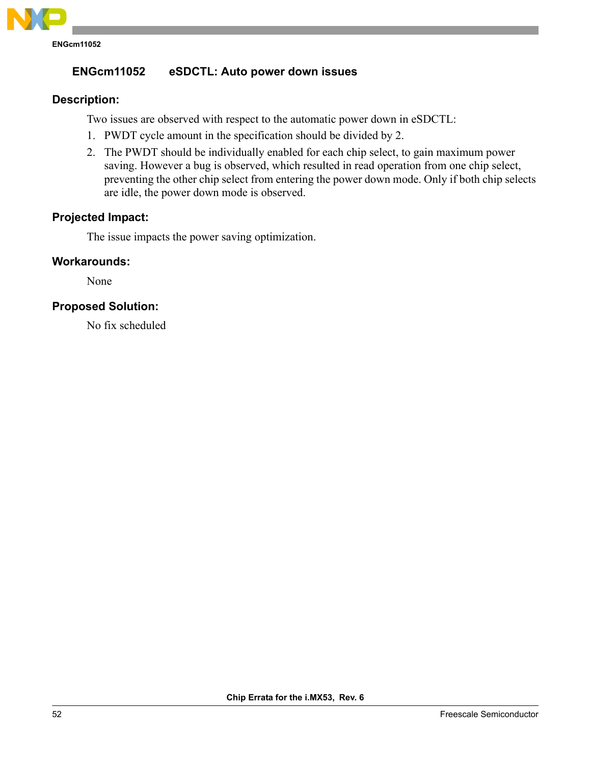## ENGcm11052 eSDCTL: Auto power down issues

### Description:

Two issues are observed with respect to the automatic power down in eSDCTL:

1. PWDT cycle amount in the specification should be divided by 2.
2. The PWDT should be individually enabled for each chip select, to gain maximum power saving. However a bug is observed, which resulted in read operation from one chip select, preventing the other chip select from entering the power down mode. Only if both chip selects are idle, the power down mode is observed.

### Projected Impact:

The issue impacts the power saving optimization.

### Workarounds:

None

### Proposed Solution:

No fix scheduled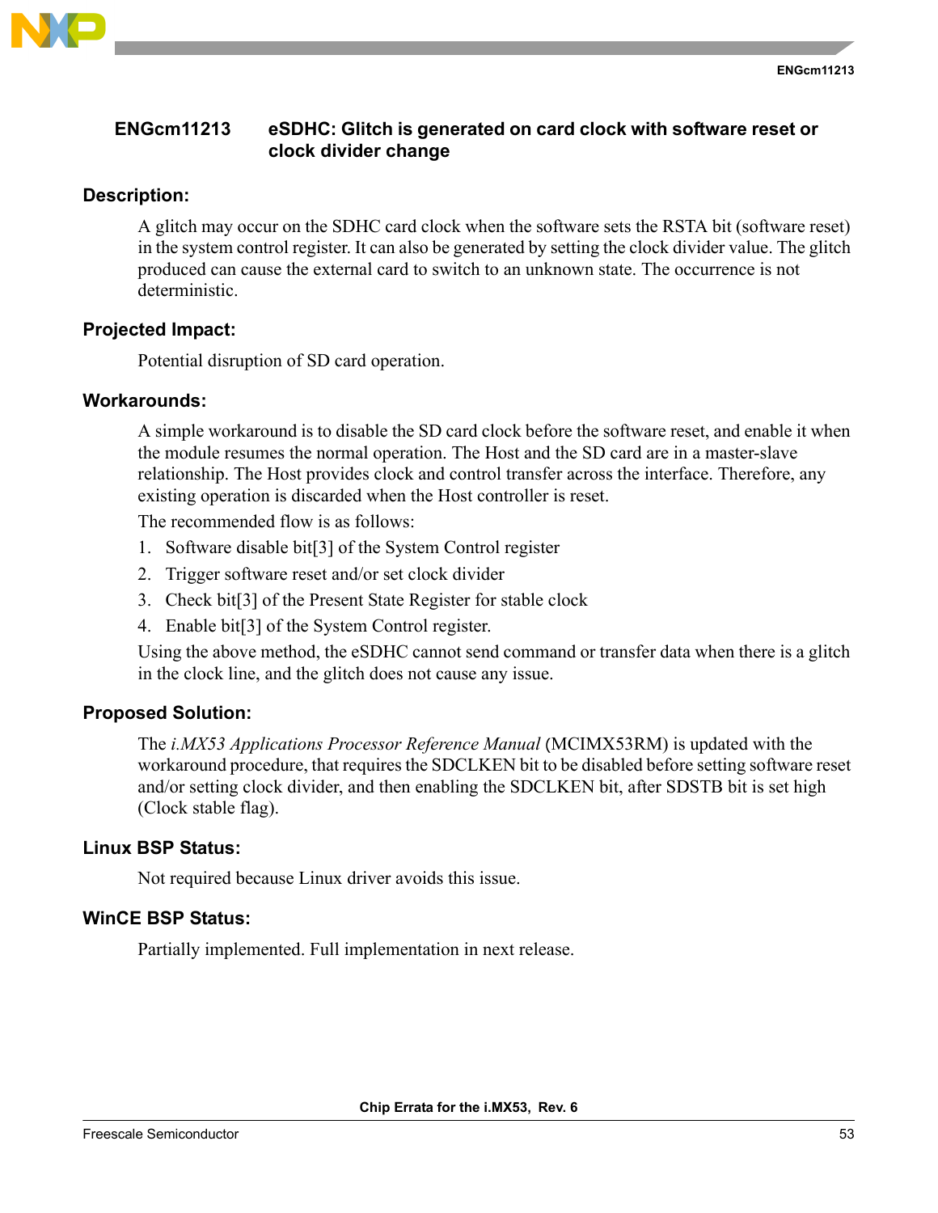## ENGcm11213 eSDHC: Glitch is generated on card clock with software reset or clock divider change

### Description:

A glitch may occur on the SDHC card clock when the software sets the RSTA bit (software reset) in the system control register. It can also be generated by setting the clock divider value. The glitch produced can cause the external card to switch to an unknown state. The occurrence is not deterministic.

### Projected Impact:

Potential disruption of SD card operation.

### Workarounds:

A simple workaround is to disable the SD card clock before the software reset, and enable it when the module resumes the normal operation. The Host and the SD card are in a master-slave relationship. The Host provides clock and control transfer across the interface. Therefore, any existing operation is discarded when the Host controller is reset.

The recommended flow is as follows:

1. Software disable bit[3] of the System Control register
2. Trigger software reset and/or set clock divider
3. Check bit[3] of the Present State Register for stable clock
4. Enable bit[3] of the System Control register.

Using the above method, the eSDHC cannot send command or transfer data when there is a glitch in the clock line, and the glitch does not cause any issue.

### Proposed Solution:

The *i.MX53 Applications Processor Reference Manual* (MCIMX53RM) is updated with the workaround procedure, that requires the SDCLKEN bit to be disabled before setting software reset and/or setting clock divider, and then enabling the SDCLKEN bit, after SDSTB bit is set high (Clock stable flag).

### Linux BSP Status:

Not required because Linux driver avoids this issue.

### WinCE BSP Status:

Partially implemented. Full implementation in next release.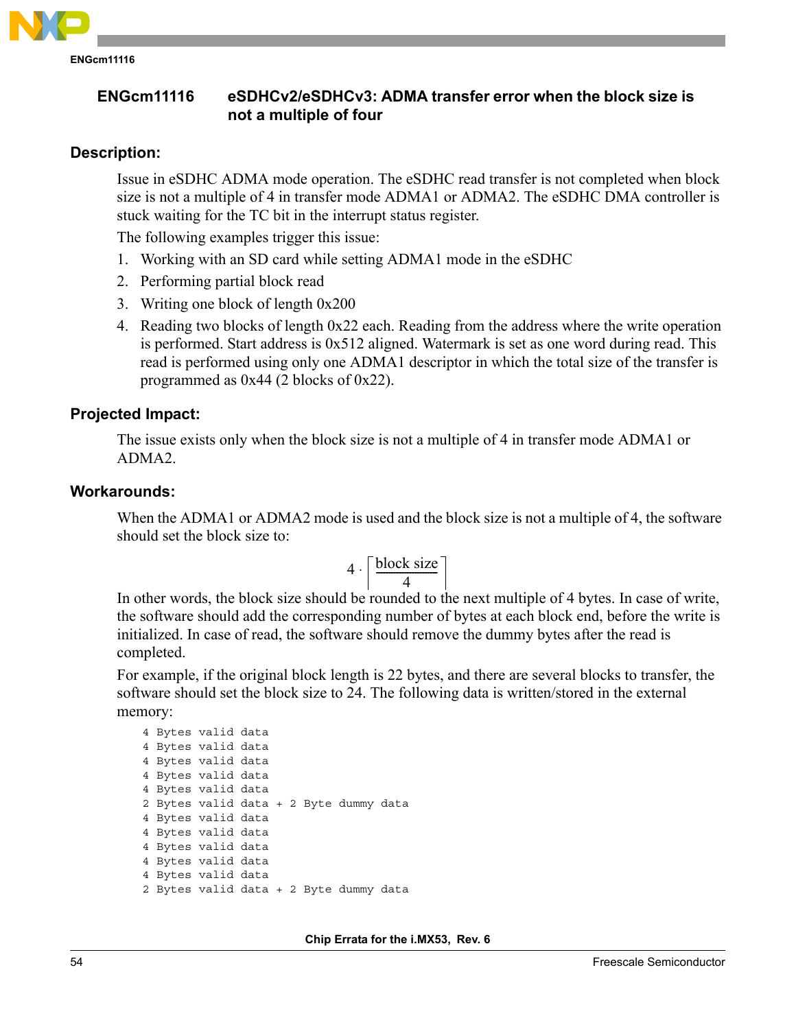## ENGcm11116 eSDHCv2/eSDHCv3: ADMA transfer error when the block size is not a multiple of four

### Description:

Issue in eSDHC ADMA mode operation. The eSDHC read transfer is not completed when block size is not a multiple of 4 in transfer mode ADMA1 or ADMA2. The eSDHC DMA controller is stuck waiting for the TC bit in the interrupt status register.

The following examples trigger this issue:

1. Working with an SD card while setting ADMA1 mode in the eSDHC
2. Performing partial block read
3. Writing one block of length 0x200
4. Reading two blocks of length 0x22 each. Reading from the address where the write operation is performed. Start address is 0x512 aligned. Watermark is set as one word during read. This read is performed using only one ADMA1 descriptor in which the total size of the transfer is programmed as 0x44 (2 blocks of 0x22).

### Projected Impact:

The issue exists only when the block size is not a multiple of 4 in transfer mode ADMA1 or ADMA2.

### Workarounds:

When the ADMA1 or ADMA2 mode is used and the block size is not a multiple of 4, the software should set the block size to:

$$4 \cdot \left\lceil \frac{\text{block size}}{4} \right\rceil$$

In other words, the block size should be rounded to the next multiple of 4 bytes. In case of write, the software should add the corresponding number of bytes at each block end, before the write is initialized. In case of read, the software should remove the dummy bytes after the read is completed.

For example, if the original block length is 22 bytes, and there are several blocks to transfer, the software should set the block size to 24. The following data is written/stored in the external memory:

```
4 Bytes valid data
4 Bytes valid data
4 Bytes valid data
4 Bytes valid data
4 Bytes valid data
2 Bytes valid data + 2 Byte dummy data
4 Bytes valid data
4 Bytes valid data
4 Bytes valid data
4 Bytes valid data
4 Bytes valid data
2 Bytes valid data + 2 Byte dummy data
```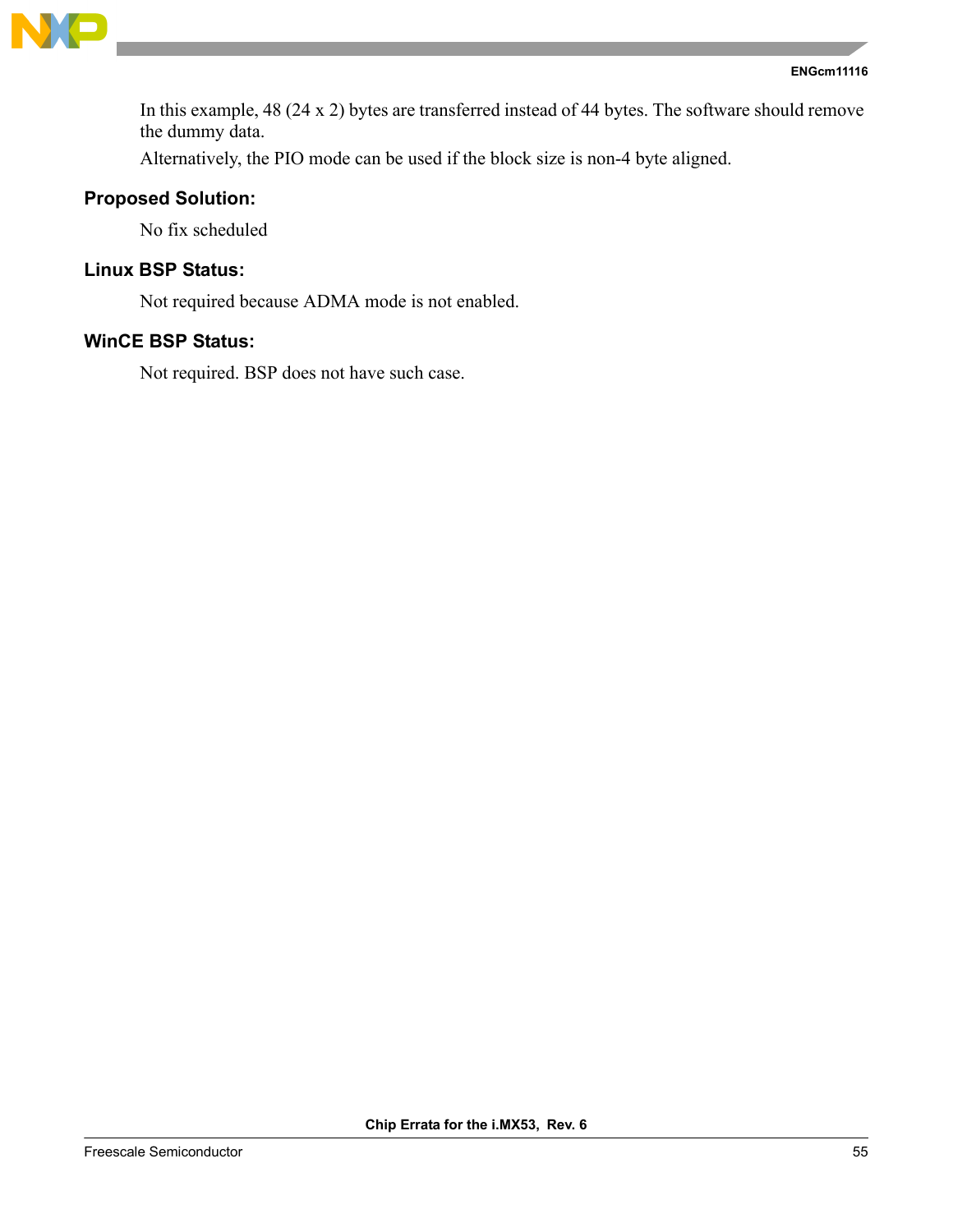In this example, 48 (24 x 2) bytes are transferred instead of 44 bytes. The software should remove the dummy data.

Alternatively, the PIO mode can be used if the block size is non-4 byte aligned.

### Proposed Solution:

No fix scheduled

### Linux BSP Status:

Not required because ADMA mode is not enabled.

### WinCE BSP Status:

Not required. BSP does not have such case.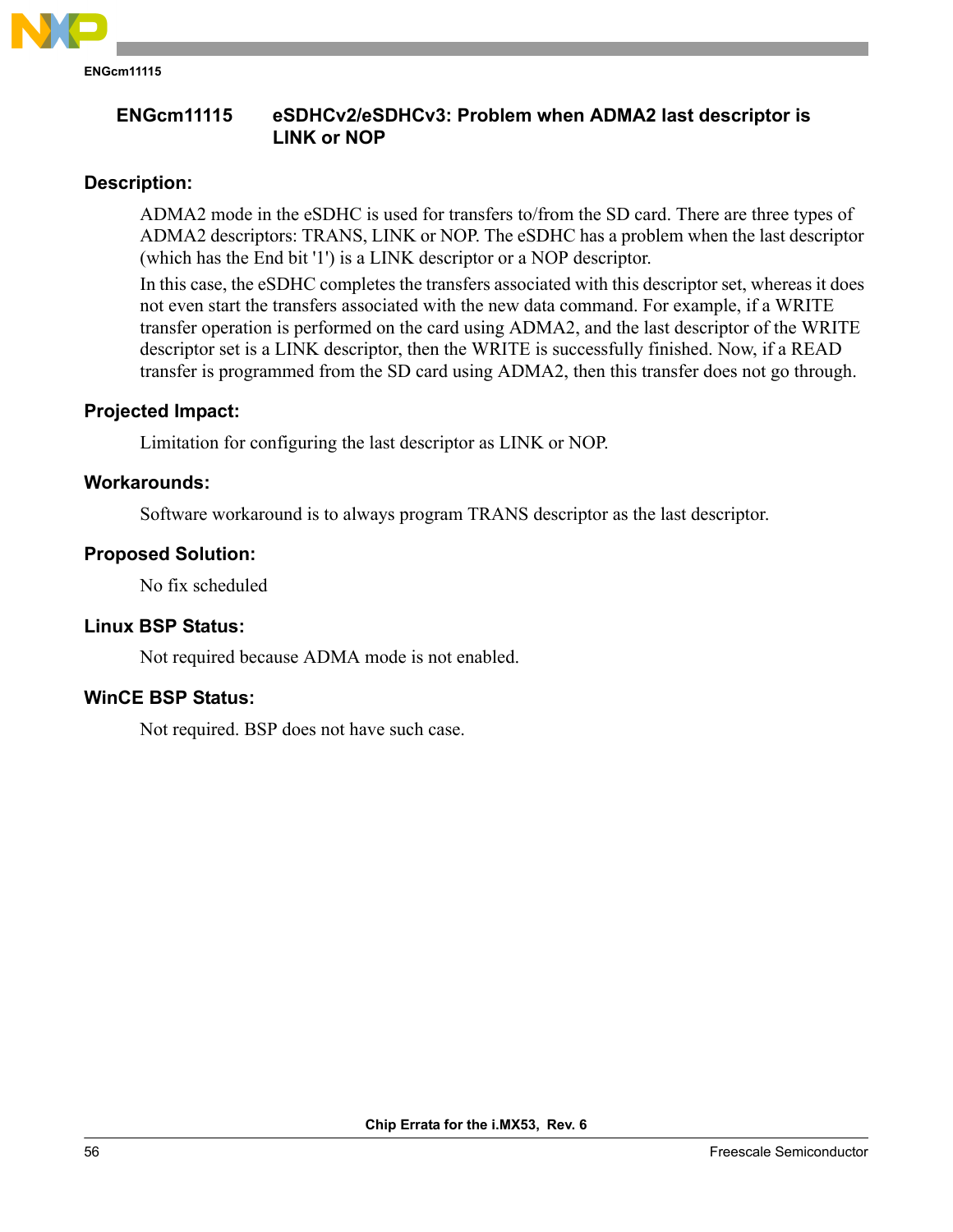## ENGcm11115 eSDHCv2/eSDHCv3: Problem when ADMA2 last descriptor is LINK or NOP

### Description:

ADMA2 mode in the eSDHC is used for transfers to/from the SD card. There are three types of ADMA2 descriptors: TRANS, LINK or NOP. The eSDHC has a problem when the last descriptor (which has the End bit '1') is a LINK descriptor or a NOP descriptor.

In this case, the eSDHC completes the transfers associated with this descriptor set, whereas it does not even start the transfers associated with the new data command. For example, if a WRITE transfer operation is performed on the card using ADMA2, and the last descriptor of the WRITE descriptor set is a LINK descriptor, then the WRITE is successfully finished. Now, if a READ transfer is programmed from the SD card using ADMA2, then this transfer does not go through.

### Projected Impact:

Limitation for configuring the last descriptor as LINK or NOP.

### Workarounds:

Software workaround is to always program TRANS descriptor as the last descriptor.

### Proposed Solution:

No fix scheduled

### Linux BSP Status:

Not required because ADMA mode is not enabled.

### WinCE BSP Status:

Not required. BSP does not have such case.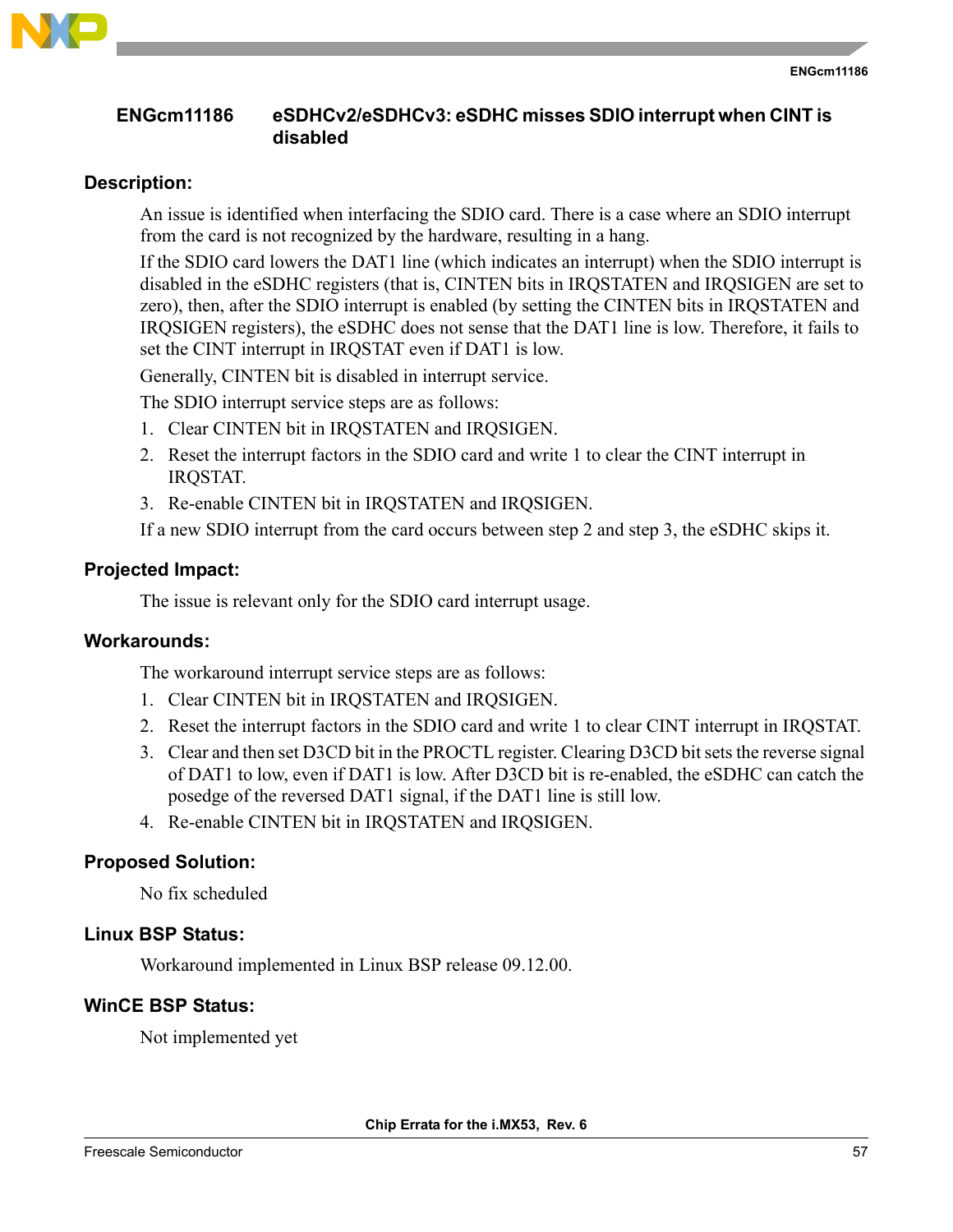## ENGcm11186 eSDHCv2/eSDHCv3: eSDHC misses SDIO interrupt when CINT is disabled

### Description:

An issue is identified when interfacing the SDIO card. There is a case where an SDIO interrupt from the card is not recognized by the hardware, resulting in a hang.

If the SDIO card lowers the DAT1 line (which indicates an interrupt) when the SDIO interrupt is disabled in the eSDHC registers (that is, CINTEN bits in IRQSTATEN and IRQSIGEN are set to zero), then, after the SDIO interrupt is enabled (by setting the CINTEN bits in IRQSTATEN and IRQSIGEN registers), the eSDHC does not sense that the DAT1 line is low. Therefore, it fails to set the CINT interrupt in IRQSTAT even if DAT1 is low.

Generally, CINTEN bit is disabled in interrupt service.

The SDIO interrupt service steps are as follows:

1. Clear CINTEN bit in IRQSTATEN and IRQSIGEN.
2. Reset the interrupt factors in the SDIO card and write 1 to clear the CINT interrupt in IRQSTAT.
3. Re-enable CINTEN bit in IRQSTATEN and IRQSIGEN.

If a new SDIO interrupt from the card occurs between step 2 and step 3, the eSDHC skips it.

### Projected Impact:

The issue is relevant only for the SDIO card interrupt usage.

### Workarounds:

The workaround interrupt service steps are as follows:

1. Clear CINTEN bit in IRQSTATEN and IRQSIGEN.
2. Reset the interrupt factors in the SDIO card and write 1 to clear CINT interrupt in IRQSTAT.
3. Clear and then set D3CD bit in the PROCTL register. Clearing D3CD bit sets the reverse signal of DAT1 to low, even if DAT1 is low. After D3CD bit is re-enabled, the eSDHC can catch the posedge of the reversed DAT1 signal, if the DAT1 line is still low.
4. Re-enable CINTEN bit in IRQSTATEN and IRQSIGEN.

### Proposed Solution:

No fix scheduled

### Linux BSP Status:

Workaround implemented in Linux BSP release 09.12.00.

### WinCE BSP Status:

Not implemented yet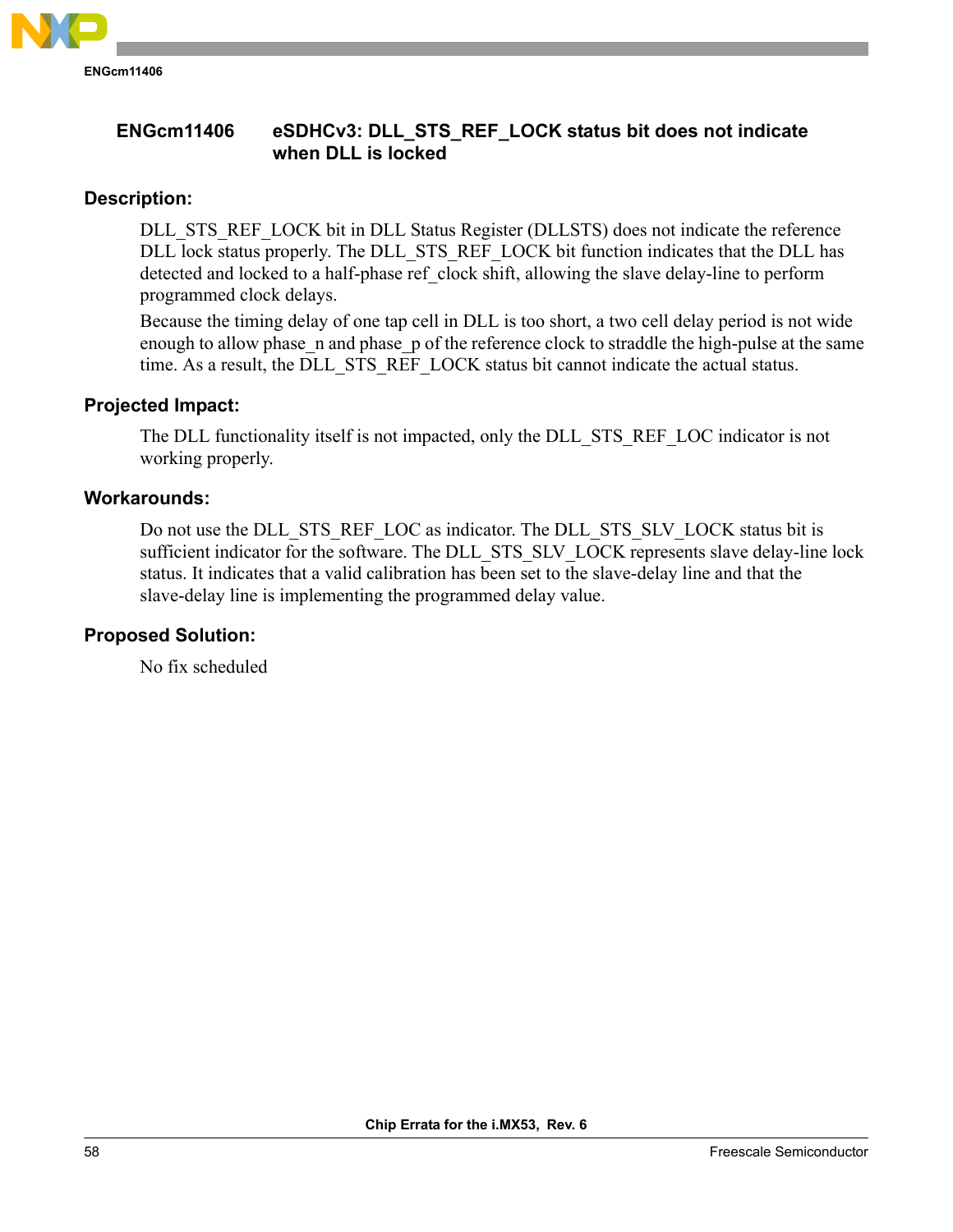## ENGcm11406 eSDHCv3: DLL_STS_REF_LOCK status bit does not indicate when DLL is locked

### Description:

DLL_STS_REF_LOCK bit in DLL Status Register (DLLSTS) does not indicate the reference DLL lock status properly. The DLL_STS_REF_LOCK bit function indicates that the DLL has detected and locked to a half-phase ref_clock shift, allowing the slave delay-line to perform programmed clock delays.

Because the timing delay of one tap cell in DLL is too short, a two cell delay period is not wide enough to allow phase_n and phase_p of the reference clock to straddle the high-pulse at the same time. As a result, the DLL_STS_REF_LOCK status bit cannot indicate the actual status.

### Projected Impact:

The DLL functionality itself is not impacted, only the DLL_STS_REF_LOC indicator is not working properly.

### Workarounds:

Do not use the DLL_STS_REF_LOC as indicator. The DLL_STS_SLV_LOCK status bit is sufficient indicator for the software. The DLL_STS_SLV_LOCK represents slave delay-line lock status. It indicates that a valid calibration has been set to the slave-delay line and that the slave-delay line is implementing the programmed delay value.

### Proposed Solution:

No fix scheduled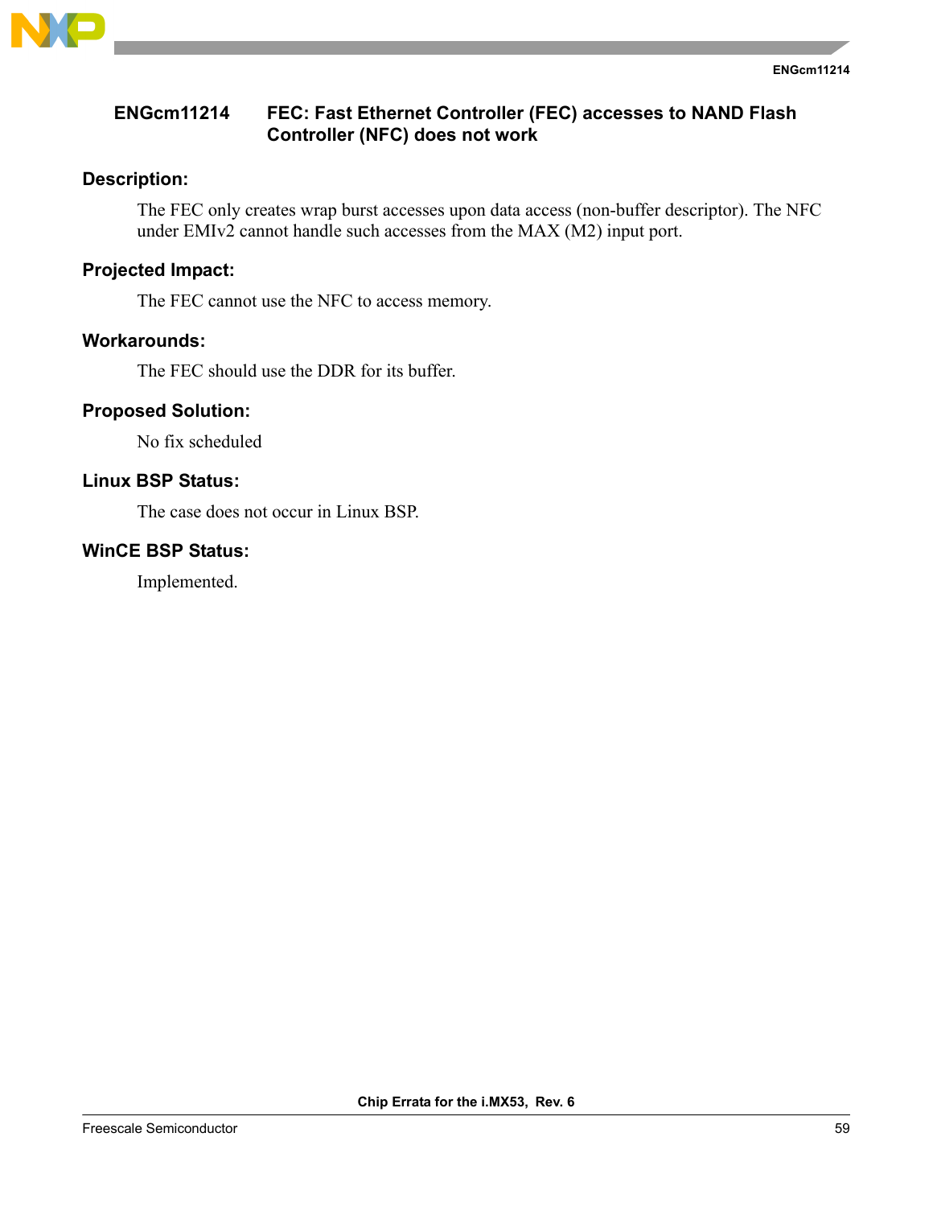## ENGcm11214 FEC: Fast Ethernet Controller (FEC) accesses to NAND Flash Controller (NFC) does not work

### Description:

The FEC only creates wrap burst accesses upon data access (non-buffer descriptor). The NFC under EMIv2 cannot handle such accesses from the MAX (M2) input port.

### Projected Impact:

The FEC cannot use the NFC to access memory.

### Workarounds:

The FEC should use the DDR for its buffer.

### Proposed Solution:

No fix scheduled

### Linux BSP Status:

The case does not occur in Linux BSP.

### WinCE BSP Status:

Implemented.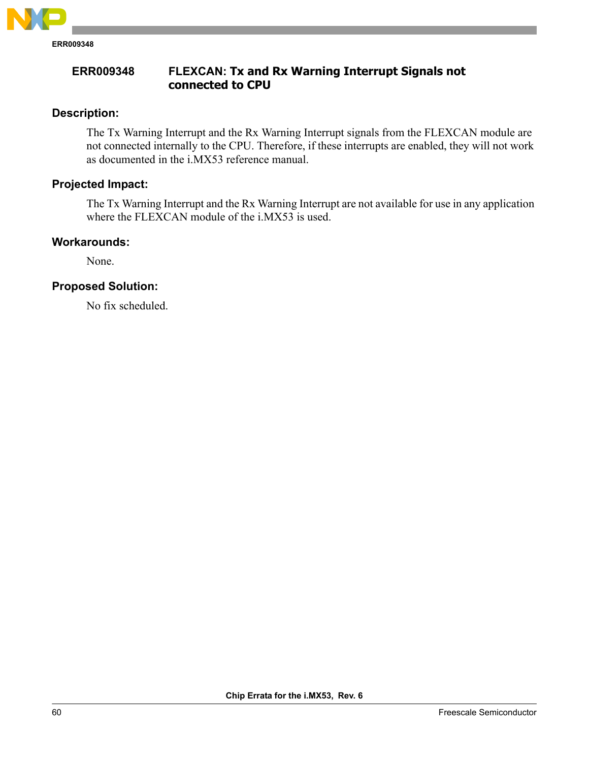## ERR009348 FLEXCAN: Tx and Rx Warning Interrupt Signals not connected to CPU

### Description:

The Tx Warning Interrupt and the Rx Warning Interrupt signals from the FLEXCAN module are not connected internally to the CPU. Therefore, if these interrupts are enabled, they will not work as documented in the i.MX53 reference manual.

### Projected Impact:

The Tx Warning Interrupt and the Rx Warning Interrupt are not available for use in any application where the FLEXCAN module of the i.MX53 is used.

### Workarounds:

None.

### Proposed Solution:

No fix scheduled.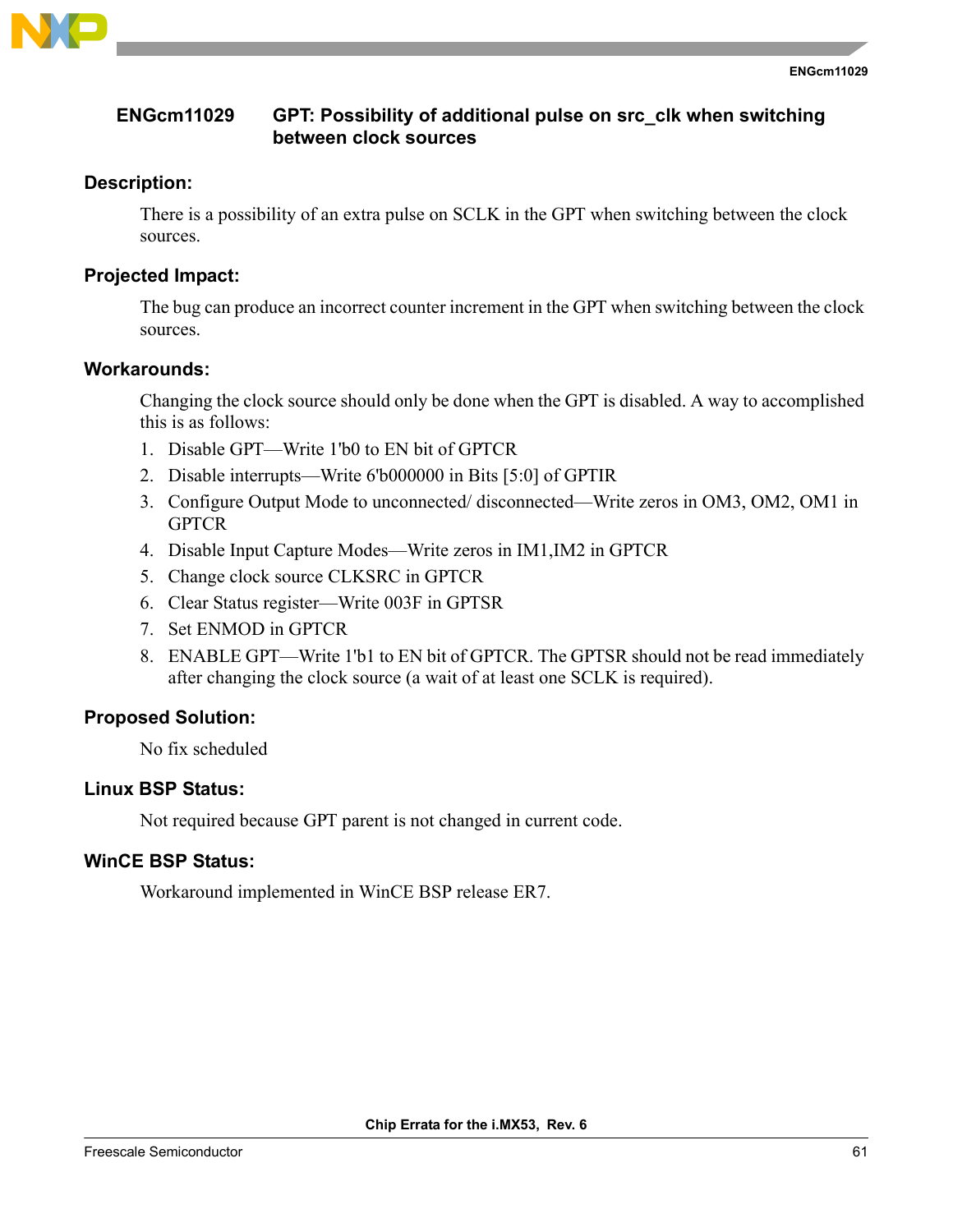## ENGcm11029 GPT: Possibility of additional pulse on src_clk when switching between clock sources

### Description:

There is a possibility of an extra pulse on SCLK in the GPT when switching between the clock sources.

### Projected Impact:

The bug can produce an incorrect counter increment in the GPT when switching between the clock sources.

### Workarounds:

Changing the clock source should only be done when the GPT is disabled. A way to accomplished this is as follows:

1. Disable GPT—Write 1'b0 to EN bit of GPTCR
2. Disable interrupts—Write 6'b000000 in Bits [5:0] of GPTIR
3. Configure Output Mode to unconnected/ disconnected—Write zeros in OM3, OM2, OM1 in GPTCR
4. Disable Input Capture Modes—Write zeros in IM1,IM2 in GPTCR
5. Change clock source CLKSRC in GPTCR
6. Clear Status register—Write 003F in GPTSR
7. Set ENMOD in GPTCR
8. ENABLE GPT—Write 1'b1 to EN bit of GPTCR. The GPTSR should not be read immediately after changing the clock source (a wait of at least one SCLK is required).

### Proposed Solution:

No fix scheduled

### Linux BSP Status:

Not required because GPT parent is not changed in current code.

### WinCE BSP Status:

Workaround implemented in WinCE BSP release ER7.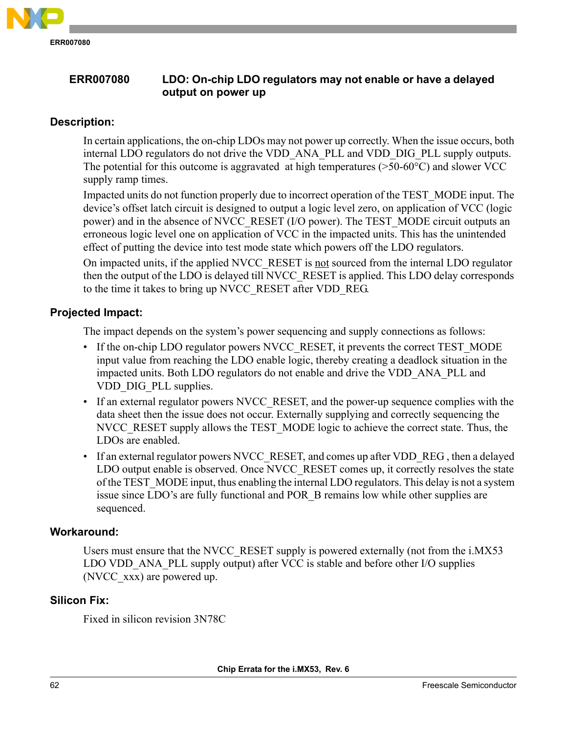## ERR007080 LDO: On-chip LDO regulators may not enable or have a delayed output on power up

### Description:

In certain applications, the on-chip LDOs may not power up correctly. When the issue occurs, both internal LDO regulators do not drive the VDD_ANA_PLL and VDD_DIG_PLL supply outputs. The potential for this outcome is aggravated at high temperatures (>50-60°C) and slower VCC supply ramp times.

Impacted units do not function properly due to incorrect operation of the TEST_MODE input. The device's offset latch circuit is designed to output a logic level zero, on application of VCC (logic power) and in the absence of NVCC_RESET (I/O power). The TEST_MODE circuit outputs an erroneous logic level one on application of VCC in the impacted units. This has the unintended effect of putting the device into test mode state which powers off the LDO regulators.

On impacted units, if the applied NVCC_RESET is not sourced from the internal LDO regulator then the output of the LDO is delayed till NVCC_RESET is applied. This LDO delay corresponds to the time it takes to bring up NVCC_RESET after VDD_REG.

### Projected Impact:

The impact depends on the system's power sequencing and supply connections as follows:

- If the on-chip LDO regulator powers NVCC_RESET, it prevents the correct TEST_MODE input value from reaching the LDO enable logic, thereby creating a deadlock situation in the impacted units. Both LDO regulators do not enable and drive the VDD_ANA_PLL and VDD_DIG_PLL supplies.
- If an external regulator powers NVCC_RESET, and the power-up sequence complies with the data sheet then the issue does not occur. Externally supplying and correctly sequencing the NVCC_RESET supply allows the TEST_MODE logic to achieve the correct state. Thus, the LDOs are enabled.
- If an external regulator powers NVCC_RESET, and comes up after VDD_REG , then a delayed LDO output enable is observed. Once NVCC_RESET comes up, it correctly resolves the state of the TEST_MODE input, thus enabling the internal LDO regulators. This delay is not a system issue since LDO's are fully functional and POR_B remains low while other supplies are sequenced.

### Workaround:

Users must ensure that the NVCC_RESET supply is powered externally (not from the i.MX53 LDO VDD_ANA_PLL supply output) after VCC is stable and before other I/O supplies (NVCC_xxx) are powered up.

### Silicon Fix:

Fixed in silicon revision 3N78C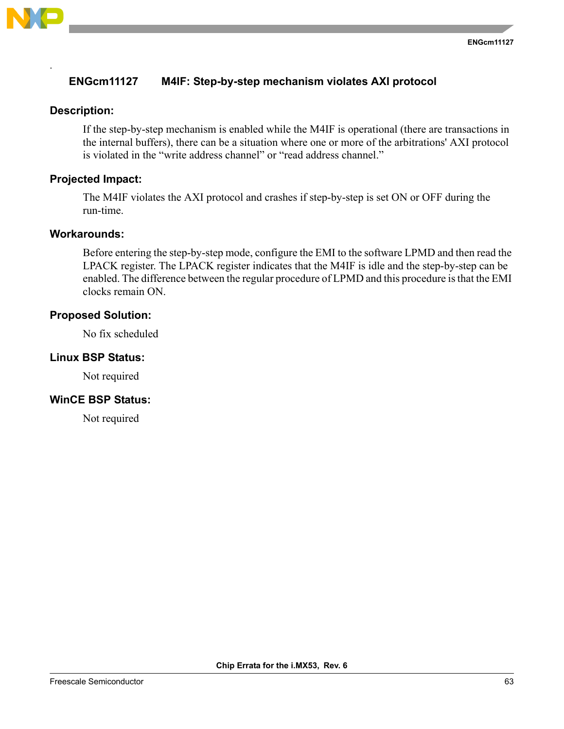## ENGcm11127 M4IF: Step-by-step mechanism violates AXI protocol

### Description:

If the step-by-step mechanism is enabled while the M4IF is operational (there are transactions in the internal buffers), there can be a situation where one or more of the arbitrations' AXI protocol is violated in the "write address channel" or "read address channel."

### Projected Impact:

The M4IF violates the AXI protocol and crashes if step-by-step is set ON or OFF during the run-time.

### Workarounds:

Before entering the step-by-step mode, configure the EMI to the software LPMD and then read the LPACK register. The LPACK register indicates that the M4IF is idle and the step-by-step can be enabled. The difference between the regular procedure of LPMD and this procedure is that the EMI clocks remain ON.

### Proposed Solution:

No fix scheduled

### Linux BSP Status:

Not required

### WinCE BSP Status:

Not required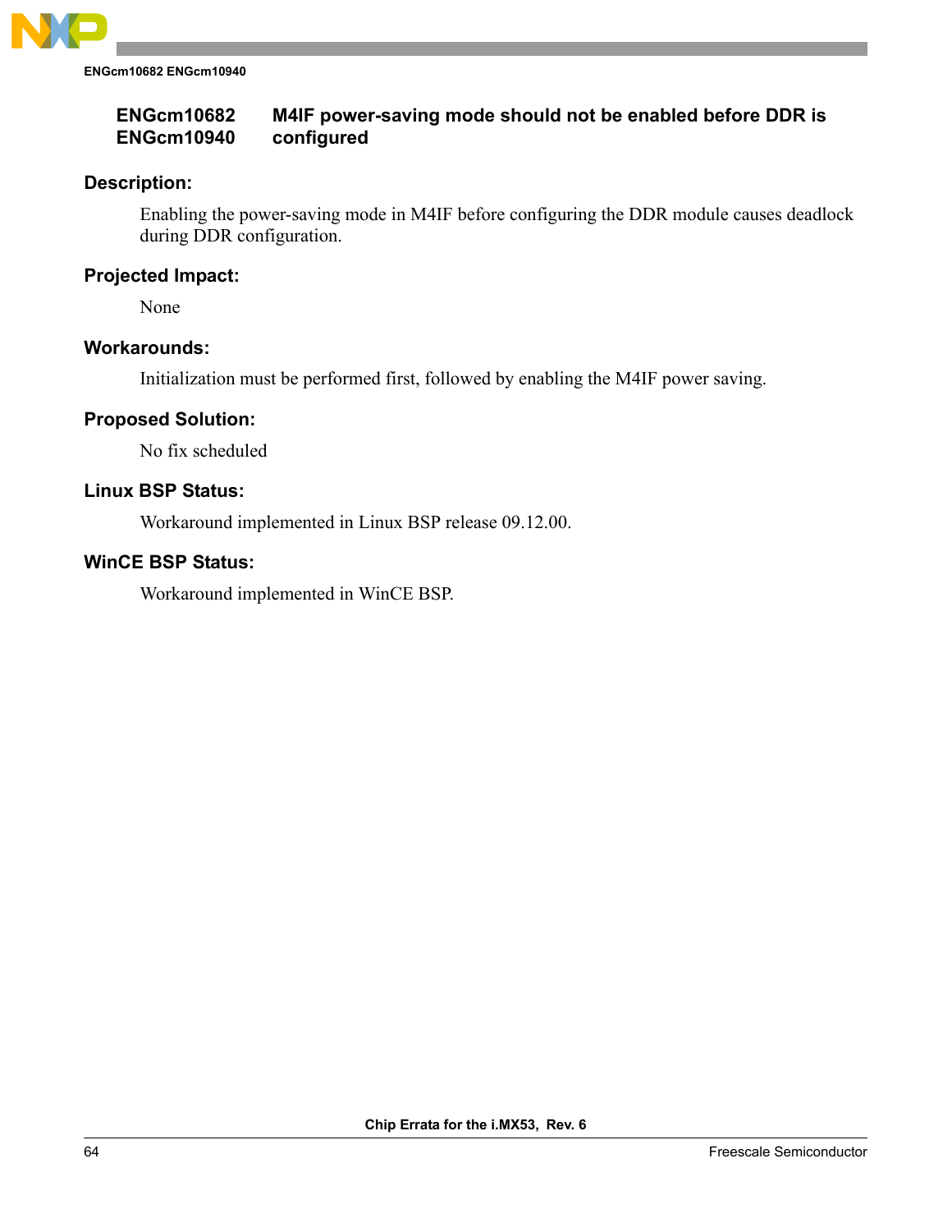## ENGcm10682 ENGcm10940 M4IF power-saving mode should not be enabled before DDR is configured

### Description:

Enabling the power-saving mode in M4IF before configuring the DDR module causes deadlock during DDR configuration.

### Projected Impact:

None

### Workarounds:

Initialization must be performed first, followed by enabling the M4IF power saving.

### Proposed Solution:

No fix scheduled

### Linux BSP Status:

Workaround implemented in Linux BSP release 09.12.00.

### WinCE BSP Status:

Workaround implemented in WinCE BSP.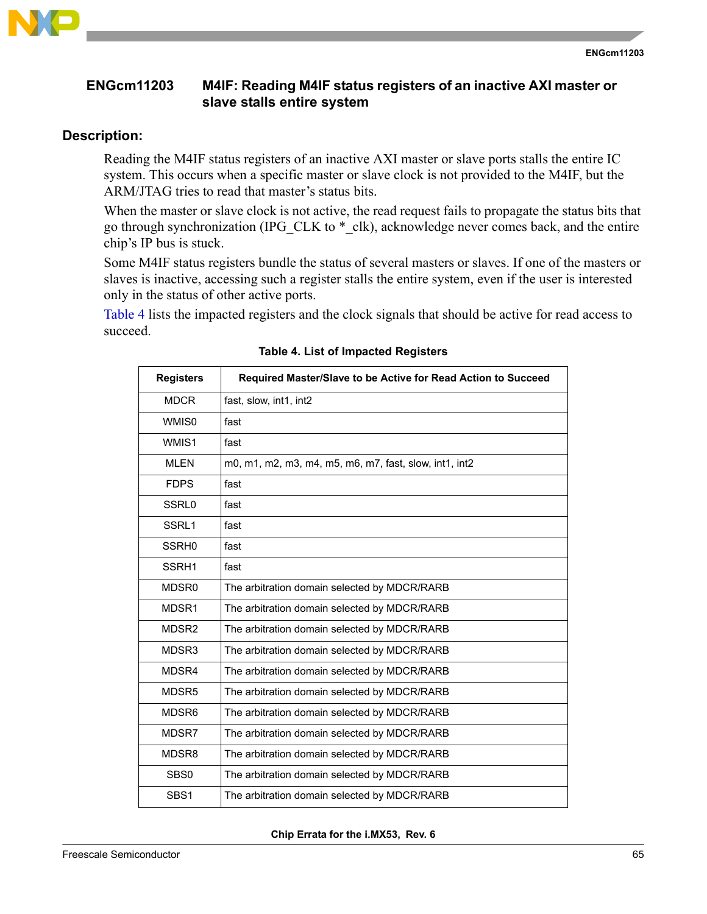## ENGcm11203 M4IF: Reading M4IF status registers of an inactive AXI master or slave stalls entire system

### Description:

Reading the M4IF status registers of an inactive AXI master or slave ports stalls the entire IC system. This occurs when a specific master or slave clock is not provided to the M4IF, but the ARM/JTAG tries to read that master's status bits.

When the master or slave clock is not active, the read request fails to propagate the status bits that go through synchronization (IPG_CLK to *_clk), acknowledge never comes back, and the entire chip's IP bus is stuck.

Some M4IF status registers bundle the status of several masters or slaves. If one of the masters or slaves is inactive, accessing such a register stalls the entire system, even if the user is interested only in the status of other active ports.

Table 4 lists the impacted registers and the clock signals that should be active for read access to succeed.

**Table 4. List of Impacted Registers**

| Registers | Required Master/Slave to be Active for Read Action to Succeed |
|---|---|
| MDCR | fast, slow, int1, int2 |
| WMIS0 | fast |
| WMIS1 | fast |
| MLEN | m0, m1, m2, m3, m4, m5, m6, m7, fast, slow, int1, int2 |
| FDPS | fast |
| SSRL0 | fast |
| SSRL1 | fast |
| SSRH0 | fast |
| SSRH1 | fast |
| MDSR0 | The arbitration domain selected by MDCR/RARB |
| MDSR1 | The arbitration domain selected by MDCR/RARB |
| MDSR2 | The arbitration domain selected by MDCR/RARB |
| MDSR3 | The arbitration domain selected by MDCR/RARB |
| MDSR4 | The arbitration domain selected by MDCR/RARB |
| MDSR5 | The arbitration domain selected by MDCR/RARB |
| MDSR6 | The arbitration domain selected by MDCR/RARB |
| MDSR7 | The arbitration domain selected by MDCR/RARB |
| MDSR8 | The arbitration domain selected by MDCR/RARB |
| SBS0 | The arbitration domain selected by MDCR/RARB |
| SBS1 | The arbitration domain selected by MDCR/RARB |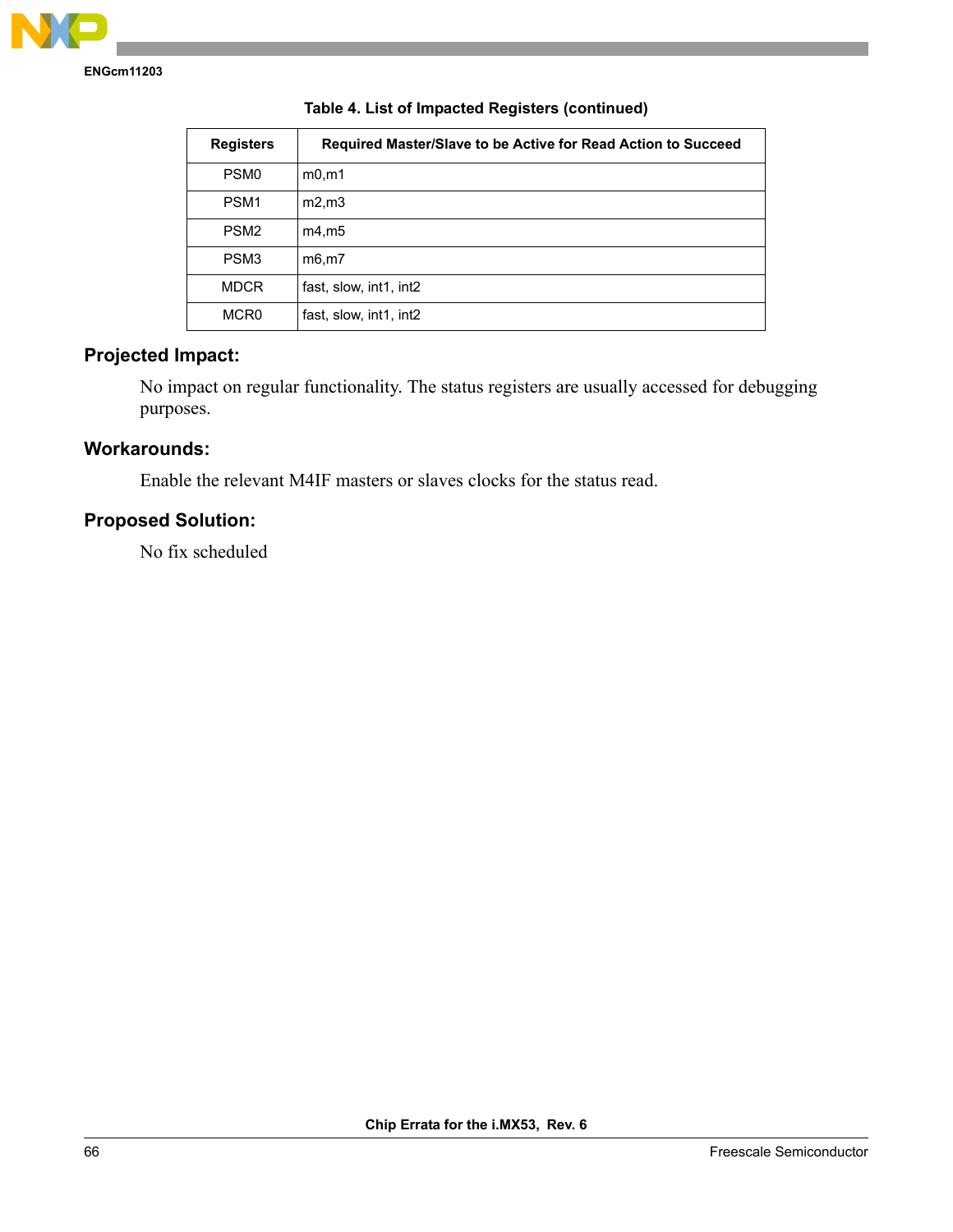**Table 4. List of Impacted Registers (continued)**

| Registers | Required Master/Slave to be Active for Read Action to Succeed |
|---|---|
| PSM0 | m0,m1 |
| PSM1 | m2,m3 |
| PSM2 | m4,m5 |
| PSM3 | m6,m7 |
| MDCR | fast, slow, int1, int2 |
| MCR0 | fast, slow, int1, int2 |

## Projected Impact:

No impact on regular functionality. The status registers are usually accessed for debugging purposes.

## Workarounds:

Enable the relevant M4IF masters or slaves clocks for the status read.

## Proposed Solution:

No fix scheduled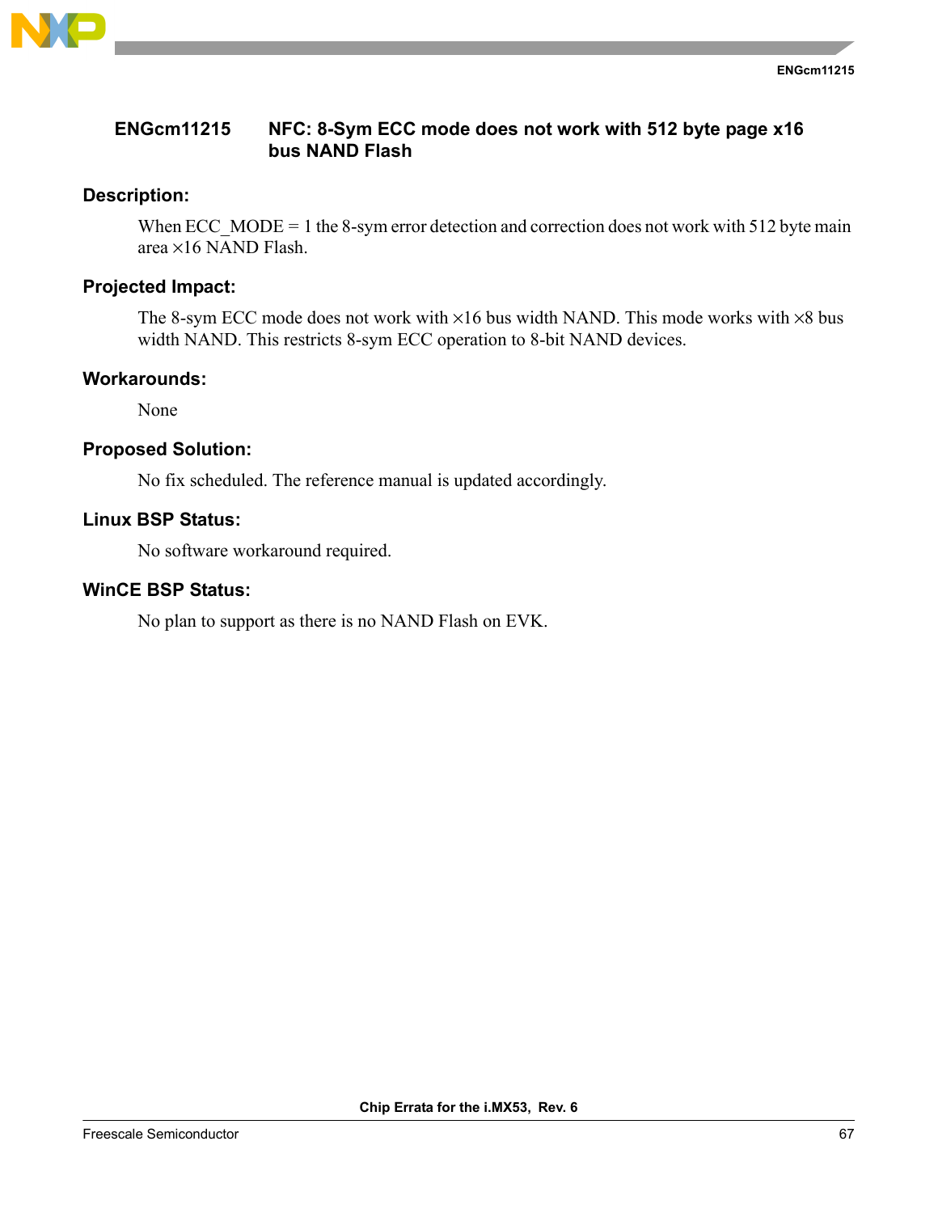## ENGcm11215 NFC: 8-Sym ECC mode does not work with 512 byte page x16 bus NAND Flash

### Description:

When ECC_MODE = 1 the 8-sym error detection and correction does not work with 512 byte main area ×16 NAND Flash.

### Projected Impact:

The 8-sym ECC mode does not work with ×16 bus width NAND. This mode works with ×8 bus width NAND. This restricts 8-sym ECC operation to 8-bit NAND devices.

### Workarounds:

None

### Proposed Solution:

No fix scheduled. The reference manual is updated accordingly.

### Linux BSP Status:

No software workaround required.

### WinCE BSP Status:

No plan to support as there is no NAND Flash on EVK.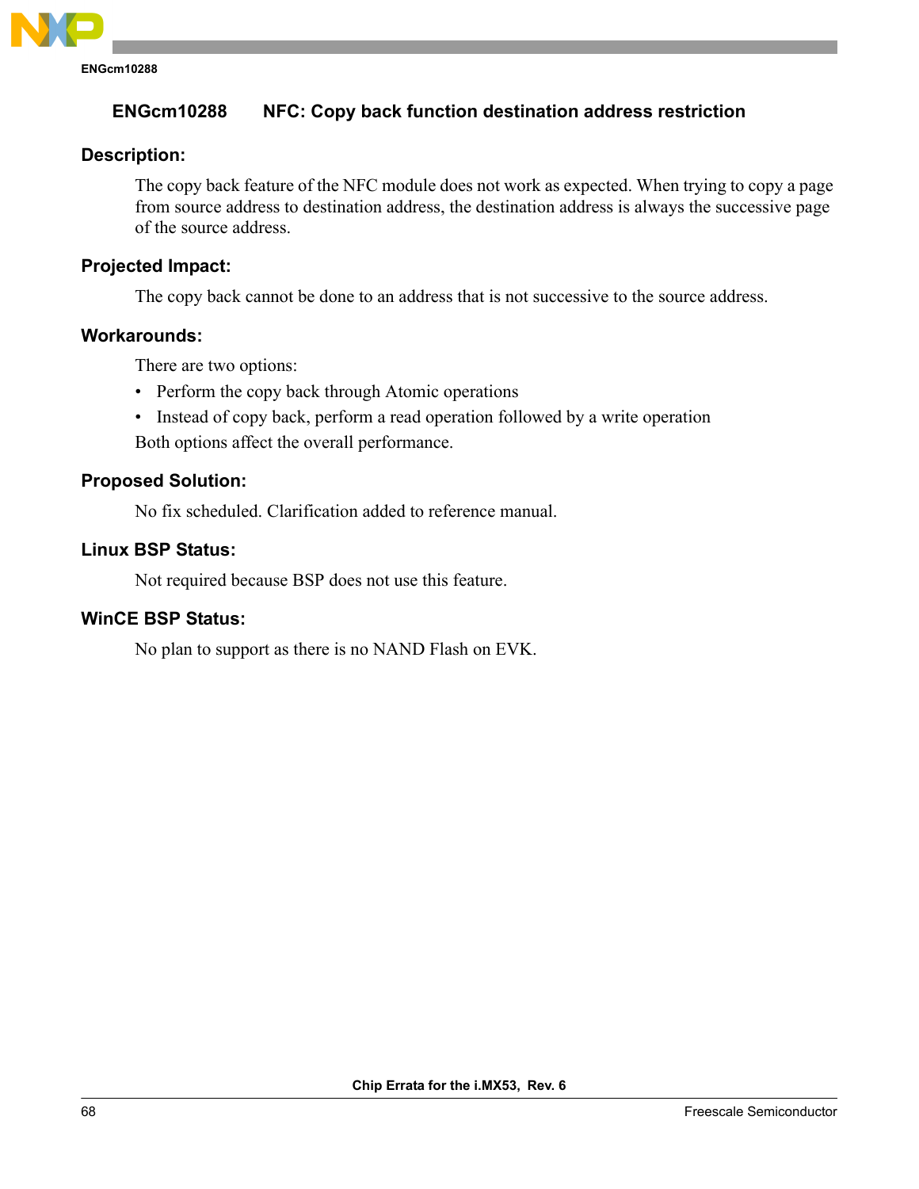## ENGcm10288 NFC: Copy back function destination address restriction

### Description:

The copy back feature of the NFC module does not work as expected. When trying to copy a page from source address to destination address, the destination address is always the successive page of the source address.

### Projected Impact:

The copy back cannot be done to an address that is not successive to the source address.

### Workarounds:

There are two options:

- Perform the copy back through Atomic operations
- Instead of copy back, perform a read operation followed by a write operation

Both options affect the overall performance.

### Proposed Solution:

No fix scheduled. Clarification added to reference manual.

### Linux BSP Status:

Not required because BSP does not use this feature.

### WinCE BSP Status:

No plan to support as there is no NAND Flash on EVK.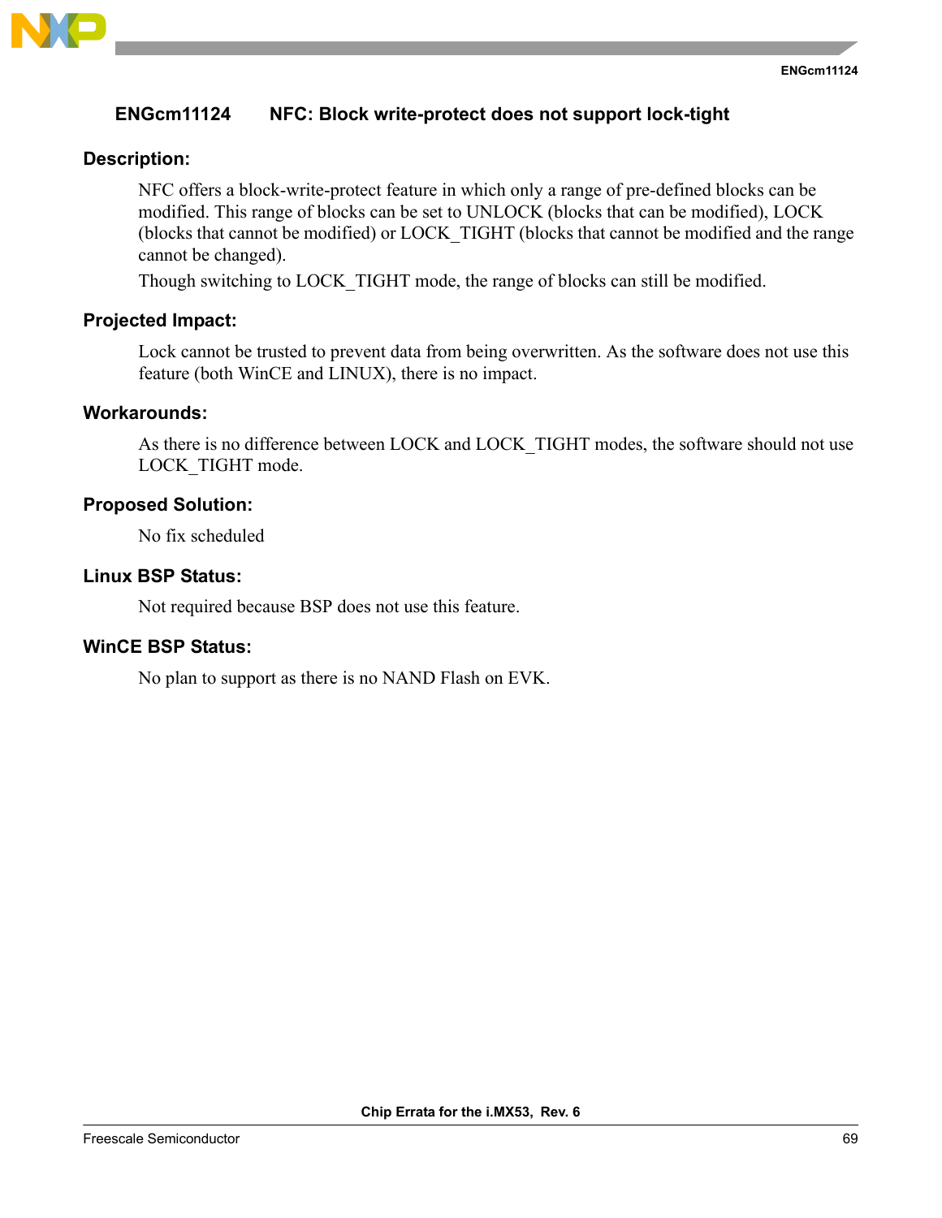## ENGcm11124 NFC: Block write-protect does not support lock-tight

### Description:

NFC offers a block-write-protect feature in which only a range of pre-defined blocks can be modified. This range of blocks can be set to UNLOCK (blocks that can be modified), LOCK (blocks that cannot be modified) or LOCK_TIGHT (blocks that cannot be modified and the range cannot be changed).

Though switching to LOCK_TIGHT mode, the range of blocks can still be modified.

### Projected Impact:

Lock cannot be trusted to prevent data from being overwritten. As the software does not use this feature (both WinCE and LINUX), there is no impact.

### Workarounds:

As there is no difference between LOCK and LOCK_TIGHT modes, the software should not use LOCK_TIGHT mode.

### Proposed Solution:

No fix scheduled

### Linux BSP Status:

Not required because BSP does not use this feature.

### WinCE BSP Status:

No plan to support as there is no NAND Flash on EVK.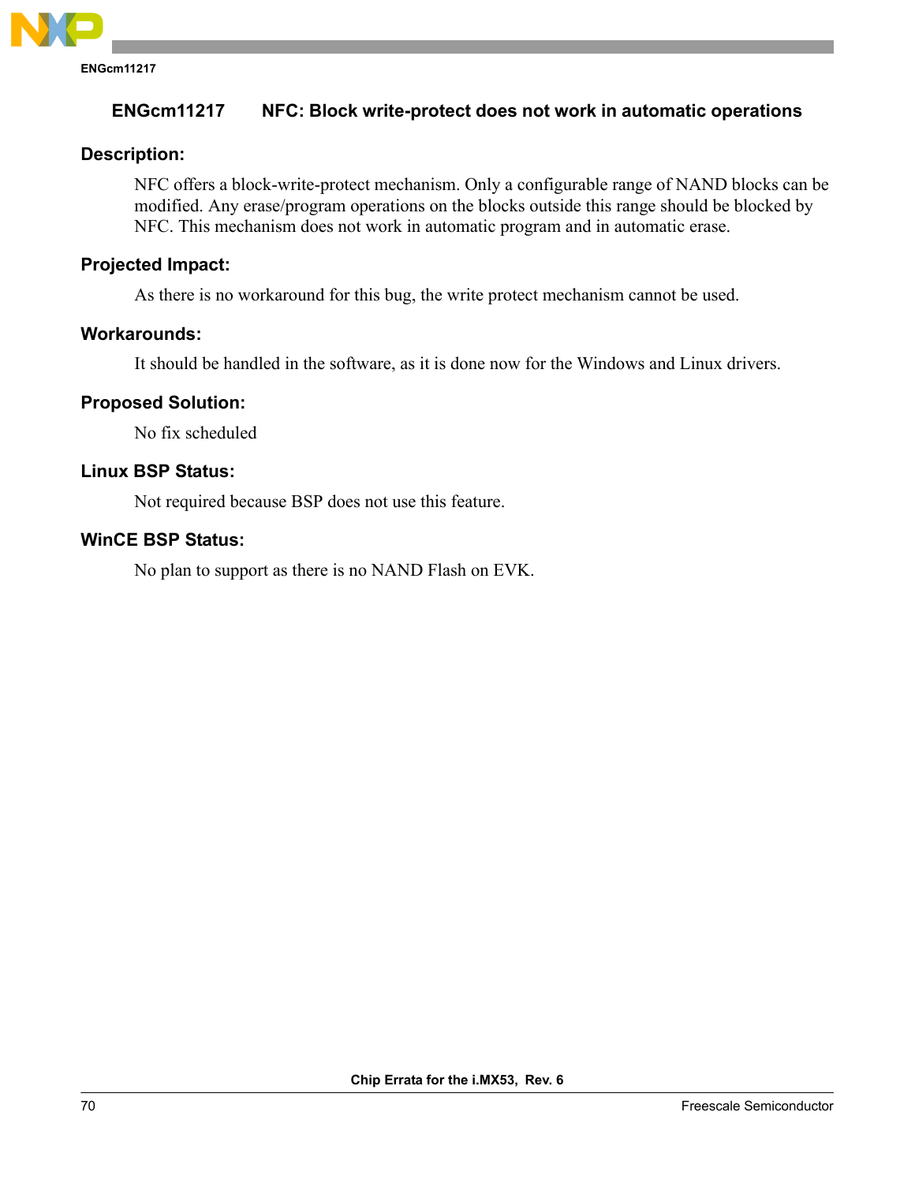## ENGcm11217 NFC: Block write-protect does not work in automatic operations

### Description:

NFC offers a block-write-protect mechanism. Only a configurable range of NAND blocks can be modified. Any erase/program operations on the blocks outside this range should be blocked by NFC. This mechanism does not work in automatic program and in automatic erase.

### Projected Impact:

As there is no workaround for this bug, the write protect mechanism cannot be used.

### Workarounds:

It should be handled in the software, as it is done now for the Windows and Linux drivers.

### Proposed Solution:

No fix scheduled

### Linux BSP Status:

Not required because BSP does not use this feature.

### WinCE BSP Status:

No plan to support as there is no NAND Flash on EVK.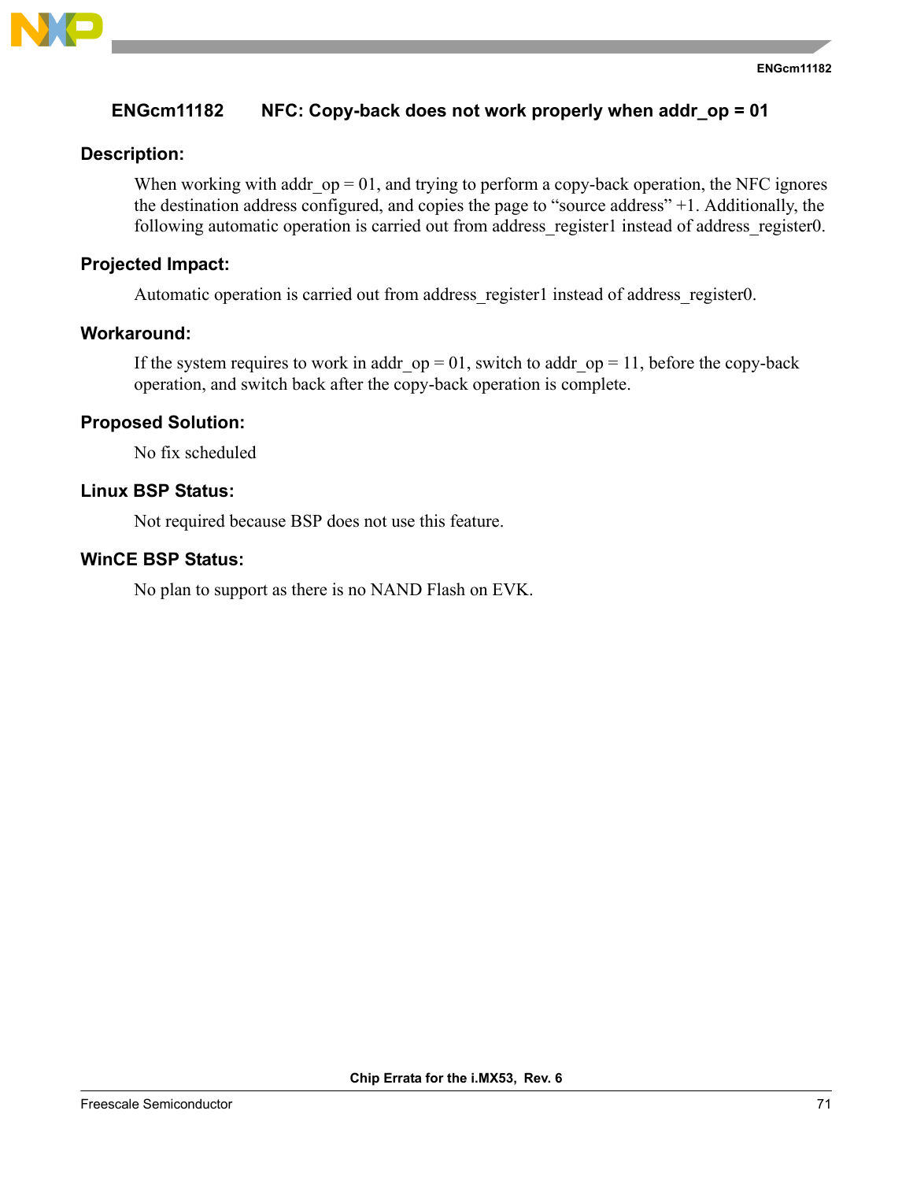## ENGcm11182 NFC: Copy-back does not work properly when addr_op = 01

### Description:

When working with addr_op = 01, and trying to perform a copy-back operation, the NFC ignores the destination address configured, and copies the page to “source address” +1. Additionally, the following automatic operation is carried out from address_register1 instead of address_register0.

### Projected Impact:

Automatic operation is carried out from address_register1 instead of address_register0.

### Workaround:

If the system requires to work in addr_op = 01, switch to addr_op = 11, before the copy-back operation, and switch back after the copy-back operation is complete.

### Proposed Solution:

No fix scheduled

### Linux BSP Status:

Not required because BSP does not use this feature.

### WinCE BSP Status:

No plan to support as there is no NAND Flash on EVK.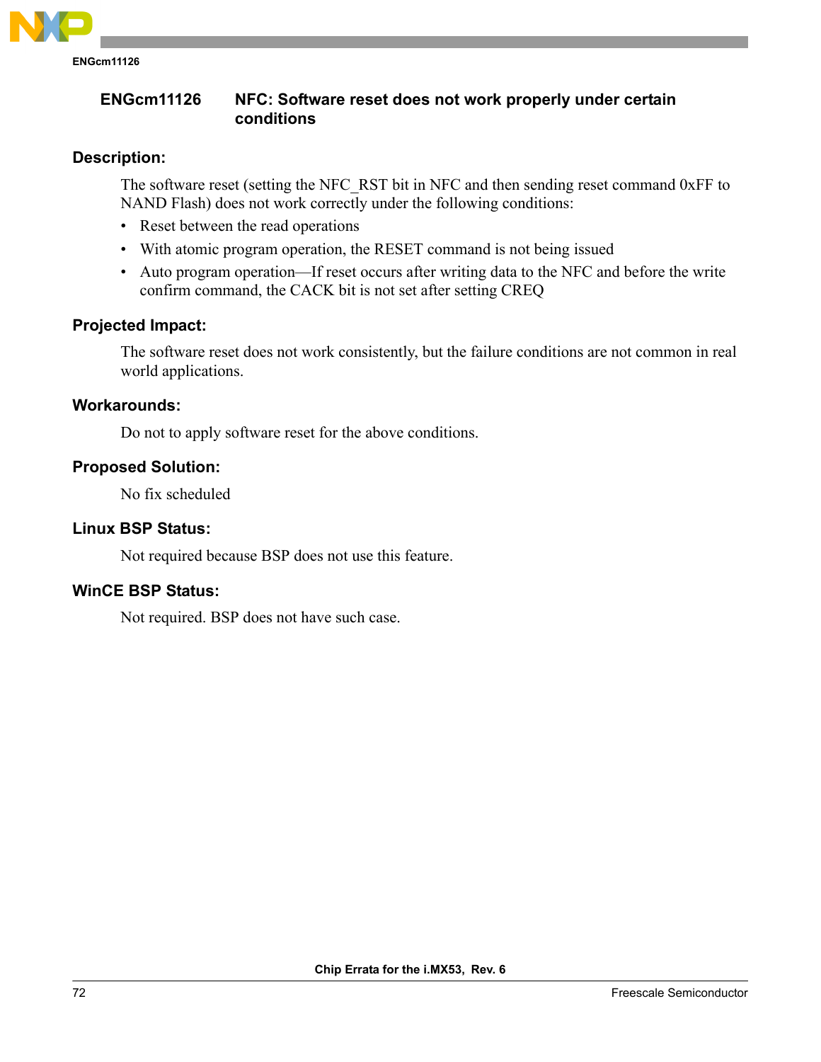## ENGcm11126 NFC: Software reset does not work properly under certain conditions

### Description:

The software reset (setting the NFC_RST bit in NFC and then sending reset command 0xFF to NAND Flash) does not work correctly under the following conditions:

- Reset between the read operations
- With atomic program operation, the RESET command is not being issued
- Auto program operation—If reset occurs after writing data to the NFC and before the write confirm command, the CACK bit is not set after setting CREQ

### Projected Impact:

The software reset does not work consistently, but the failure conditions are not common in real world applications.

### Workarounds:

Do not to apply software reset for the above conditions.

### Proposed Solution:

No fix scheduled

### Linux BSP Status:

Not required because BSP does not use this feature.

### WinCE BSP Status:

Not required. BSP does not have such case.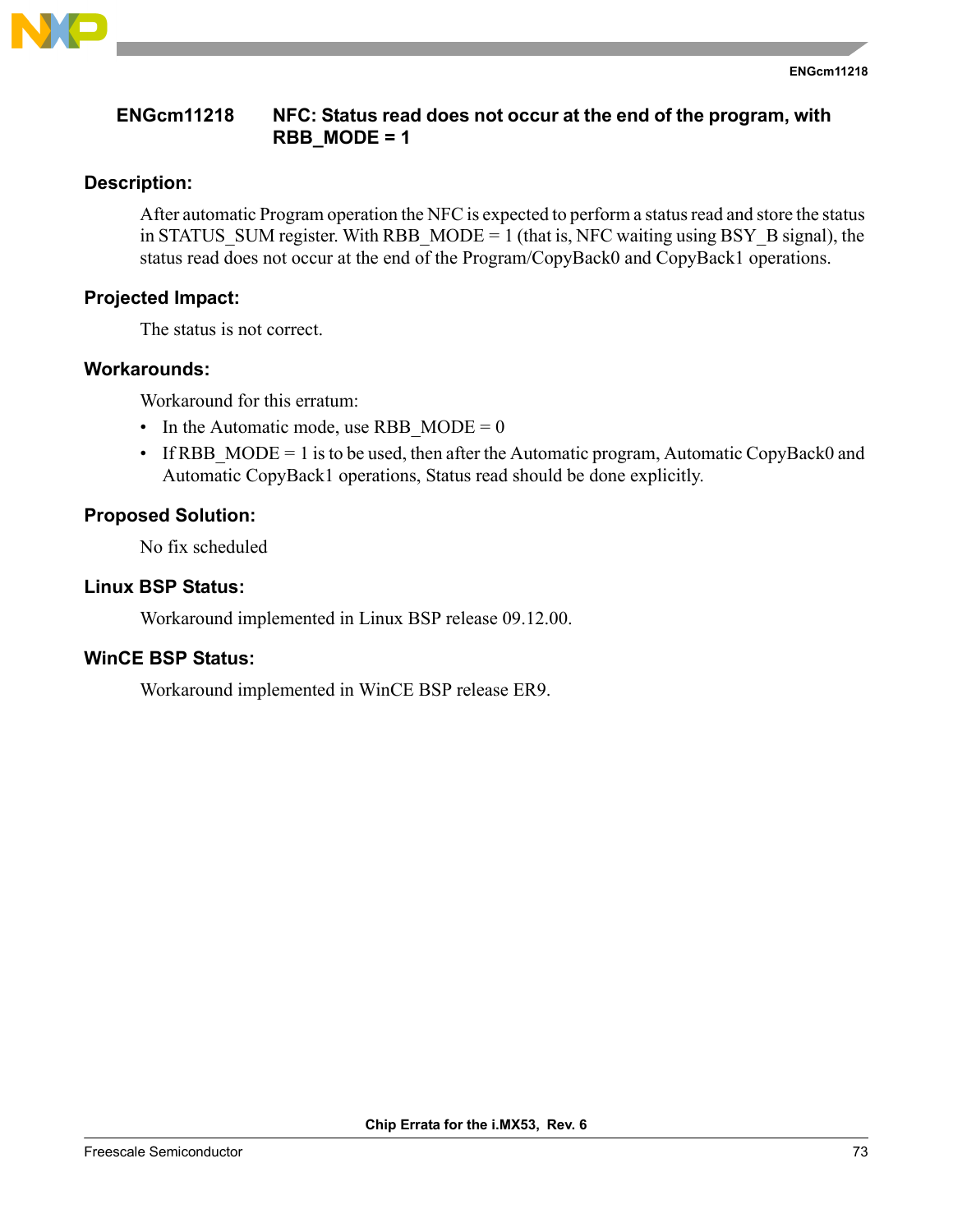## ENGcm11218 NFC: Status read does not occur at the end of the program, with RBB_MODE = 1

### Description:

After automatic Program operation the NFC is expected to perform a status read and store the status in STATUS_SUM register. With RBB_MODE = 1 (that is, NFC waiting using BSY_B signal), the status read does not occur at the end of the Program/CopyBack0 and CopyBack1 operations.

### Projected Impact:

The status is not correct.

### Workarounds:

Workaround for this erratum:

- In the Automatic mode, use RBB_MODE = 0
- If RBB_MODE = 1 is to be used, then after the Automatic program, Automatic CopyBack0 and Automatic CopyBack1 operations, Status read should be done explicitly.

### Proposed Solution:

No fix scheduled

### Linux BSP Status:

Workaround implemented in Linux BSP release 09.12.00.

### WinCE BSP Status:

Workaround implemented in WinCE BSP release ER9.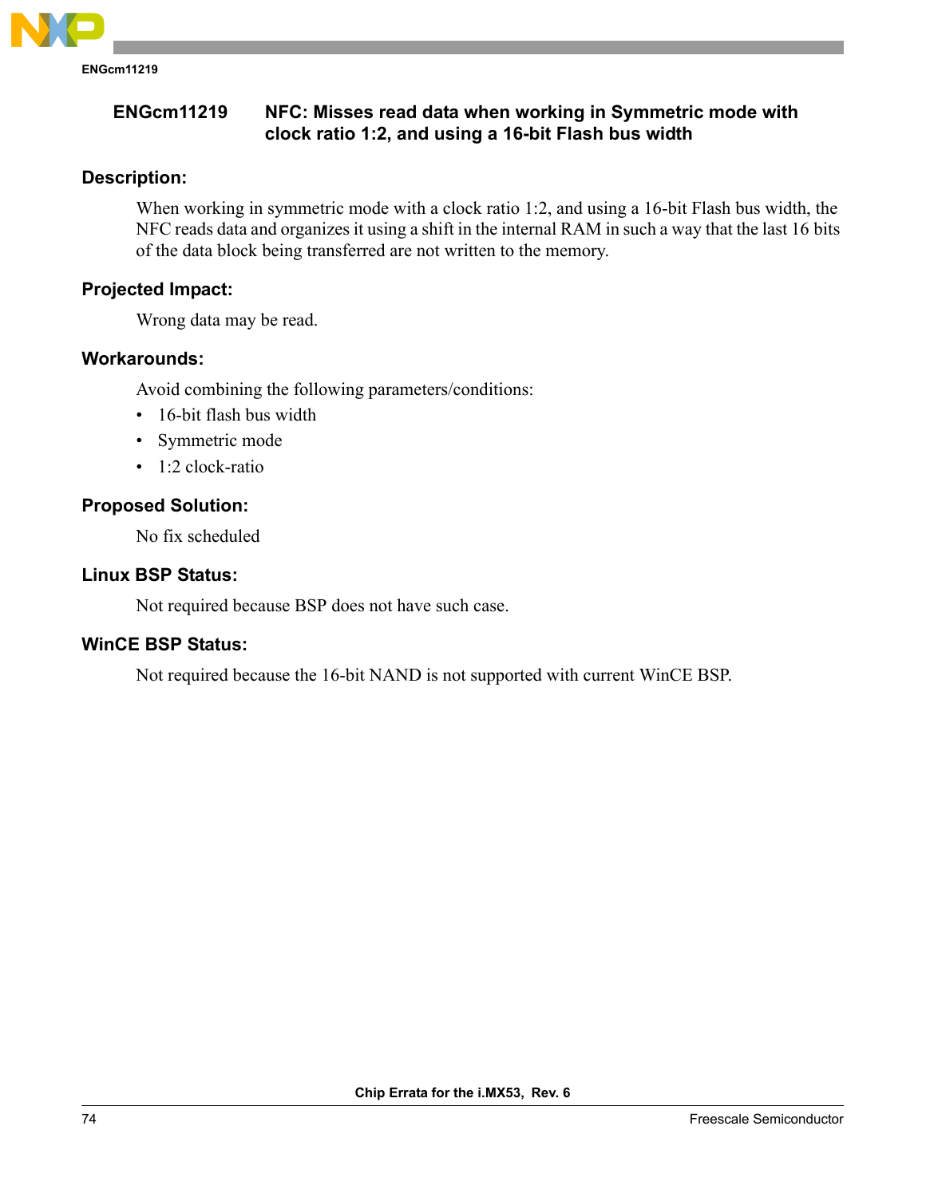## ENGcm11219 NFC: Misses read data when working in Symmetric mode with clock ratio 1:2, and using a 16-bit Flash bus width

### Description:

When working in symmetric mode with a clock ratio 1:2, and using a 16-bit Flash bus width, the NFC reads data and organizes it using a shift in the internal RAM in such a way that the last 16 bits of the data block being transferred are not written to the memory.

### Projected Impact:

Wrong data may be read.

### Workarounds:

Avoid combining the following parameters/conditions:

- 16-bit flash bus width
- Symmetric mode
- 1:2 clock-ratio

### Proposed Solution:

No fix scheduled

### Linux BSP Status:

Not required because BSP does not have such case.

### WinCE BSP Status:

Not required because the 16-bit NAND is not supported with current WinCE BSP.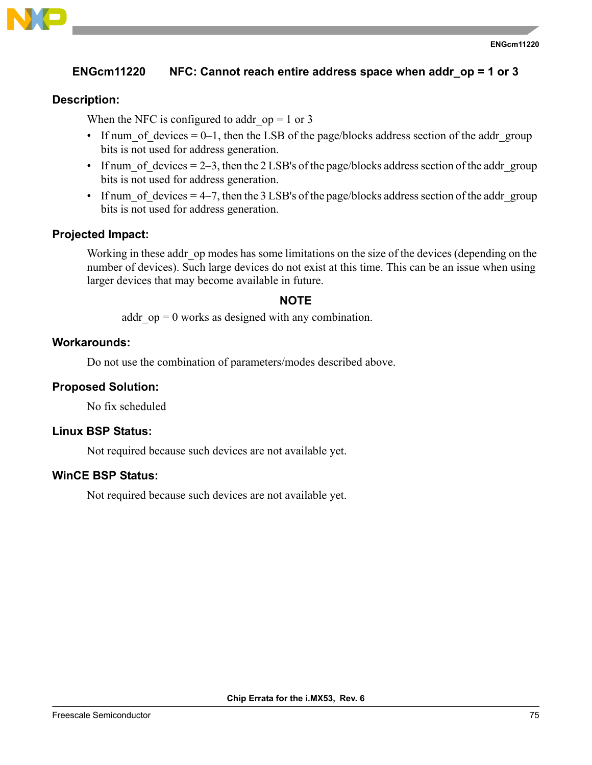## ENGcm11220 NFC: Cannot reach entire address space when addr_op = 1 or 3

### Description:

When the NFC is configured to addr_op = 1 or 3

- If num_of_devices = 0–1, then the LSB of the page/blocks address section of the addr_group bits is not used for address generation.
- If num_of_devices = 2–3, then the 2 LSB's of the page/blocks address section of the addr_group bits is not used for address generation.
- If num_of_devices = 4–7, then the 3 LSB's of the page/blocks address section of the addr_group bits is not used for address generation.

### Projected Impact:

Working in these addr_op modes has some limitations on the size of the devices (depending on the number of devices). Such large devices do not exist at this time. This can be an issue when using larger devices that may become available in future.

**NOTE**

addr_op = 0 works as designed with any combination.

### Workarounds:

Do not use the combination of parameters/modes described above.

### Proposed Solution:

No fix scheduled

### Linux BSP Status:

Not required because such devices are not available yet.

### WinCE BSP Status:

Not required because such devices are not available yet.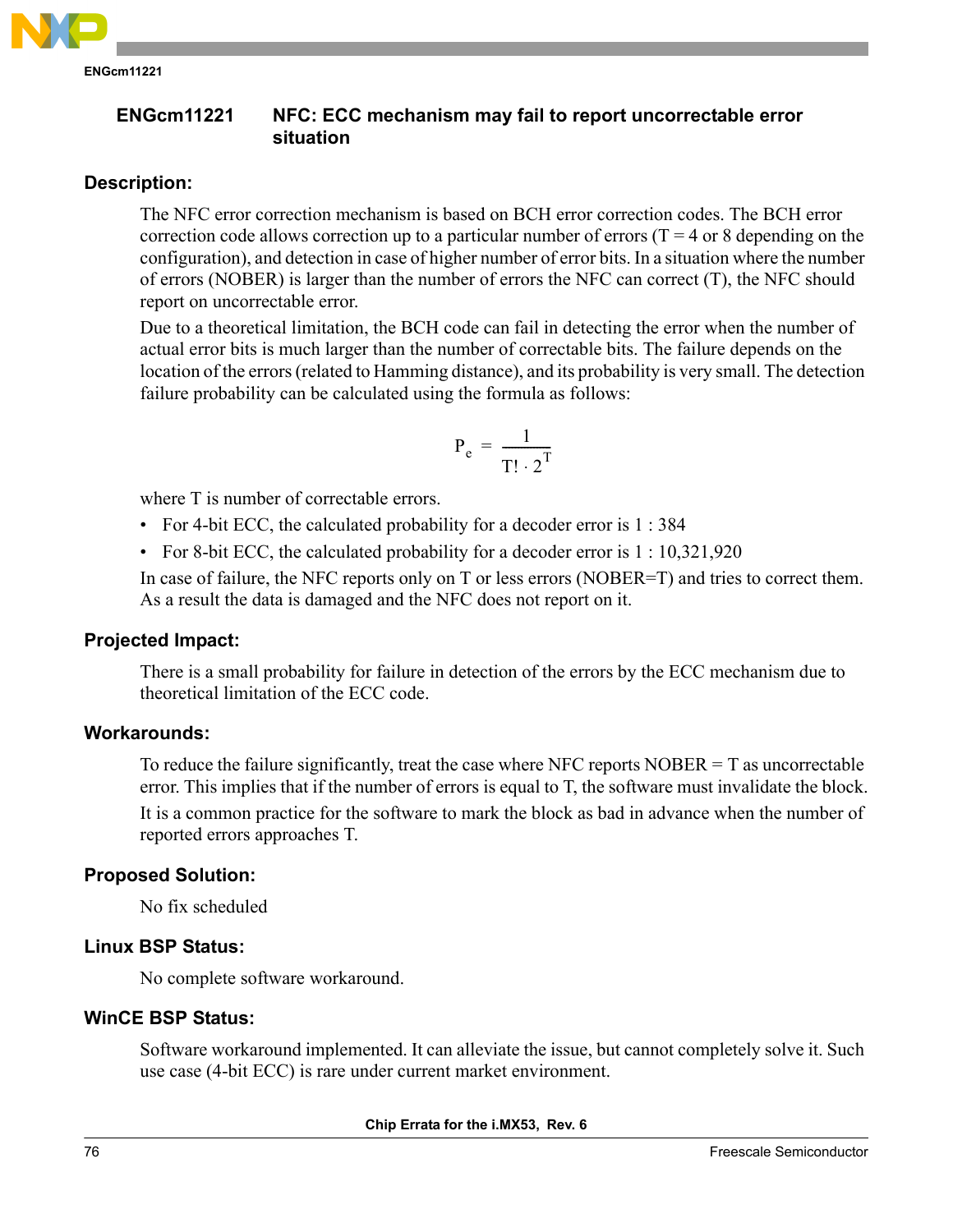## ENGcm11221 NFC: ECC mechanism may fail to report uncorrectable error situation

### Description:

The NFC error correction mechanism is based on BCH error correction codes. The BCH error correction code allows correction up to a particular number of errors (T = 4 or 8 depending on the configuration), and detection in case of higher number of error bits. In a situation where the number of errors (NOBER) is larger than the number of errors the NFC can correct (T), the NFC should report on uncorrectable error.

Due to a theoretical limitation, the BCH code can fail in detecting the error when the number of actual error bits is much larger than the number of correctable bits. The failure depends on the location of the errors (related to Hamming distance), and its probability is very small. The detection failure probability can be calculated using the formula as follows:

$$P_e = \frac{1}{T! \cdot 2^T}$$

where T is number of correctable errors.

- For 4-bit ECC, the calculated probability for a decoder error is 1 : 384
- For 8-bit ECC, the calculated probability for a decoder error is 1 : 10,321,920

In case of failure, the NFC reports only on T or less errors (NOBER=T) and tries to correct them. As a result the data is damaged and the NFC does not report on it.

### Projected Impact:

There is a small probability for failure in detection of the errors by the ECC mechanism due to theoretical limitation of the ECC code.

### Workarounds:

To reduce the failure significantly, treat the case where NFC reports NOBER = T as uncorrectable error. This implies that if the number of errors is equal to T, the software must invalidate the block.

It is a common practice for the software to mark the block as bad in advance when the number of reported errors approaches T.

### Proposed Solution:

No fix scheduled

### Linux BSP Status:

No complete software workaround.

### WinCE BSP Status:

Software workaround implemented. It can alleviate the issue, but cannot completely solve it. Such use case (4-bit ECC) is rare under current market environment.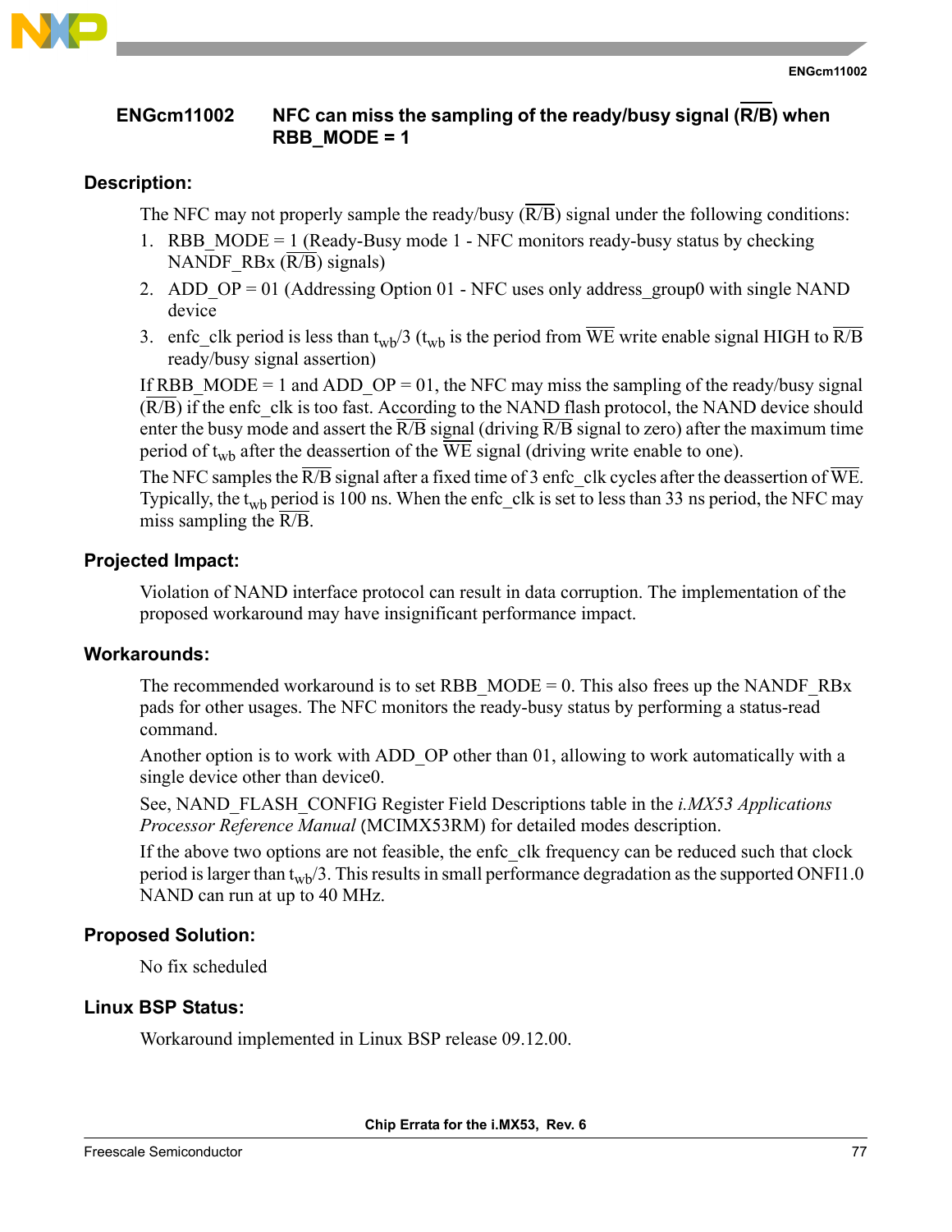## ENGcm11002 NFC can miss the sampling of the ready/busy signal ($\overline{R/B}$) when RBB_MODE = 1

### Description:

The NFC may not properly sample the ready/busy ($\overline{R/B}$) signal under the following conditions:

1. RBB_MODE = 1 (Ready-Busy mode 1 - NFC monitors ready-busy status by checking NANDF_RBx ($\overline{R/B}$) signals)
2. ADD_OP = 01 (Addressing Option 01 - NFC uses only address_group0 with single NAND device
3. enfc_clk period is less than $t_{wb}/3$ ($t_{wb}$ is the period from $\overline{WE}$ write enable signal HIGH to $\overline{R/B}$ ready/busy signal assertion)

If RBB_MODE = 1 and ADD_OP = 01, the NFC may miss the sampling of the ready/busy signal ($\overline{R/B}$) if the enfc_clk is too fast. According to the NAND flash protocol, the NAND device should enter the busy mode and assert the $\overline{R/B}$ signal (driving $\overline{R/B}$ signal to zero) after the maximum time period of $t_{wb}$ after the deassertion of the $\overline{WE}$ signal (driving write enable to one).

The NFC samples the $\overline{R/B}$ signal after a fixed time of 3 enfc_clk cycles after the deassertion of $\overline{WE}$. Typically, the $t_{wb}$ period is 100 ns. When the enfc_clk is set to less than 33 ns period, the NFC may miss sampling the $\overline{R/B}$.

### Projected Impact:

Violation of NAND interface protocol can result in data corruption. The implementation of the proposed workaround may have insignificant performance impact.

### Workarounds:

The recommended workaround is to set RBB_MODE = 0. This also frees up the NANDF_RBx pads for other usages. The NFC monitors the ready-busy status by performing a status-read command.

Another option is to work with ADD_OP other than 01, allowing to work automatically with a single device other than device0.

See, NAND_FLASH_CONFIG Register Field Descriptions table in the *i.MX53 Applications Processor Reference Manual* (MCIMX53RM) for detailed modes description.

If the above two options are not feasible, the enfc_clk frequency can be reduced such that clock period is larger than $t_{wb}/3$. This results in small performance degradation as the supported ONFI1.0 NAND can run at up to 40 MHz.

### Proposed Solution:

No fix scheduled

### Linux BSP Status:

Workaround implemented in Linux BSP release 09.12.00.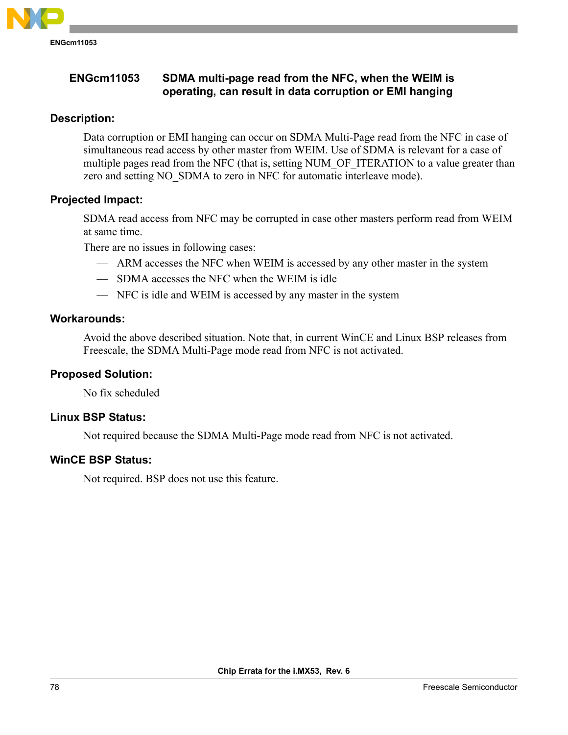## ENGcm11053 SDMA multi-page read from the NFC, when the WEIM is operating, can result in data corruption or EMI hanging

### Description:

Data corruption or EMI hanging can occur on SDMA Multi-Page read from the NFC in case of simultaneous read access by other master from WEIM. Use of SDMA is relevant for a case of multiple pages read from the NFC (that is, setting NUM_OF_ITERATION to a value greater than zero and setting NO_SDMA to zero in NFC for automatic interleave mode).

### Projected Impact:

SDMA read access from NFC may be corrupted in case other masters perform read from WEIM at same time.

There are no issues in following cases:

- ARM accesses the NFC when WEIM is accessed by any other master in the system
- SDMA accesses the NFC when the WEIM is idle
- NFC is idle and WEIM is accessed by any master in the system

### Workarounds:

Avoid the above described situation. Note that, in current WinCE and Linux BSP releases from Freescale, the SDMA Multi-Page mode read from NFC is not activated.

### Proposed Solution:

No fix scheduled

### Linux BSP Status:

Not required because the SDMA Multi-Page mode read from NFC is not activated.

### WinCE BSP Status:

Not required. BSP does not use this feature.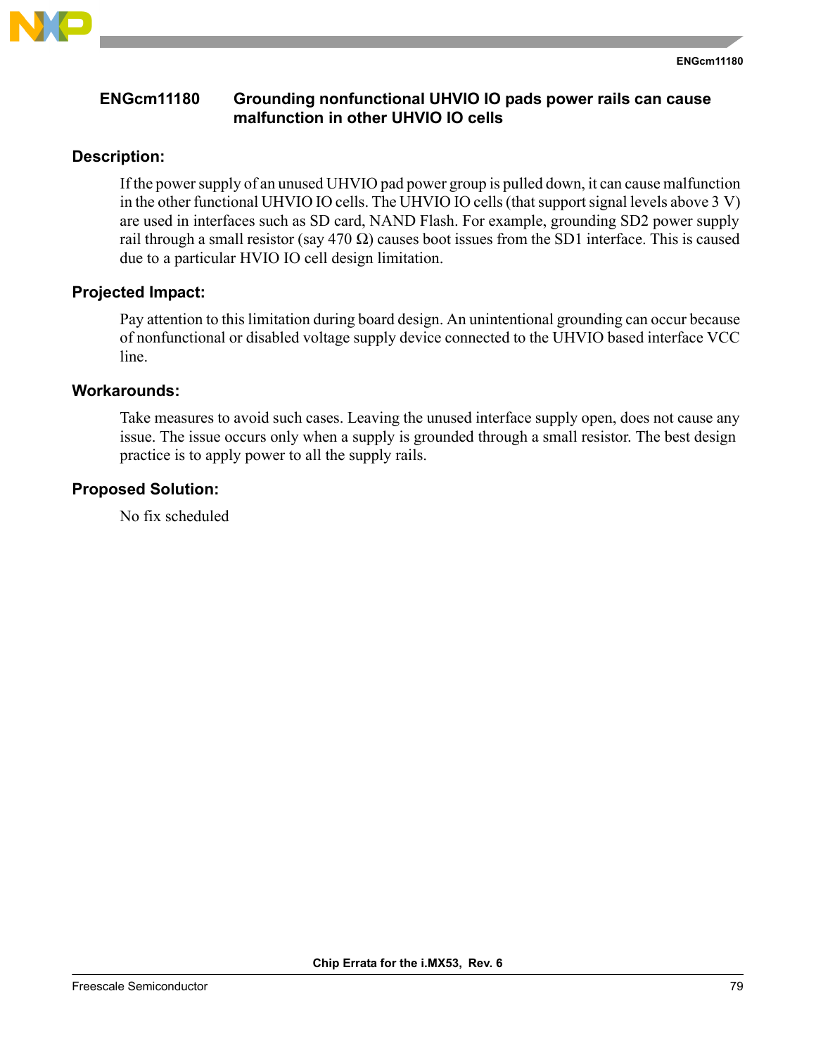## ENGcm11180 Grounding nonfunctional UHVIO IO pads power rails can cause malfunction in other UHVIO IO cells

### Description:

If the power supply of an unused UHVIO pad power group is pulled down, it can cause malfunction in the other functional UHVIO IO cells. The UHVIO IO cells (that support signal levels above 3 V) are used in interfaces such as SD card, NAND Flash. For example, grounding SD2 power supply rail through a small resistor (say 470 Ω) causes boot issues from the SD1 interface. This is caused due to a particular HVIO IO cell design limitation.

### Projected Impact:

Pay attention to this limitation during board design. An unintentional grounding can occur because of nonfunctional or disabled voltage supply device connected to the UHVIO based interface VCC line.

### Workarounds:

Take measures to avoid such cases. Leaving the unused interface supply open, does not cause any issue. The issue occurs only when a supply is grounded through a small resistor. The best design practice is to apply power to all the supply rails.

### Proposed Solution:

No fix scheduled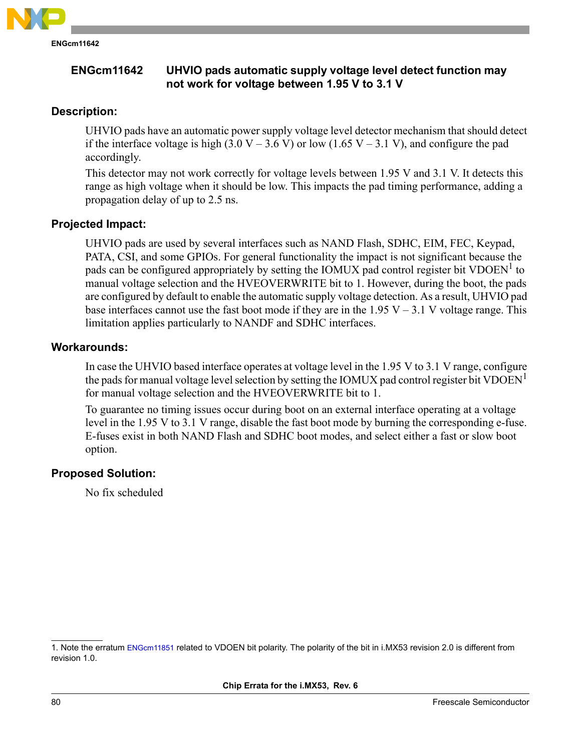## ENGcm11642 UHVIO pads automatic supply voltage level detect function may not work for voltage between 1.95 V to 3.1 V

### Description:

UHVIO pads have an automatic power supply voltage level detector mechanism that should detect if the interface voltage is high (3.0 V – 3.6 V) or low (1.65 V – 3.1 V), and configure the pad accordingly.

This detector may not work correctly for voltage levels between 1.95 V and 3.1 V. It detects this range as high voltage when it should be low. This impacts the pad timing performance, adding a propagation delay of up to 2.5 ns.

### Projected Impact:

UHVIO pads are used by several interfaces such as NAND Flash, SDHC, EIM, FEC, Keypad, PATA, CSI, and some GPIOs. For general functionality the impact is not significant because the pads can be configured appropriately by setting the IOMUX pad control register bit VDOEN[1] to manual voltage selection and the HVEOVERWRITE bit to 1. However, during the boot, the pads are configured by default to enable the automatic supply voltage detection. As a result, UHVIO pad base interfaces cannot use the fast boot mode if they are in the 1.95 V – 3.1 V voltage range. This limitation applies particularly to NANDF and SDHC interfaces.

### Workarounds:

In case the UHVIO based interface operates at voltage level in the 1.95 V to 3.1 V range, configure the pads for manual voltage level selection by setting the IOMUX pad control register bit VDOEN[1] for manual voltage selection and the HVEOVERWRITE bit to 1.

To guarantee no timing issues occur during boot on an external interface operating at a voltage level in the 1.95 V to 3.1 V range, disable the fast boot mode by burning the corresponding e-fuse. E-fuses exist in both NAND Flash and SDHC boot modes, and select either a fast or slow boot option.

### Proposed Solution:

No fix scheduled

---

1. Note the erratum ENGcm11851 related to VDOEN bit polarity. The polarity of the bit in i.MX53 revision 2.0 is different from revision 1.0.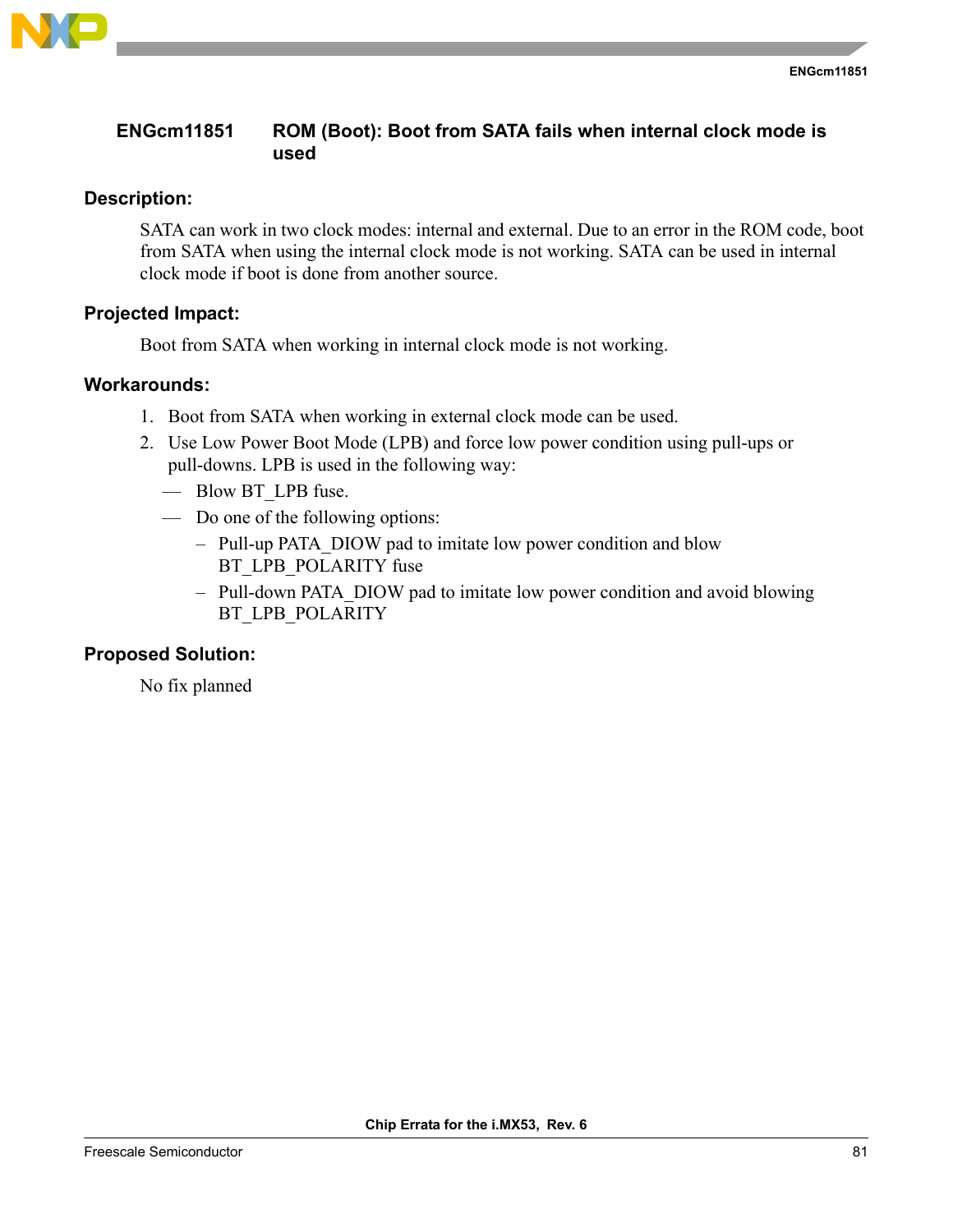## ENGcm11851 ROM (Boot): Boot from SATA fails when internal clock mode is used

### Description:

SATA can work in two clock modes: internal and external. Due to an error in the ROM code, boot from SATA when using the internal clock mode is not working. SATA can be used in internal clock mode if boot is done from another source.

### Projected Impact:

Boot from SATA when working in internal clock mode is not working.

### Workarounds:

1. Boot from SATA when working in external clock mode can be used.
2. Use Low Power Boot Mode (LPB) and force low power condition using pull-ups or pull-downs. LPB is used in the following way:
   - Blow BT_LPB fuse.
   - Do one of the following options:
     - Pull-up PATA_DIOW pad to imitate low power condition and blow BT_LPB_POLARITY fuse
     - Pull-down PATA_DIOW pad to imitate low power condition and avoid blowing BT_LPB_POLARITY

### Proposed Solution:

No fix planned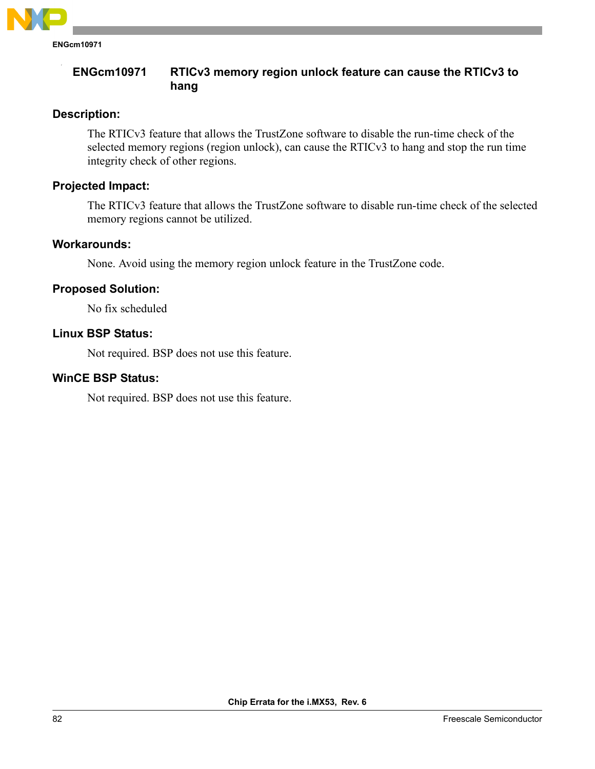## ENGcm10971 RTICv3 memory region unlock feature can cause the RTICv3 to hang

### Description:

The RTICv3 feature that allows the TrustZone software to disable the run-time check of the selected memory regions (region unlock), can cause the RTICv3 to hang and stop the run time integrity check of other regions.

### Projected Impact:

The RTICv3 feature that allows the TrustZone software to disable run-time check of the selected memory regions cannot be utilized.

### Workarounds:

None. Avoid using the memory region unlock feature in the TrustZone code.

### Proposed Solution:

No fix scheduled

### Linux BSP Status:

Not required. BSP does not use this feature.

### WinCE BSP Status:

Not required. BSP does not use this feature.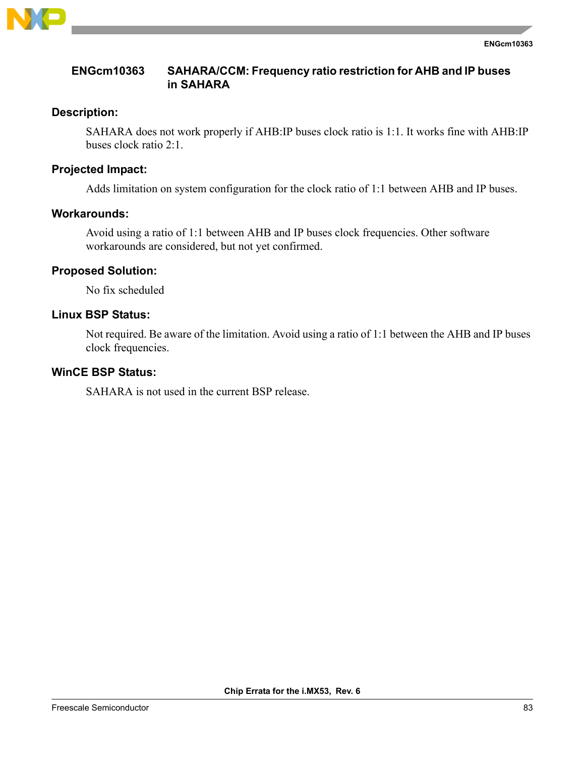## ENGcm10363 SAHARA/CCM: Frequency ratio restriction for AHB and IP buses in SAHARA

### Description:

SAHARA does not work properly if AHB:IP buses clock ratio is 1:1. It works fine with AHB:IP buses clock ratio 2:1.

### Projected Impact:

Adds limitation on system configuration for the clock ratio of 1:1 between AHB and IP buses.

### Workarounds:

Avoid using a ratio of 1:1 between AHB and IP buses clock frequencies. Other software workarounds are considered, but not yet confirmed.

### Proposed Solution:

No fix scheduled

### Linux BSP Status:

Not required. Be aware of the limitation. Avoid using a ratio of 1:1 between the AHB and IP buses clock frequencies.

### WinCE BSP Status:

SAHARA is not used in the current BSP release.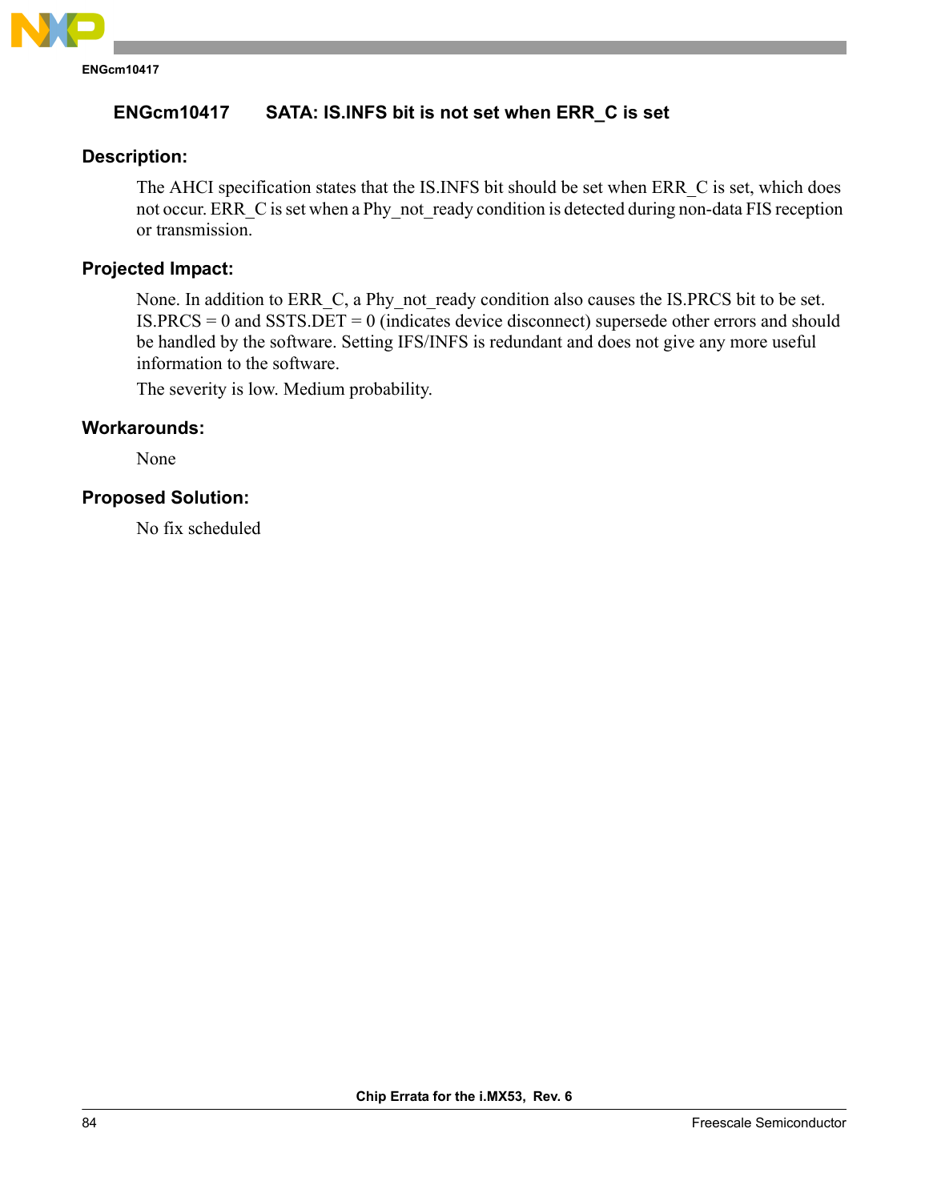## ENGcm10417 SATA: IS.INFS bit is not set when ERR_C is set

### Description:

The AHCI specification states that the IS.INFS bit should be set when ERR_C is set, which does not occur. ERR_C is set when a Phy_not_ready condition is detected during non-data FIS reception or transmission.

### Projected Impact:

None. In addition to ERR_C, a Phy_not_ready condition also causes the IS.PRCS bit to be set. IS.PRCS = 0 and SSTS.DET = 0 (indicates device disconnect) supersede other errors and should be handled by the software. Setting IFS/INFS is redundant and does not give any more useful information to the software.

The severity is low. Medium probability.

### Workarounds:

None

### Proposed Solution:

No fix scheduled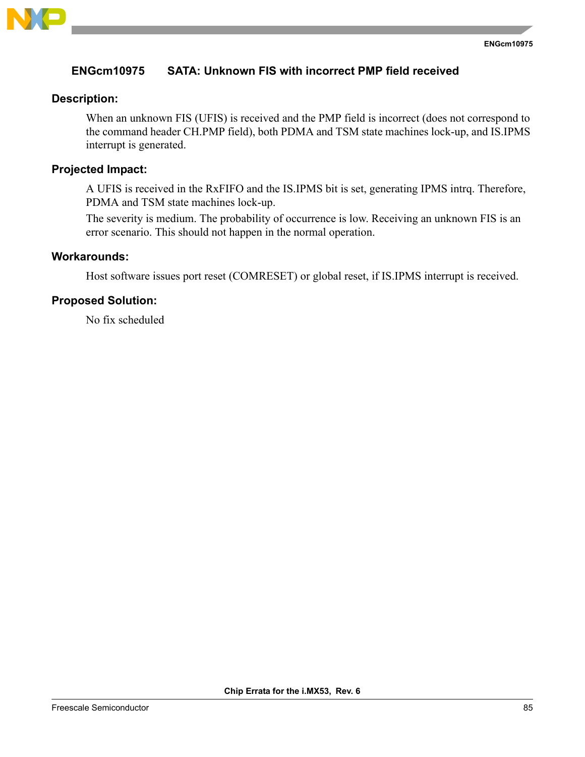## ENGcm10975 SATA: Unknown FIS with incorrect PMP field received

### Description:

When an unknown FIS (UFIS) is received and the PMP field is incorrect (does not correspond to the command header CH.PMP field), both PDMA and TSM state machines lock-up, and IS.IPMS interrupt is generated.

### Projected Impact:

A UFIS is received in the RxFIFO and the IS.IPMS bit is set, generating IPMS intrq. Therefore, PDMA and TSM state machines lock-up.

The severity is medium. The probability of occurrence is low. Receiving an unknown FIS is an error scenario. This should not happen in the normal operation.

### Workarounds:

Host software issues port reset (COMRESET) or global reset, if IS.IPMS interrupt is received.

### Proposed Solution:

No fix scheduled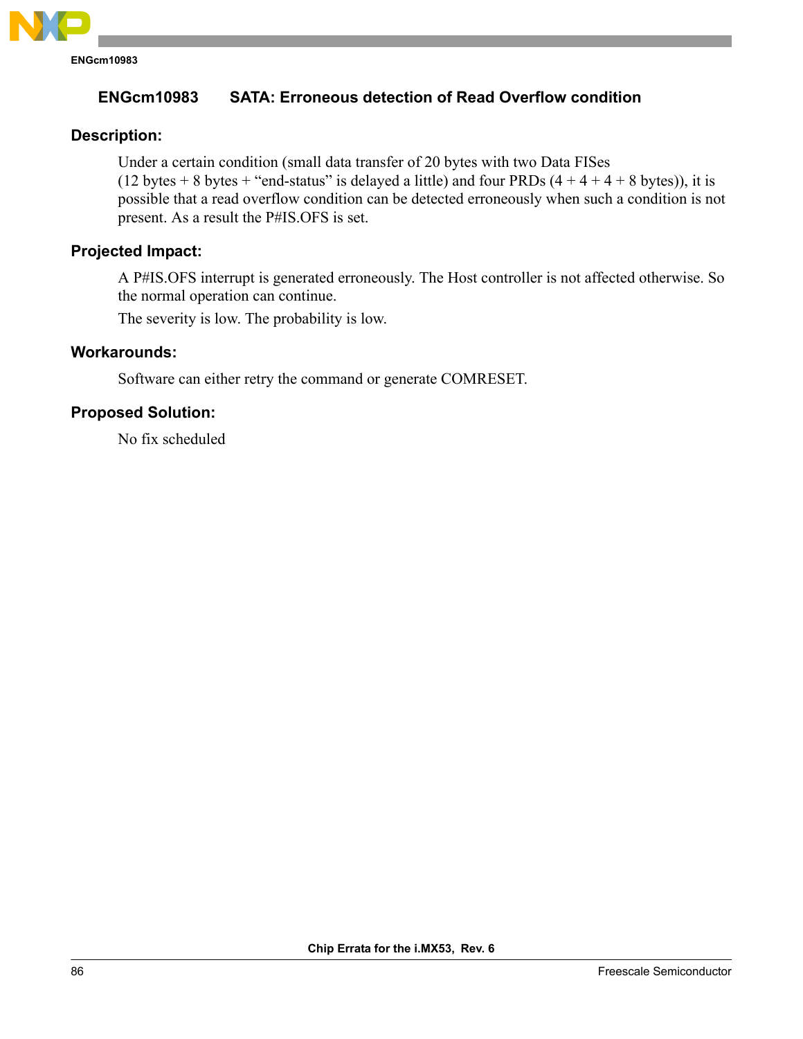## ENGcm10983 SATA: Erroneous detection of Read Overflow condition

### Description:

Under a certain condition (small data transfer of 20 bytes with two Data FISes (12 bytes + 8 bytes + "end-status" is delayed a little) and four PRDs (4 + 4 + 4 + 8 bytes)), it is possible that a read overflow condition can be detected erroneously when such a condition is not present. As a result the P#IS.OFS is set.

### Projected Impact:

A P#IS.OFS interrupt is generated erroneously. The Host controller is not affected otherwise. So the normal operation can continue.

The severity is low. The probability is low.

### Workarounds:

Software can either retry the command or generate COMRESET.

### Proposed Solution:

No fix scheduled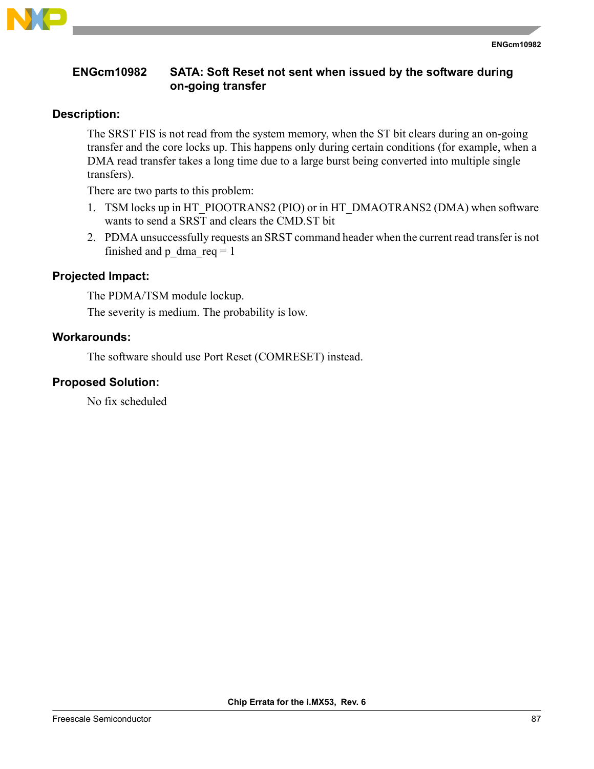## ENGcm10982 SATA: Soft Reset not sent when issued by the software during on-going transfer

### Description:

The SRST FIS is not read from the system memory, when the ST bit clears during an on-going transfer and the core locks up. This happens only during certain conditions (for example, when a DMA read transfer takes a long time due to a large burst being converted into multiple single transfers).

There are two parts to this problem:

1. TSM locks up in HT_PIOOTRANS2 (PIO) or in HT_DMAOTRANS2 (DMA) when software wants to send a SRST and clears the CMD.ST bit
2. PDMA unsuccessfully requests an SRST command header when the current read transfer is not finished and p_dma_req = 1

### Projected Impact:

The PDMA/TSM module lockup.

The severity is medium. The probability is low.

### Workarounds:

The software should use Port Reset (COMRESET) instead.

### Proposed Solution:

No fix scheduled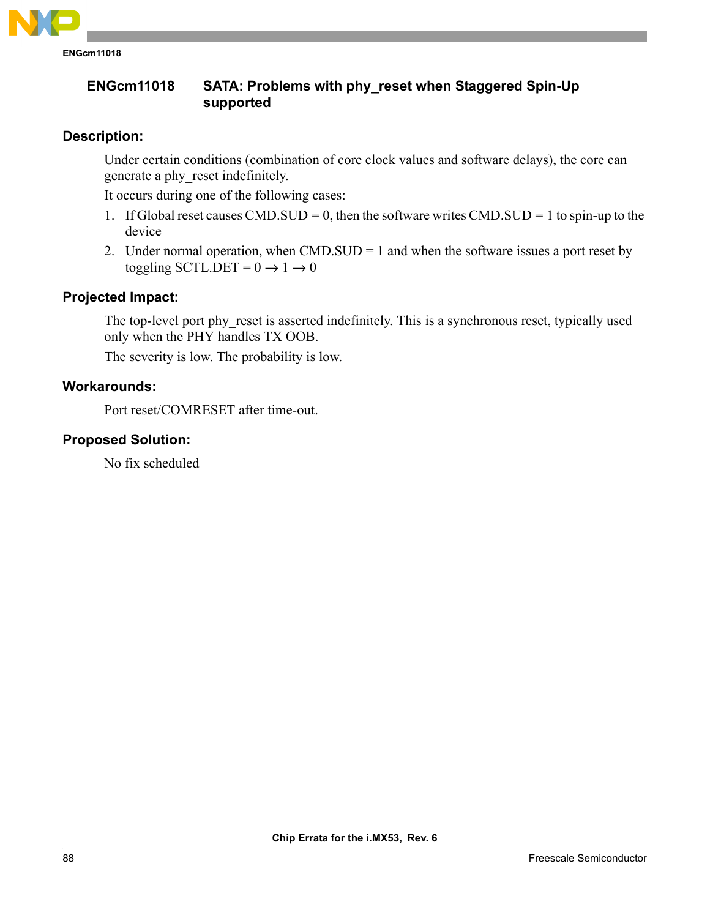## ENGcm11018 SATA: Problems with phy_reset when Staggered Spin-Up supported

### Description:

Under certain conditions (combination of core clock values and software delays), the core can generate a phy_reset indefinitely.

It occurs during one of the following cases:

1. If Global reset causes CMD.SUD = 0, then the software writes CMD.SUD = 1 to spin-up to the device
2. Under normal operation, when CMD.SUD = 1 and when the software issues a port reset by toggling SCTL.DET = 0 → 1 → 0

### Projected Impact:

The top-level port phy_reset is asserted indefinitely. This is a synchronous reset, typically used only when the PHY handles TX OOB.

The severity is low. The probability is low.

### Workarounds:

Port reset/COMRESET after time-out.

### Proposed Solution:

No fix scheduled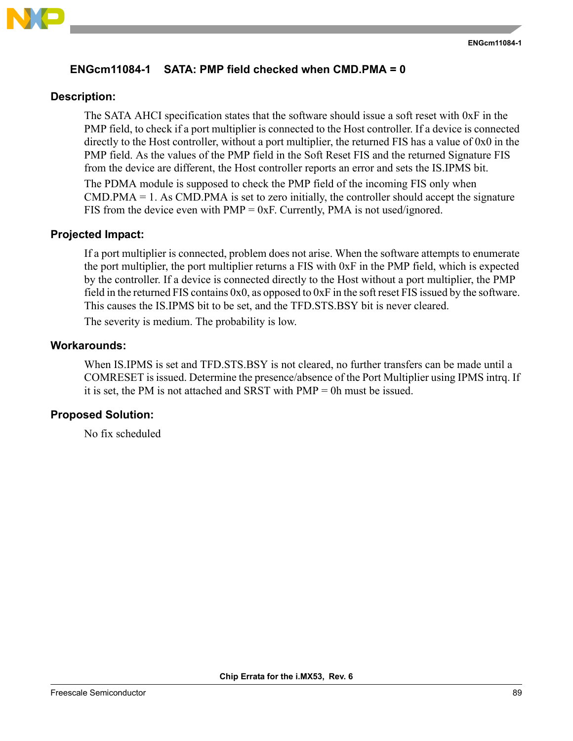## ENGcm11084-1 SATA: PMP field checked when CMD.PMA = 0

### Description:

The SATA AHCI specification states that the software should issue a soft reset with 0xF in the PMP field, to check if a port multiplier is connected to the Host controller. If a device is connected directly to the Host controller, without a port multiplier, the returned FIS has a value of 0x0 in the PMP field. As the values of the PMP field in the Soft Reset FIS and the returned Signature FIS from the device are different, the Host controller reports an error and sets the IS.IPMS bit.

The PDMA module is supposed to check the PMP field of the incoming FIS only when CMD.PMA = 1. As CMD.PMA is set to zero initially, the controller should accept the signature FIS from the device even with PMP = 0xF. Currently, PMA is not used/ignored.

### Projected Impact:

If a port multiplier is connected, problem does not arise. When the software attempts to enumerate the port multiplier, the port multiplier returns a FIS with 0xF in the PMP field, which is expected by the controller. If a device is connected directly to the Host without a port multiplier, the PMP field in the returned FIS contains 0x0, as opposed to 0xF in the soft reset FIS issued by the software. This causes the IS.IPMS bit to be set, and the TFD.STS.BSY bit is never cleared.

The severity is medium. The probability is low.

### Workarounds:

When IS.IPMS is set and TFD.STS.BSY is not cleared, no further transfers can be made until a COMRESET is issued. Determine the presence/absence of the Port Multiplier using IPMS intrq. If it is set, the PM is not attached and SRST with PMP = 0h must be issued.

### Proposed Solution:

No fix scheduled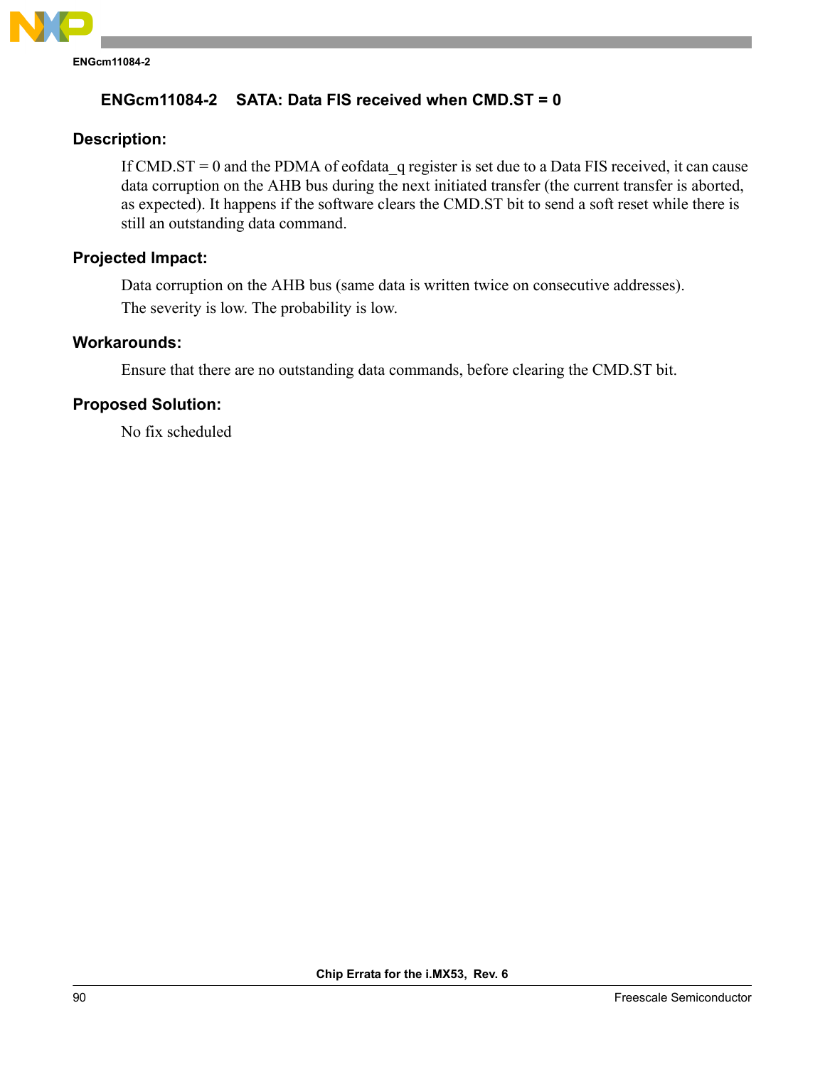## ENGcm11084-2 SATA: Data FIS received when CMD.ST = 0

### Description:

If CMD.ST = 0 and the PDMA of eofdata_q register is set due to a Data FIS received, it can cause data corruption on the AHB bus during the next initiated transfer (the current transfer is aborted, as expected). It happens if the software clears the CMD.ST bit to send a soft reset while there is still an outstanding data command.

### Projected Impact:

Data corruption on the AHB bus (same data is written twice on consecutive addresses).

The severity is low. The probability is low.

### Workarounds:

Ensure that there are no outstanding data commands, before clearing the CMD.ST bit.

### Proposed Solution:

No fix scheduled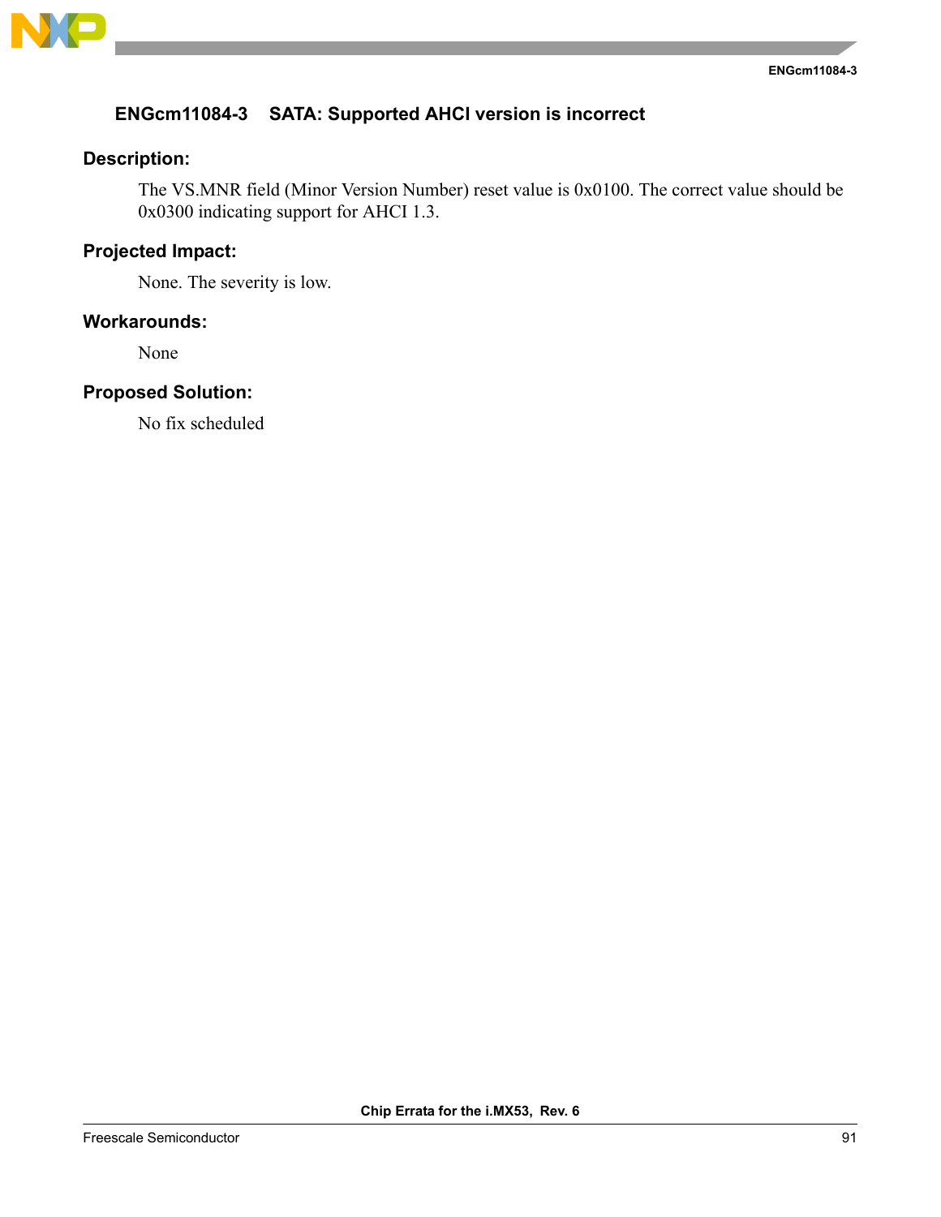## ENGcm11084-3 SATA: Supported AHCI version is incorrect

### Description:

The VS.MNR field (Minor Version Number) reset value is 0x0100. The correct value should be 0x0300 indicating support for AHCI 1.3.

### Projected Impact:

None. The severity is low.

### Workarounds:

None

### Proposed Solution:

No fix scheduled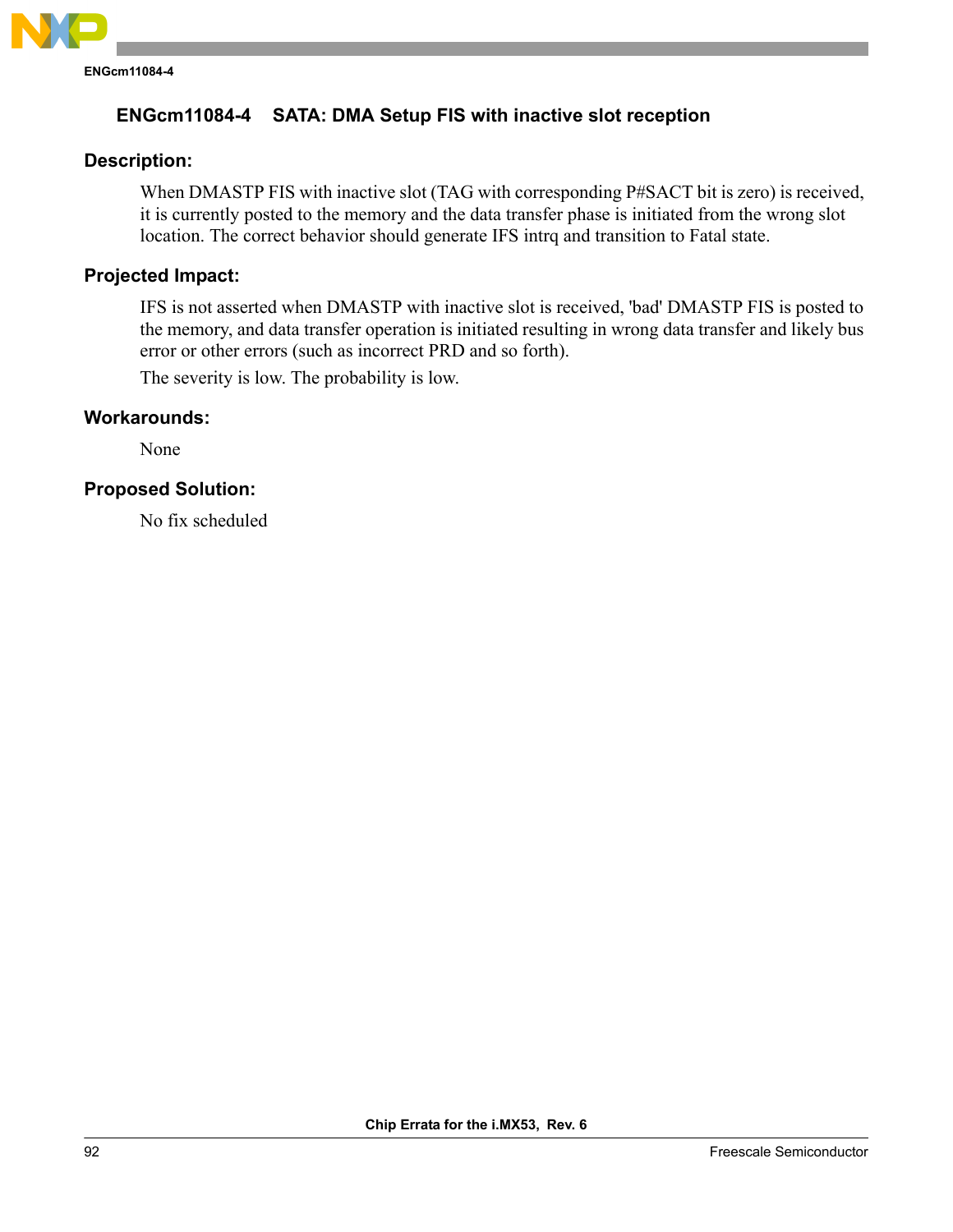## ENGcm11084-4 SATA: DMA Setup FIS with inactive slot reception

### Description:

When DMASTP FIS with inactive slot (TAG with corresponding P#SACT bit is zero) is received, it is currently posted to the memory and the data transfer phase is initiated from the wrong slot location. The correct behavior should generate IFS intrq and transition to Fatal state.

### Projected Impact:

IFS is not asserted when DMASTP with inactive slot is received, 'bad' DMASTP FIS is posted to the memory, and data transfer operation is initiated resulting in wrong data transfer and likely bus error or other errors (such as incorrect PRD and so forth).

The severity is low. The probability is low.

### Workarounds:

None

### Proposed Solution:

No fix scheduled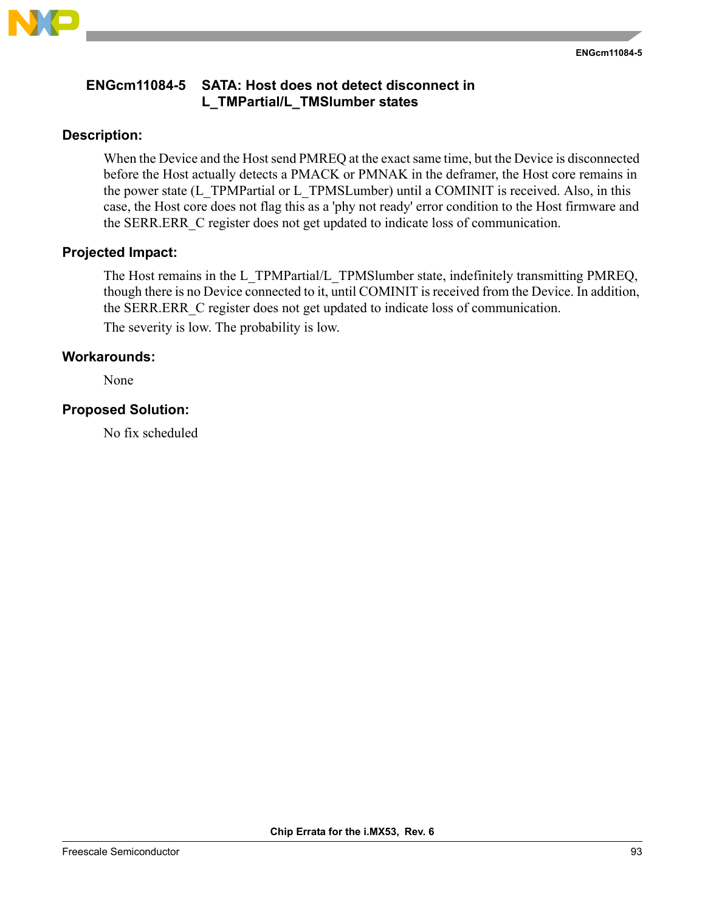## ENGcm11084-5 SATA: Host does not detect disconnect in L_TMPartial/L_TMSlumber states

### Description:

When the Device and the Host send PMREQ at the exact same time, but the Device is disconnected before the Host actually detects a PMACK or PMNAK in the deframer, the Host core remains in the power state (L_TPMPartial or L_TPMSLumber) until a COMINIT is received. Also, in this case, the Host core does not flag this as a 'phy not ready' error condition to the Host firmware and the SERR.ERR_C register does not get updated to indicate loss of communication.

### Projected Impact:

The Host remains in the L_TPMPartial/L_TPMSlumber state, indefinitely transmitting PMREQ, though there is no Device connected to it, until COMINIT is received from the Device. In addition, the SERR.ERR_C register does not get updated to indicate loss of communication.

The severity is low. The probability is low.

### Workarounds:

None

### Proposed Solution:

No fix scheduled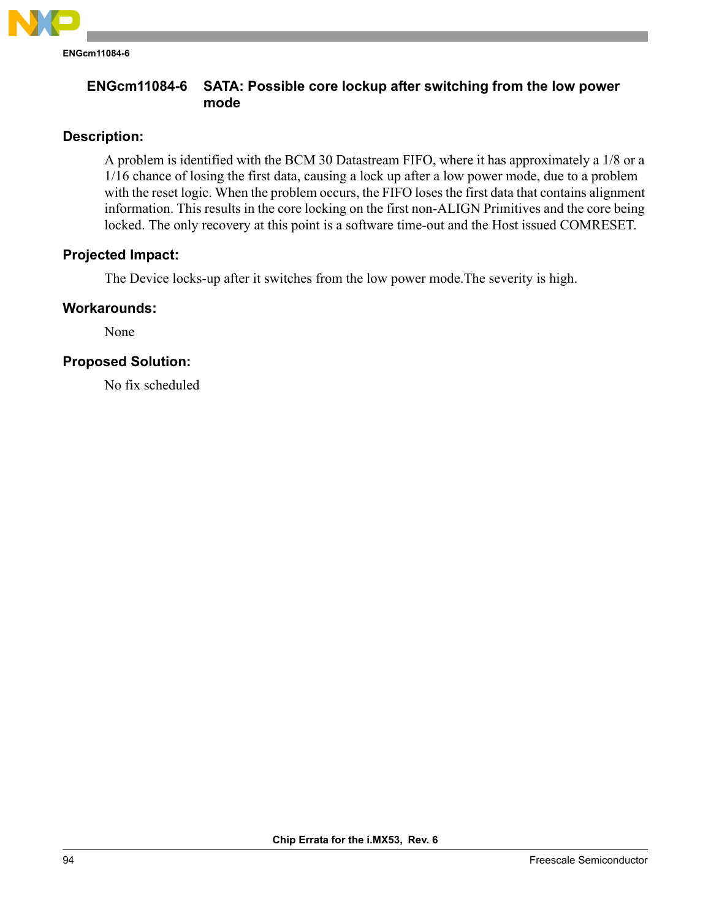## ENGcm11084-6 SATA: Possible core lockup after switching from the low power mode

### Description:

A problem is identified with the BCM 30 Datastream FIFO, where it has approximately a 1/8 or a 1/16 chance of losing the first data, causing a lock up after a low power mode, due to a problem with the reset logic. When the problem occurs, the FIFO loses the first data that contains alignment information. This results in the core locking on the first non-ALIGN Primitives and the core being locked. The only recovery at this point is a software time-out and the Host issued COMRESET.

### Projected Impact:

The Device locks-up after it switches from the low power mode.The severity is high.

### Workarounds:

None

### Proposed Solution:

No fix scheduled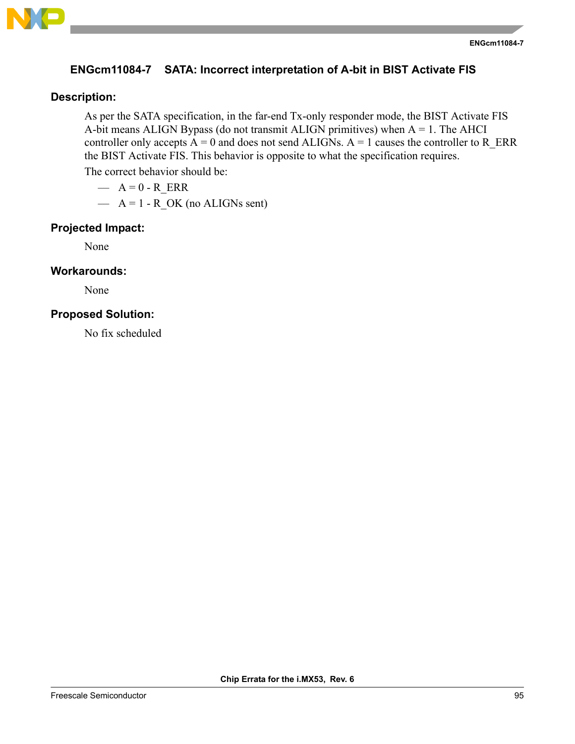## ENGcm11084-7 SATA: Incorrect interpretation of A-bit in BIST Activate FIS

### Description:

As per the SATA specification, in the far-end Tx-only responder mode, the BIST Activate FIS A-bit means ALIGN Bypass (do not transmit ALIGN primitives) when A = 1. The AHCI controller only accepts A = 0 and does not send ALIGNs. A = 1 causes the controller to R_ERR the BIST Activate FIS. This behavior is opposite to what the specification requires.

The correct behavior should be:

- A = 0 - R_ERR
- A = 1 - R_OK (no ALIGNs sent)

### Projected Impact:

None

### Workarounds:

None

### Proposed Solution:

No fix scheduled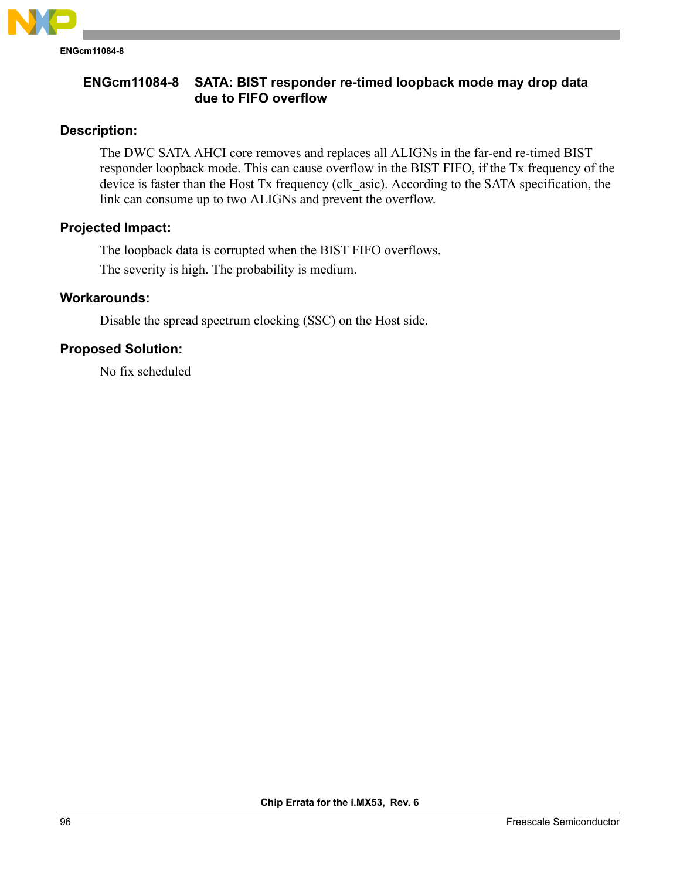## ENGcm11084-8 SATA: BIST responder re-timed loopback mode may drop data due to FIFO overflow

### Description:

The DWC SATA AHCI core removes and replaces all ALIGNs in the far-end re-timed BIST responder loopback mode. This can cause overflow in the BIST FIFO, if the Tx frequency of the device is faster than the Host Tx frequency (clk_asic). According to the SATA specification, the link can consume up to two ALIGNs and prevent the overflow.

### Projected Impact:

The loopback data is corrupted when the BIST FIFO overflows.

The severity is high. The probability is medium.

### Workarounds:

Disable the spread spectrum clocking (SSC) on the Host side.

### Proposed Solution:

No fix scheduled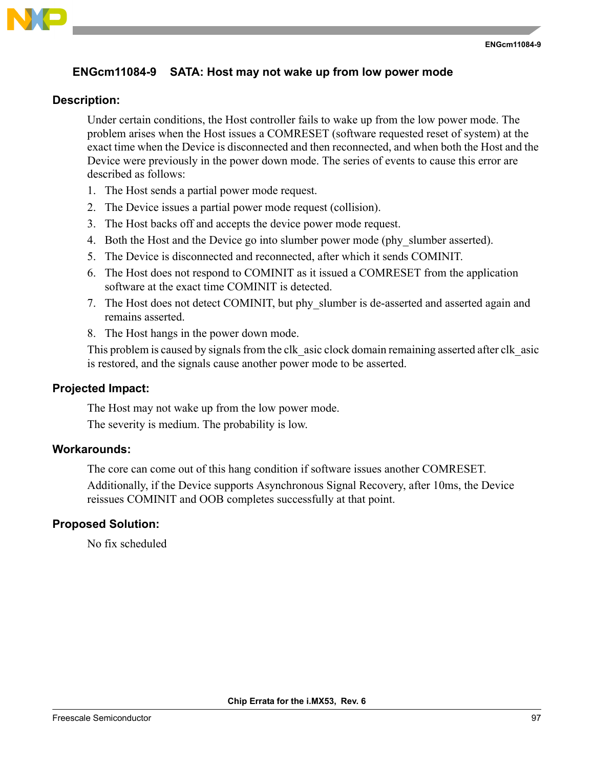## ENGcm11084-9 SATA: Host may not wake up from low power mode

### Description:

Under certain conditions, the Host controller fails to wake up from the low power mode. The problem arises when the Host issues a COMRESET (software requested reset of system) at the exact time when the Device is disconnected and then reconnected, and when both the Host and the Device were previously in the power down mode. The series of events to cause this error are described as follows:

1. The Host sends a partial power mode request.
2. The Device issues a partial power mode request (collision).
3. The Host backs off and accepts the device power mode request.
4. Both the Host and the Device go into slumber power mode (phy_slumber asserted).
5. The Device is disconnected and reconnected, after which it sends COMINIT.
6. The Host does not respond to COMINIT as it issued a COMRESET from the application software at the exact time COMINIT is detected.
7. The Host does not detect COMINIT, but phy_slumber is de-asserted and asserted again and remains asserted.
8. The Host hangs in the power down mode.

This problem is caused by signals from the clk_asic clock domain remaining asserted after clk_asic is restored, and the signals cause another power mode to be asserted.

### Projected Impact:

The Host may not wake up from the low power mode.

The severity is medium. The probability is low.

### Workarounds:

The core can come out of this hang condition if software issues another COMRESET.

Additionally, if the Device supports Asynchronous Signal Recovery, after 10ms, the Device reissues COMINIT and OOB completes successfully at that point.

### Proposed Solution:

No fix scheduled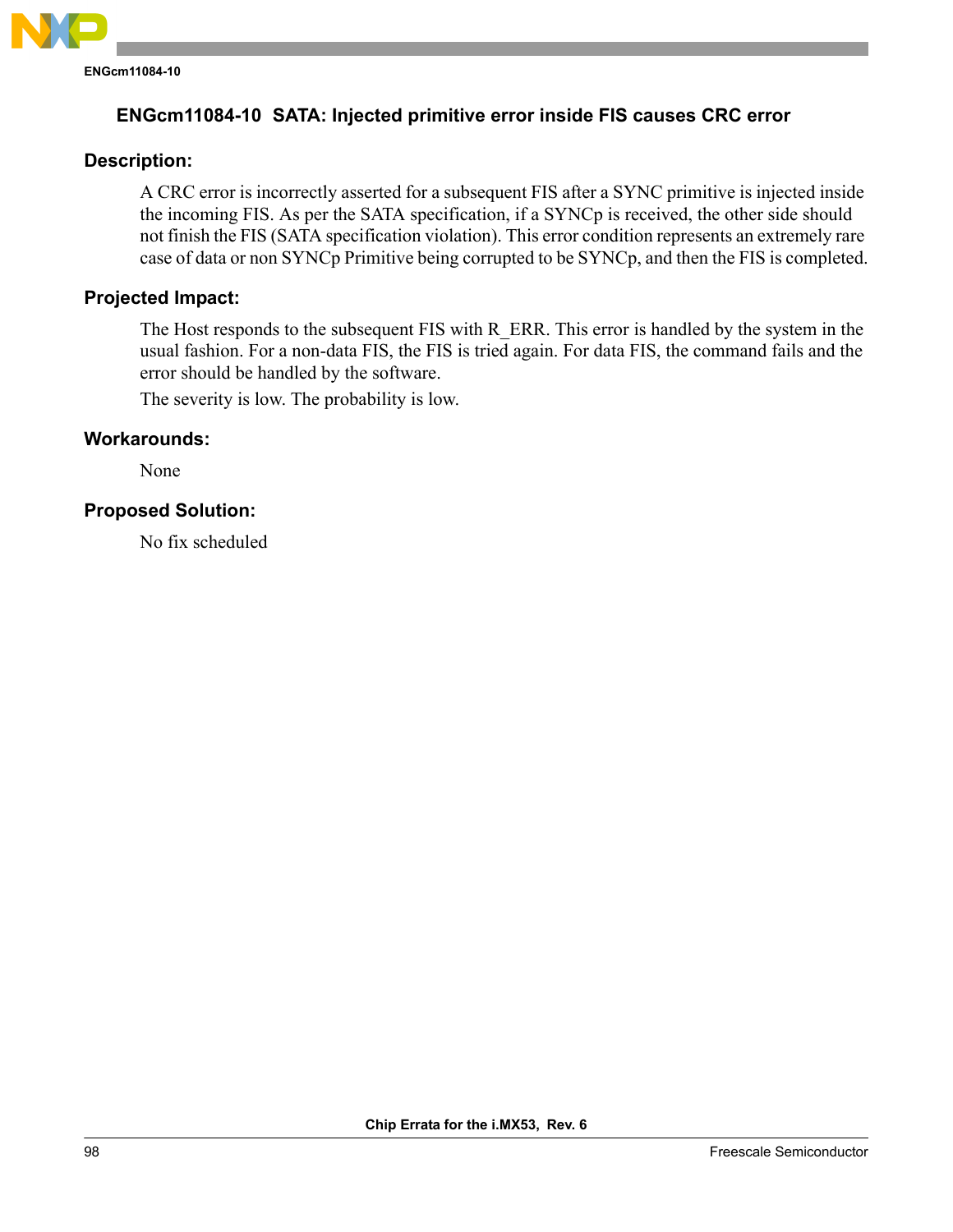## ENGcm11084-10 SATA: Injected primitive error inside FIS causes CRC error

### Description:

A CRC error is incorrectly asserted for a subsequent FIS after a SYNC primitive is injected inside the incoming FIS. As per the SATA specification, if a SYNCp is received, the other side should not finish the FIS (SATA specification violation). This error condition represents an extremely rare case of data or non SYNCp Primitive being corrupted to be SYNCp, and then the FIS is completed.

### Projected Impact:

The Host responds to the subsequent FIS with R_ERR. This error is handled by the system in the usual fashion. For a non-data FIS, the FIS is tried again. For data FIS, the command fails and the error should be handled by the software.

The severity is low. The probability is low.

### Workarounds:

None

### Proposed Solution:

No fix scheduled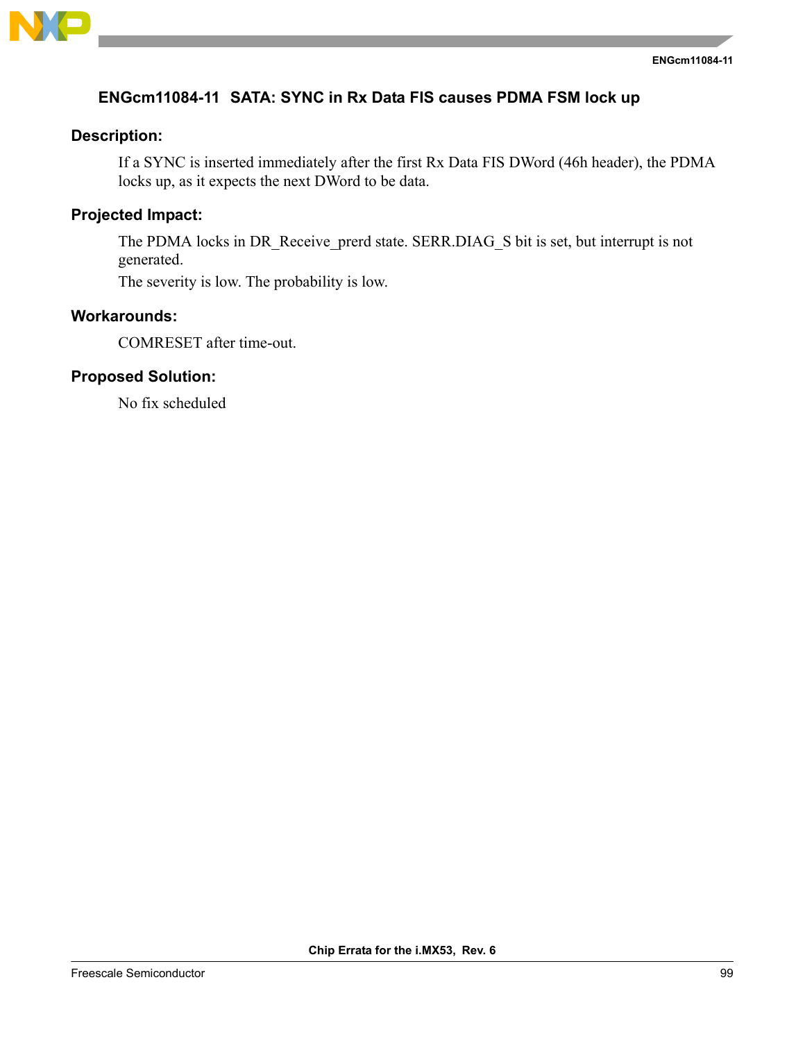## ENGcm11084-11 SATA: SYNC in Rx Data FIS causes PDMA FSM lock up

### Description:

If a SYNC is inserted immediately after the first Rx Data FIS DWord (46h header), the PDMA locks up, as it expects the next DWord to be data.

### Projected Impact:

The PDMA locks in DR_Receive_prerd state. SERR.DIAG_S bit is set, but interrupt is not generated.

The severity is low. The probability is low.

### Workarounds:

COMRESET after time-out.

### Proposed Solution:

No fix scheduled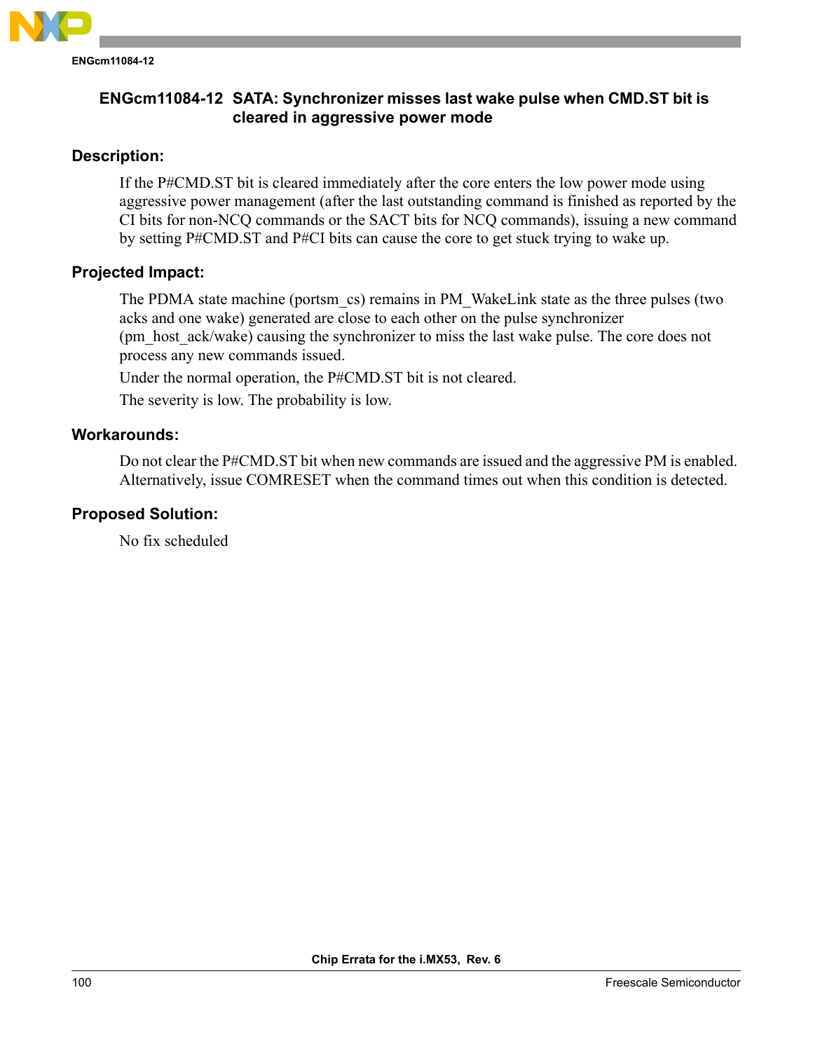## ENGcm11084-12 SATA: Synchronizer misses last wake pulse when CMD.ST bit is cleared in aggressive power mode

### Description:

If the P#CMD.ST bit is cleared immediately after the core enters the low power mode using aggressive power management (after the last outstanding command is finished as reported by the CI bits for non-NCQ commands or the SACT bits for NCQ commands), issuing a new command by setting P#CMD.ST and P#CI bits can cause the core to get stuck trying to wake up.

### Projected Impact:

The PDMA state machine (portsm_cs) remains in PM_WakeLink state as the three pulses (two acks and one wake) generated are close to each other on the pulse synchronizer (pm_host_ack/wake) causing the synchronizer to miss the last wake pulse. The core does not process any new commands issued.

Under the normal operation, the P#CMD.ST bit is not cleared.

The severity is low. The probability is low.

### Workarounds:

Do not clear the P#CMD.ST bit when new commands are issued and the aggressive PM is enabled. Alternatively, issue COMRESET when the command times out when this condition is detected.

### Proposed Solution:

No fix scheduled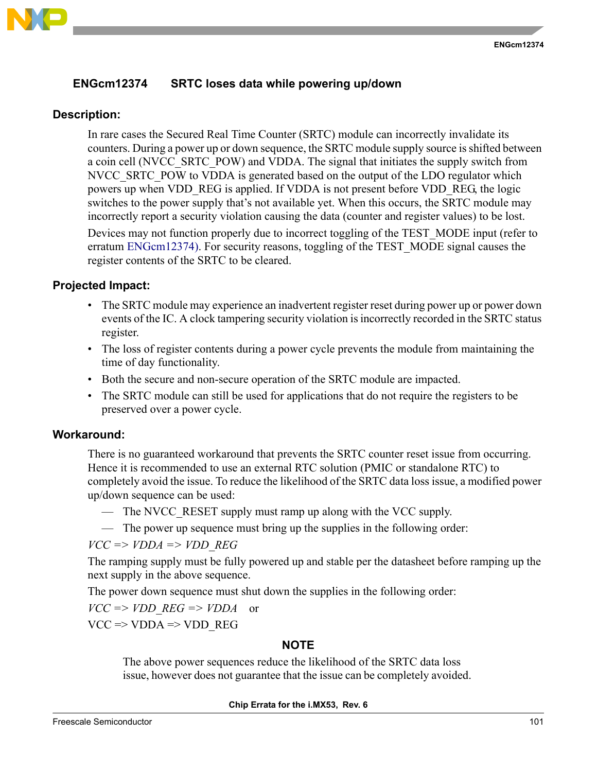## ENGcm12374 SRTC loses data while powering up/down

### Description:

In rare cases the Secured Real Time Counter (SRTC) module can incorrectly invalidate its counters. During a power up or down sequence, the SRTC module supply source is shifted between a coin cell (NVCC_SRTC_POW) and VDDA. The signal that initiates the supply switch from NVCC_SRTC_POW to VDDA is generated based on the output of the LDO regulator which powers up when VDD_REG is applied. If VDDA is not present before VDD_REG, the logic switches to the power supply that's not available yet. When this occurs, the SRTC module may incorrectly report a security violation causing the data (counter and register values) to be lost.

Devices may not function properly due to incorrect toggling of the TEST_MODE input (refer to erratum ENGcm12374). For security reasons, toggling of the TEST_MODE signal causes the register contents of the SRTC to be cleared.

### Projected Impact:

- The SRTC module may experience an inadvertent register reset during power up or power down events of the IC. A clock tampering security violation is incorrectly recorded in the SRTC status register.
- The loss of register contents during a power cycle prevents the module from maintaining the time of day functionality.
- Both the secure and non-secure operation of the SRTC module are impacted.
- The SRTC module can still be used for applications that do not require the registers to be preserved over a power cycle.

### Workaround:

There is no guaranteed workaround that prevents the SRTC counter reset issue from occurring. Hence it is recommended to use an external RTC solution (PMIC or standalone RTC) to completely avoid the issue. To reduce the likelihood of the SRTC data loss issue, a modified power up/down sequence can be used:

- The NVCC_RESET supply must ramp up along with the VCC supply.
- The power up sequence must bring up the supplies in the following order:

*VCC => VDDA => VDD_REG*

The ramping supply must be fully powered up and stable per the datasheet before ramping up the next supply in the above sequence.

The power down sequence must shut down the supplies in the following order:

*VCC => VDD_REG => VDDA* or

VCC => VDDA => VDD_REG

**NOTE**

The above power sequences reduce the likelihood of the SRTC data loss issue, however does not guarantee that the issue can be completely avoided.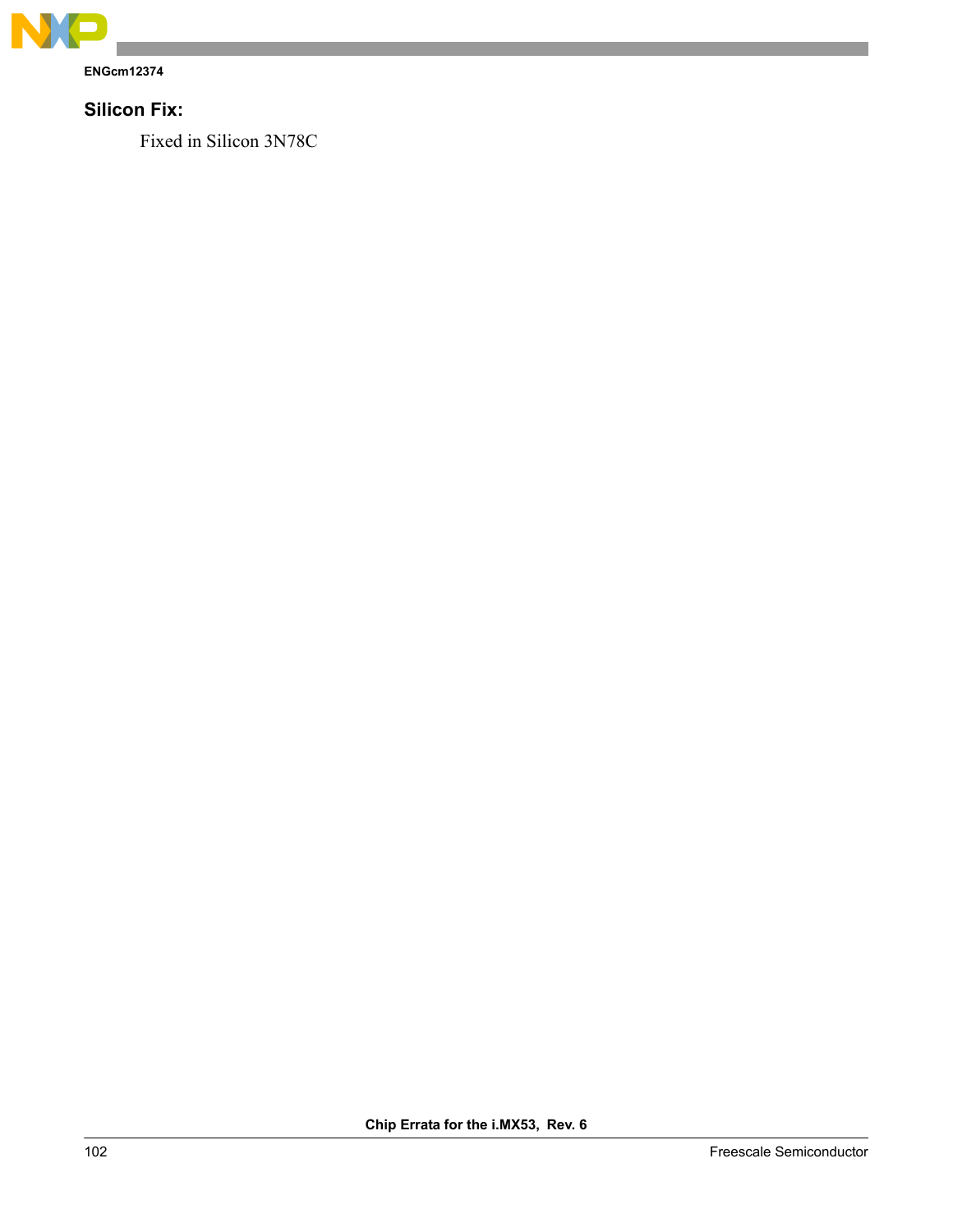## Silicon Fix:

Fixed in Silicon 3N78C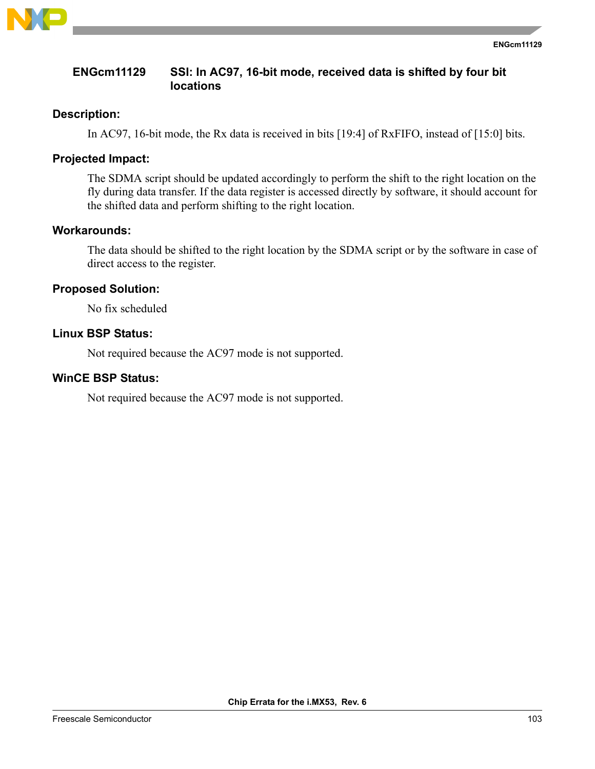## ENGcm11129 SSI: In AC97, 16-bit mode, received data is shifted by four bit locations

### Description:

In AC97, 16-bit mode, the Rx data is received in bits [19:4] of RxFIFO, instead of [15:0] bits.

### Projected Impact:

The SDMA script should be updated accordingly to perform the shift to the right location on the fly during data transfer. If the data register is accessed directly by software, it should account for the shifted data and perform shifting to the right location.

### Workarounds:

The data should be shifted to the right location by the SDMA script or by the software in case of direct access to the register.

### Proposed Solution:

No fix scheduled

### Linux BSP Status:

Not required because the AC97 mode is not supported.

### WinCE BSP Status:

Not required because the AC97 mode is not supported.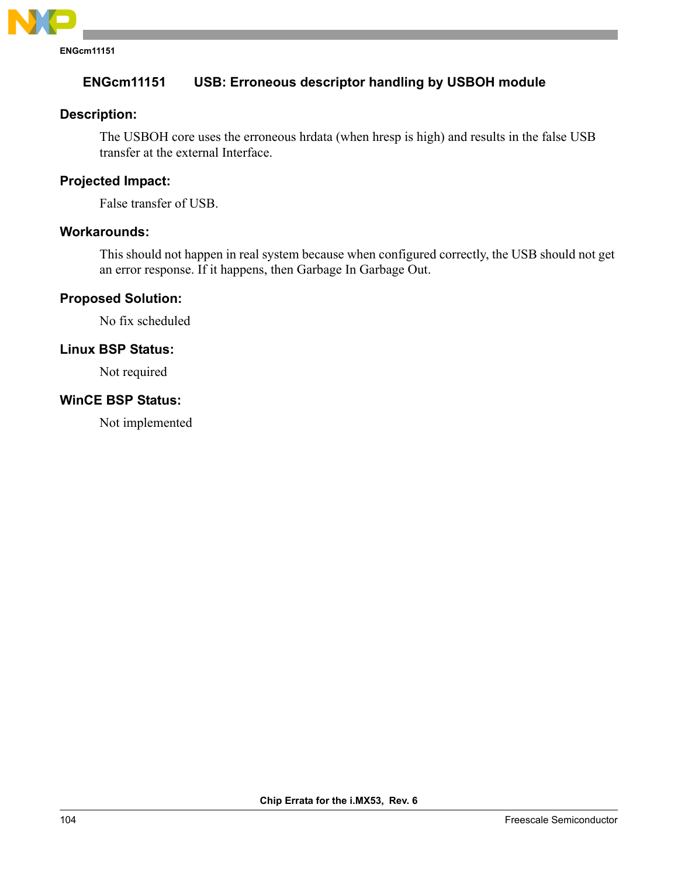## ENGcm11151 USB: Erroneous descriptor handling by USBOH module

### Description:

The USBOH core uses the erroneous hrdata (when hresp is high) and results in the false USB transfer at the external Interface.

### Projected Impact:

False transfer of USB.

### Workarounds:

This should not happen in real system because when configured correctly, the USB should not get an error response. If it happens, then Garbage In Garbage Out.

### Proposed Solution:

No fix scheduled

### Linux BSP Status:

Not required

### WinCE BSP Status:

Not implemented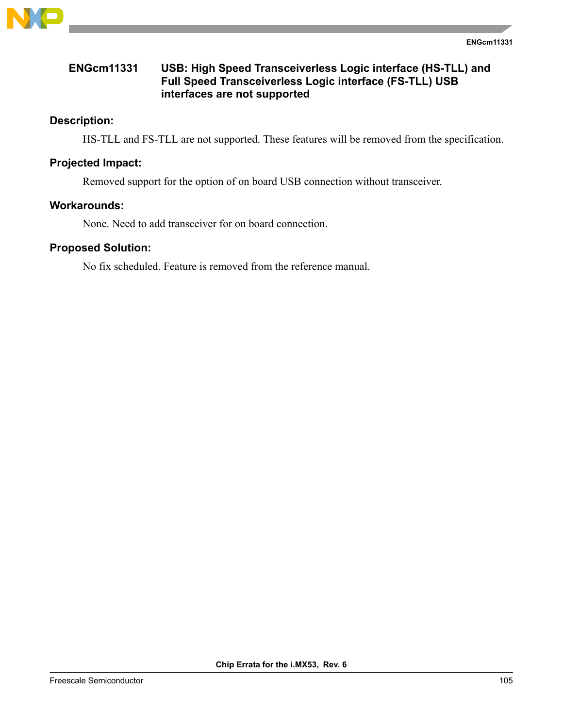## ENGcm11331 USB: High Speed Transceiverless Logic interface (HS-TLL) and Full Speed Transceiverless Logic interface (FS-TLL) USB interfaces are not supported

### Description:

HS-TLL and FS-TLL are not supported. These features will be removed from the specification.

### Projected Impact:

Removed support for the option of on board USB connection without transceiver.

### Workarounds:

None. Need to add transceiver for on board connection.

### Proposed Solution:

No fix scheduled. Feature is removed from the reference manual.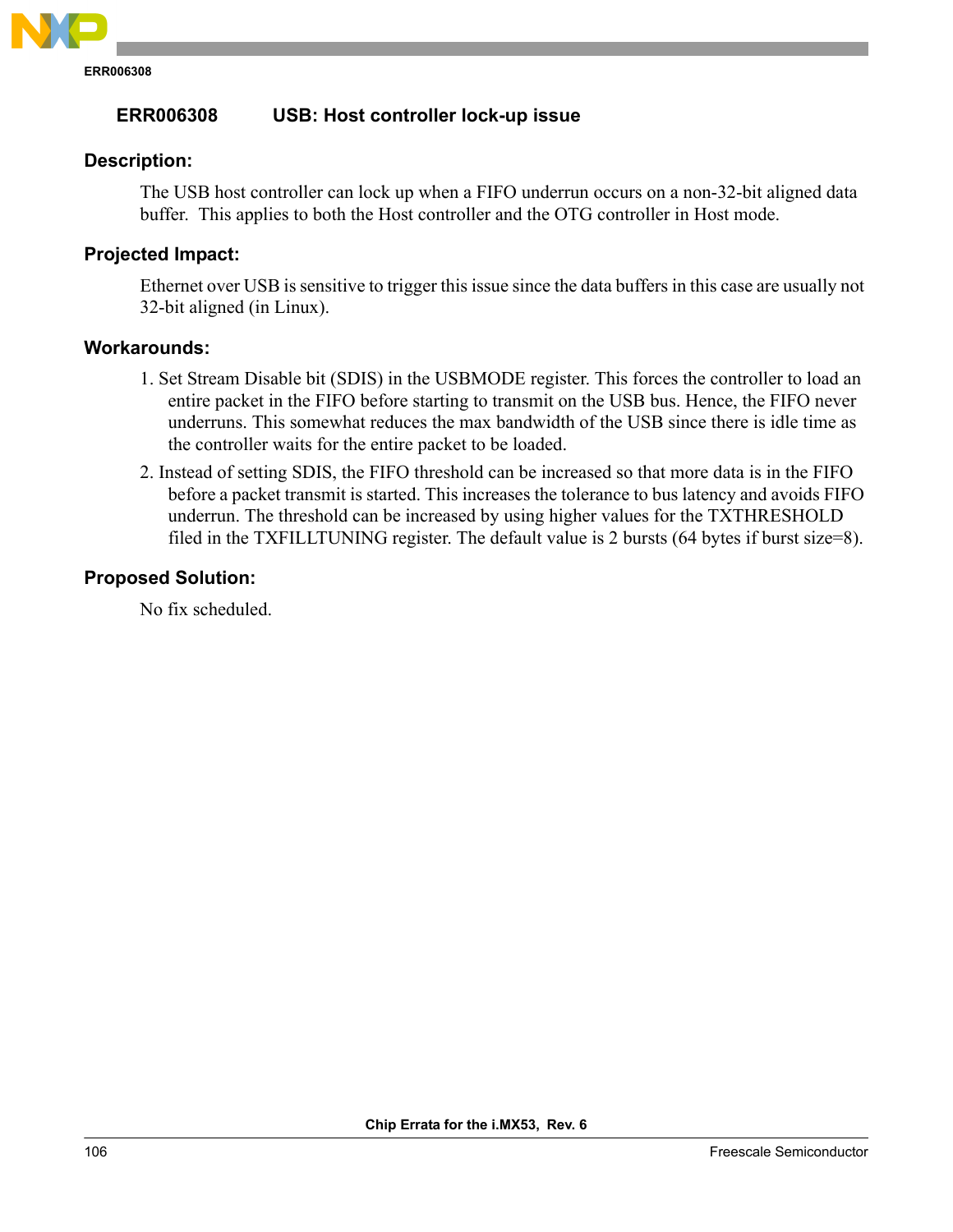## ERR006308 USB: Host controller lock-up issue

### Description:

The USB host controller can lock up when a FIFO underrun occurs on a non-32-bit aligned data buffer. This applies to both the Host controller and the OTG controller in Host mode.

### Projected Impact:

Ethernet over USB is sensitive to trigger this issue since the data buffers in this case are usually not 32-bit aligned (in Linux).

### Workarounds:

1. Set Stream Disable bit (SDIS) in the USBMODE register. This forces the controller to load an entire packet in the FIFO before starting to transmit on the USB bus. Hence, the FIFO never underruns. This somewhat reduces the max bandwidth of the USB since there is idle time as the controller waits for the entire packet to be loaded.
2. Instead of setting SDIS, the FIFO threshold can be increased so that more data is in the FIFO before a packet transmit is started. This increases the tolerance to bus latency and avoids FIFO underrun. The threshold can be increased by using higher values for the TXTHRESHOLD filed in the TXFILLTUNING register. The default value is 2 bursts (64 bytes if burst size=8).

### Proposed Solution:

No fix scheduled.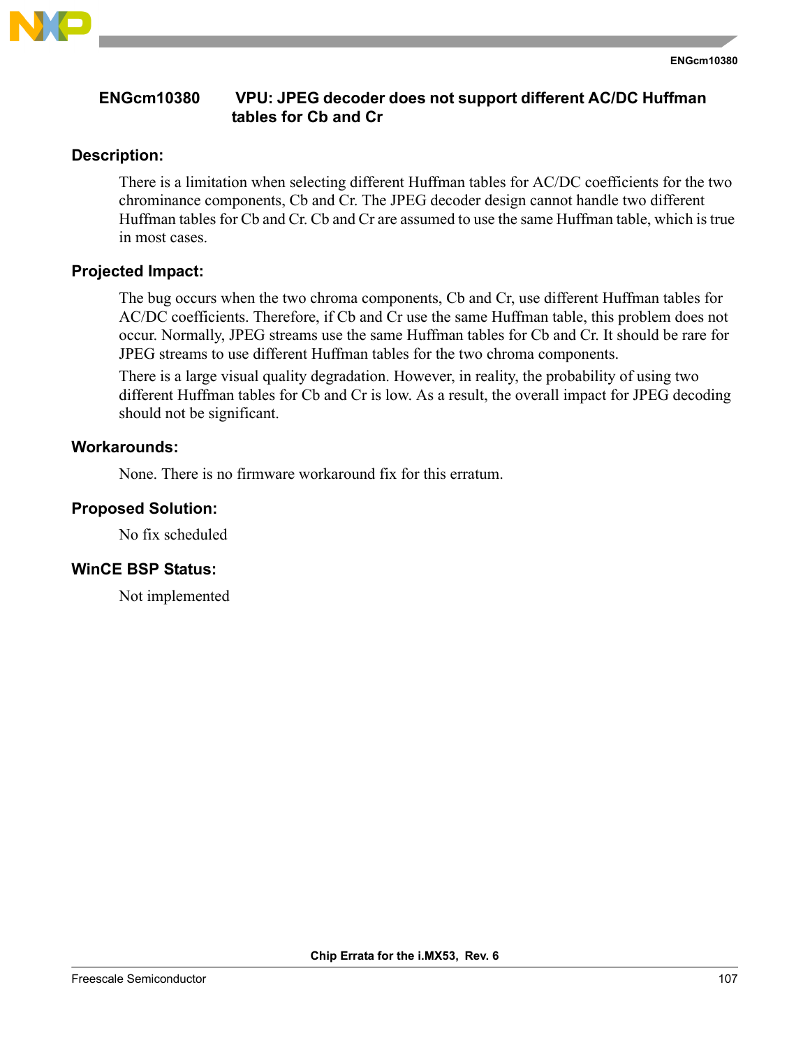## ENGcm10380 VPU: JPEG decoder does not support different AC/DC Huffman tables for Cb and Cr

### Description:

There is a limitation when selecting different Huffman tables for AC/DC coefficients for the two chrominance components, Cb and Cr. The JPEG decoder design cannot handle two different Huffman tables for Cb and Cr. Cb and Cr are assumed to use the same Huffman table, which is true in most cases.

### Projected Impact:

The bug occurs when the two chroma components, Cb and Cr, use different Huffman tables for AC/DC coefficients. Therefore, if Cb and Cr use the same Huffman table, this problem does not occur. Normally, JPEG streams use the same Huffman tables for Cb and Cr. It should be rare for JPEG streams to use different Huffman tables for the two chroma components.

There is a large visual quality degradation. However, in reality, the probability of using two different Huffman tables for Cb and Cr is low. As a result, the overall impact for JPEG decoding should not be significant.

### Workarounds:

None. There is no firmware workaround fix for this erratum.

### Proposed Solution:

No fix scheduled

### WinCE BSP Status:

Not implemented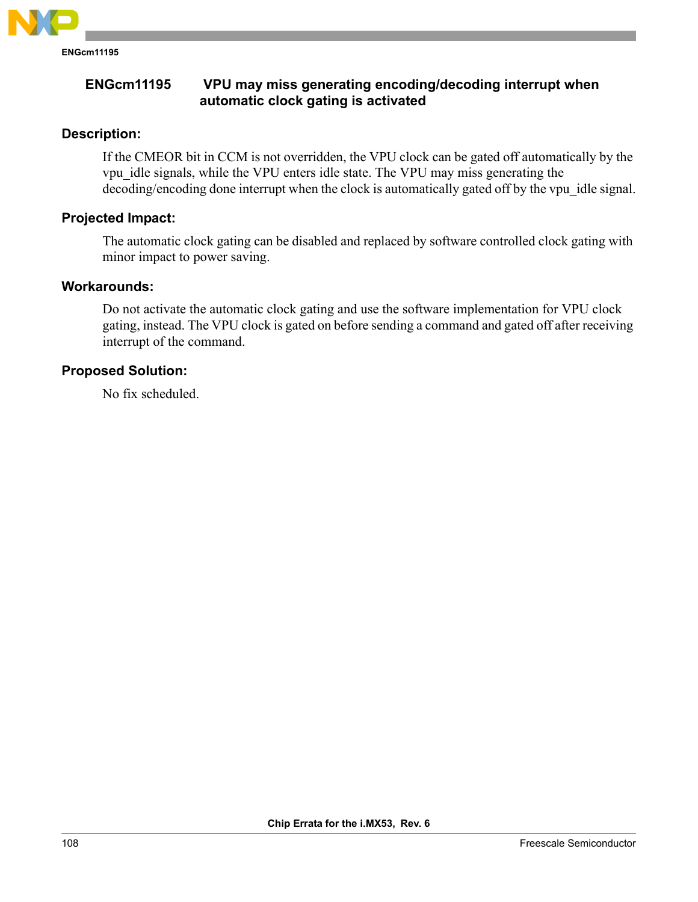## ENGcm11195 VPU may miss generating encoding/decoding interrupt when automatic clock gating is activated

### Description:

If the CMEOR bit in CCM is not overridden, the VPU clock can be gated off automatically by the vpu_idle signals, while the VPU enters idle state. The VPU may miss generating the decoding/encoding done interrupt when the clock is automatically gated off by the vpu_idle signal.

### Projected Impact:

The automatic clock gating can be disabled and replaced by software controlled clock gating with minor impact to power saving.

### Workarounds:

Do not activate the automatic clock gating and use the software implementation for VPU clock gating, instead. The VPU clock is gated on before sending a command and gated off after receiving interrupt of the command.

### Proposed Solution:

No fix scheduled.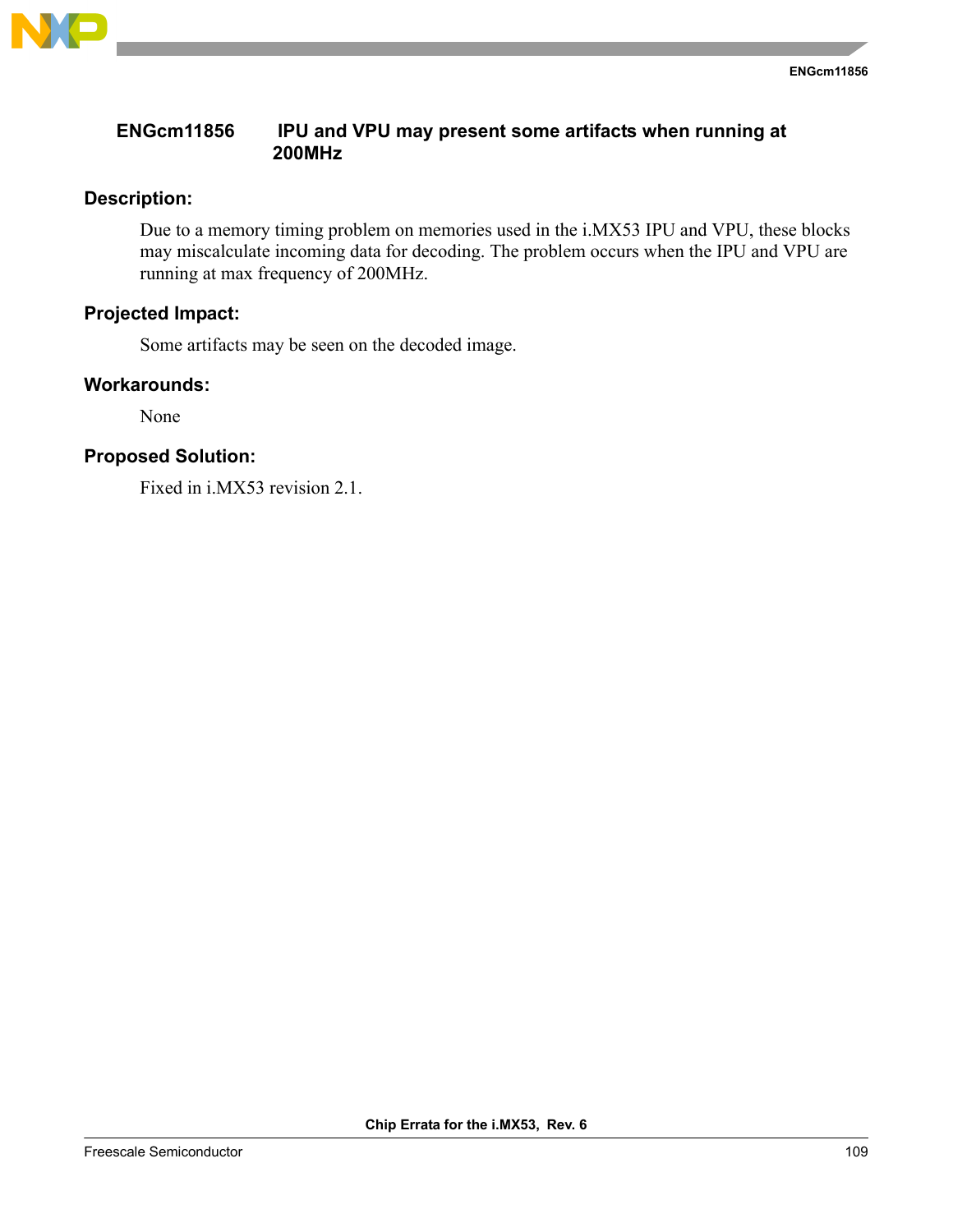## ENGcm11856 IPU and VPU may present some artifacts when running at 200MHz

### Description:

Due to a memory timing problem on memories used in the i.MX53 IPU and VPU, these blocks may miscalculate incoming data for decoding. The problem occurs when the IPU and VPU are running at max frequency of 200MHz.

### Projected Impact:

Some artifacts may be seen on the decoded image.

### Workarounds:

None

### Proposed Solution:

Fixed in i.MX53 revision 2.1.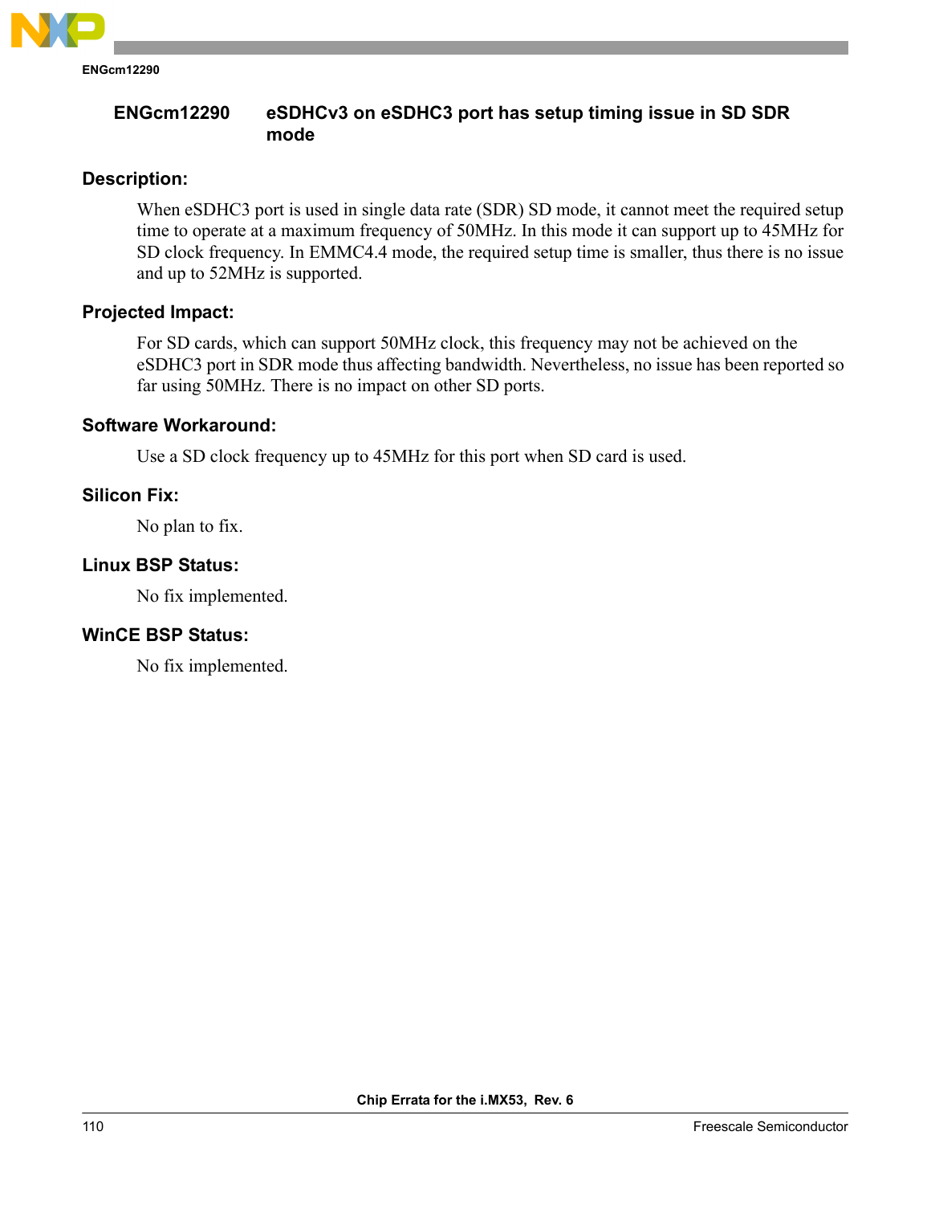## ENGcm12290 eSDHCv3 on eSDHC3 port has setup timing issue in SD SDR mode

### Description:

When eSDHC3 port is used in single data rate (SDR) SD mode, it cannot meet the required setup time to operate at a maximum frequency of 50MHz. In this mode it can support up to 45MHz for SD clock frequency. In EMMC4.4 mode, the required setup time is smaller, thus there is no issue and up to 52MHz is supported.

### Projected Impact:

For SD cards, which can support 50MHz clock, this frequency may not be achieved on the eSDHC3 port in SDR mode thus affecting bandwidth. Nevertheless, no issue has been reported so far using 50MHz. There is no impact on other SD ports.

### Software Workaround:

Use a SD clock frequency up to 45MHz for this port when SD card is used.

### Silicon Fix:

No plan to fix.

### Linux BSP Status:

No fix implemented.

### WinCE BSP Status:

No fix implemented.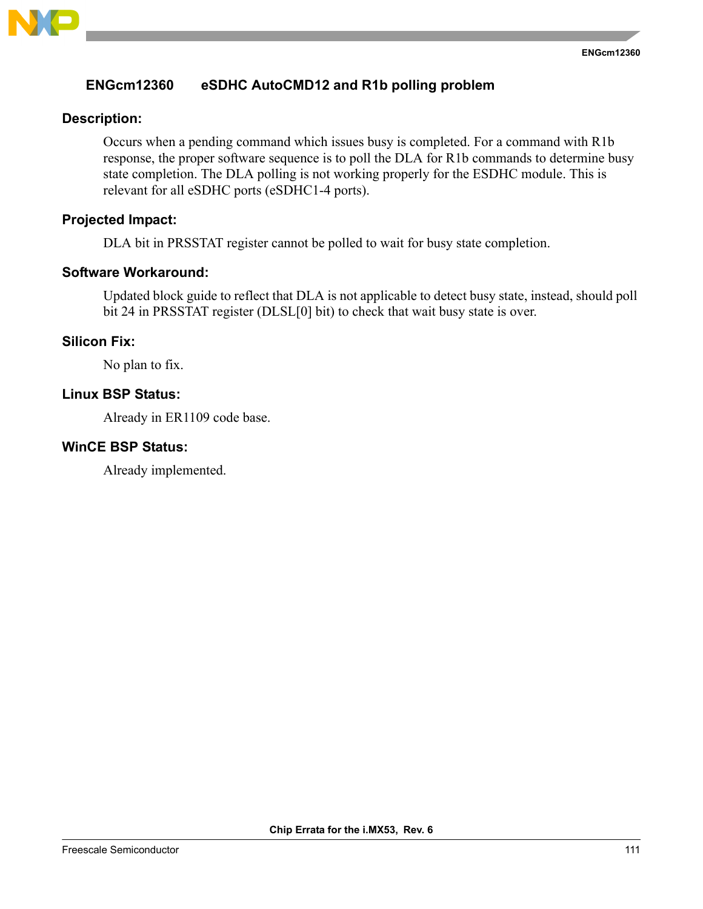## ENGcm12360 eSDHC AutoCMD12 and R1b polling problem

### Description:

Occurs when a pending command which issues busy is completed. For a command with R1b response, the proper software sequence is to poll the DLA for R1b commands to determine busy state completion. The DLA polling is not working properly for the ESDHC module. This is relevant for all eSDHC ports (eSDHC1-4 ports).

### Projected Impact:

DLA bit in PRSSTAT register cannot be polled to wait for busy state completion.

### Software Workaround:

Updated block guide to reflect that DLA is not applicable to detect busy state, instead, should poll bit 24 in PRSSTAT register (DLSL[0] bit) to check that wait busy state is over.

### Silicon Fix:

No plan to fix.

### Linux BSP Status:

Already in ER1109 code base.

### WinCE BSP Status:

Already implemented.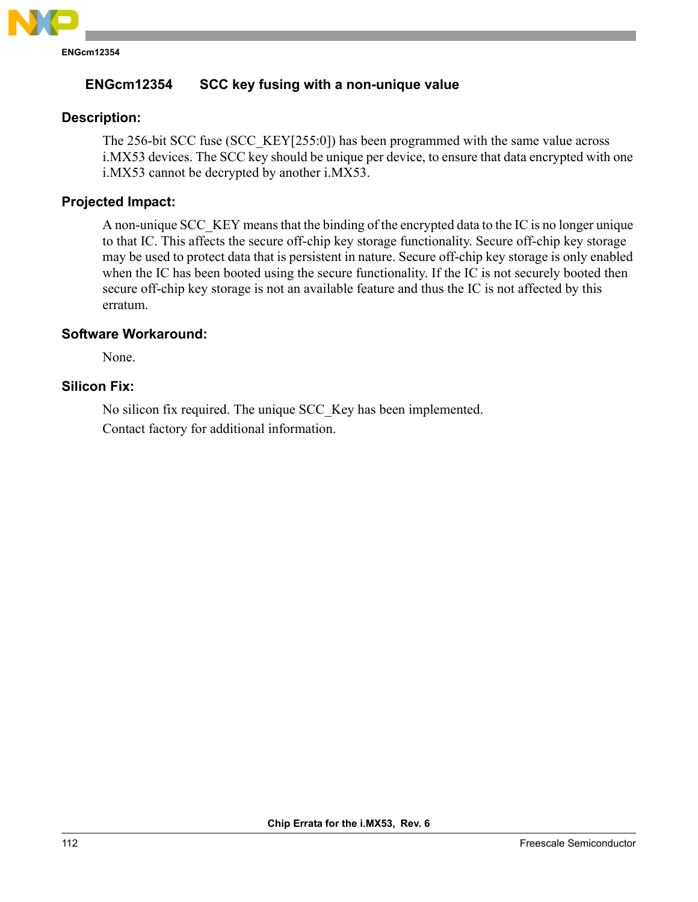## ENGcm12354 SCC key fusing with a non-unique value

### Description:

The 256-bit SCC fuse (SCC_KEY[255:0]) has been programmed with the same value across i.MX53 devices. The SCC key should be unique per device, to ensure that data encrypted with one i.MX53 cannot be decrypted by another i.MX53.

### Projected Impact:

A non-unique SCC_KEY means that the binding of the encrypted data to the IC is no longer unique to that IC. This affects the secure off-chip key storage functionality. Secure off-chip key storage may be used to protect data that is persistent in nature. Secure off-chip key storage is only enabled when the IC has been booted using the secure functionality. If the IC is not securely booted then secure off-chip key storage is not an available feature and thus the IC is not affected by this erratum.

### Software Workaround:

None.

### Silicon Fix:

No silicon fix required. The unique SCC_Key has been implemented.

Contact factory for additional information.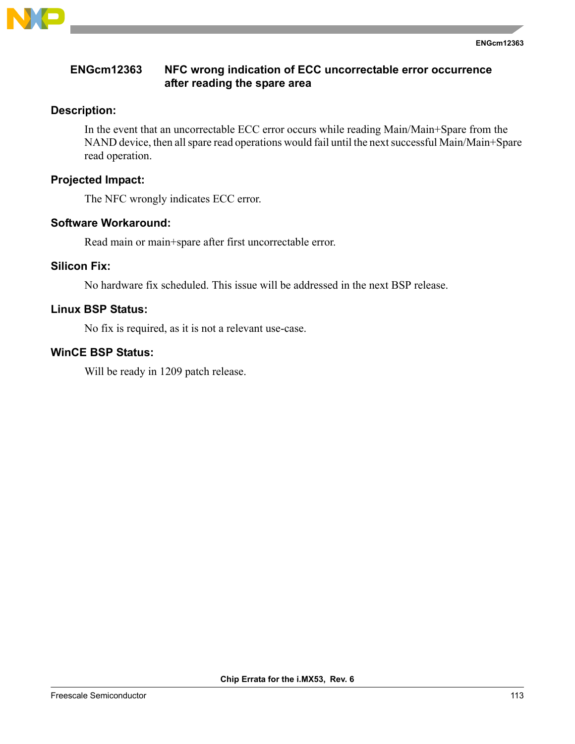## ENGcm12363 NFC wrong indication of ECC uncorrectable error occurrence after reading the spare area

### Description:

In the event that an uncorrectable ECC error occurs while reading Main/Main+Spare from the NAND device, then all spare read operations would fail until the next successful Main/Main+Spare read operation.

### Projected Impact:

The NFC wrongly indicates ECC error.

### Software Workaround:

Read main or main+spare after first uncorrectable error.

### Silicon Fix:

No hardware fix scheduled. This issue will be addressed in the next BSP release.

### Linux BSP Status:

No fix is required, as it is not a relevant use-case.

### WinCE BSP Status:

Will be ready in 1209 patch release.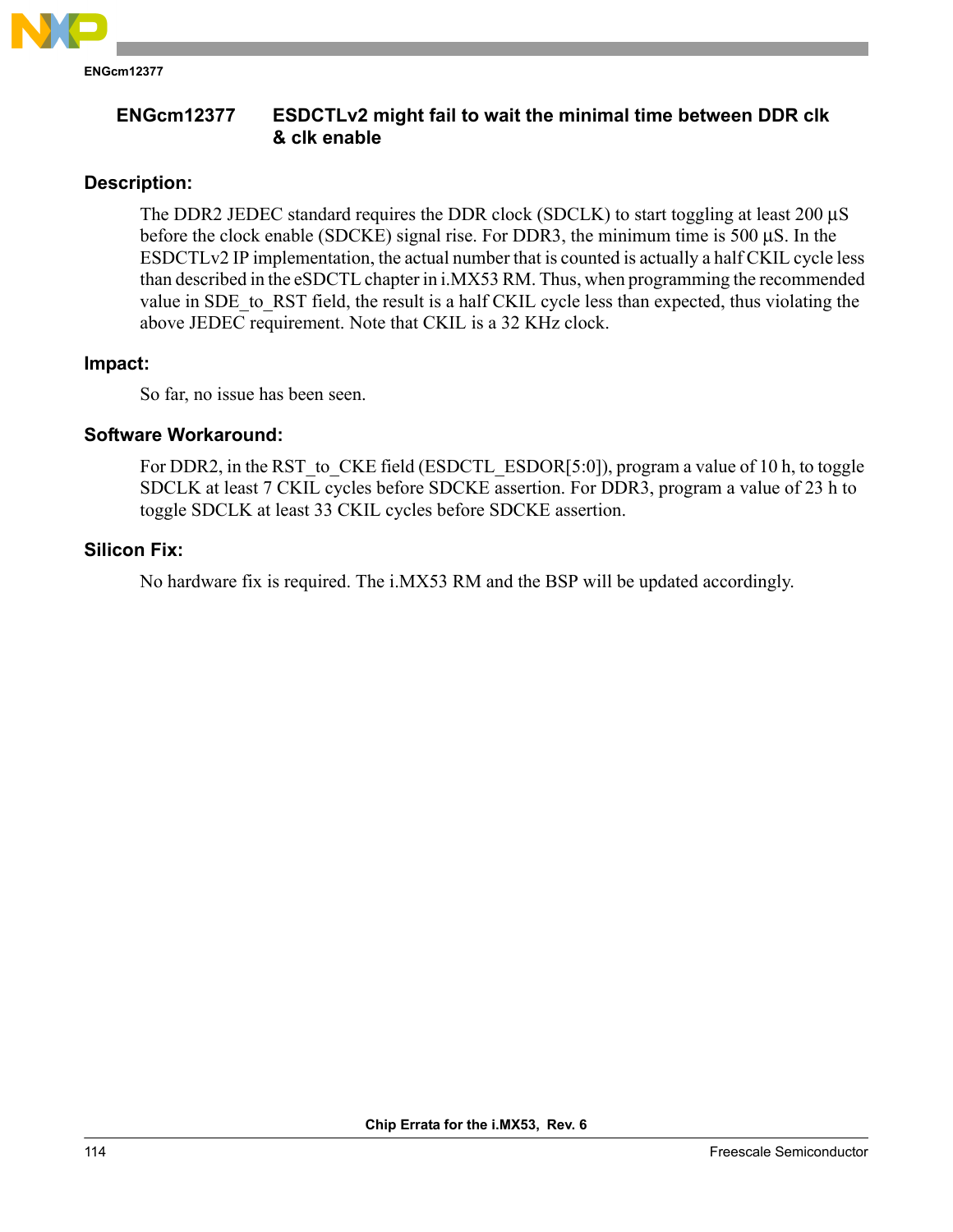## ENGcm12377 ESDCTLv2 might fail to wait the minimal time between DDR clk & clk enable

### Description:

The DDR2 JEDEC standard requires the DDR clock (SDCLK) to start toggling at least 200 µS before the clock enable (SDCKE) signal rise. For DDR3, the minimum time is 500 µS. In the ESDCTLv2 IP implementation, the actual number that is counted is actually a half CKIL cycle less than described in the eSDCTL chapter in i.MX53 RM. Thus, when programming the recommended value in SDE_to_RST field, the result is a half CKIL cycle less than expected, thus violating the above JEDEC requirement. Note that CKIL is a 32 KHz clock.

### Impact:

So far, no issue has been seen.

### Software Workaround:

For DDR2, in the RST_to_CKE field (ESDCTL_ESDOR[5:0]), program a value of 10 h, to toggle SDCLK at least 7 CKIL cycles before SDCKE assertion. For DDR3, program a value of 23 h to toggle SDCLK at least 33 CKIL cycles before SDCKE assertion.

### Silicon Fix:

No hardware fix is required. The i.MX53 RM and the BSP will be updated accordingly.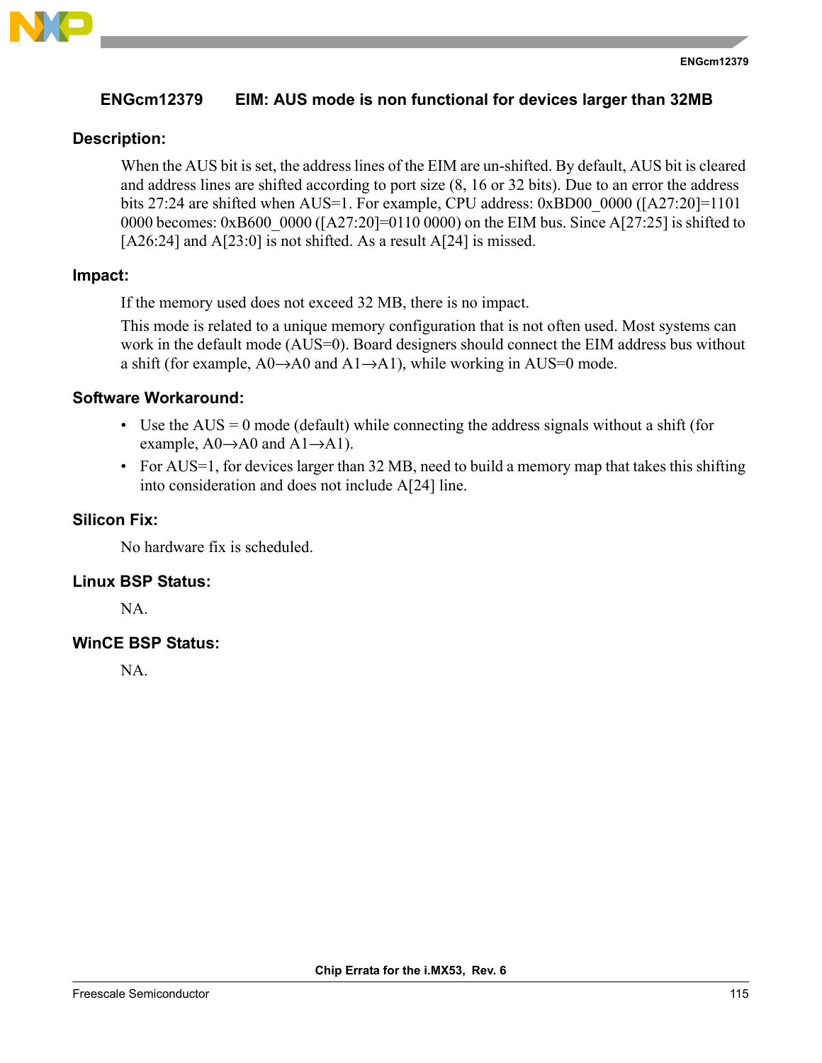## ENGcm12379 EIM: AUS mode is non functional for devices larger than 32MB

### Description:

When the AUS bit is set, the address lines of the EIM are un-shifted. By default, AUS bit is cleared and address lines are shifted according to port size (8, 16 or 32 bits). Due to an error the address bits 27:24 are shifted when AUS=1. For example, CPU address: 0xBD00_0000 ([A27:20]=1101 0000 becomes: 0xB600_0000 ([A27:20]=0110 0000) on the EIM bus. Since A[27:25] is shifted to [A26:24] and A[23:0] is not shifted. As a result A[24] is missed.

### Impact:

If the memory used does not exceed 32 MB, there is no impact.

This mode is related to a unique memory configuration that is not often used. Most systems can work in the default mode (AUS=0). Board designers should connect the EIM address bus without a shift (for example, A0→A0 and A1→A1), while working in AUS=0 mode.

### Software Workaround:

- Use the AUS = 0 mode (default) while connecting the address signals without a shift (for example, A0→A0 and A1→A1).
- For AUS=1, for devices larger than 32 MB, need to build a memory map that takes this shifting into consideration and does not include A[24] line.

### Silicon Fix:

No hardware fix is scheduled.

### Linux BSP Status:

NA.

### WinCE BSP Status:

NA.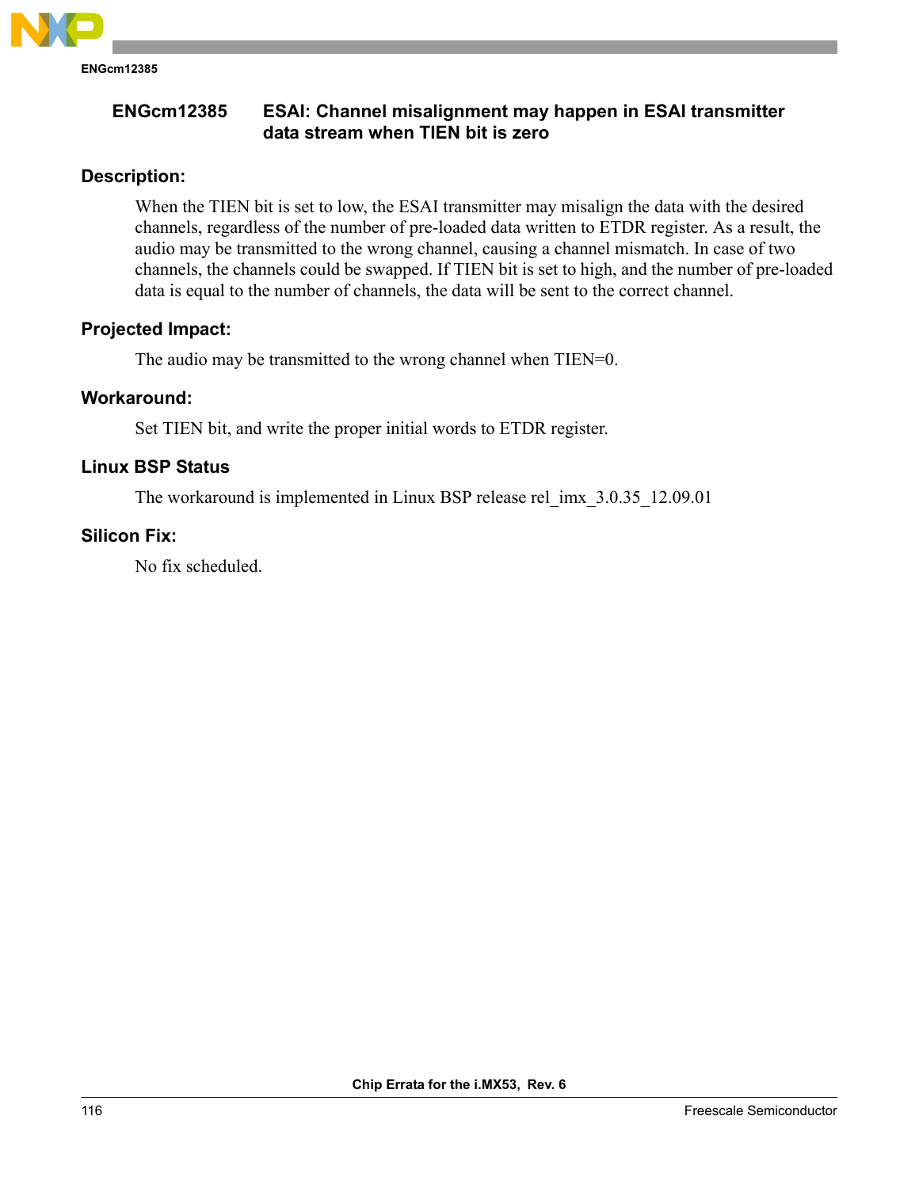## ENGcm12385 ESAI: Channel misalignment may happen in ESAI transmitter data stream when TIEN bit is zero

### Description:

When the TIEN bit is set to low, the ESAI transmitter may misalign the data with the desired channels, regardless of the number of pre-loaded data written to ETDR register. As a result, the audio may be transmitted to the wrong channel, causing a channel mismatch. In case of two channels, the channels could be swapped. If TIEN bit is set to high, and the number of pre-loaded data is equal to the number of channels, the data will be sent to the correct channel.

### Projected Impact:

The audio may be transmitted to the wrong channel when TIEN=0.

### Workaround:

Set TIEN bit, and write the proper initial words to ETDR register.

### Linux BSP Status

The workaround is implemented in Linux BSP release rel_imx_3.0.35_12.09.01

### Silicon Fix:

No fix scheduled.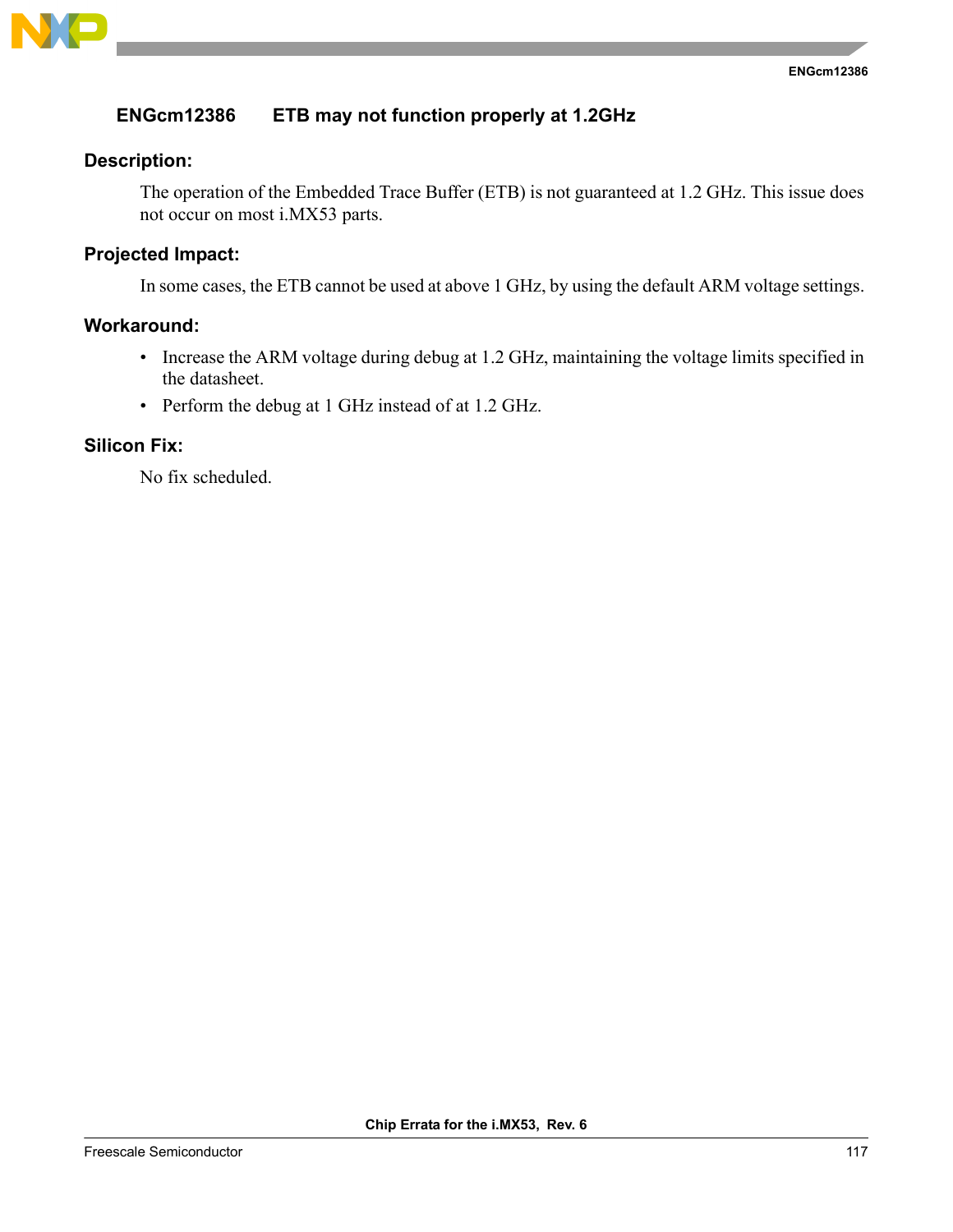## ENGcm12386 ETB may not function properly at 1.2GHz

### Description:

The operation of the Embedded Trace Buffer (ETB) is not guaranteed at 1.2 GHz. This issue does not occur on most i.MX53 parts.

### Projected Impact:

In some cases, the ETB cannot be used at above 1 GHz, by using the default ARM voltage settings.

### Workaround:

- Increase the ARM voltage during debug at 1.2 GHz, maintaining the voltage limits specified in the datasheet.
- Perform the debug at 1 GHz instead of at 1.2 GHz.

### Silicon Fix:

No fix scheduled.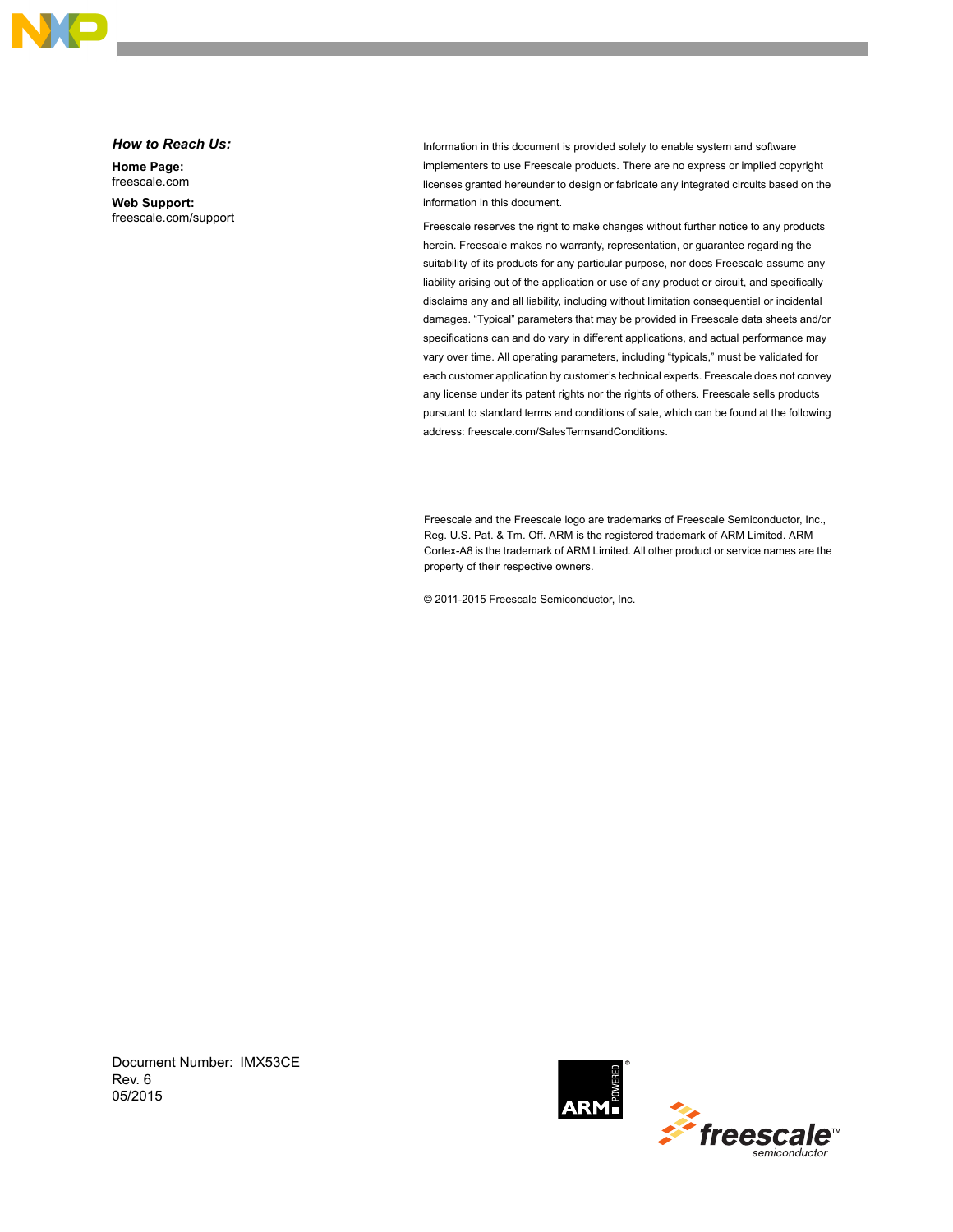*How to Reach Us:*

**Home Page:**
freescale.com

**Web Support:**
freescale.com/support

Information in this document is provided solely to enable system and software implementers to use Freescale products. There are no express or implied copyright licenses granted hereunder to design or fabricate any integrated circuits based on the information in this document.

Freescale reserves the right to make changes without further notice to any products herein. Freescale makes no warranty, representation, or guarantee regarding the suitability of its products for any particular purpose, nor does Freescale assume any liability arising out of the application or use of any product or circuit, and specifically disclaims any and all liability, including without limitation consequential or incidental damages. “Typical” parameters that may be provided in Freescale data sheets and/or specifications can and do vary in different applications, and actual performance may vary over time. All operating parameters, including “typicals,” must be validated for each customer application by customer’s technical experts. Freescale does not convey any license under its patent rights nor the rights of others. Freescale sells products pursuant to standard terms and conditions of sale, which can be found at the following address: freescale.com/SalesTermsandConditions.

Freescale and the Freescale logo are trademarks of Freescale Semiconductor, Inc., Reg. U.S. Pat. & Tm. Off. ARM is the registered trademark of ARM Limited. ARM Cortex-A8 is the trademark of ARM Limited. All other product or service names are the property of their respective owners.

© 2011-2015 Freescale Semiconductor, Inc.

Document Number: IMX53CE
Rev. 6
05/2015